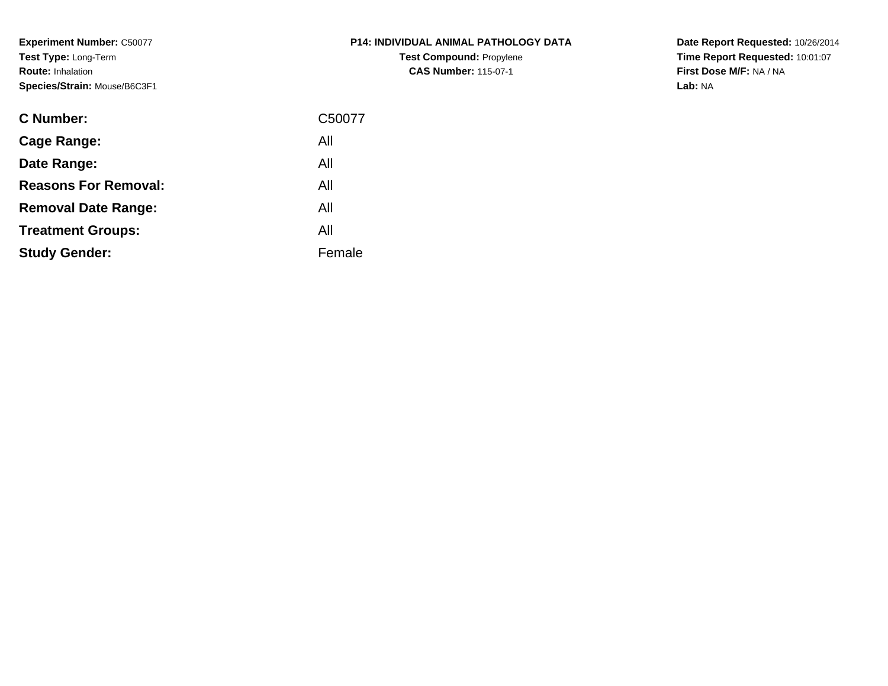**Experiment Number:** C50077
**Test Type:** Long-Term
**Route:** Inhalation
**Species/Strain:** Mouse/B6C3F1

**P14: INDIVIDUAL ANIMAL PATHOLOGY DATA**
**Test Compound:** Propylene
**CAS Number:** 115-07-1

**Date Report Requested:** 10/26/2014
**Time Report Requested:** 10:01:07
**First Dose M/F:** NA / NA
**Lab:** NA

| | |
|---|---|
| **C Number:** | C50077 |
| **Cage Range:** | All |
| **Date Range:** | All |
| **Reasons For Removal:** | All |
| **Removal Date Range:** | All |
| **Treatment Groups:** | All |
| **Study Gender:** | Female |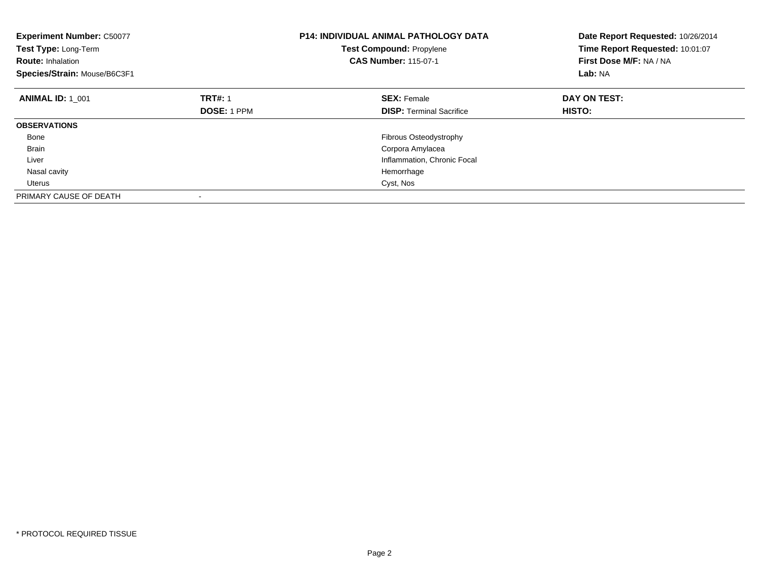**Experiment Number:** C50077
**Test Type:** Long-Term
**Route:** Inhalation
**Species/Strain:** Mouse/B6C3F1

**P14: INDIVIDUAL ANIMAL PATHOLOGY DATA**
**Test Compound:** Propylene
**CAS Number:** 115-07-1

**Date Report Requested:** 10/26/2014
**Time Report Requested:** 10:01:07
**First Dose M/F:** NA / NA
**Lab:** NA

| **ANIMAL ID:** 1_001 | **TRT#:** 1 | **SEX:** Female | **DAY ON TEST:** |
|---|---|---|---|
| | **DOSE:** 1 PPM | **DISP:** Terminal Sacrifice | **HISTO:** |
| **OBSERVATIONS** | | | |
| Bone | | Fibrous Osteodystrophy | |
| Brain | | Corpora Amylacea | |
| Liver | | Inflammation, Chronic Focal | |
| Nasal cavity | | Hemorrhage | |
| Uterus | | Cyst, Nos | |
| PRIMARY CAUSE OF DEATH | - | | |

* PROTOCOL REQUIRED TISSUE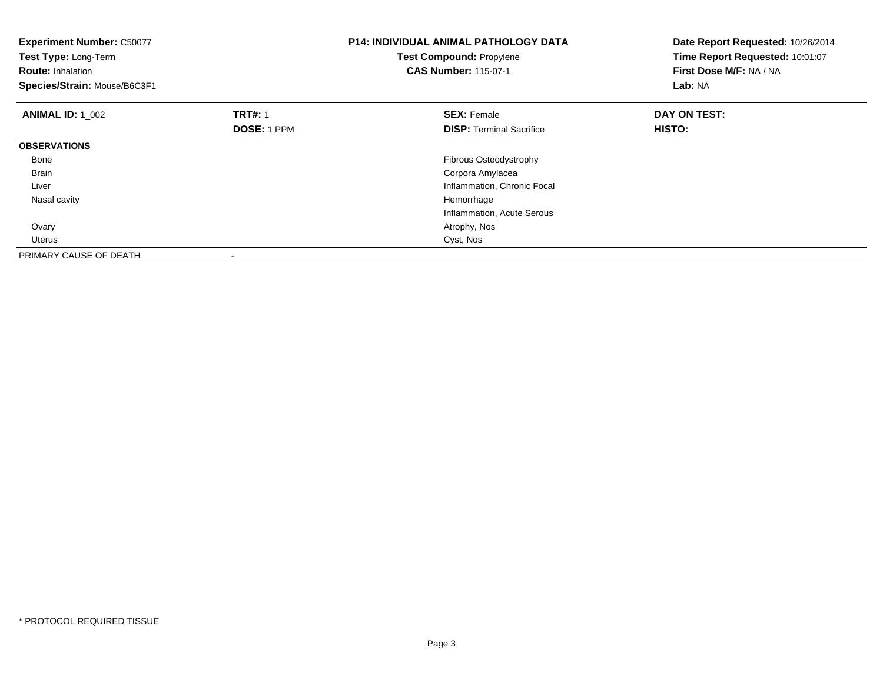**Experiment Number:** C50077
**Test Type:** Long-Term
**Route:** Inhalation
**Species/Strain:** Mouse/B6C3F1

**P14: INDIVIDUAL ANIMAL PATHOLOGY DATA**
**Test Compound:** Propylene
**CAS Number:** 115-07-1

**Date Report Requested:** 10/26/2014
**Time Report Requested:** 10:01:07
**First Dose M/F:** NA / NA
**Lab:** NA

| **ANIMAL ID:** 1_002 | **TRT#:** 1<br>**DOSE:** 1 PPM | **SEX:** Female<br>**DISP:** Terminal Sacrifice | **DAY ON TEST:**<br>**HISTO:** |
|---|---|---|---|
| **OBSERVATIONS** | | | |
| Bone | | Fibrous Osteodystrophy | |
| Brain | | Corpora Amylacea | |
| Liver | | Inflammation, Chronic Focal | |
| Nasal cavity | | Hemorrhage | |
| | | Inflammation, Acute Serous | |
| Ovary | | Atrophy, Nos | |
| Uterus | | Cyst, Nos | |
| PRIMARY CAUSE OF DEATH | - | | |

* PROTOCOL REQUIRED TISSUE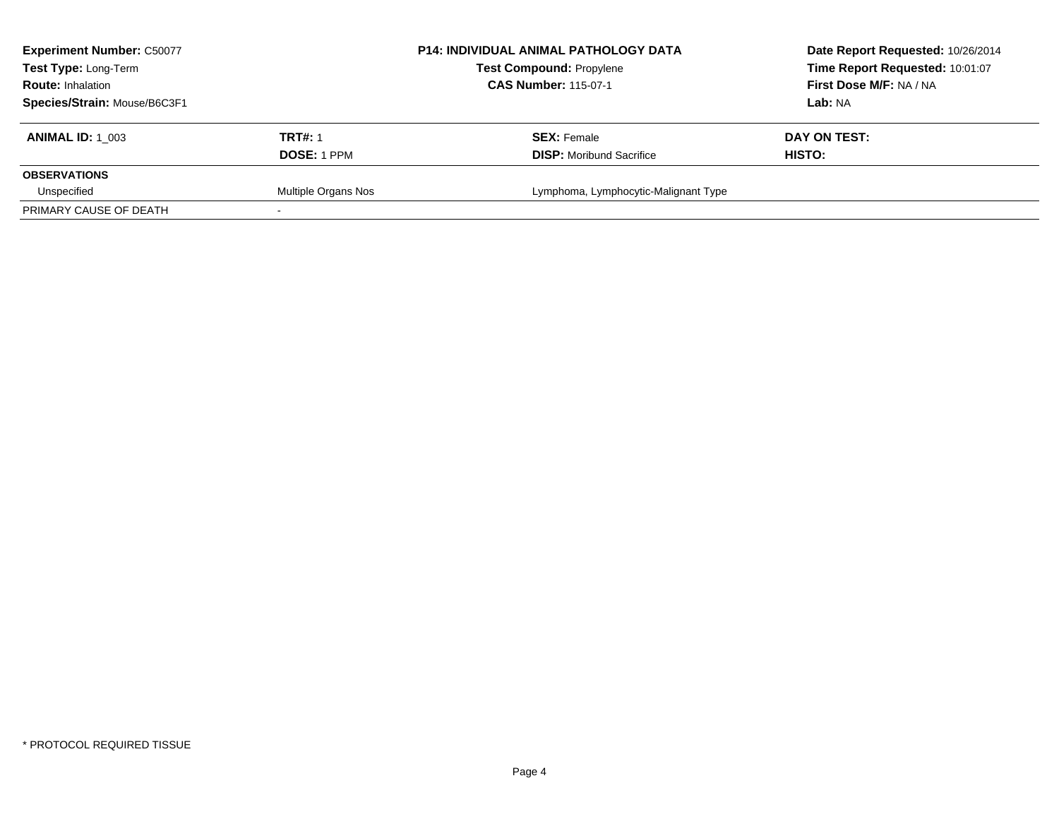| **Experiment Number:** C50077 | **P14: INDIVIDUAL ANIMAL PATHOLOGY DATA** | **Date Report Requested:** 10/26/2014 |
|---|---|---|
| **Test Type:** Long-Term | **Test Compound:** Propylene | **Time Report Requested:** 10:01:07 |
| **Route:** Inhalation | **CAS Number:** 115-07-1 | **First Dose M/F:** NA / NA |
| **Species/Strain:** Mouse/B6C3F1 | | **Lab:** NA |

| **ANIMAL ID:** 1_003 | **TRT#:** 1 | **SEX:** Female | **DAY ON TEST:** |
|---|---|---|---|
| | **DOSE:** 1 PPM | **DISP:** Moribund Sacrifice | **HISTO:** |
| **OBSERVATIONS** | | | |
| Unspecified | Multiple Organs Nos | Lymphoma, Lymphocytic-Malignant Type | |
| PRIMARY CAUSE OF DEATH | - | | |

* PROTOCOL REQUIRED TISSUE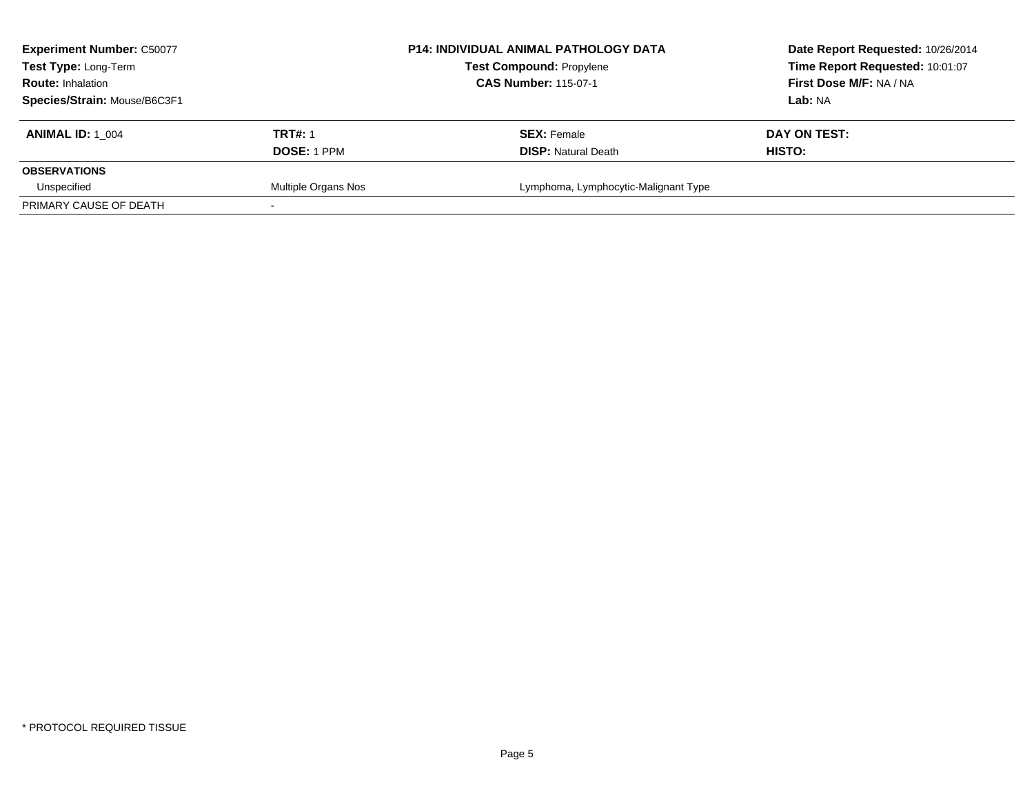**Experiment Number:** C50077
**Test Type:** Long-Term
**Route:** Inhalation
**Species/Strain:** Mouse/B6C3F1

**P14: INDIVIDUAL ANIMAL PATHOLOGY DATA**
**Test Compound:** Propylene
**CAS Number:** 115-07-1

**Date Report Requested:** 10/26/2014
**Time Report Requested:** 10:01:07
**First Dose M/F:** NA / NA
**Lab:** NA

| **ANIMAL ID:** 1_004 | **TRT#:** 1 | **SEX:** Female | **DAY ON TEST:** |
|---|---|---|---|
| | **DOSE:** 1 PPM | **DISP:** Natural Death | **HISTO:** |
| **OBSERVATIONS** | | | |
| Unspecified | Multiple Organs Nos | Lymphoma, Lymphocytic-Malignant Type | |
| PRIMARY CAUSE OF DEATH | - | | |

* PROTOCOL REQUIRED TISSUE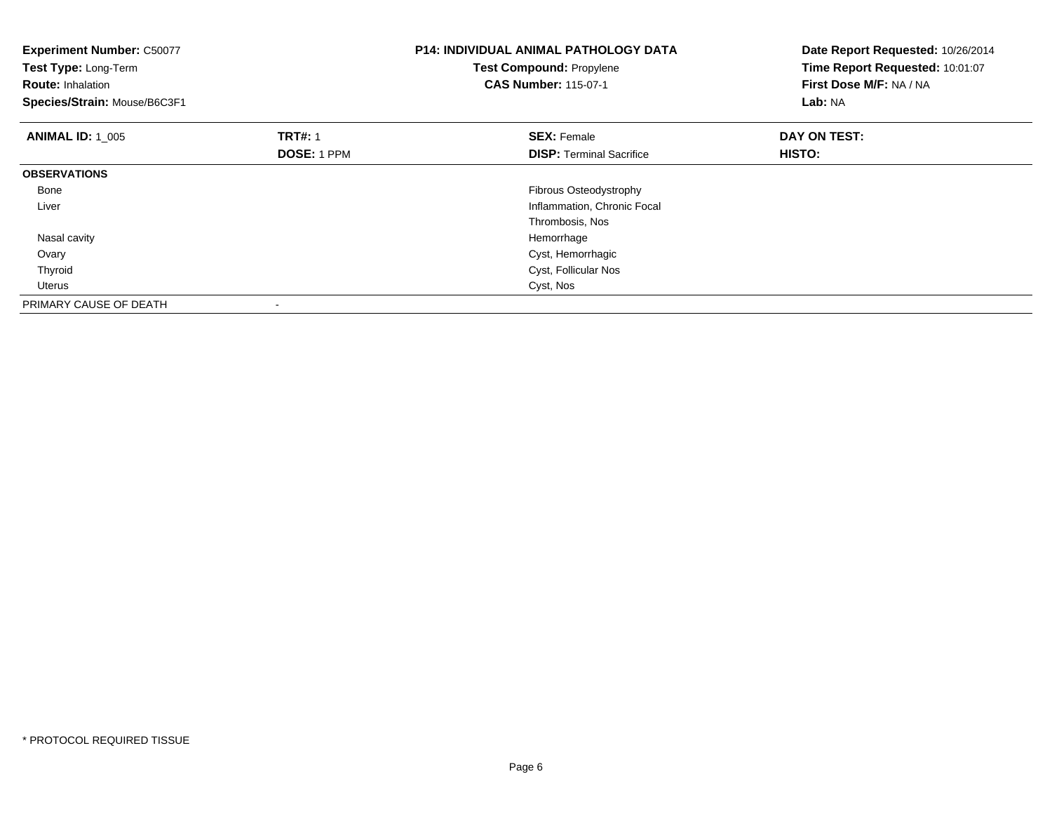**Experiment Number:** C50077
**Test Type:** Long-Term
**Route:** Inhalation
**Species/Strain:** Mouse/B6C3F1

**P14: INDIVIDUAL ANIMAL PATHOLOGY DATA**
**Test Compound:** Propylene
**CAS Number:** 115-07-1

**Date Report Requested:** 10/26/2014
**Time Report Requested:** 10:01:07
**First Dose M/F:** NA / NA
**Lab:** NA

| **ANIMAL ID:** 1_005 | **TRT#:** 1 | **SEX:** Female | **DAY ON TEST:** |
|---|---|---|---|
| | **DOSE:** 1 PPM | **DISP:** Terminal Sacrifice | **HISTO:** |
| **OBSERVATIONS** | | | |
| Bone | | Fibrous Osteodystrophy | |
| Liver | | Inflammation, Chronic Focal | |
| | | Thrombosis, Nos | |
| Nasal cavity | | Hemorrhage | |
| Ovary | | Cyst, Hemorrhagic | |
| Thyroid | | Cyst, Follicular Nos | |
| Uterus | | Cyst, Nos | |
| PRIMARY CAUSE OF DEATH | - | | |

* PROTOCOL REQUIRED TISSUE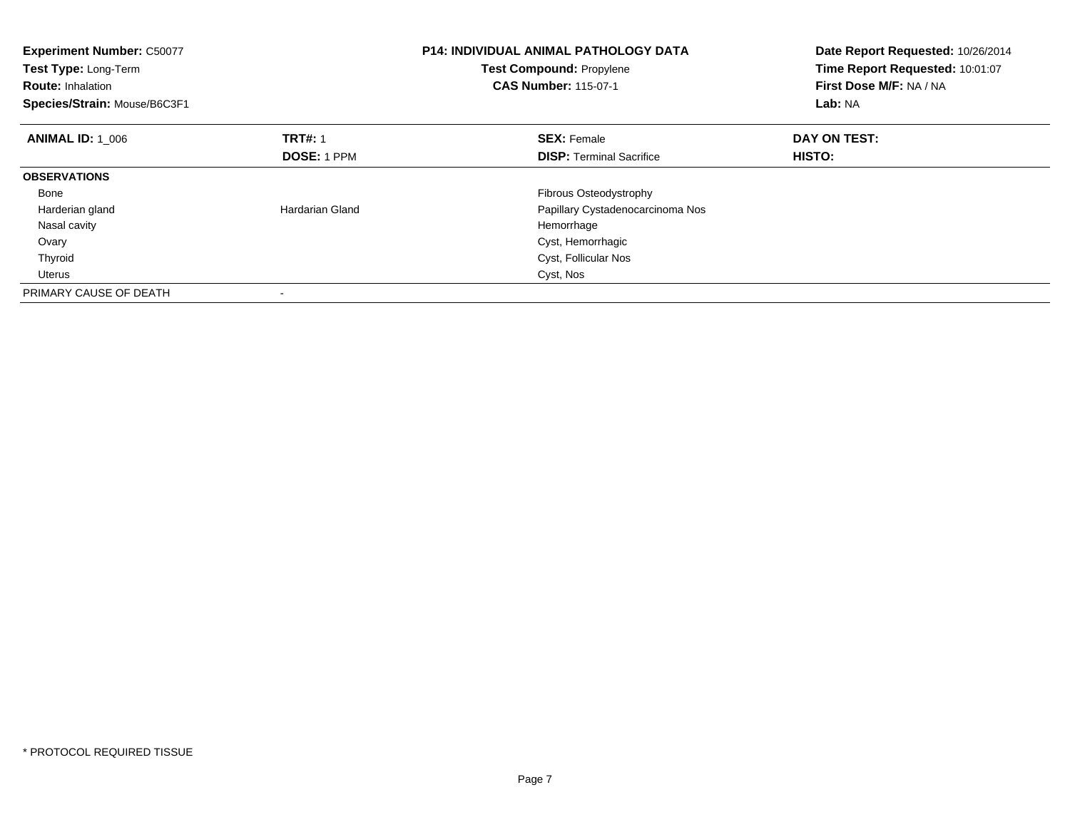**Experiment Number:** C50077
**Test Type:** Long-Term
**Route:** Inhalation
**Species/Strain:** Mouse/B6C3F1

**P14: INDIVIDUAL ANIMAL PATHOLOGY DATA**
**Test Compound:** Propylene
**CAS Number:** 115-07-1

**Date Report Requested:** 10/26/2014
**Time Report Requested:** 10:01:07
**First Dose M/F:** NA / NA
**Lab:** NA

| **ANIMAL ID:** 1_006 | **TRT#:** 1 | **SEX:** Female | **DAY ON TEST:** |
|---|---|---|---|
| | **DOSE:** 1 PPM | **DISP:** Terminal Sacrifice | **HISTO:** |
| **OBSERVATIONS** | | | |
| Bone | | Fibrous Osteodystrophy | |
| Harderian gland | Hardarian Gland | Papillary Cystadenocarcinoma Nos | |
| Nasal cavity | | Hemorrhage | |
| Ovary | | Cyst, Hemorrhagic | |
| Thyroid | | Cyst, Follicular Nos | |
| Uterus | | Cyst, Nos | |
| PRIMARY CAUSE OF DEATH | - | | |

\* PROTOCOL REQUIRED TISSUE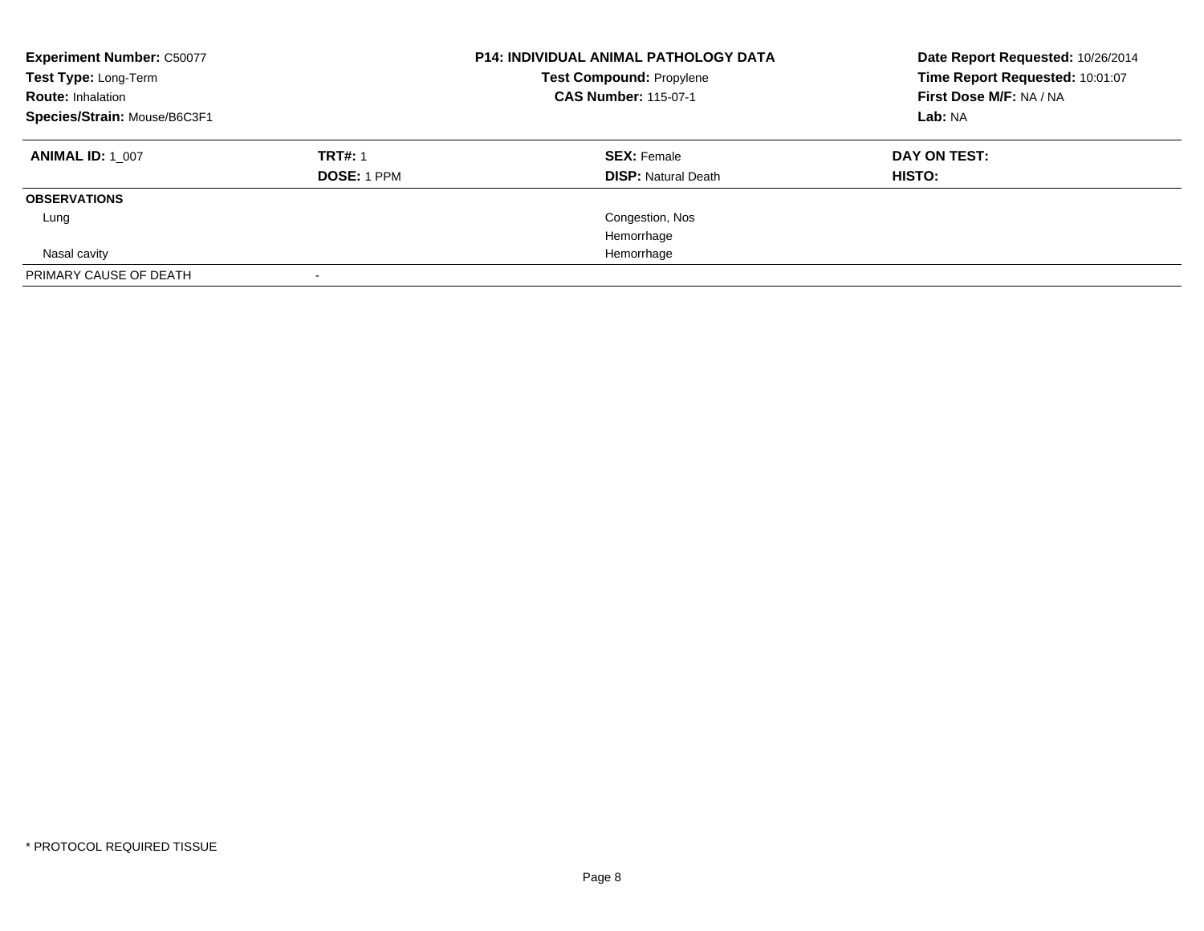**Experiment Number:** C50077
**Test Type:** Long-Term
**Route:** Inhalation
**Species/Strain:** Mouse/B6C3F1

**P14: INDIVIDUAL ANIMAL PATHOLOGY DATA**
**Test Compound:** Propylene
**CAS Number:** 115-07-1

**Date Report Requested:** 10/26/2014
**Time Report Requested:** 10:01:07
**First Dose M/F:** NA / NA
**Lab:** NA

| **ANIMAL ID:** 1_007 | **TRT#:** 1 | **SEX:** Female | **DAY ON TEST:** |
|---|---|---|---|
| | **DOSE:** 1 PPM | **DISP:** Natural Death | **HISTO:** |
| **OBSERVATIONS** | | | |
| Lung | | Congestion, Nos | |
| | | Hemorrhage | |
| Nasal cavity | | Hemorrhage | |
| PRIMARY CAUSE OF DEATH | - | | |

* PROTOCOL REQUIRED TISSUE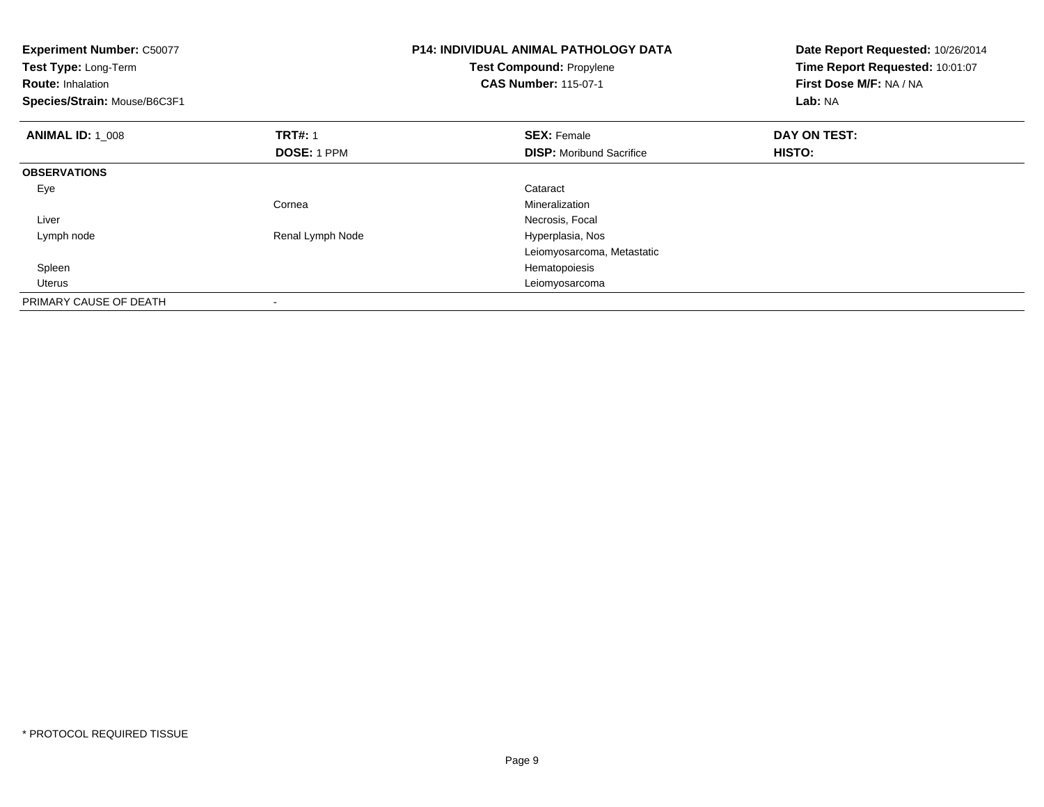**Experiment Number:** C50077
**Test Type:** Long-Term
**Route:** Inhalation
**Species/Strain:** Mouse/B6C3F1

**P14: INDIVIDUAL ANIMAL PATHOLOGY DATA**
**Test Compound:** Propylene
**CAS Number:** 115-07-1

**Date Report Requested:** 10/26/2014
**Time Report Requested:** 10:01:07
**First Dose M/F:** NA / NA
**Lab:** NA

| **ANIMAL ID:** 1_008 | **TRT#:** 1 | **SEX:** Female | **DAY ON TEST:** |
|---|---|---|---|
| | **DOSE:** 1 PPM | **DISP:** Moribund Sacrifice | **HISTO:** |
| **OBSERVATIONS** | | | |
| Eye | | Cataract | |
| | Cornea | Mineralization | |
| Liver | | Necrosis, Focal | |
| Lymph node | Renal Lymph Node | Hyperplasia, Nos | |
| | | Leiomyosarcoma, Metastatic | |
| Spleen | | Hematopoiesis | |
| Uterus | | Leiomyosarcoma | |
| PRIMARY CAUSE OF DEATH | - | | |

* PROTOCOL REQUIRED TISSUE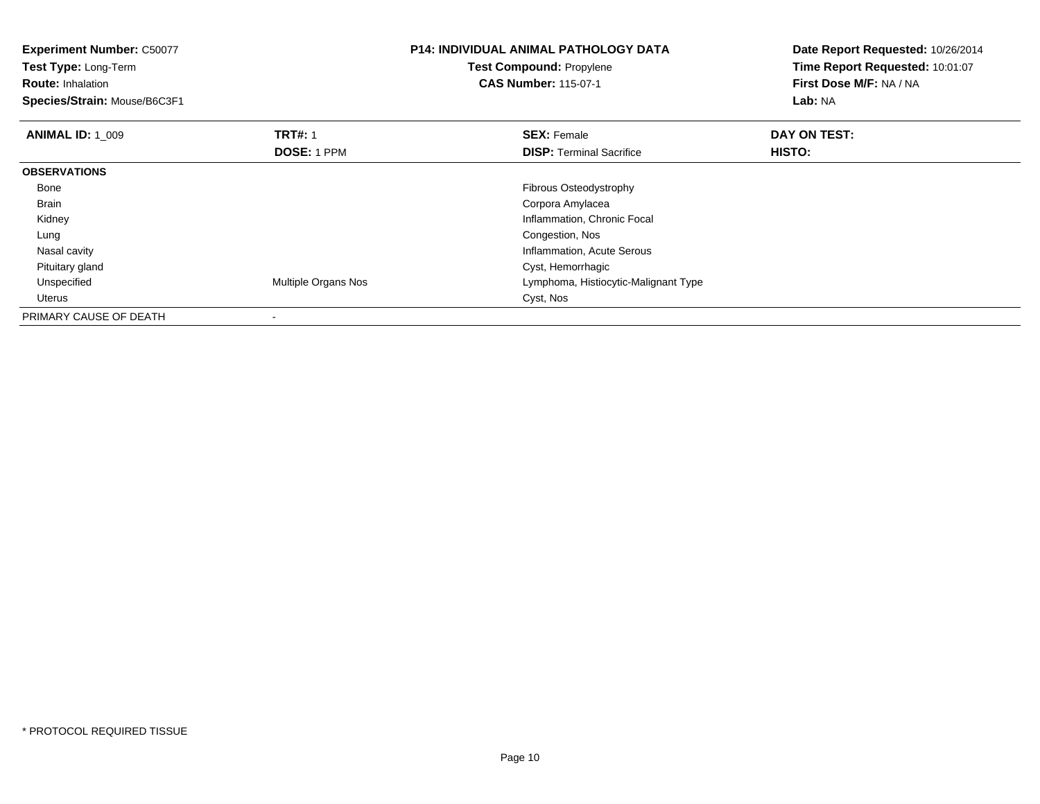**Experiment Number:** C50077
**Test Type:** Long-Term
**Route:** Inhalation
**Species/Strain:** Mouse/B6C3F1

**P14: INDIVIDUAL ANIMAL PATHOLOGY DATA**
**Test Compound:** Propylene
**CAS Number:** 115-07-1

**Date Report Requested:** 10/26/2014
**Time Report Requested:** 10:01:07
**First Dose M/F:** NA / NA
**Lab:** NA

| **ANIMAL ID:** 1_009 | **TRT#:** 1 | **SEX:** Female | **DAY ON TEST:** |
|---|---|---|---|
| | **DOSE:** 1 PPM | **DISP:** Terminal Sacrifice | **HISTO:** |
| **OBSERVATIONS** | | | |
| Bone | | Fibrous Osteodystrophy | |
| Brain | | Corpora Amylacea | |
| Kidney | | Inflammation, Chronic Focal | |
| Lung | | Congestion, Nos | |
| Nasal cavity | | Inflammation, Acute Serous | |
| Pituitary gland | | Cyst, Hemorrhagic | |
| Unspecified | Multiple Organs Nos | Lymphoma, Histiocytic-Malignant Type | |
| Uterus | | Cyst, Nos | |
| PRIMARY CAUSE OF DEATH | - | | |

* PROTOCOL REQUIRED TISSUE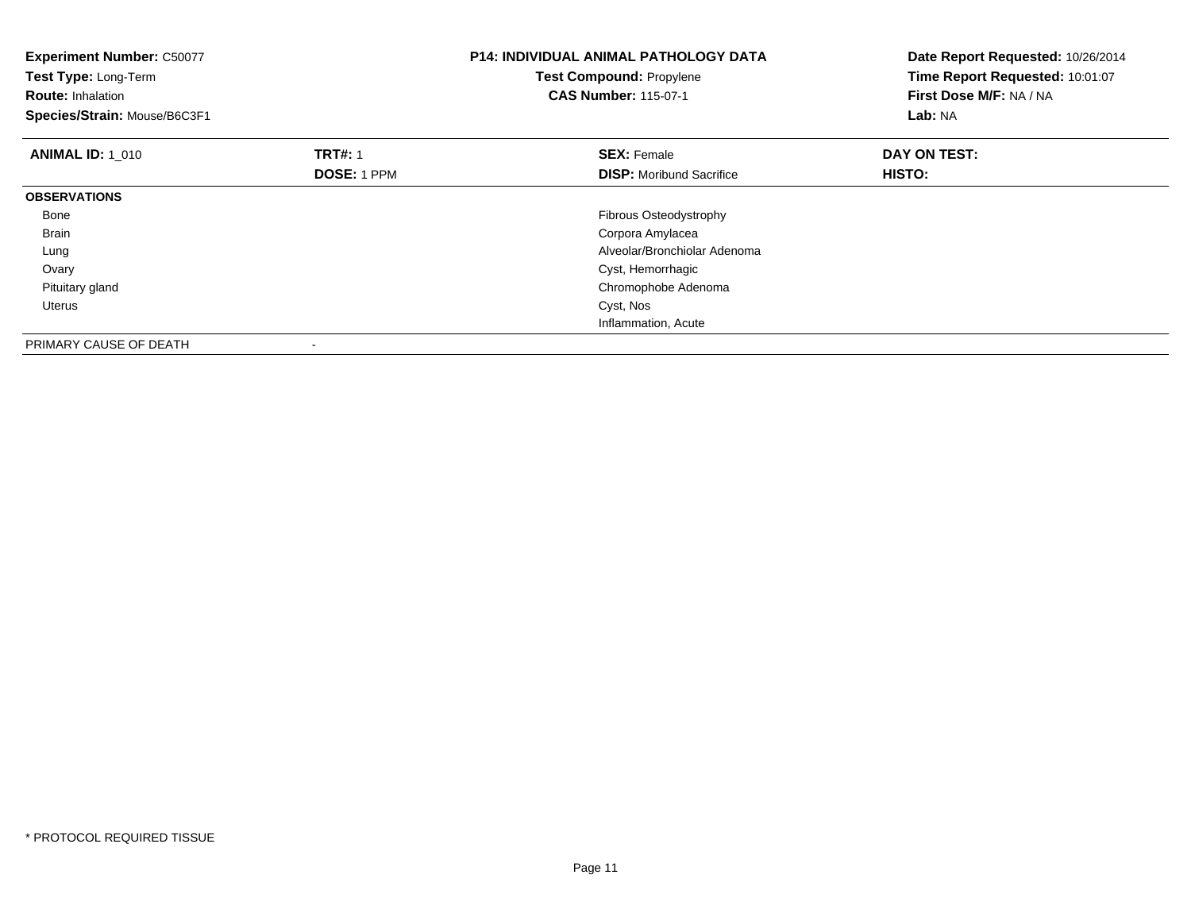**Experiment Number:** C50077
**Test Type:** Long-Term
**Route:** Inhalation
**Species/Strain:** Mouse/B6C3F1

**P14: INDIVIDUAL ANIMAL PATHOLOGY DATA**
**Test Compound:** Propylene
**CAS Number:** 115-07-1

**Date Report Requested:** 10/26/2014
**Time Report Requested:** 10:01:07
**First Dose M/F:** NA / NA
**Lab:** NA

| **ANIMAL ID:** 1_010 | **TRT#:** 1 | **SEX:** Female | **DAY ON TEST:** |
|---|---|---|---|
| | **DOSE:** 1 PPM | **DISP:** Moribund Sacrifice | **HISTO:** |
| **OBSERVATIONS** | | | |
| Bone | | Fibrous Osteodystrophy | |
| Brain | | Corpora Amylacea | |
| Lung | | Alveolar/Bronchiolar Adenoma | |
| Ovary | | Cyst, Hemorrhagic | |
| Pituitary gland | | Chromophobe Adenoma | |
| Uterus | | Cyst, Nos | |
| | | Inflammation, Acute | |
| PRIMARY CAUSE OF DEATH | - | | |

\* PROTOCOL REQUIRED TISSUE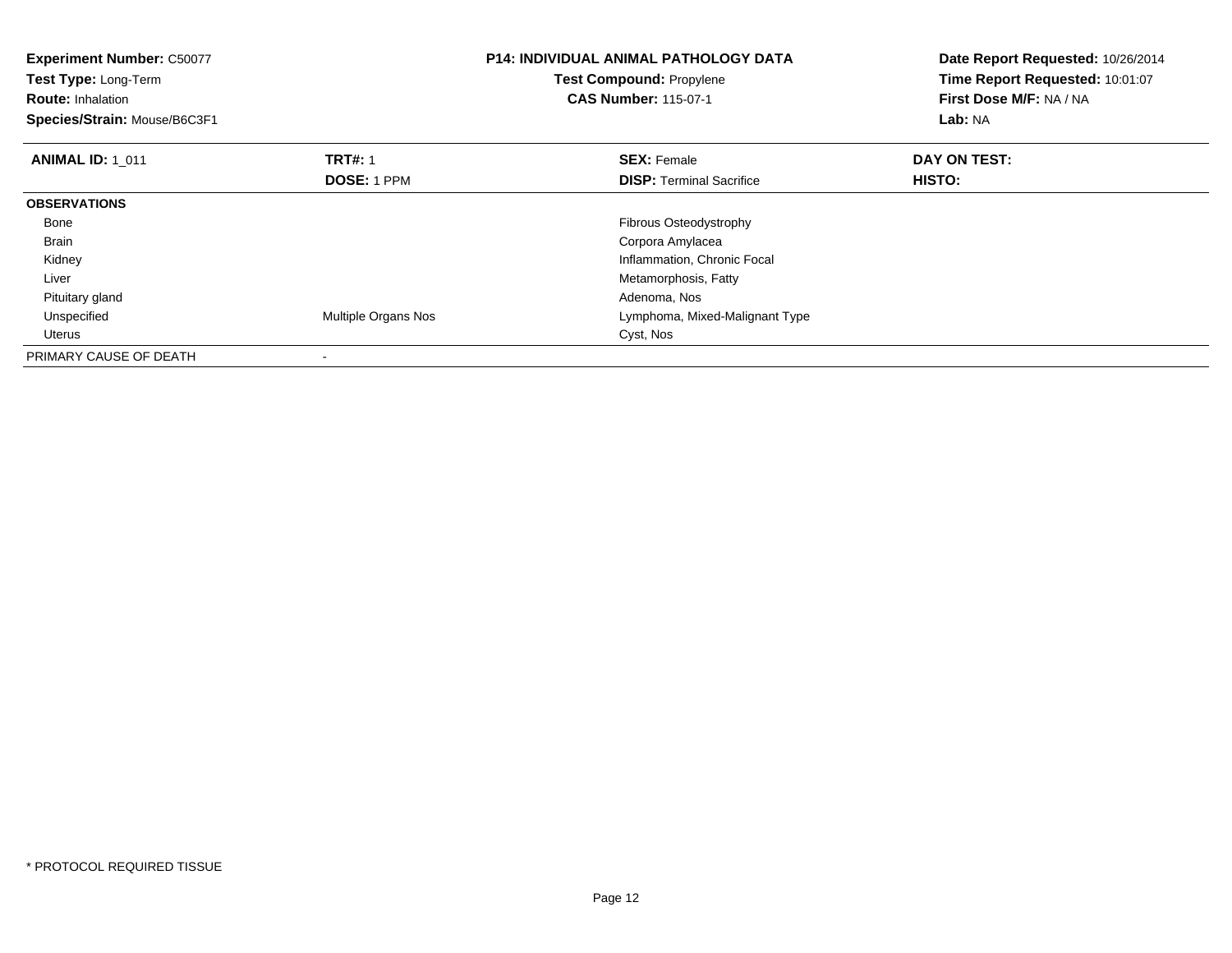**Experiment Number:** C50077
**Test Type:** Long-Term
**Route:** Inhalation
**Species/Strain:** Mouse/B6C3F1

**P14: INDIVIDUAL ANIMAL PATHOLOGY DATA**
**Test Compound:** Propylene
**CAS Number:** 115-07-1

**Date Report Requested:** 10/26/2014
**Time Report Requested:** 10:01:07
**First Dose M/F:** NA / NA
**Lab:** NA

| **ANIMAL ID:** 1_011 | **TRT#:** 1 | **SEX:** Female | **DAY ON TEST:** |
|---|---|---|---|
| | **DOSE:** 1 PPM | **DISP:** Terminal Sacrifice | **HISTO:** |
| **OBSERVATIONS** | | | |
| Bone | | Fibrous Osteodystrophy | |
| Brain | | Corpora Amylacea | |
| Kidney | | Inflammation, Chronic Focal | |
| Liver | | Metamorphosis, Fatty | |
| Pituitary gland | | Adenoma, Nos | |
| Unspecified | Multiple Organs Nos | Lymphoma, Mixed-Malignant Type | |
| Uterus | | Cyst, Nos | |
| PRIMARY CAUSE OF DEATH | - | | |

* PROTOCOL REQUIRED TISSUE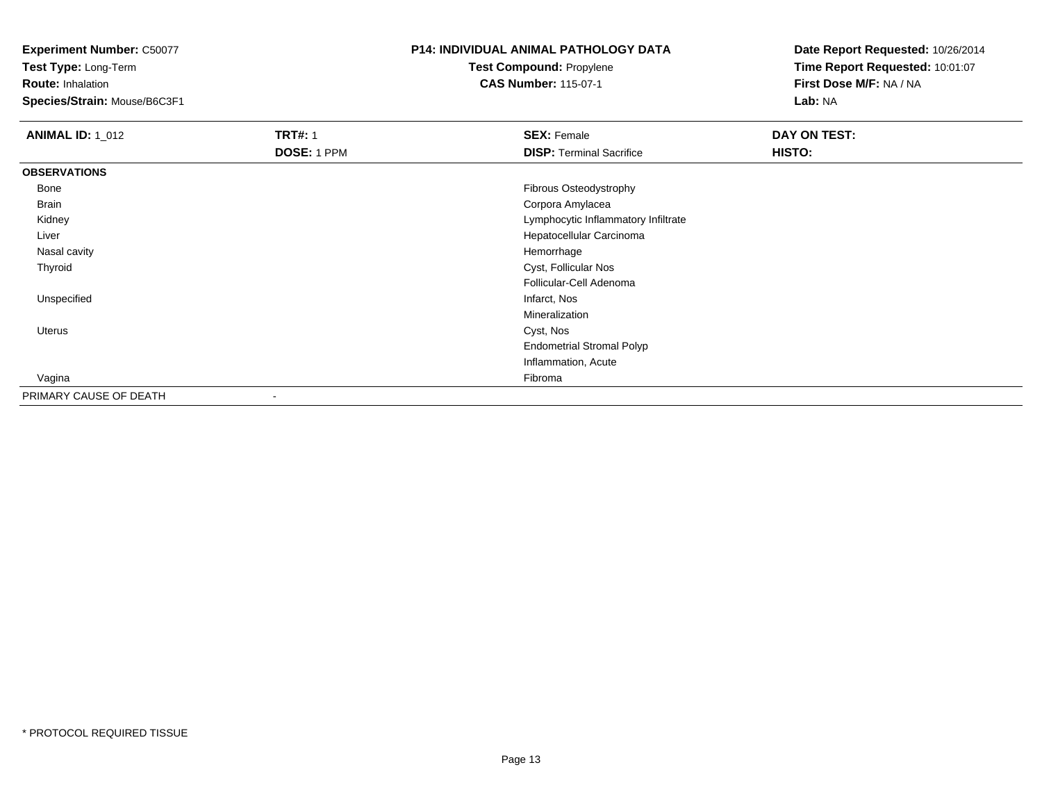**Experiment Number:** C50077
**Test Type:** Long-Term
**Route:** Inhalation
**Species/Strain:** Mouse/B6C3F1

**P14: INDIVIDUAL ANIMAL PATHOLOGY DATA**
**Test Compound:** Propylene
**CAS Number:** 115-07-1

**Date Report Requested:** 10/26/2014
**Time Report Requested:** 10:01:07
**First Dose M/F:** NA / NA
**Lab:** NA

| **ANIMAL ID:** 1_012 | **TRT#:** 1 | **SEX:** Female | **DAY ON TEST:** |
|---|---|---|---|
| | **DOSE:** 1 PPM | **DISP:** Terminal Sacrifice | **HISTO:** |
| **OBSERVATIONS** | | | |
| Bone | | Fibrous Osteodystrophy | |
| Brain | | Corpora Amylacea | |
| Kidney | | Lymphocytic Inflammatory Infiltrate | |
| Liver | | Hepatocellular Carcinoma | |
| Nasal cavity | | Hemorrhage | |
| Thyroid | | Cyst, Follicular Nos | |
| | | Follicular-Cell Adenoma | |
| Unspecified | | Infarct, Nos | |
| | | Mineralization | |
| Uterus | | Cyst, Nos | |
| | | Endometrial Stromal Polyp | |
| | | Inflammation, Acute | |
| Vagina | | Fibroma | |
| PRIMARY CAUSE OF DEATH | - | | |

* PROTOCOL REQUIRED TISSUE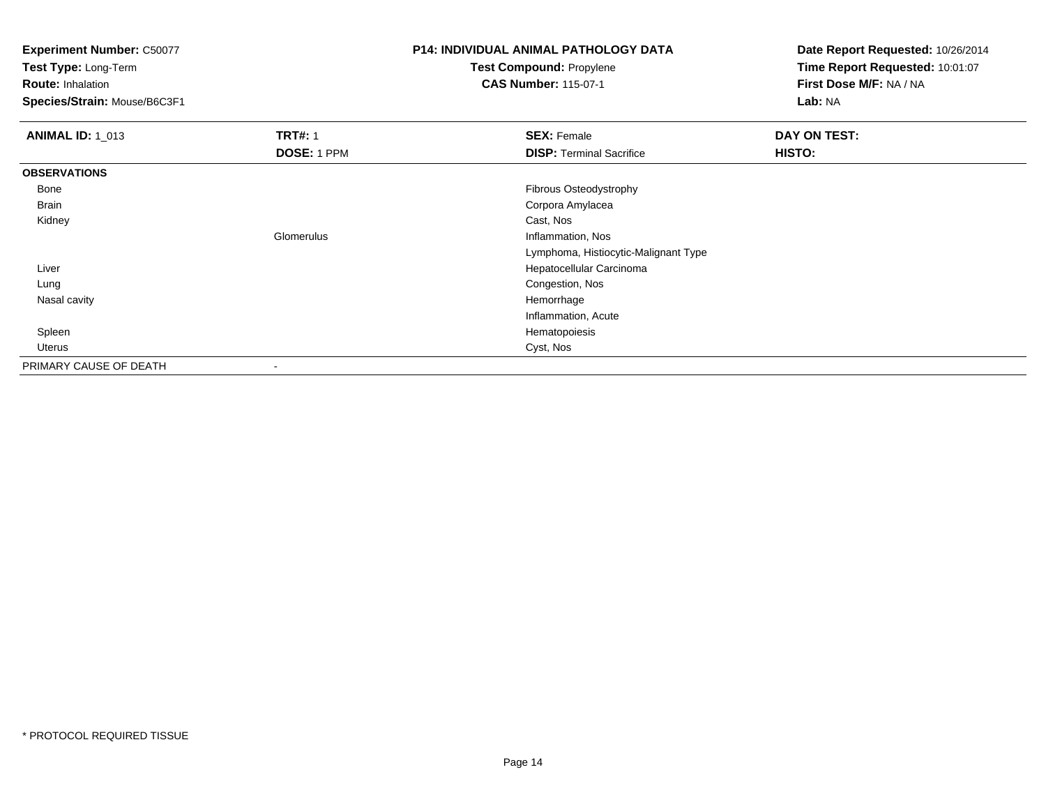**Experiment Number:** C50077
**Test Type:** Long-Term
**Route:** Inhalation
**Species/Strain:** Mouse/B6C3F1

**P14: INDIVIDUAL ANIMAL PATHOLOGY DATA**
**Test Compound:** Propylene
**CAS Number:** 115-07-1

**Date Report Requested:** 10/26/2014
**Time Report Requested:** 10:01:07
**First Dose M/F:** NA / NA
**Lab:** NA

| **ANIMAL ID:** 1_013 | **TRT#:** 1 | **SEX:** Female | **DAY ON TEST:** |
|---|---|---|---|
| | **DOSE:** 1 PPM | **DISP:** Terminal Sacrifice | **HISTO:** |
| **OBSERVATIONS** | | | |
| Bone | | Fibrous Osteodystrophy | |
| Brain | | Corpora Amylacea | |
| Kidney | | Cast, Nos | |
| | Glomerulus | Inflammation, Nos | |
| | | Lymphoma, Histiocytic-Malignant Type | |
| Liver | | Hepatocellular Carcinoma | |
| Lung | | Congestion, Nos | |
| Nasal cavity | | Hemorrhage | |
| | | Inflammation, Acute | |
| Spleen | | Hematopoiesis | |
| Uterus | | Cyst, Nos | |
| PRIMARY CAUSE OF DEATH | - | | |

\* PROTOCOL REQUIRED TISSUE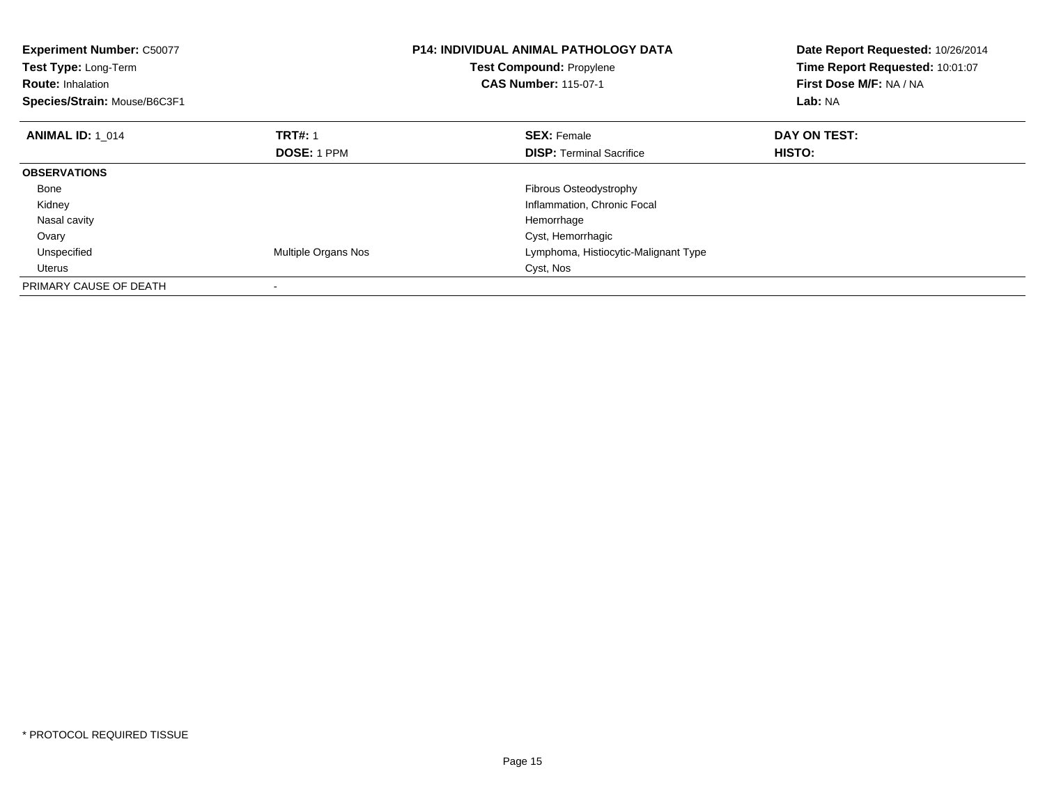**Experiment Number:** C50077
**Test Type:** Long-Term
**Route:** Inhalation
**Species/Strain:** Mouse/B6C3F1

## P14: INDIVIDUAL ANIMAL PATHOLOGY DATA

**Test Compound:** Propylene
**CAS Number:** 115-07-1

**Date Report Requested:** 10/26/2014
**Time Report Requested:** 10:01:07
**First Dose M/F:** NA / NA
**Lab:** NA

| **ANIMAL ID:** 1_014 | **TRT#:** 1 | **SEX:** Female | **DAY ON TEST:** |
|---|---|---|---|
| | **DOSE:** 1 PPM | **DISP:** Terminal Sacrifice | **HISTO:** |
| **OBSERVATIONS** | | | |
| Bone | | Fibrous Osteodystrophy | |
| Kidney | | Inflammation, Chronic Focal | |
| Nasal cavity | | Hemorrhage | |
| Ovary | | Cyst, Hemorrhagic | |
| Unspecified | Multiple Organs Nos | Lymphoma, Histiocytic-Malignant Type | |
| Uterus | | Cyst, Nos | |
| PRIMARY CAUSE OF DEATH | - | | |

* PROTOCOL REQUIRED TISSUE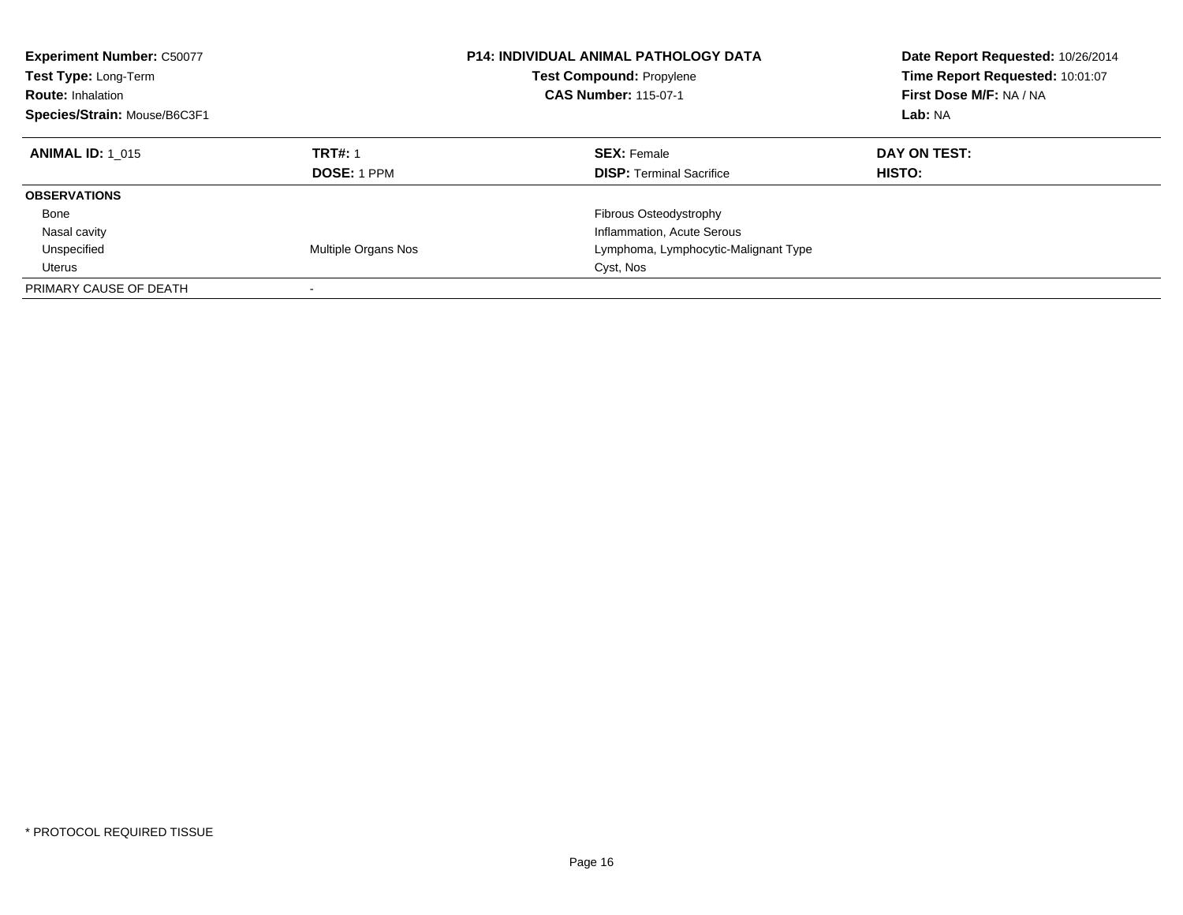**Experiment Number:** C50077
**Test Type:** Long-Term
**Route:** Inhalation
**Species/Strain:** Mouse/B6C3F1

**P14: INDIVIDUAL ANIMAL PATHOLOGY DATA**
**Test Compound:** Propylene
**CAS Number:** 115-07-1

**Date Report Requested:** 10/26/2014
**Time Report Requested:** 10:01:07
**First Dose M/F:** NA / NA
**Lab:** NA

| **ANIMAL ID:** 1_015 | **TRT#:** 1 | **SEX:** Female | **DAY ON TEST:** |
|---|---|---|---|
| | **DOSE:** 1 PPM | **DISP:** Terminal Sacrifice | **HISTO:** |
| **OBSERVATIONS** | | | |
| Bone | | Fibrous Osteodystrophy | |
| Nasal cavity | | Inflammation, Acute Serous | |
| Unspecified | Multiple Organs Nos | Lymphoma, Lymphocytic-Malignant Type | |
| Uterus | | Cyst, Nos | |
| PRIMARY CAUSE OF DEATH | - | | |

* PROTOCOL REQUIRED TISSUE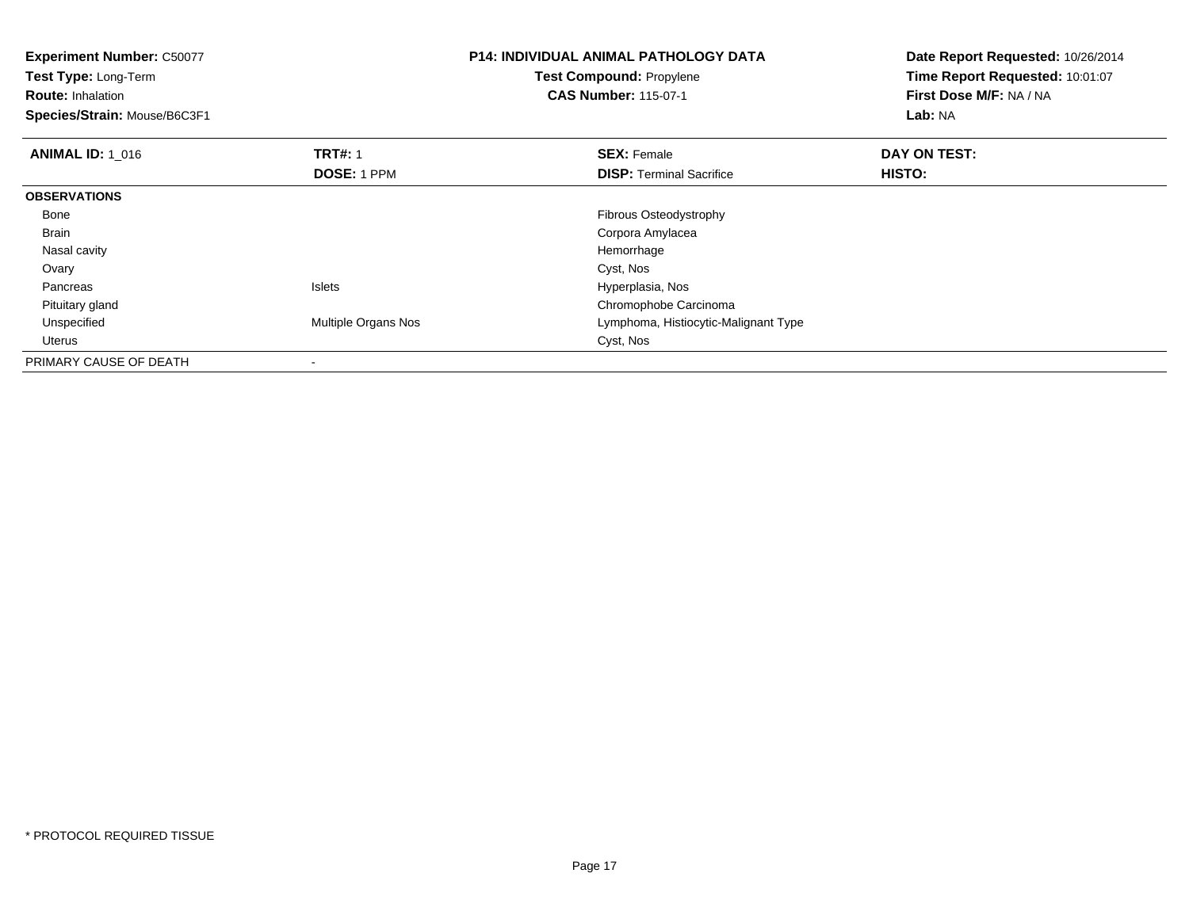**Experiment Number:** C50077
**Test Type:** Long-Term
**Route:** Inhalation
**Species/Strain:** Mouse/B6C3F1

**P14: INDIVIDUAL ANIMAL PATHOLOGY DATA**
**Test Compound:** Propylene
**CAS Number:** 115-07-1

**Date Report Requested:** 10/26/2014
**Time Report Requested:** 10:01:07
**First Dose M/F:** NA / NA
**Lab:** NA

| **ANIMAL ID:** 1_016 | **TRT#:** 1 | **SEX:** Female | **DAY ON TEST:** |
|---|---|---|---|
| | **DOSE:** 1 PPM | **DISP:** Terminal Sacrifice | **HISTO:** |
| **OBSERVATIONS** | | | |
| Bone | | Fibrous Osteodystrophy | |
| Brain | | Corpora Amylacea | |
| Nasal cavity | | Hemorrhage | |
| Ovary | | Cyst, Nos | |
| Pancreas | Islets | Hyperplasia, Nos | |
| Pituitary gland | | Chromophobe Carcinoma | |
| Unspecified | Multiple Organs Nos | Lymphoma, Histiocytic-Malignant Type | |
| Uterus | | Cyst, Nos | |
| PRIMARY CAUSE OF DEATH | - | | |

* PROTOCOL REQUIRED TISSUE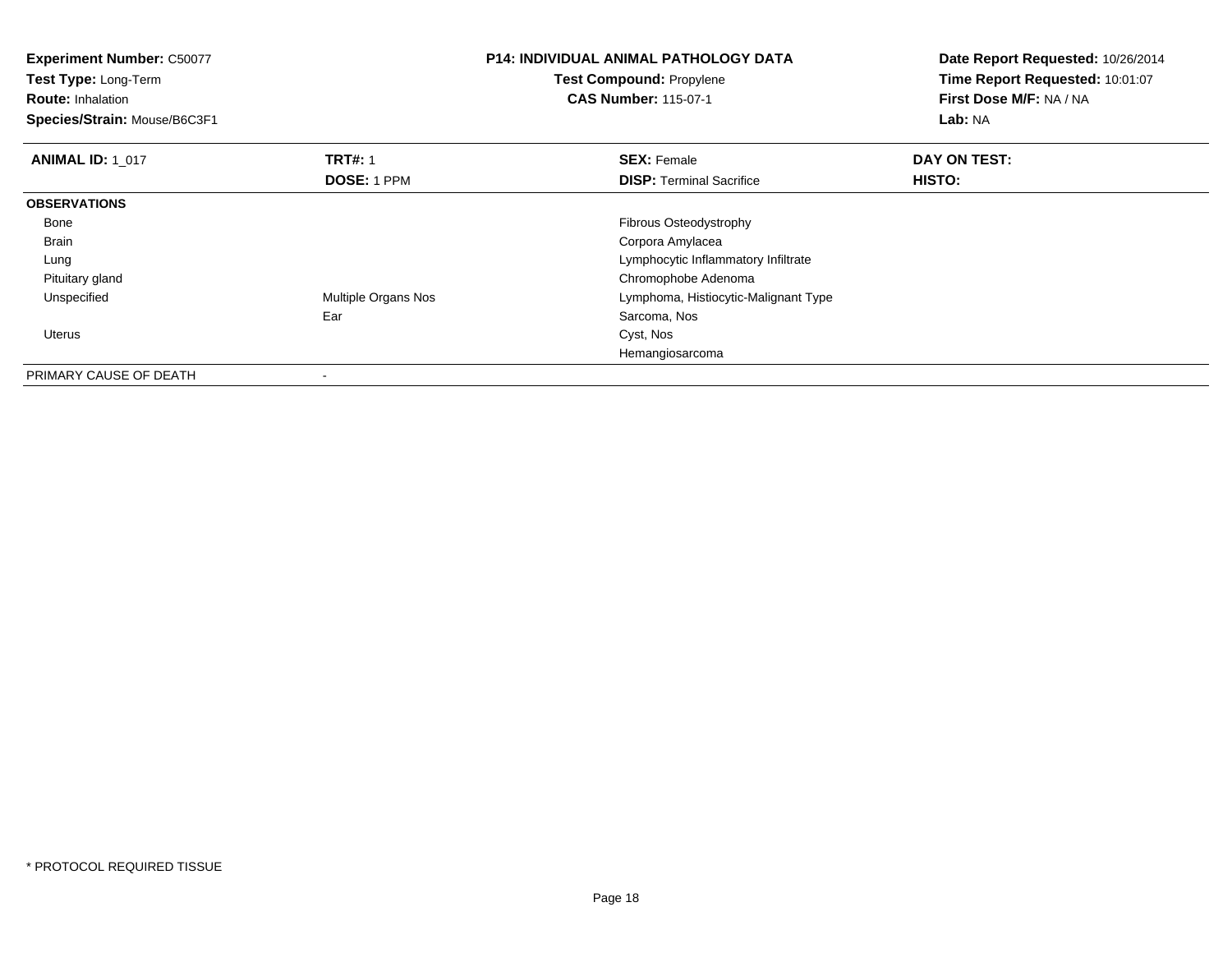**Experiment Number:** C50077
**Test Type:** Long-Term
**Route:** Inhalation
**Species/Strain:** Mouse/B6C3F1

**P14: INDIVIDUAL ANIMAL PATHOLOGY DATA**
**Test Compound:** Propylene
**CAS Number:** 115-07-1

**Date Report Requested:** 10/26/2014
**Time Report Requested:** 10:01:07
**First Dose M/F:** NA / NA
**Lab:** NA

| **ANIMAL ID:** 1_017 | **TRT#:** 1 | **SEX:** Female | **DAY ON TEST:** |
|---|---|---|---|
| | **DOSE:** 1 PPM | **DISP:** Terminal Sacrifice | **HISTO:** |
| **OBSERVATIONS** | | | |
| Bone | | Fibrous Osteodystrophy | |
| Brain | | Corpora Amylacea | |
| Lung | | Lymphocytic Inflammatory Infiltrate | |
| Pituitary gland | | Chromophobe Adenoma | |
| Unspecified | Multiple Organs Nos | Lymphoma, Histiocytic-Malignant Type | |
| | Ear | Sarcoma, Nos | |
| Uterus | | Cyst, Nos | |
| | | Hemangiosarcoma | |
| PRIMARY CAUSE OF DEATH | - | | |

\* PROTOCOL REQUIRED TISSUE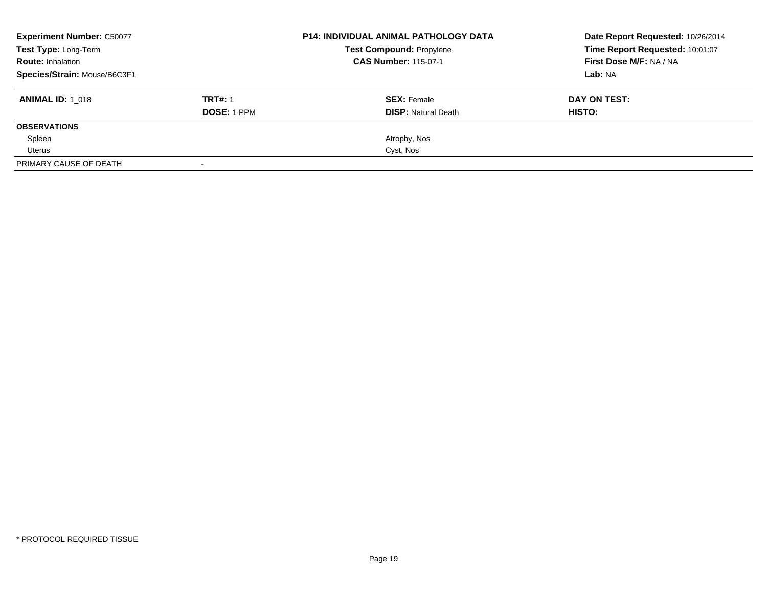| **Experiment Number:** C50077 | | **P14: INDIVIDUAL ANIMAL PATHOLOGY DATA** | **Date Report Requested:** 10/26/2014 |
|---|---|---|---|
| **Test Type:** Long-Term | | **Test Compound:** Propylene | **Time Report Requested:** 10:01:07 |
| **Route:** Inhalation | | **CAS Number:** 115-07-1 | **First Dose M/F:** NA / NA |
| **Species/Strain:** Mouse/B6C3F1 | | | **Lab:** NA |

| **ANIMAL ID:** 1_018 | **TRT#:** 1 | **SEX:** Female | **DAY ON TEST:** |
|---|---|---|---|
| | **DOSE:** 1 PPM | **DISP:** Natural Death | **HISTO:** |
| **OBSERVATIONS** | | | |
| Spleen | | Atrophy, Nos | |
| Uterus | | Cyst, Nos | |
| PRIMARY CAUSE OF DEATH | - | | |

* PROTOCOL REQUIRED TISSUE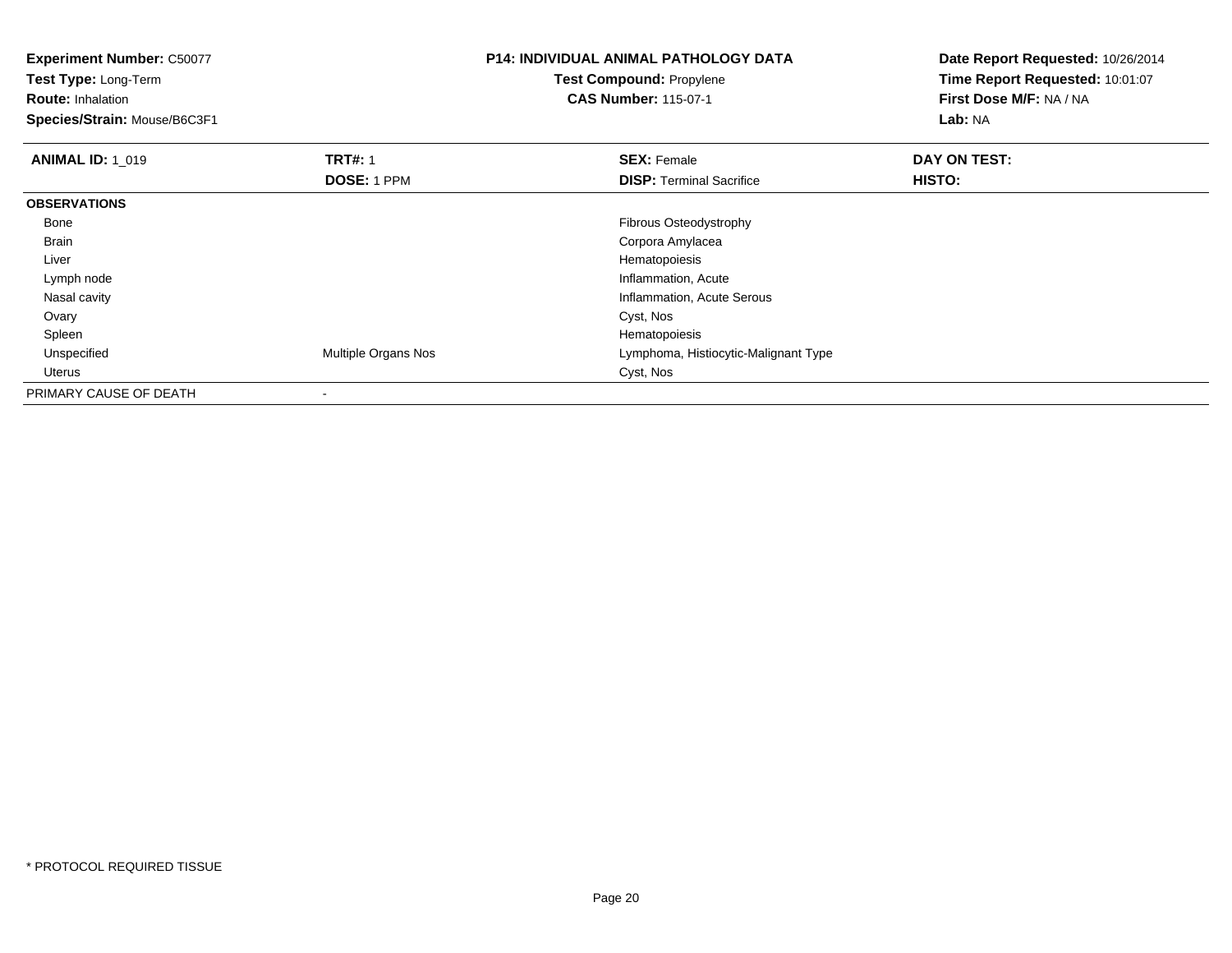**Experiment Number:** C50077
**Test Type:** Long-Term
**Route:** Inhalation
**Species/Strain:** Mouse/B6C3F1

**P14: INDIVIDUAL ANIMAL PATHOLOGY DATA**
**Test Compound:** Propylene
**CAS Number:** 115-07-1

**Date Report Requested:** 10/26/2014
**Time Report Requested:** 10:01:07
**First Dose M/F:** NA / NA
**Lab:** NA

| **ANIMAL ID:** 1_019 | **TRT#:** 1 | **SEX:** Female | **DAY ON TEST:** |
|---|---|---|---|
| | **DOSE:** 1 PPM | **DISP:** Terminal Sacrifice | **HISTO:** |
| **OBSERVATIONS** | | | |
| Bone | | Fibrous Osteodystrophy | |
| Brain | | Corpora Amylacea | |
| Liver | | Hematopoiesis | |
| Lymph node | | Inflammation, Acute | |
| Nasal cavity | | Inflammation, Acute Serous | |
| Ovary | | Cyst, Nos | |
| Spleen | | Hematopoiesis | |
| Unspecified | Multiple Organs Nos | Lymphoma, Histiocytic-Malignant Type | |
| Uterus | | Cyst, Nos | |
| PRIMARY CAUSE OF DEATH | - | | |

* PROTOCOL REQUIRED TISSUE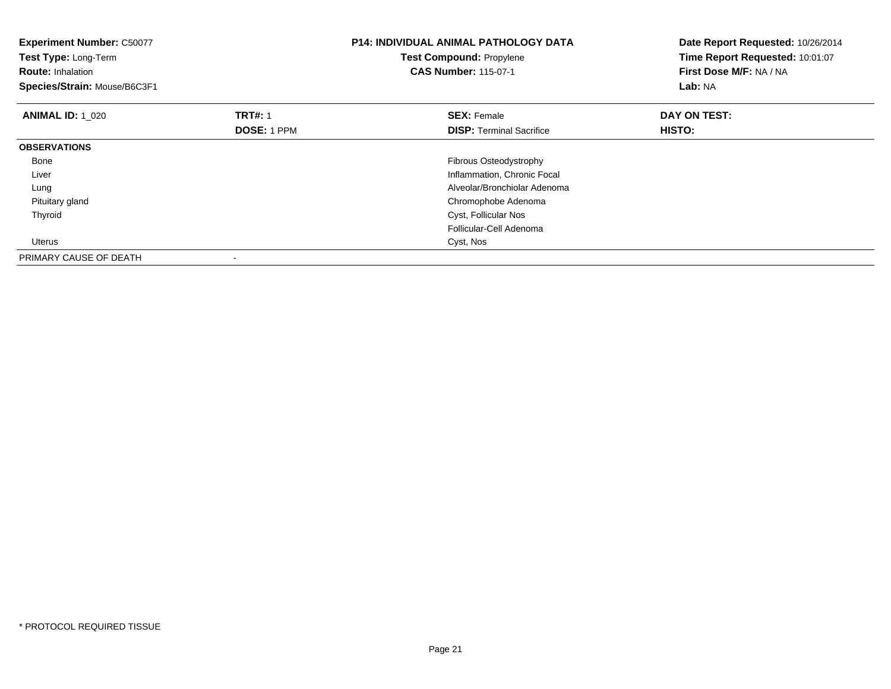**Experiment Number:** C50077
**Test Type:** Long-Term
**Route:** Inhalation
**Species/Strain:** Mouse/B6C3F1

**P14: INDIVIDUAL ANIMAL PATHOLOGY DATA**
**Test Compound:** Propylene
**CAS Number:** 115-07-1

**Date Report Requested:** 10/26/2014
**Time Report Requested:** 10:01:07
**First Dose M/F:** NA / NA
**Lab:** NA

| **ANIMAL ID:** 1_020 | **TRT#:** 1 | **SEX:** Female | **DAY ON TEST:** |
|---|---|---|---|
| | **DOSE:** 1 PPM | **DISP:** Terminal Sacrifice | **HISTO:** |
| **OBSERVATIONS** | | | |
| Bone | | Fibrous Osteodystrophy | |
| Liver | | Inflammation, Chronic Focal | |
| Lung | | Alveolar/Bronchiolar Adenoma | |
| Pituitary gland | | Chromophobe Adenoma | |
| Thyroid | | Cyst, Follicular Nos | |
| | | Follicular-Cell Adenoma | |
| Uterus | | Cyst, Nos | |
| PRIMARY CAUSE OF DEATH | - | | |

* PROTOCOL REQUIRED TISSUE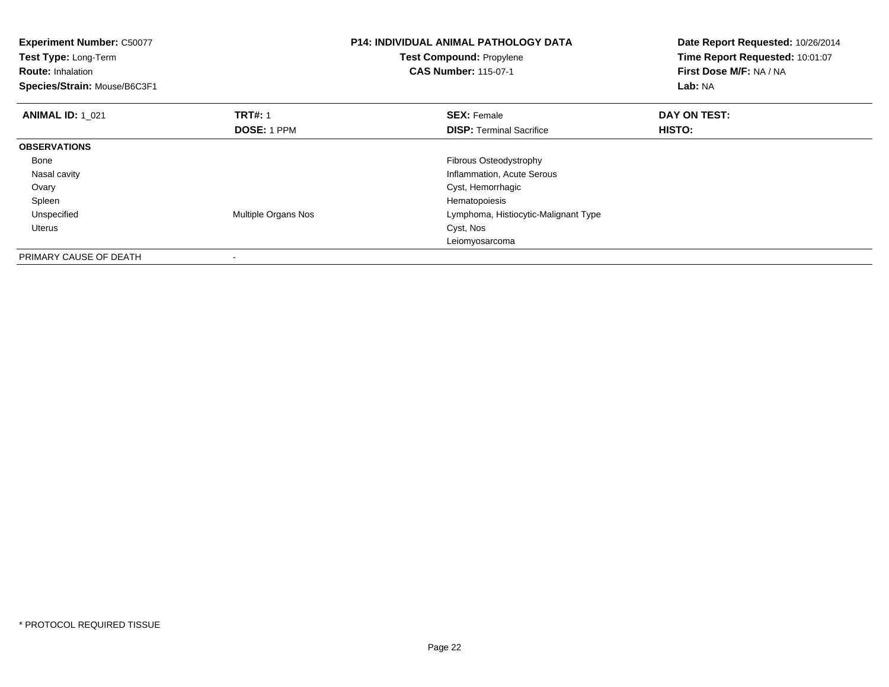**Experiment Number:** C50077
**Test Type:** Long-Term
**Route:** Inhalation
**Species/Strain:** Mouse/B6C3F1

**P14: INDIVIDUAL ANIMAL PATHOLOGY DATA**
**Test Compound:** Propylene
**CAS Number:** 115-07-1

**Date Report Requested:** 10/26/2014
**Time Report Requested:** 10:01:07
**First Dose M/F:** NA / NA
**Lab:** NA

| **ANIMAL ID:** 1_021 | **TRT#:** 1 | **SEX:** Female | **DAY ON TEST:** |
|---|---|---|---|
| | **DOSE:** 1 PPM | **DISP:** Terminal Sacrifice | **HISTO:** |
| **OBSERVATIONS** | | | |
| Bone | | Fibrous Osteodystrophy | |
| Nasal cavity | | Inflammation, Acute Serous | |
| Ovary | | Cyst, Hemorrhagic | |
| Spleen | | Hematopoiesis | |
| Unspecified | Multiple Organs Nos | Lymphoma, Histiocytic-Malignant Type | |
| Uterus | | Cyst, Nos | |
| | | Leiomyosarcoma | |
| PRIMARY CAUSE OF DEATH | - | | |

* PROTOCOL REQUIRED TISSUE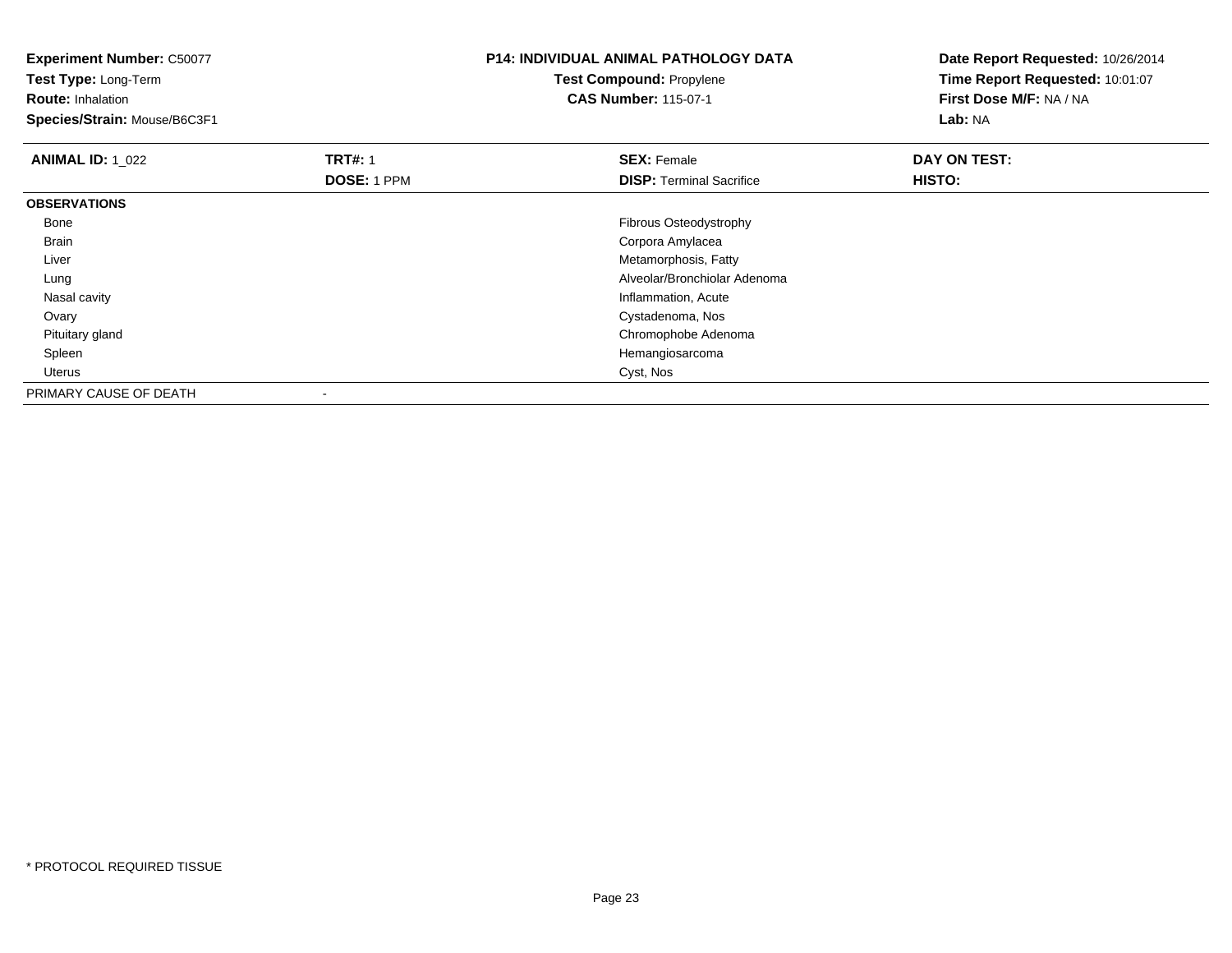**Experiment Number:** C50077
**Test Type:** Long-Term
**Route:** Inhalation
**Species/Strain:** Mouse/B6C3F1

**P14: INDIVIDUAL ANIMAL PATHOLOGY DATA**
**Test Compound:** Propylene
**CAS Number:** 115-07-1

**Date Report Requested:** 10/26/2014
**Time Report Requested:** 10:01:07
**First Dose M/F:** NA / NA
**Lab:** NA

| **ANIMAL ID:** 1_022 | **TRT#:** 1 | **SEX:** Female | **DAY ON TEST:** |
|---|---|---|---|
| | **DOSE:** 1 PPM | **DISP:** Terminal Sacrifice | **HISTO:** |
| **OBSERVATIONS** | | | |
| Bone | | Fibrous Osteodystrophy | |
| Brain | | Corpora Amylacea | |
| Liver | | Metamorphosis, Fatty | |
| Lung | | Alveolar/Bronchiolar Adenoma | |
| Nasal cavity | | Inflammation, Acute | |
| Ovary | | Cystadenoma, Nos | |
| Pituitary gland | | Chromophobe Adenoma | |
| Spleen | | Hemangiosarcoma | |
| Uterus | | Cyst, Nos | |
| PRIMARY CAUSE OF DEATH | - | | |

* PROTOCOL REQUIRED TISSUE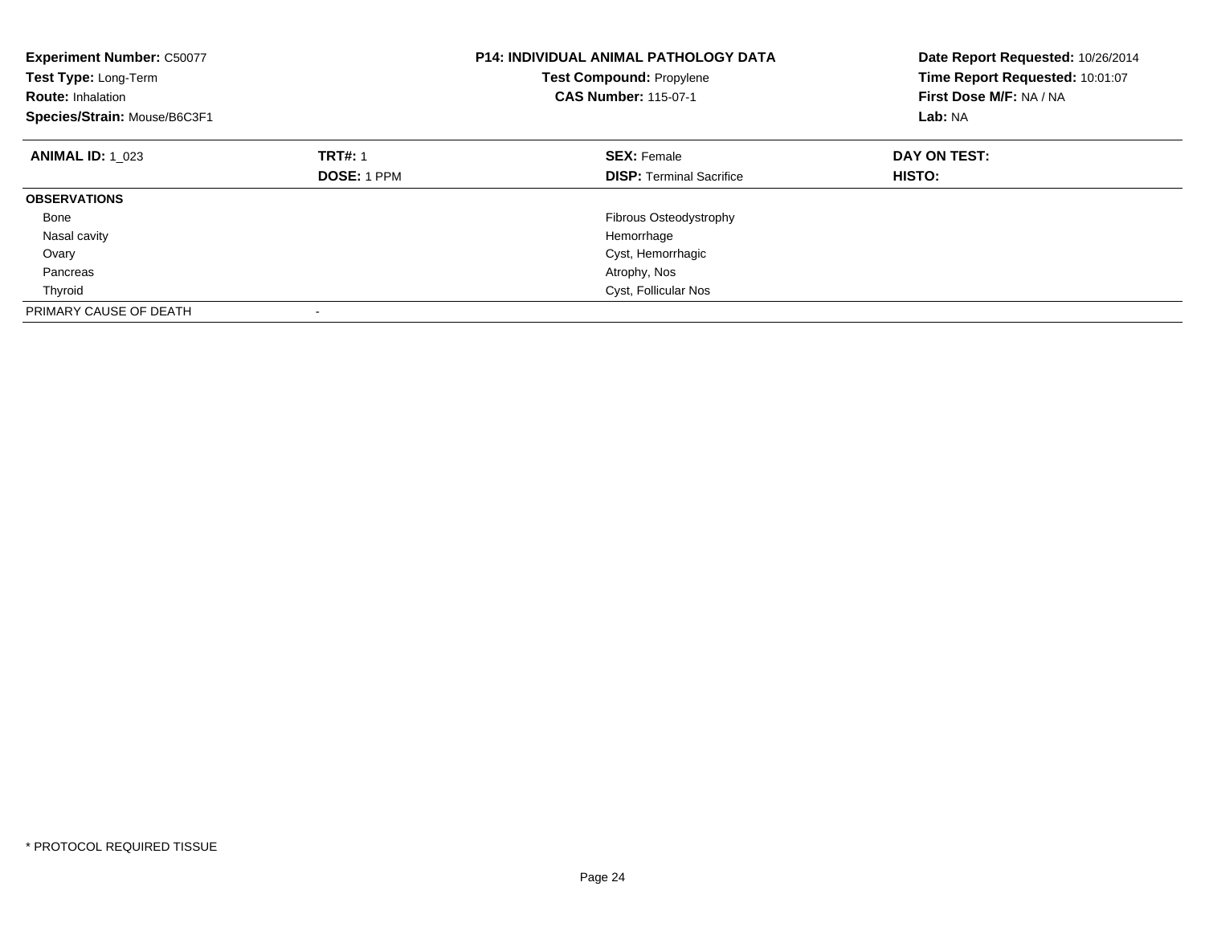**Experiment Number:** C50077
**Test Type:** Long-Term
**Route:** Inhalation
**Species/Strain:** Mouse/B6C3F1

**P14: INDIVIDUAL ANIMAL PATHOLOGY DATA**
**Test Compound:** Propylene
**CAS Number:** 115-07-1

**Date Report Requested:** 10/26/2014
**Time Report Requested:** 10:01:07
**First Dose M/F:** NA / NA
**Lab:** NA

| **ANIMAL ID:** 1_023 | **TRT#:** 1 | **SEX:** Female | **DAY ON TEST:** |
|---|---|---|---|
| | **DOSE:** 1 PPM | **DISP:** Terminal Sacrifice | **HISTO:** |
| **OBSERVATIONS** | | | |
| Bone | | Fibrous Osteodystrophy | |
| Nasal cavity | | Hemorrhage | |
| Ovary | | Cyst, Hemorrhagic | |
| Pancreas | | Atrophy, Nos | |
| Thyroid | | Cyst, Follicular Nos | |
| PRIMARY CAUSE OF DEATH | - | | |

* PROTOCOL REQUIRED TISSUE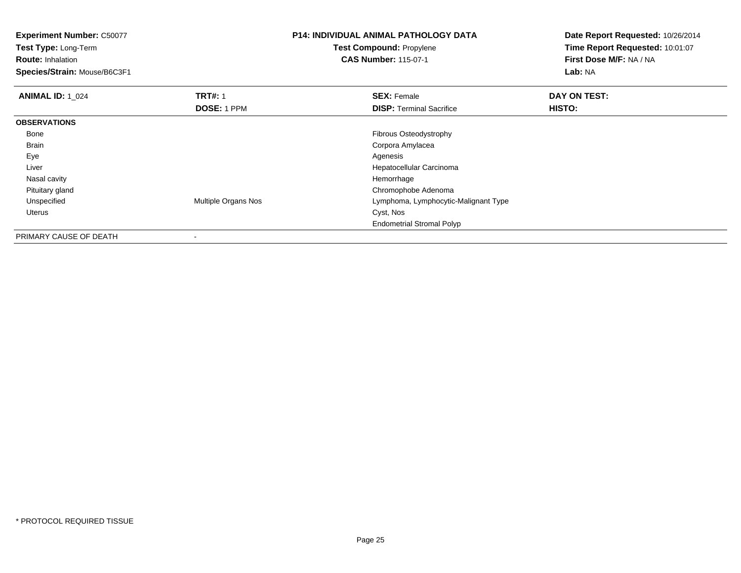**Experiment Number:** C50077
**Test Type:** Long-Term
**Route:** Inhalation
**Species/Strain:** Mouse/B6C3F1

**P14: INDIVIDUAL ANIMAL PATHOLOGY DATA**
**Test Compound:** Propylene
**CAS Number:** 115-07-1

**Date Report Requested:** 10/26/2014
**Time Report Requested:** 10:01:07
**First Dose M/F:** NA / NA
**Lab:** NA

| **ANIMAL ID:** 1_024 | **TRT#:** 1 | **SEX:** Female | **DAY ON TEST:** |
|---|---|---|---|
| | **DOSE:** 1 PPM | **DISP:** Terminal Sacrifice | **HISTO:** |
| **OBSERVATIONS** | | | |
| Bone | | Fibrous Osteodystrophy | |
| Brain | | Corpora Amylacea | |
| Eye | | Agenesis | |
| Liver | | Hepatocellular Carcinoma | |
| Nasal cavity | | Hemorrhage | |
| Pituitary gland | | Chromophobe Adenoma | |
| Unspecified | Multiple Organs Nos | Lymphoma, Lymphocytic-Malignant Type | |
| Uterus | | Cyst, Nos | |
| | | Endometrial Stromal Polyp | |
| PRIMARY CAUSE OF DEATH | - | | |

* PROTOCOL REQUIRED TISSUE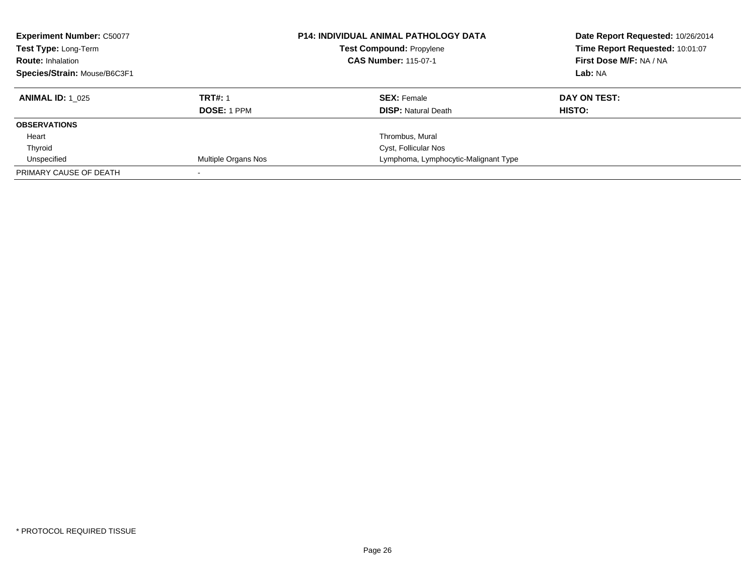**Experiment Number:** C50077
**Test Type:** Long-Term
**Route:** Inhalation
**Species/Strain:** Mouse/B6C3F1

**P14: INDIVIDUAL ANIMAL PATHOLOGY DATA**
**Test Compound:** Propylene
**CAS Number:** 115-07-1

**Date Report Requested:** 10/26/2014
**Time Report Requested:** 10:01:07
**First Dose M/F:** NA / NA
**Lab:** NA

| **ANIMAL ID:** 1_025 | **TRT#:** 1 | **SEX:** Female | **DAY ON TEST:** |
|---|---|---|---|
| | **DOSE:** 1 PPM | **DISP:** Natural Death | **HISTO:** |
| **OBSERVATIONS** | | | |
| Heart | | Thrombus, Mural | |
| Thyroid | | Cyst, Follicular Nos | |
| Unspecified | Multiple Organs Nos | Lymphoma, Lymphocytic-Malignant Type | |
| PRIMARY CAUSE OF DEATH | - | | |

\* PROTOCOL REQUIRED TISSUE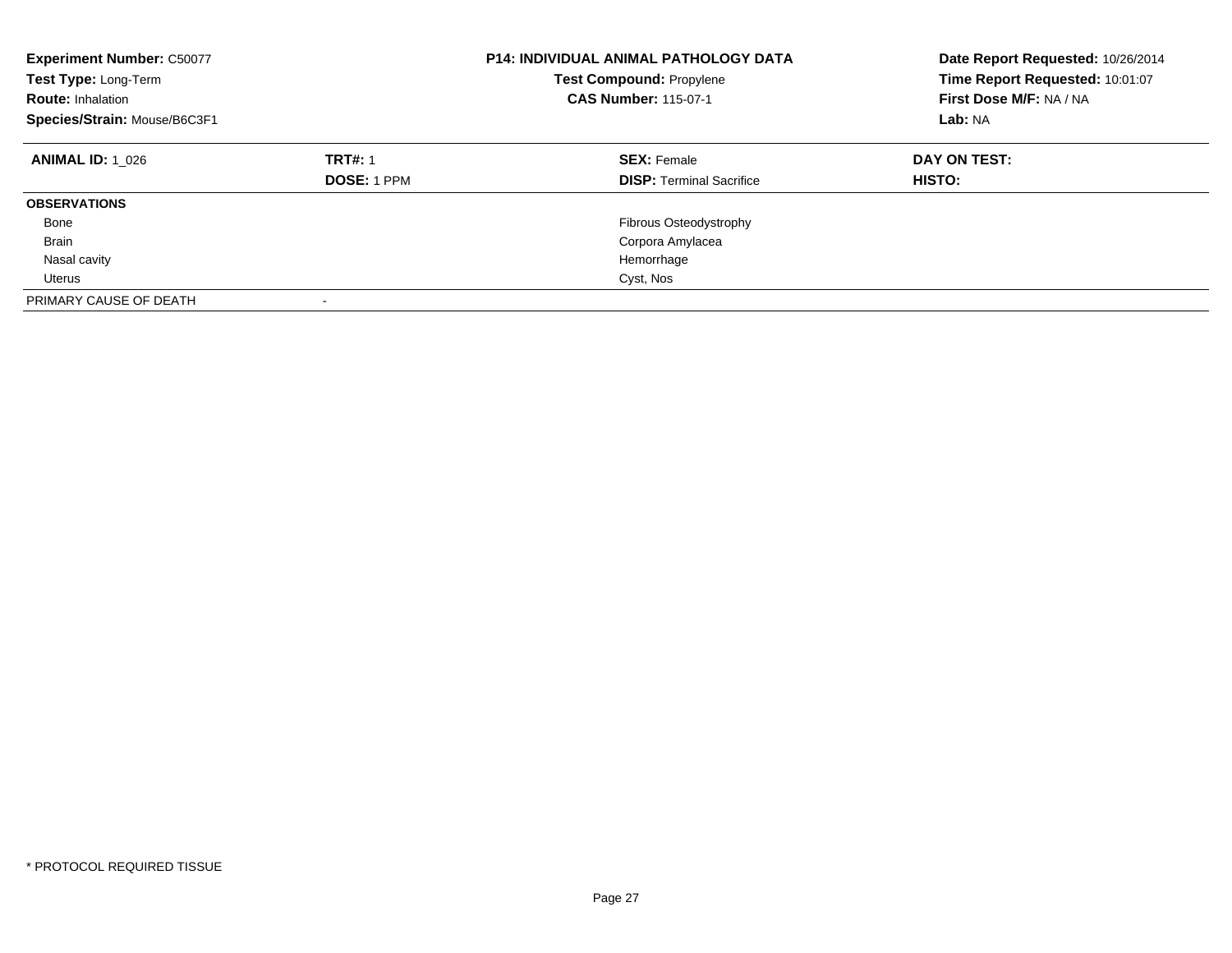**Experiment Number:** C50077
**Test Type:** Long-Term
**Route:** Inhalation
**Species/Strain:** Mouse/B6C3F1

**P14: INDIVIDUAL ANIMAL PATHOLOGY DATA**
**Test Compound:** Propylene
**CAS Number:** 115-07-1

**Date Report Requested:** 10/26/2014
**Time Report Requested:** 10:01:07
**First Dose M/F:** NA / NA
**Lab:** NA

| **ANIMAL ID:** 1_026 | **TRT#:** 1 | **SEX:** Female | **DAY ON TEST:** |
|---|---|---|---|
| | **DOSE:** 1 PPM | **DISP:** Terminal Sacrifice | **HISTO:** |
| **OBSERVATIONS** | | | |
| Bone | | Fibrous Osteodystrophy | |
| Brain | | Corpora Amylacea | |
| Nasal cavity | | Hemorrhage | |
| Uterus | | Cyst, Nos | |
| PRIMARY CAUSE OF DEATH | - | | |

* PROTOCOL REQUIRED TISSUE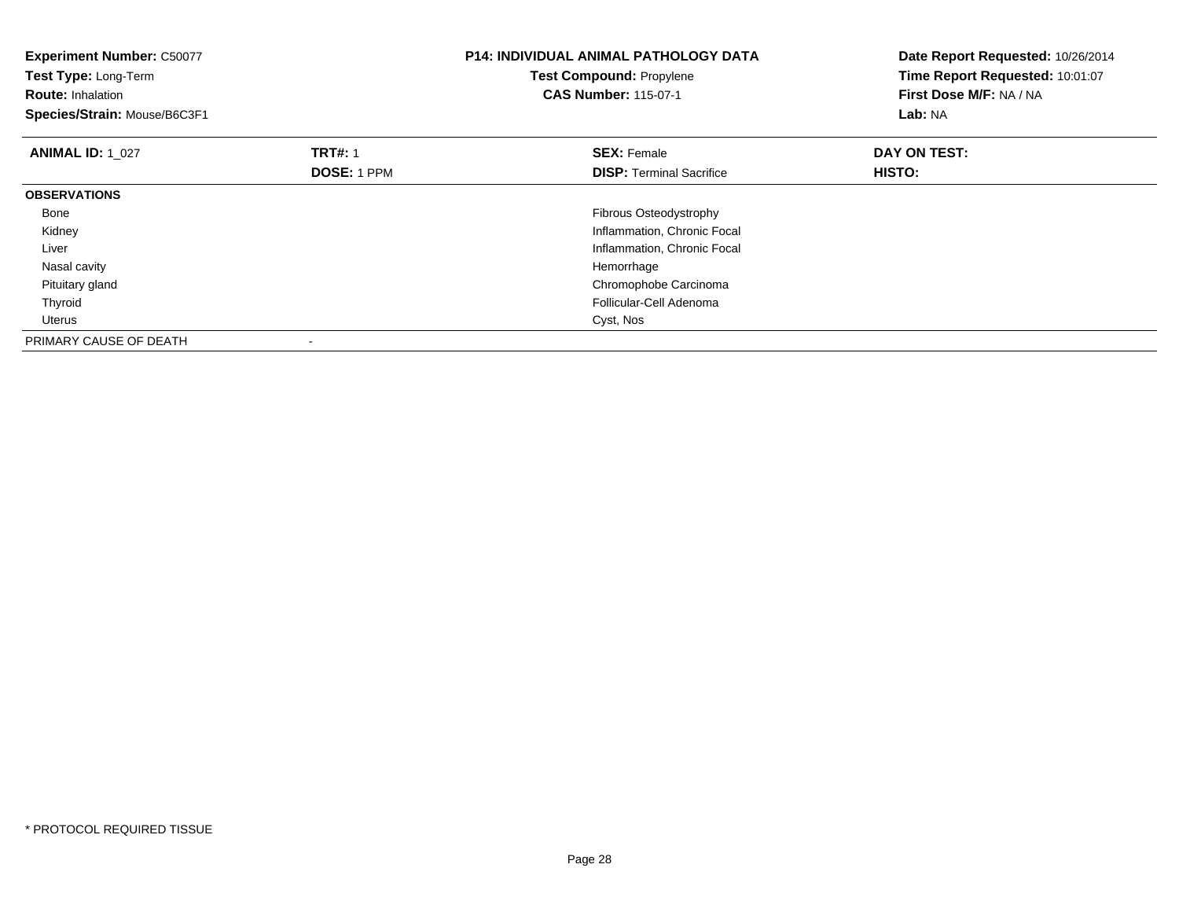**Experiment Number:** C50077
**Test Type:** Long-Term
**Route:** Inhalation
**Species/Strain:** Mouse/B6C3F1

**P14: INDIVIDUAL ANIMAL PATHOLOGY DATA**
**Test Compound:** Propylene
**CAS Number:** 115-07-1

**Date Report Requested:** 10/26/2014
**Time Report Requested:** 10:01:07
**First Dose M/F:** NA / NA
**Lab:** NA

| **ANIMAL ID:** 1_027 | **TRT#:** 1 | **SEX:** Female | **DAY ON TEST:** |
|---|---|---|---|
| | **DOSE:** 1 PPM | **DISP:** Terminal Sacrifice | **HISTO:** |
| **OBSERVATIONS** | | | |
| Bone | | Fibrous Osteodystrophy | |
| Kidney | | Inflammation, Chronic Focal | |
| Liver | | Inflammation, Chronic Focal | |
| Nasal cavity | | Hemorrhage | |
| Pituitary gland | | Chromophobe Carcinoma | |
| Thyroid | | Follicular-Cell Adenoma | |
| Uterus | | Cyst, Nos | |
| PRIMARY CAUSE OF DEATH | - | | |

* PROTOCOL REQUIRED TISSUE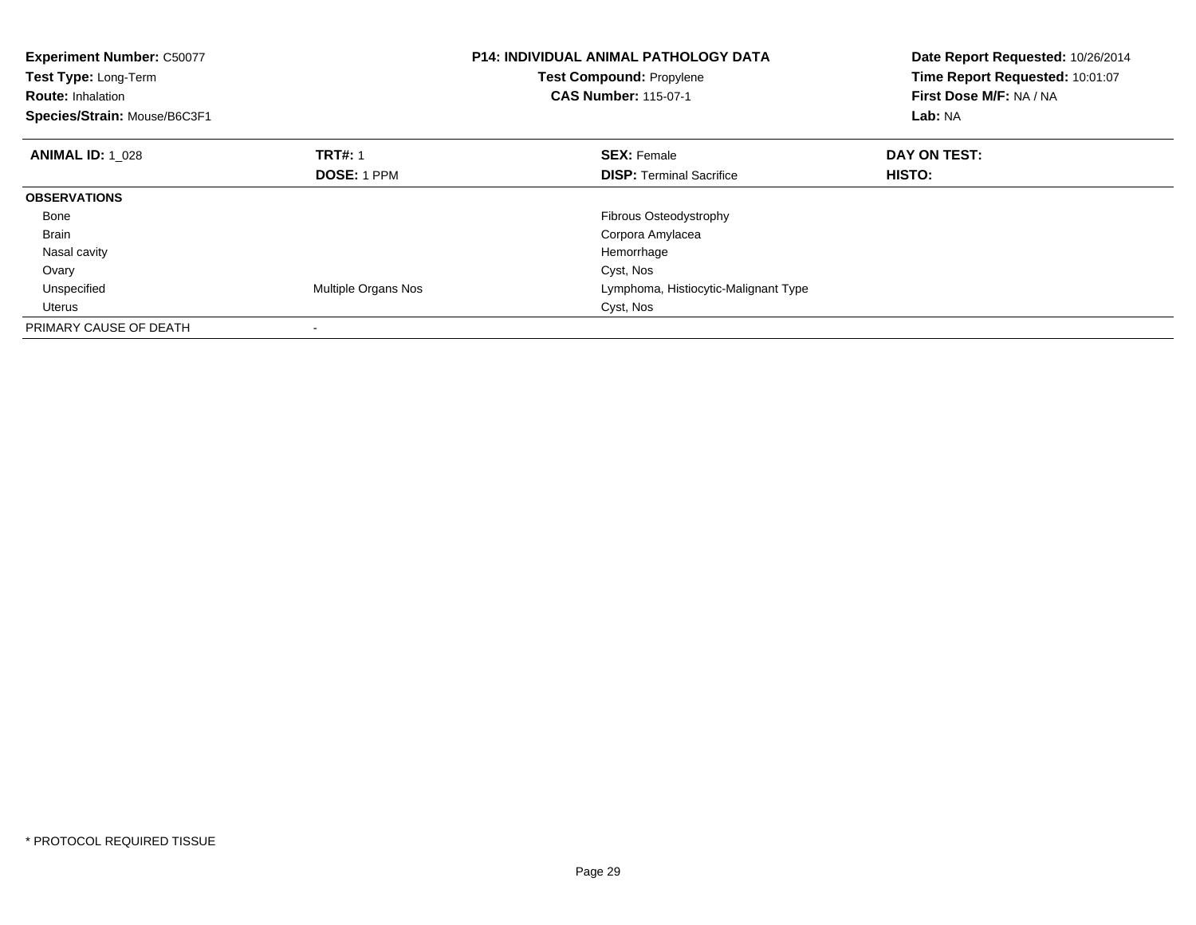**Experiment Number:** C50077
**Test Type:** Long-Term
**Route:** Inhalation
**Species/Strain:** Mouse/B6C3F1

**P14: INDIVIDUAL ANIMAL PATHOLOGY DATA**
**Test Compound:** Propylene
**CAS Number:** 115-07-1

**Date Report Requested:** 10/26/2014
**Time Report Requested:** 10:01:07
**First Dose M/F:** NA / NA
**Lab:** NA

| **ANIMAL ID:** 1_028 | **TRT#:** 1 | **SEX:** Female | **DAY ON TEST:** |
|---|---|---|---|
| | **DOSE:** 1 PPM | **DISP:** Terminal Sacrifice | **HISTO:** |
| **OBSERVATIONS** | | | |
| Bone | | Fibrous Osteodystrophy | |
| Brain | | Corpora Amylacea | |
| Nasal cavity | | Hemorrhage | |
| Ovary | | Cyst, Nos | |
| Unspecified | Multiple Organs Nos | Lymphoma, Histiocytic-Malignant Type | |
| Uterus | | Cyst, Nos | |
| PRIMARY CAUSE OF DEATH | - | | |

* PROTOCOL REQUIRED TISSUE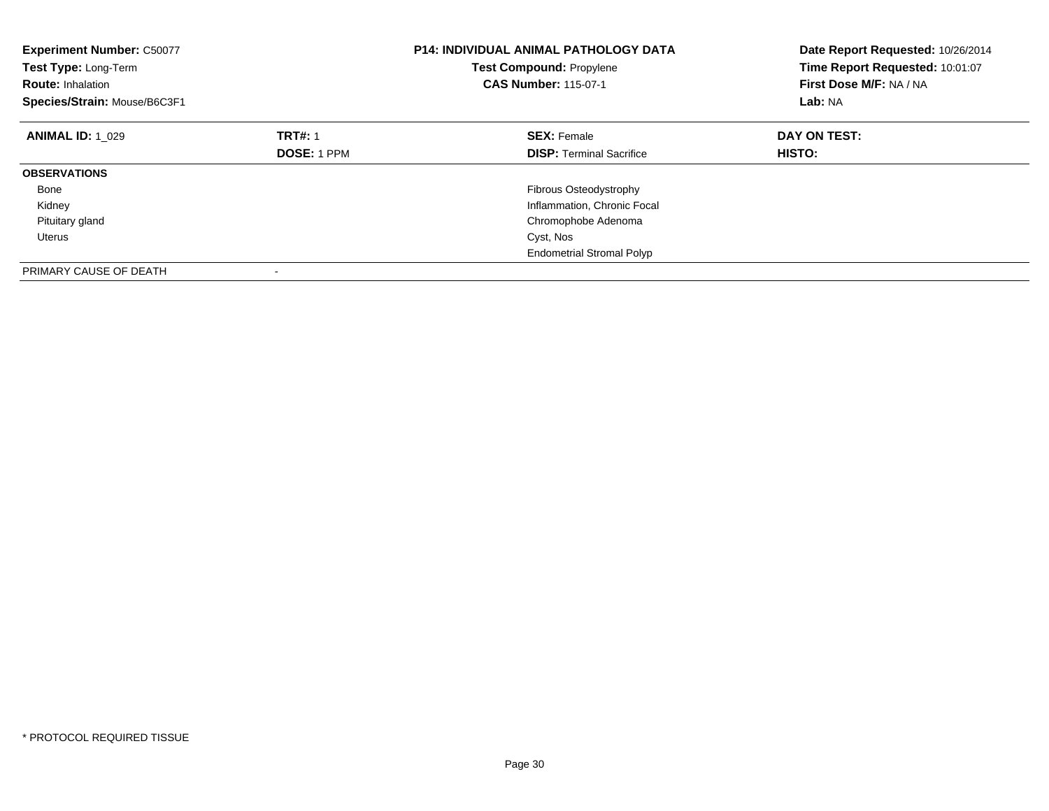| **Experiment Number:** C50077 | **P14: INDIVIDUAL ANIMAL PATHOLOGY DATA** | **Date Report Requested:** 10/26/2014 |
|---|---|---|
| **Test Type:** Long-Term | **Test Compound:** Propylene | **Time Report Requested:** 10:01:07 |
| **Route:** Inhalation | **CAS Number:** 115-07-1 | **First Dose M/F:** NA / NA |
| **Species/Strain:** Mouse/B6C3F1 | | **Lab:** NA |

| **ANIMAL ID:** 1_029 | **TRT#:** 1 | **SEX:** Female | **DAY ON TEST:** |
|---|---|---|---|
| | **DOSE:** 1 PPM | **DISP:** Terminal Sacrifice | **HISTO:** |
| **OBSERVATIONS** | | | |
| Bone | | Fibrous Osteodystrophy | |
| Kidney | | Inflammation, Chronic Focal | |
| Pituitary gland | | Chromophobe Adenoma | |
| Uterus | | Cyst, Nos | |
| | | Endometrial Stromal Polyp | |
| PRIMARY CAUSE OF DEATH | - | | |

* PROTOCOL REQUIRED TISSUE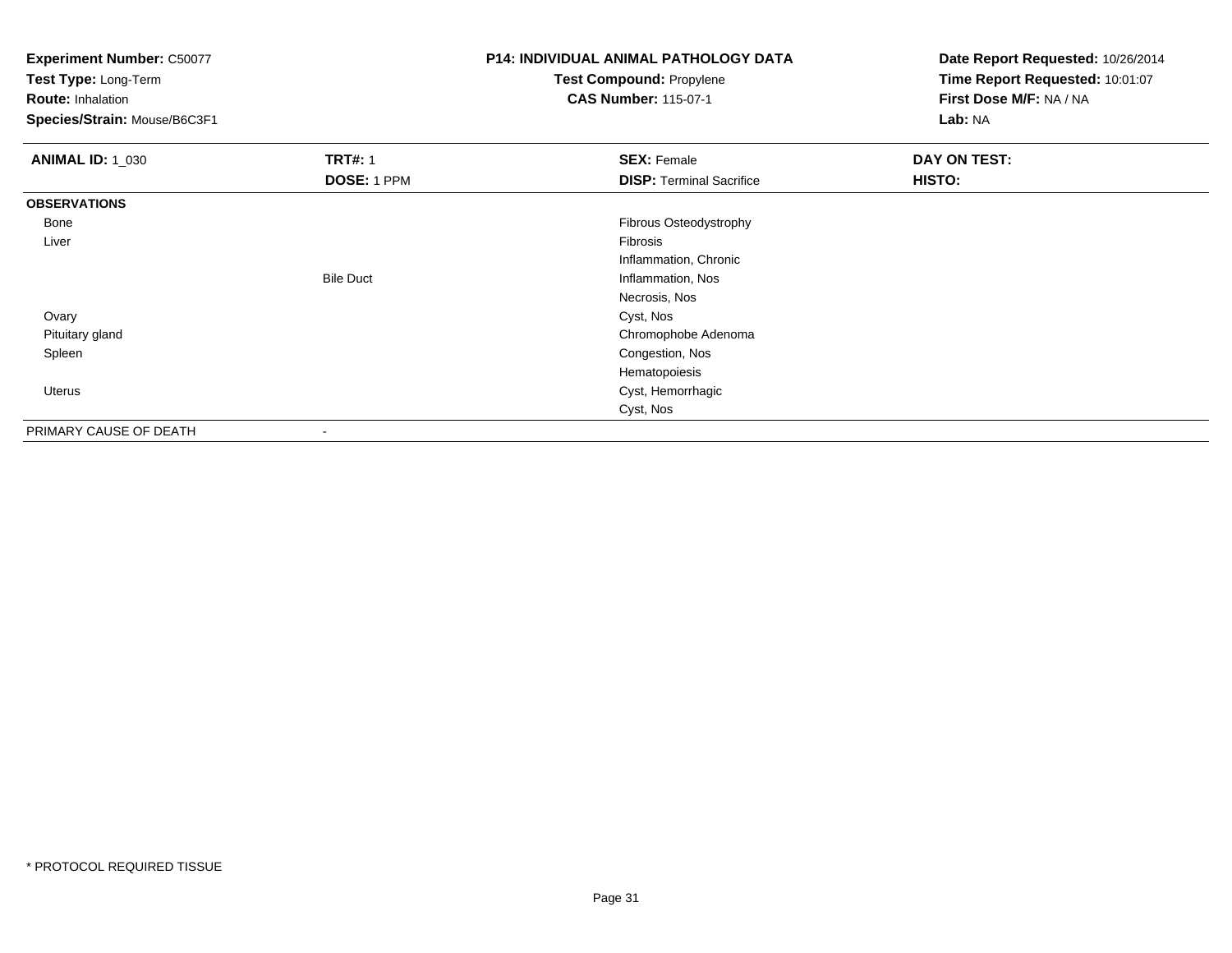**Experiment Number:** C50077
**Test Type:** Long-Term
**Route:** Inhalation
**Species/Strain:** Mouse/B6C3F1

**P14: INDIVIDUAL ANIMAL PATHOLOGY DATA**
**Test Compound:** Propylene
**CAS Number:** 115-07-1

**Date Report Requested:** 10/26/2014
**Time Report Requested:** 10:01:07
**First Dose M/F:** NA / NA
**Lab:** NA

| **ANIMAL ID:** 1_030 | **TRT#:** 1 | **SEX:** Female | **DAY ON TEST:** |
|---|---|---|---|
| | **DOSE:** 1 PPM | **DISP:** Terminal Sacrifice | **HISTO:** |
| **OBSERVATIONS** | | | |
| Bone | | Fibrous Osteodystrophy | |
| Liver | | Fibrosis | |
| | | Inflammation, Chronic | |
| | Bile Duct | Inflammation, Nos | |
| | | Necrosis, Nos | |
| Ovary | | Cyst, Nos | |
| Pituitary gland | | Chromophobe Adenoma | |
| Spleen | | Congestion, Nos | |
| | | Hematopoiesis | |
| Uterus | | Cyst, Hemorrhagic | |
| | | Cyst, Nos | |
| PRIMARY CAUSE OF DEATH | - | | |

* PROTOCOL REQUIRED TISSUE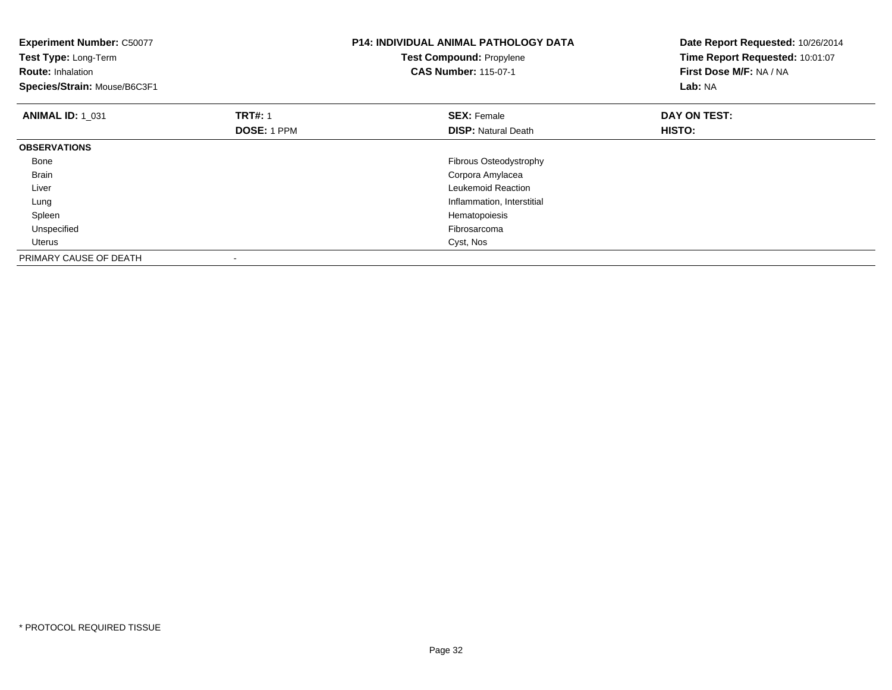**Experiment Number:** C50077
**Test Type:** Long-Term
**Route:** Inhalation
**Species/Strain:** Mouse/B6C3F1

**P14: INDIVIDUAL ANIMAL PATHOLOGY DATA**
**Test Compound:** Propylene
**CAS Number:** 115-07-1

**Date Report Requested:** 10/26/2014
**Time Report Requested:** 10:01:07
**First Dose M/F:** NA / NA
**Lab:** NA

| **ANIMAL ID:** 1_031 | **TRT#:** 1 | **SEX:** Female | **DAY ON TEST:** |
|---|---|---|---|
| | **DOSE:** 1 PPM | **DISP:** Natural Death | **HISTO:** |
| **OBSERVATIONS** | | | |
| Bone | | Fibrous Osteodystrophy | |
| Brain | | Corpora Amylacea | |
| Liver | | Leukemoid Reaction | |
| Lung | | Inflammation, Interstitial | |
| Spleen | | Hematopoiesis | |
| Unspecified | | Fibrosarcoma | |
| Uterus | | Cyst, Nos | |
| PRIMARY CAUSE OF DEATH | - | | |

\* PROTOCOL REQUIRED TISSUE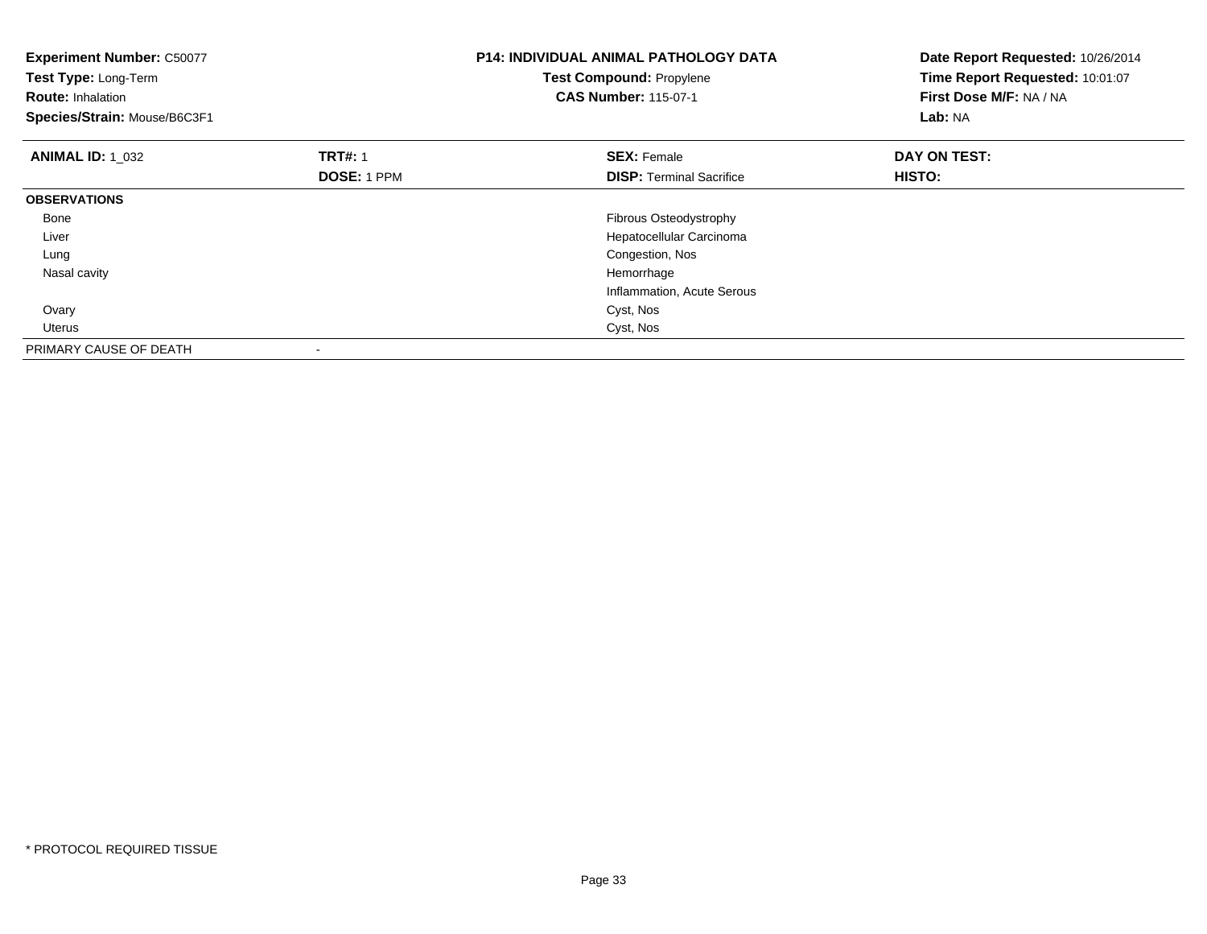**Experiment Number:** C50077
**Test Type:** Long-Term
**Route:** Inhalation
**Species/Strain:** Mouse/B6C3F1

**P14: INDIVIDUAL ANIMAL PATHOLOGY DATA**
**Test Compound:** Propylene
**CAS Number:** 115-07-1

**Date Report Requested:** 10/26/2014
**Time Report Requested:** 10:01:07
**First Dose M/F:** NA / NA
**Lab:** NA

| **ANIMAL ID:** 1_032 | **TRT#:** 1 | **SEX:** Female | **DAY ON TEST:** |
|---|---|---|---|
| | **DOSE:** 1 PPM | **DISP:** Terminal Sacrifice | **HISTO:** |
| **OBSERVATIONS** | | | |
| Bone | | Fibrous Osteodystrophy | |
| Liver | | Hepatocellular Carcinoma | |
| Lung | | Congestion, Nos | |
| Nasal cavity | | Hemorrhage | |
| | | Inflammation, Acute Serous | |
| Ovary | | Cyst, Nos | |
| Uterus | | Cyst, Nos | |
| PRIMARY CAUSE OF DEATH | - | | |

* PROTOCOL REQUIRED TISSUE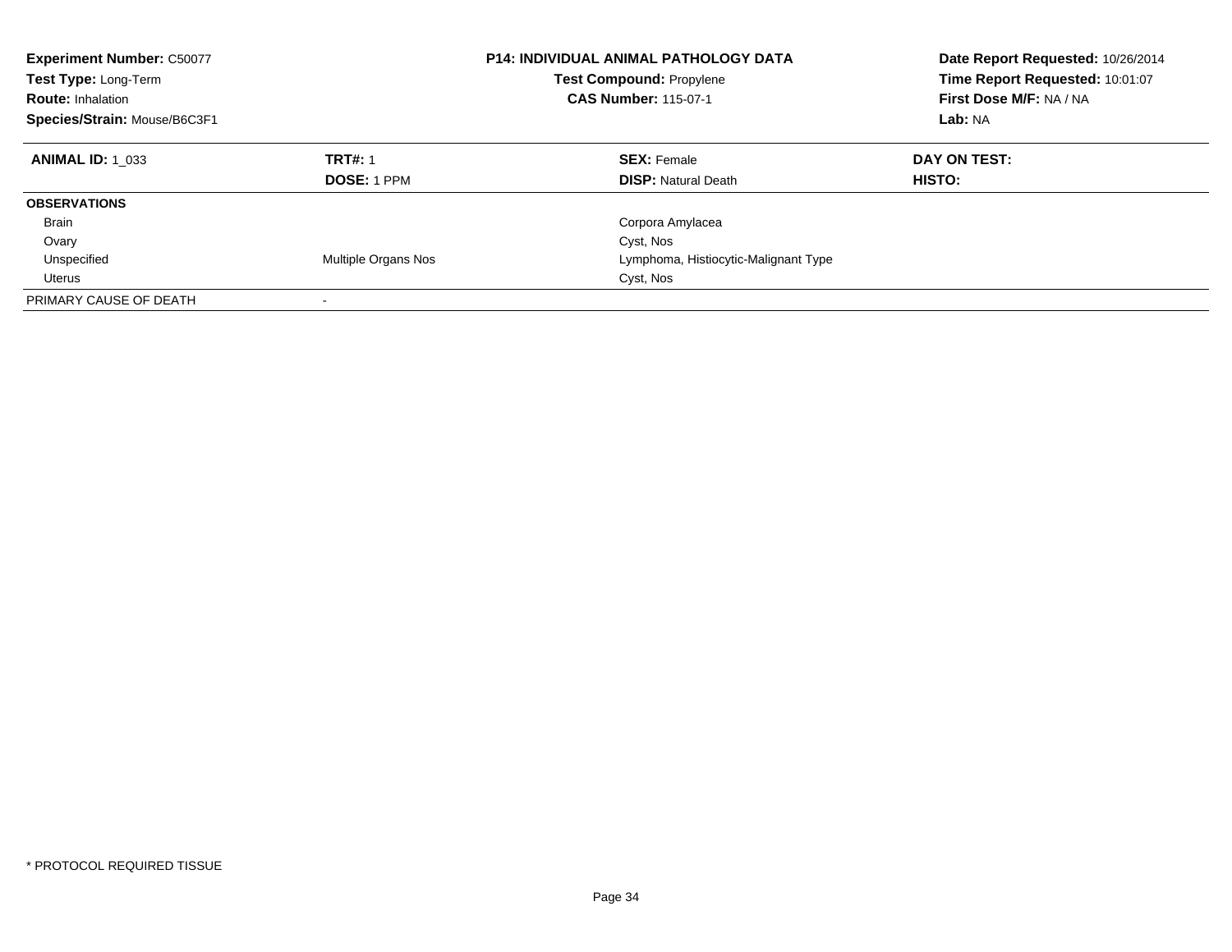**Experiment Number:** C50077
**Test Type:** Long-Term
**Route:** Inhalation
**Species/Strain:** Mouse/B6C3F1

**P14: INDIVIDUAL ANIMAL PATHOLOGY DATA**
**Test Compound:** Propylene
**CAS Number:** 115-07-1

**Date Report Requested:** 10/26/2014
**Time Report Requested:** 10:01:07
**First Dose M/F:** NA / NA
**Lab:** NA

| **ANIMAL ID:** 1_033 | **TRT#:** 1 | **SEX:** Female | **DAY ON TEST:** |
|---|---|---|---|
| | **DOSE:** 1 PPM | **DISP:** Natural Death | **HISTO:** |
| **OBSERVATIONS** | | | |
| Brain | | Corpora Amylacea | |
| Ovary | | Cyst, Nos | |
| Unspecified | Multiple Organs Nos | Lymphoma, Histiocytic-Malignant Type | |
| Uterus | | Cyst, Nos | |
| PRIMARY CAUSE OF DEATH | - | | |

* PROTOCOL REQUIRED TISSUE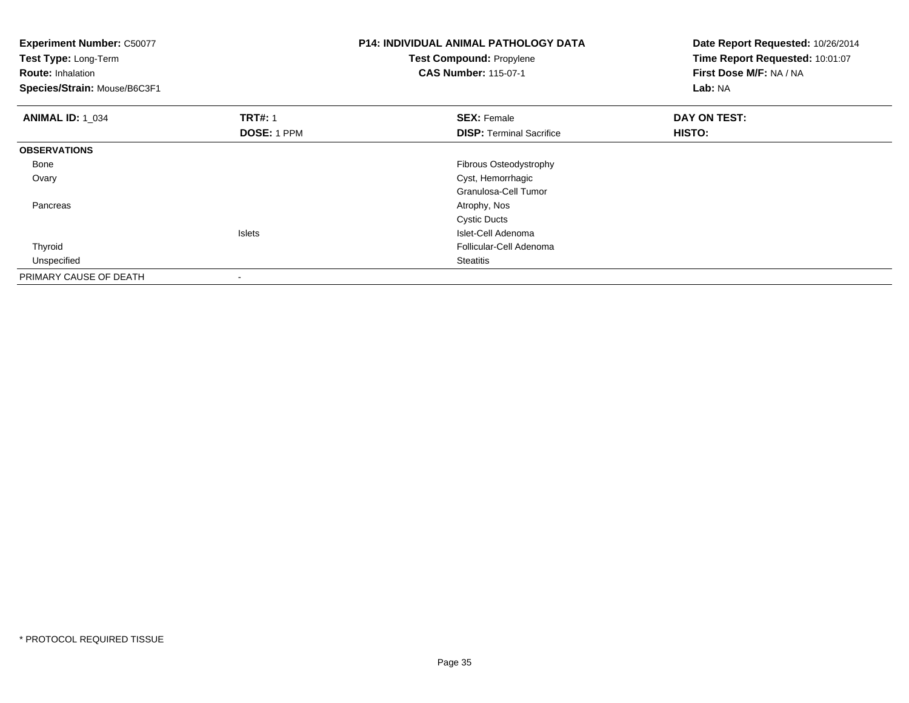**Experiment Number:** C50077
**Test Type:** Long-Term
**Route:** Inhalation
**Species/Strain:** Mouse/B6C3F1

**P14: INDIVIDUAL ANIMAL PATHOLOGY DATA**
**Test Compound:** Propylene
**CAS Number:** 115-07-1

**Date Report Requested:** 10/26/2014
**Time Report Requested:** 10:01:07
**First Dose M/F:** NA / NA
**Lab:** NA

| **ANIMAL ID:** 1_034 | **TRT#:** 1 | **SEX:** Female | **DAY ON TEST:** |
|---|---|---|---|
| | **DOSE:** 1 PPM | **DISP:** Terminal Sacrifice | **HISTO:** |
| **OBSERVATIONS** | | | |
| Bone | | Fibrous Osteodystrophy | |
| Ovary | | Cyst, Hemorrhagic | |
| | | Granulosa-Cell Tumor | |
| Pancreas | | Atrophy, Nos | |
| | | Cystic Ducts | |
| | Islets | Islet-Cell Adenoma | |
| Thyroid | | Follicular-Cell Adenoma | |
| Unspecified | | Steatitis | |
| PRIMARY CAUSE OF DEATH | - | | |

* PROTOCOL REQUIRED TISSUE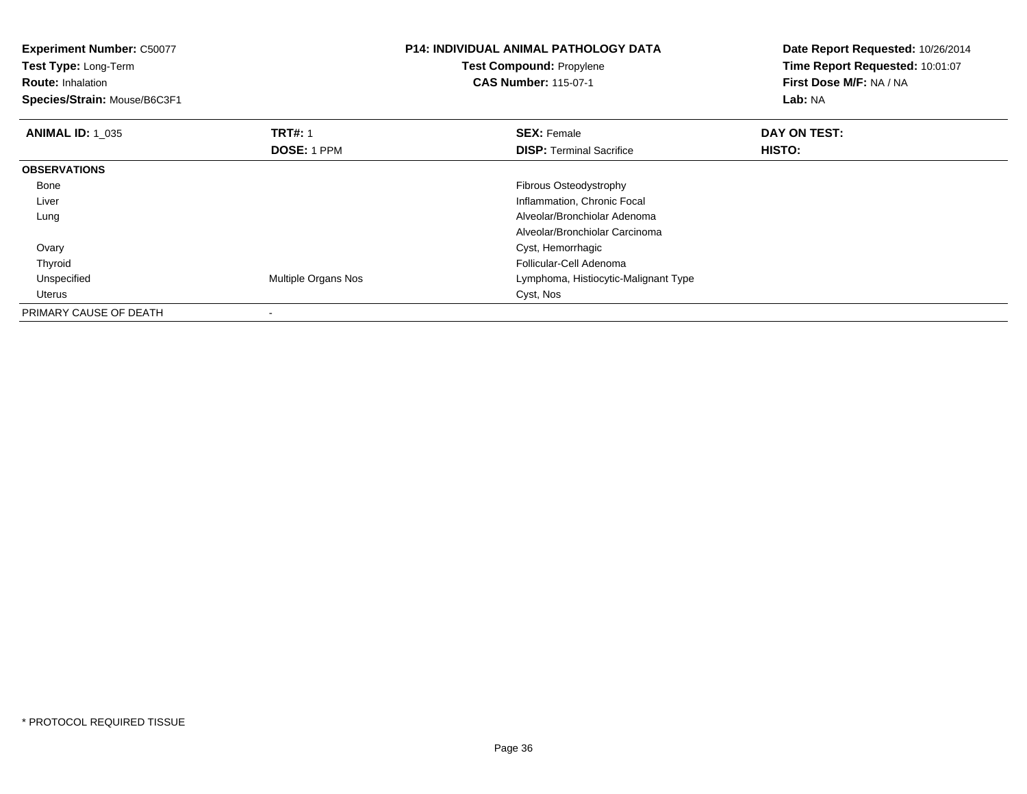**Experiment Number:** C50077
**Test Type:** Long-Term
**Route:** Inhalation
**Species/Strain:** Mouse/B6C3F1

**P14: INDIVIDUAL ANIMAL PATHOLOGY DATA**
**Test Compound:** Propylene
**CAS Number:** 115-07-1

**Date Report Requested:** 10/26/2014
**Time Report Requested:** 10:01:07
**First Dose M/F:** NA / NA
**Lab:** NA

| **ANIMAL ID:** 1_035 | **TRT#:** 1 | **SEX:** Female | **DAY ON TEST:** |
|---|---|---|---|
| | **DOSE:** 1 PPM | **DISP:** Terminal Sacrifice | **HISTO:** |
| **OBSERVATIONS** | | | |
| Bone | | Fibrous Osteodystrophy | |
| Liver | | Inflammation, Chronic Focal | |
| Lung | | Alveolar/Bronchiolar Adenoma | |
| | | Alveolar/Bronchiolar Carcinoma | |
| Ovary | | Cyst, Hemorrhagic | |
| Thyroid | | Follicular-Cell Adenoma | |
| Unspecified | Multiple Organs Nos | Lymphoma, Histiocytic-Malignant Type | |
| Uterus | | Cyst, Nos | |
| PRIMARY CAUSE OF DEATH | - | | |

* PROTOCOL REQUIRED TISSUE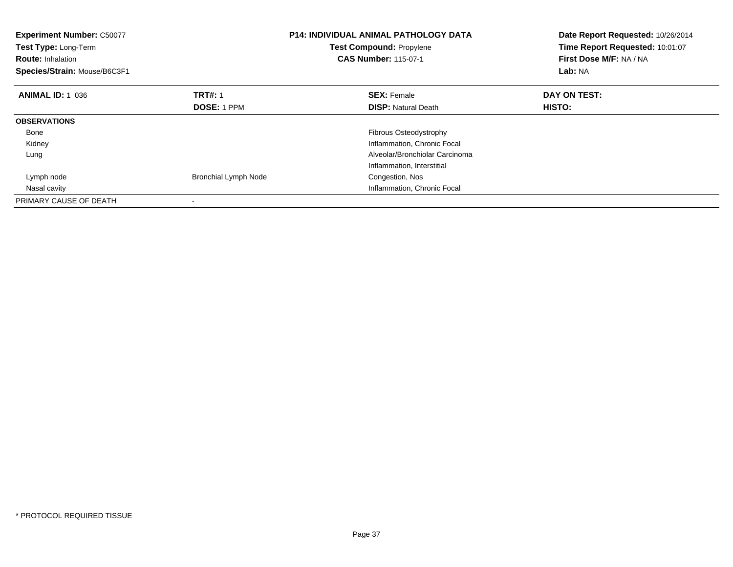| | | | |
|---|---|---|---|
| **Experiment Number:** C50077 | **P14: INDIVIDUAL ANIMAL PATHOLOGY DATA** | | **Date Report Requested:** 10/26/2014 |
| **Test Type:** Long-Term | **Test Compound:** Propylene | | **Time Report Requested:** 10:01:07 |
| **Route:** Inhalation | **CAS Number:** 115-07-1 | | **First Dose M/F:** NA / NA |
| **Species/Strain:** Mouse/B6C3F1 | | | **Lab:** NA |

| **ANIMAL ID:** 1_036 | **TRT#:** 1 | **SEX:** Female | **DAY ON TEST:** |
|---|---|---|---|
| | **DOSE:** 1 PPM | **DISP:** Natural Death | **HISTO:** |
| **OBSERVATIONS** | | | |
| Bone | | Fibrous Osteodystrophy | |
| Kidney | | Inflammation, Chronic Focal | |
| Lung | | Alveolar/Bronchiolar Carcinoma | |
| | | Inflammation, Interstitial | |
| Lymph node | Bronchial Lymph Node | Congestion, Nos | |
| Nasal cavity | | Inflammation, Chronic Focal | |
| PRIMARY CAUSE OF DEATH | - | | |

* PROTOCOL REQUIRED TISSUE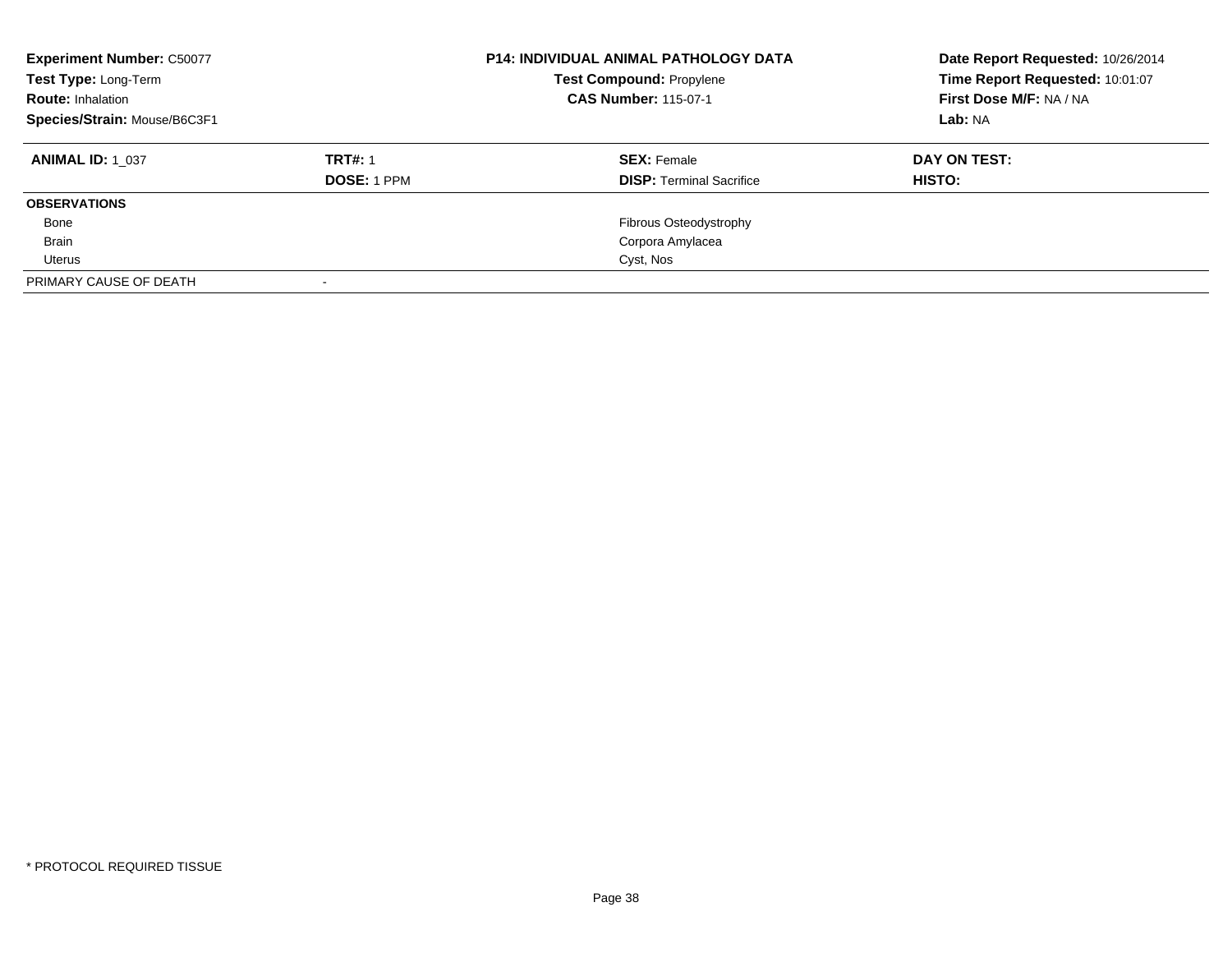**Experiment Number:** C50077
**Test Type:** Long-Term
**Route:** Inhalation
**Species/Strain:** Mouse/B6C3F1

**P14: INDIVIDUAL ANIMAL PATHOLOGY DATA**
**Test Compound:** Propylene
**CAS Number:** 115-07-1

**Date Report Requested:** 10/26/2014
**Time Report Requested:** 10:01:07
**First Dose M/F:** NA / NA
**Lab:** NA

| **ANIMAL ID:** 1_037 | **TRT#:** 1 | **SEX:** Female | **DAY ON TEST:** |
|---|---|---|---|
| | **DOSE:** 1 PPM | **DISP:** Terminal Sacrifice | **HISTO:** |
| **OBSERVATIONS** | | | |
| Bone | | Fibrous Osteodystrophy | |
| Brain | | Corpora Amylacea | |
| Uterus | | Cyst, Nos | |
| PRIMARY CAUSE OF DEATH | - | | |

* PROTOCOL REQUIRED TISSUE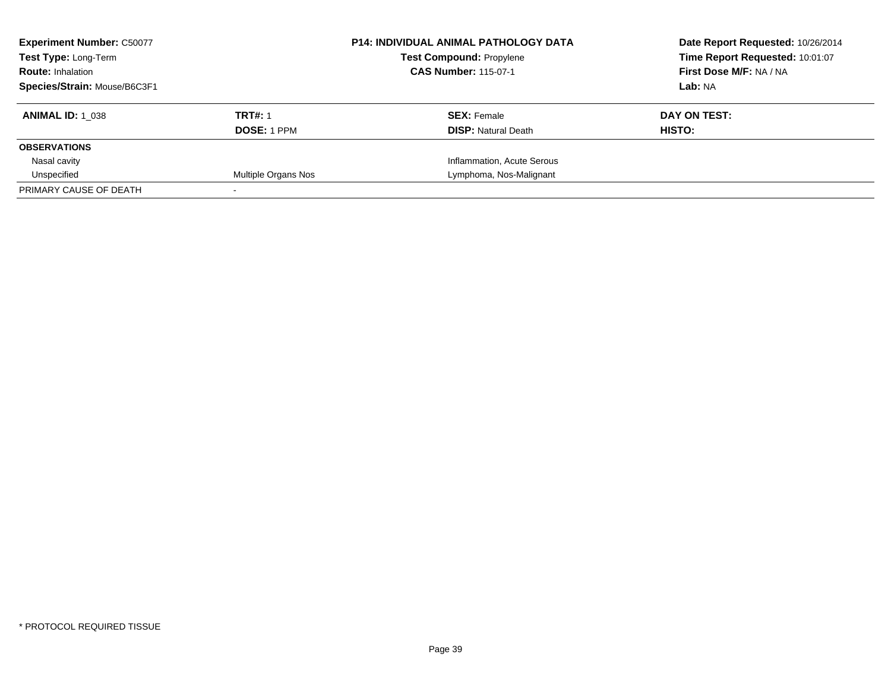**Experiment Number:** C50077
**Test Type:** Long-Term
**Route:** Inhalation
**Species/Strain:** Mouse/B6C3F1

**P14: INDIVIDUAL ANIMAL PATHOLOGY DATA**
**Test Compound:** Propylene
**CAS Number:** 115-07-1

**Date Report Requested:** 10/26/2014
**Time Report Requested:** 10:01:07
**First Dose M/F:** NA / NA
**Lab:** NA

| **ANIMAL ID:** 1_038 | **TRT#:** 1 | **SEX:** Female | **DAY ON TEST:** |
|---|---|---|---|
| | **DOSE:** 1 PPM | **DISP:** Natural Death | **HISTO:** |
| **OBSERVATIONS** | | | |
| Nasal cavity | | Inflammation, Acute Serous | |
| Unspecified | Multiple Organs Nos | Lymphoma, Nos-Malignant | |
| PRIMARY CAUSE OF DEATH | - | | |

* PROTOCOL REQUIRED TISSUE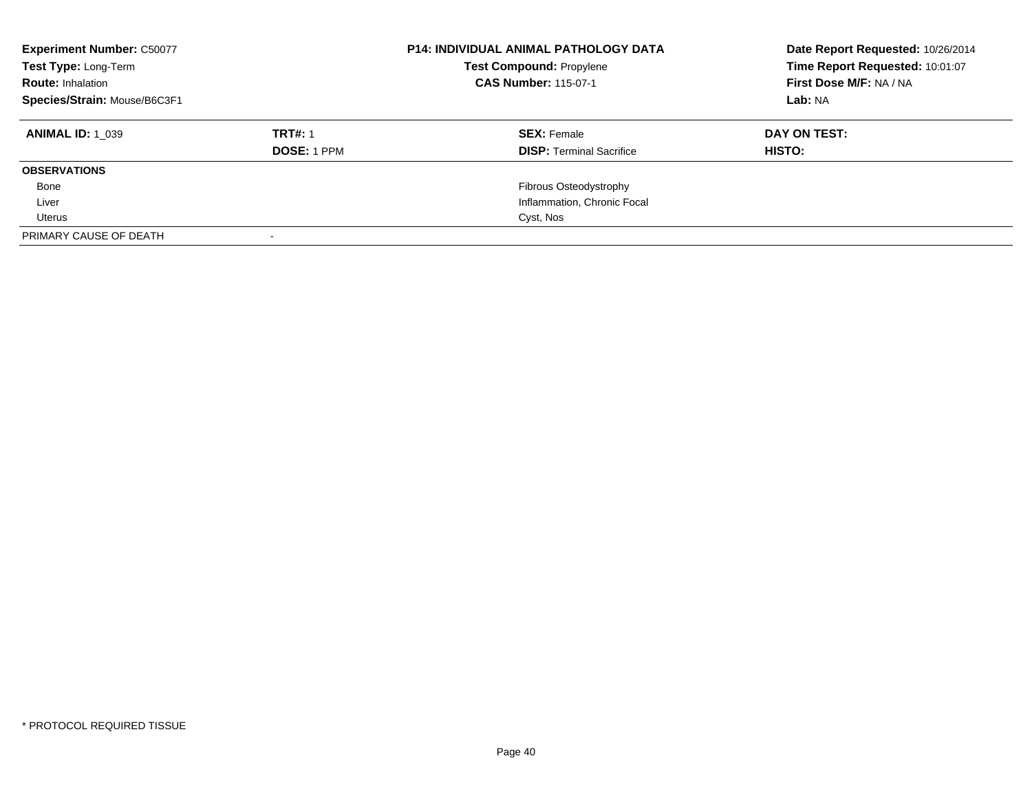**Experiment Number:** C50077
**Test Type:** Long-Term
**Route:** Inhalation
**Species/Strain:** Mouse/B6C3F1

**P14: INDIVIDUAL ANIMAL PATHOLOGY DATA**
**Test Compound:** Propylene
**CAS Number:** 115-07-1

**Date Report Requested:** 10/26/2014
**Time Report Requested:** 10:01:07
**First Dose M/F:** NA / NA
**Lab:** NA

| **ANIMAL ID:** 1_039 | **TRT#:** 1 | **SEX:** Female | **DAY ON TEST:** |
|---|---|---|---|
| | **DOSE:** 1 PPM | **DISP:** Terminal Sacrifice | **HISTO:** |
| **OBSERVATIONS** | | | |
| Bone | | Fibrous Osteodystrophy | |
| Liver | | Inflammation, Chronic Focal | |
| Uterus | | Cyst, Nos | |
| PRIMARY CAUSE OF DEATH | - | | |

* PROTOCOL REQUIRED TISSUE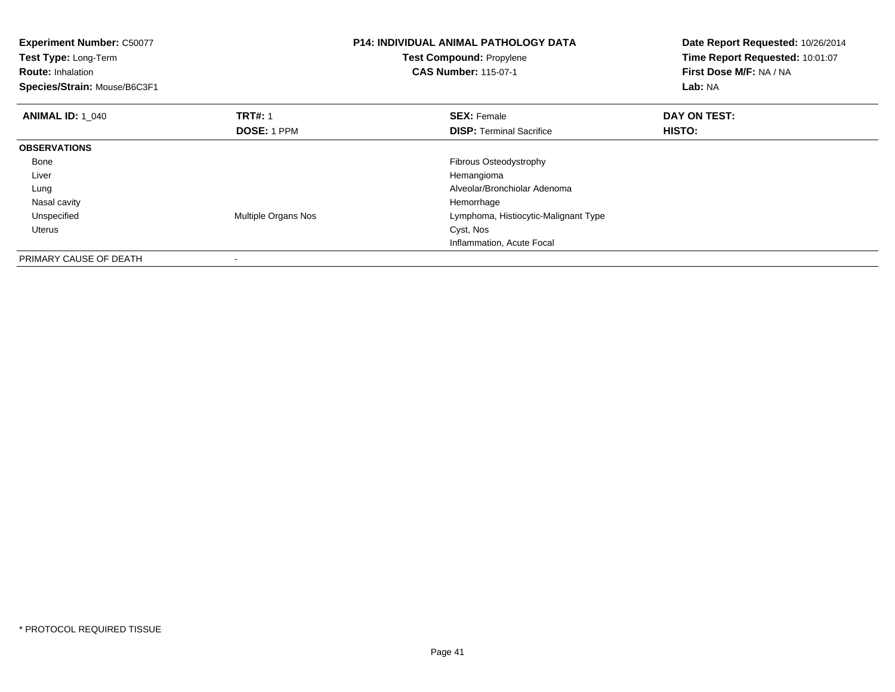**Experiment Number:** C50077
**Test Type:** Long-Term
**Route:** Inhalation
**Species/Strain:** Mouse/B6C3F1

**P14: INDIVIDUAL ANIMAL PATHOLOGY DATA**
**Test Compound:** Propylene
**CAS Number:** 115-07-1

**Date Report Requested:** 10/26/2014
**Time Report Requested:** 10:01:07
**First Dose M/F:** NA / NA
**Lab:** NA

| **ANIMAL ID:** 1_040 | **TRT#:** 1 | **SEX:** Female | **DAY ON TEST:** |
|---|---|---|---|
| | **DOSE:** 1 PPM | **DISP:** Terminal Sacrifice | **HISTO:** |
| **OBSERVATIONS** | | | |
| Bone | | Fibrous Osteodystrophy | |
| Liver | | Hemangioma | |
| Lung | | Alveolar/Bronchiolar Adenoma | |
| Nasal cavity | | Hemorrhage | |
| Unspecified | Multiple Organs Nos | Lymphoma, Histiocytic-Malignant Type | |
| Uterus | | Cyst, Nos | |
| | | Inflammation, Acute Focal | |
| PRIMARY CAUSE OF DEATH | - | | |

* PROTOCOL REQUIRED TISSUE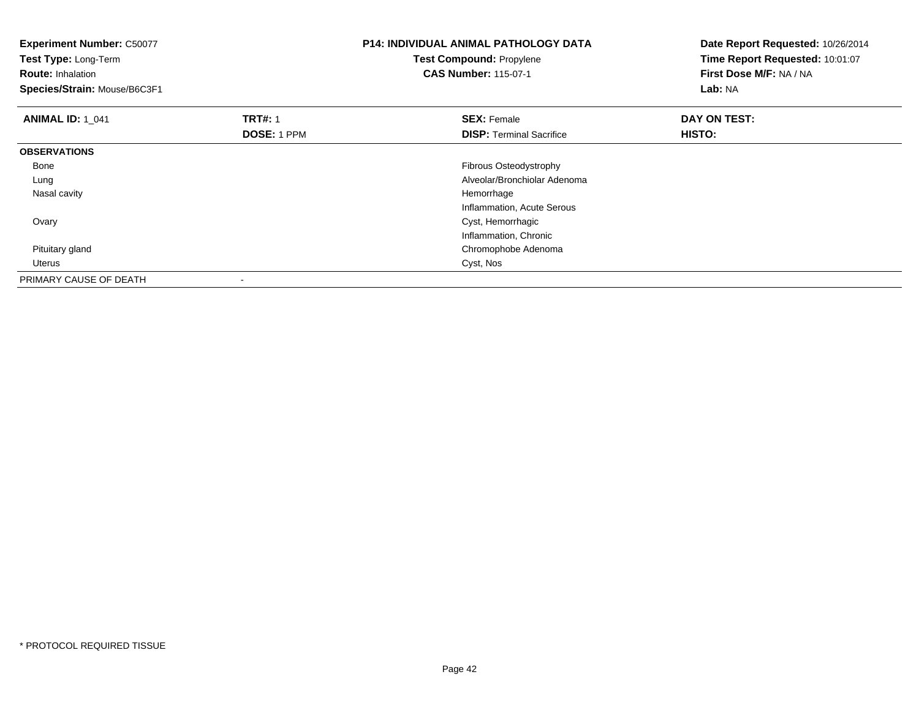**Experiment Number:** C50077
**Test Type:** Long-Term
**Route:** Inhalation
**Species/Strain:** Mouse/B6C3F1

**P14: INDIVIDUAL ANIMAL PATHOLOGY DATA**
**Test Compound:** Propylene
**CAS Number:** 115-07-1

**Date Report Requested:** 10/26/2014
**Time Report Requested:** 10:01:07
**First Dose M/F:** NA / NA
**Lab:** NA

| **ANIMAL ID:** 1_041 | **TRT#:** 1 | **SEX:** Female | **DAY ON TEST:** |
|---|---|---|---|
| | **DOSE:** 1 PPM | **DISP:** Terminal Sacrifice | **HISTO:** |
| **OBSERVATIONS** | | | |
| Bone | | Fibrous Osteodystrophy | |
| Lung | | Alveolar/Bronchiolar Adenoma | |
| Nasal cavity | | Hemorrhage | |
| | | Inflammation, Acute Serous | |
| Ovary | | Cyst, Hemorrhagic | |
| | | Inflammation, Chronic | |
| Pituitary gland | | Chromophobe Adenoma | |
| Uterus | | Cyst, Nos | |
| PRIMARY CAUSE OF DEATH | - | | |

* PROTOCOL REQUIRED TISSUE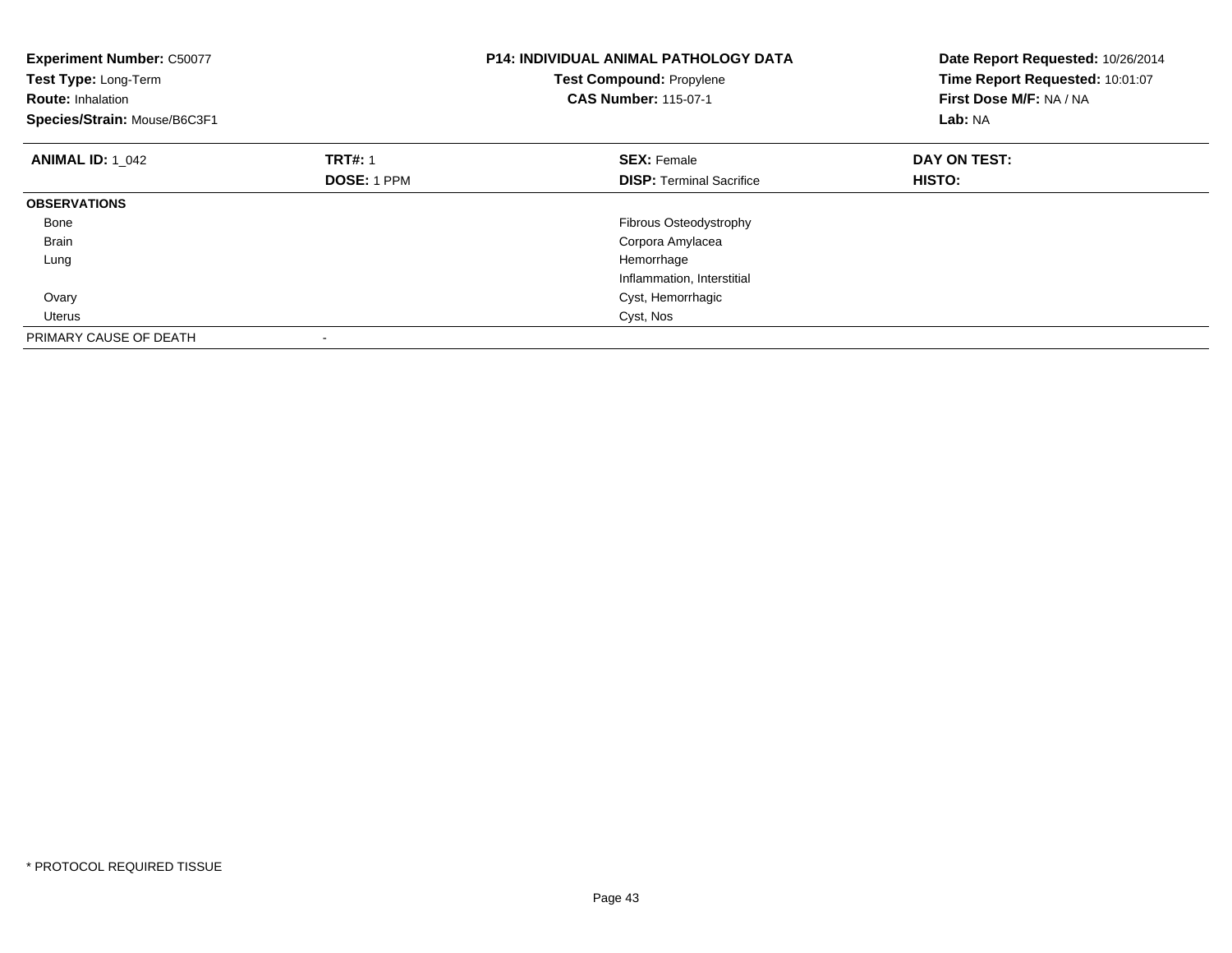**Experiment Number:** C50077
**Test Type:** Long-Term
**Route:** Inhalation
**Species/Strain:** Mouse/B6C3F1

**P14: INDIVIDUAL ANIMAL PATHOLOGY DATA**
**Test Compound:** Propylene
**CAS Number:** 115-07-1

**Date Report Requested:** 10/26/2014
**Time Report Requested:** 10:01:07
**First Dose M/F:** NA / NA
**Lab:** NA

| **ANIMAL ID:** 1_042 | **TRT#:** 1 | **SEX:** Female | **DAY ON TEST:** |
|---|---|---|---|
| | **DOSE:** 1 PPM | **DISP:** Terminal Sacrifice | **HISTO:** |
| **OBSERVATIONS** | | | |
| Bone | | Fibrous Osteodystrophy | |
| Brain | | Corpora Amylacea | |
| Lung | | Hemorrhage | |
| | | Inflammation, Interstitial | |
| Ovary | | Cyst, Hemorrhagic | |
| Uterus | | Cyst, Nos | |
| PRIMARY CAUSE OF DEATH | - | | |

* PROTOCOL REQUIRED TISSUE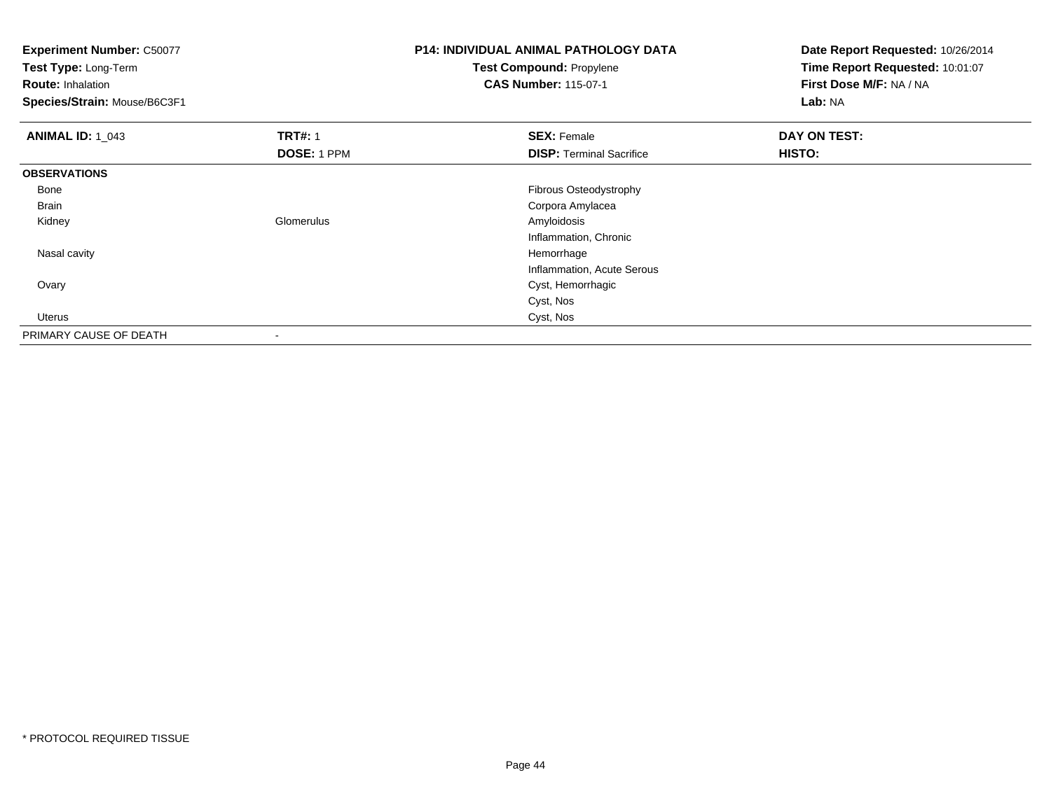**Experiment Number:** C50077
**Test Type:** Long-Term
**Route:** Inhalation
**Species/Strain:** Mouse/B6C3F1

**P14: INDIVIDUAL ANIMAL PATHOLOGY DATA**
**Test Compound:** Propylene
**CAS Number:** 115-07-1

**Date Report Requested:** 10/26/2014
**Time Report Requested:** 10:01:07
**First Dose M/F:** NA / NA
**Lab:** NA

| **ANIMAL ID:** 1_043 | **TRT#:** 1 | **SEX:** Female | **DAY ON TEST:** |
|---|---|---|---|
| | **DOSE:** 1 PPM | **DISP:** Terminal Sacrifice | **HISTO:** |
| **OBSERVATIONS** | | | |
| Bone | | Fibrous Osteodystrophy | |
| Brain | | Corpora Amylacea | |
| Kidney | Glomerulus | Amyloidosis | |
| | | Inflammation, Chronic | |
| Nasal cavity | | Hemorrhage | |
| | | Inflammation, Acute Serous | |
| Ovary | | Cyst, Hemorrhagic | |
| | | Cyst, Nos | |
| Uterus | | Cyst, Nos | |
| PRIMARY CAUSE OF DEATH | - | | |

* PROTOCOL REQUIRED TISSUE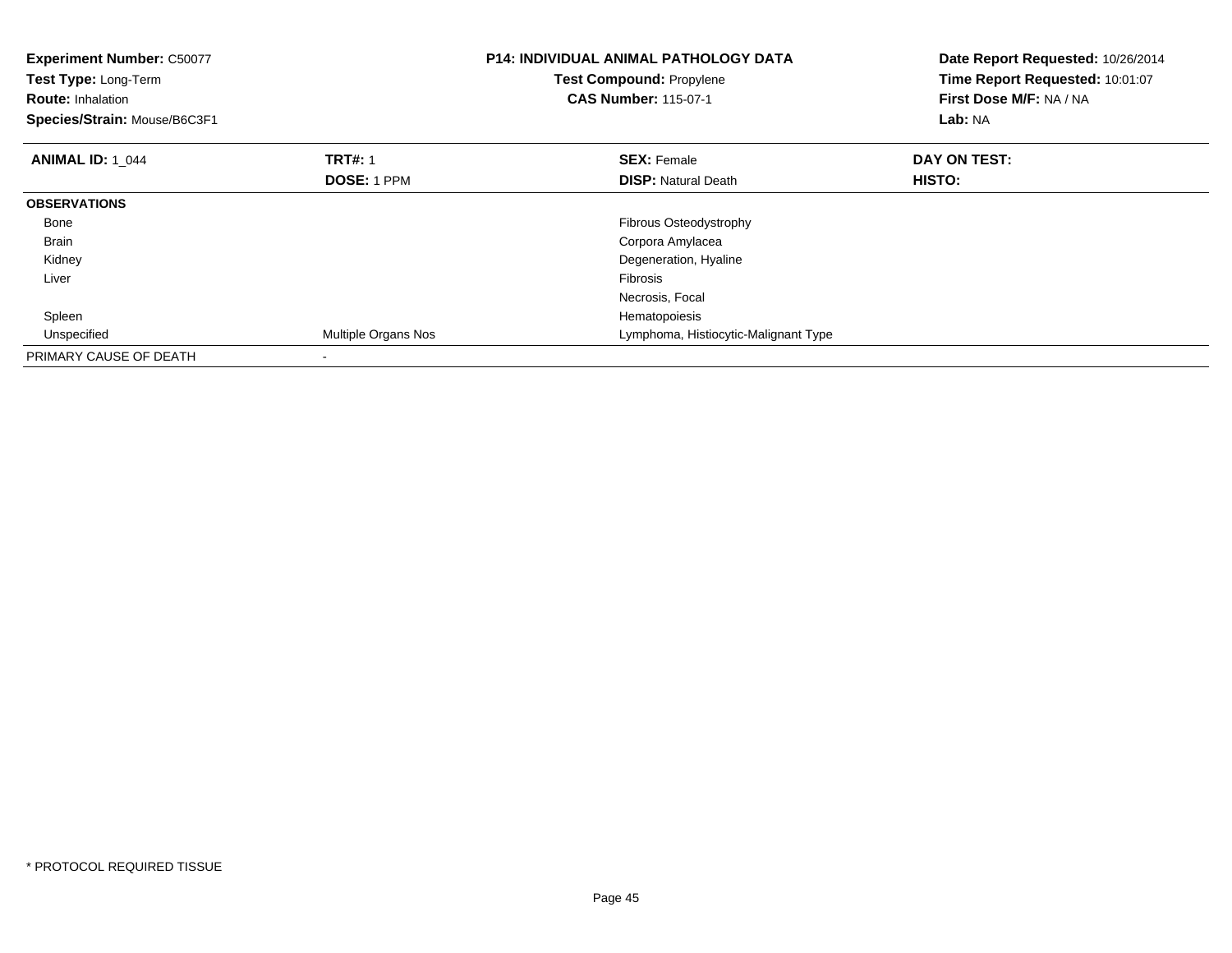**Experiment Number:** C50077
**Test Type:** Long-Term
**Route:** Inhalation
**Species/Strain:** Mouse/B6C3F1

**P14: INDIVIDUAL ANIMAL PATHOLOGY DATA**
**Test Compound:** Propylene
**CAS Number:** 115-07-1

**Date Report Requested:** 10/26/2014
**Time Report Requested:** 10:01:07
**First Dose M/F:** NA / NA
**Lab:** NA

| **ANIMAL ID:** 1_044 | **TRT#:** 1 | **SEX:** Female | **DAY ON TEST:** |
|---|---|---|---|
| | **DOSE:** 1 PPM | **DISP:** Natural Death | **HISTO:** |
| **OBSERVATIONS** | | | |
| Bone | | Fibrous Osteodystrophy | |
| Brain | | Corpora Amylacea | |
| Kidney | | Degeneration, Hyaline | |
| Liver | | Fibrosis | |
| | | Necrosis, Focal | |
| Spleen | | Hematopoiesis | |
| Unspecified | Multiple Organs Nos | Lymphoma, Histiocytic-Malignant Type | |
| PRIMARY CAUSE OF DEATH | - | | |

* PROTOCOL REQUIRED TISSUE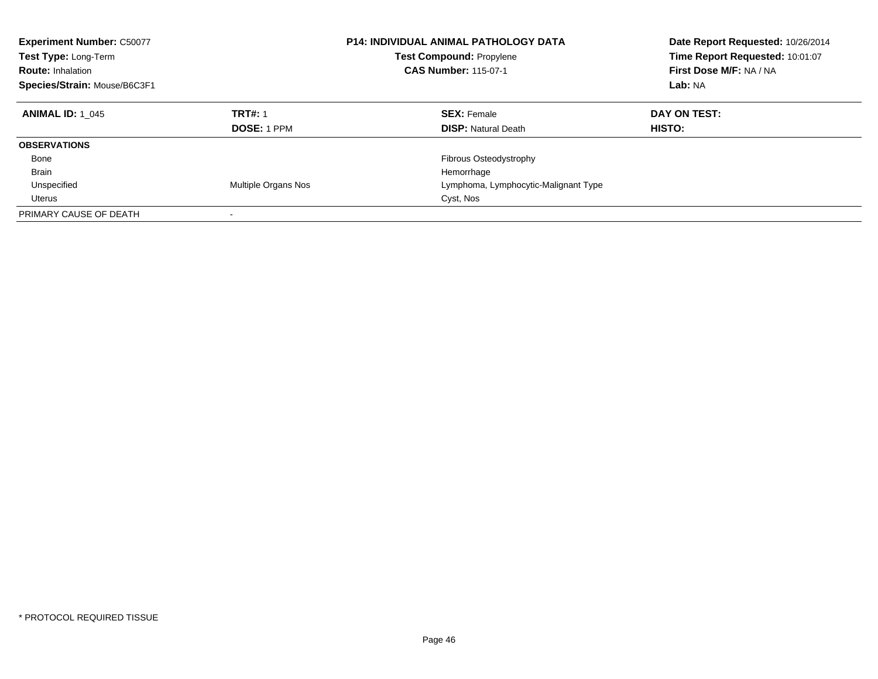**Experiment Number:** C50077
**Test Type:** Long-Term
**Route:** Inhalation
**Species/Strain:** Mouse/B6C3F1

**P14: INDIVIDUAL ANIMAL PATHOLOGY DATA**
**Test Compound:** Propylene
**CAS Number:** 115-07-1

**Date Report Requested:** 10/26/2014
**Time Report Requested:** 10:01:07
**First Dose M/F:** NA / NA
**Lab:** NA

| **ANIMAL ID:** 1_045 | **TRT#:** 1 | **SEX:** Female | **DAY ON TEST:** |
|---|---|---|---|
| | **DOSE:** 1 PPM | **DISP:** Natural Death | **HISTO:** |
| **OBSERVATIONS** | | | |
| Bone | | Fibrous Osteodystrophy | |
| Brain | | Hemorrhage | |
| Unspecified | Multiple Organs Nos | Lymphoma, Lymphocytic-Malignant Type | |
| Uterus | | Cyst, Nos | |
| PRIMARY CAUSE OF DEATH | - | | |

* PROTOCOL REQUIRED TISSUE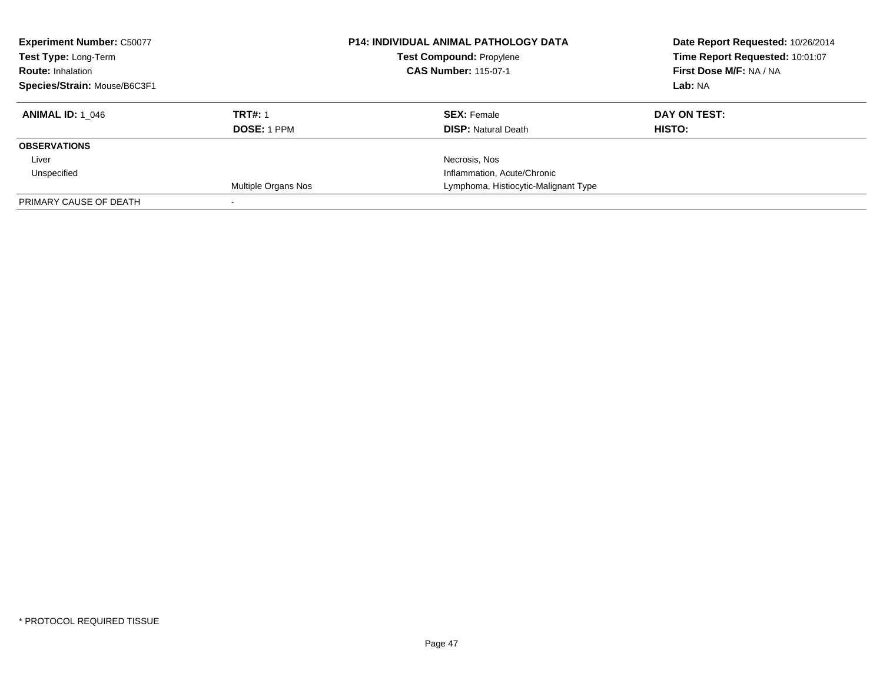| **Experiment Number:** C50077 | | **P14: INDIVIDUAL ANIMAL PATHOLOGY DATA** | **Date Report Requested:** 10/26/2014 |
|---|---|---|---|
| **Test Type:** Long-Term | | **Test Compound:** Propylene | **Time Report Requested:** 10:01:07 |
| **Route:** Inhalation | | **CAS Number:** 115-07-1 | **First Dose M/F:** NA / NA |
| **Species/Strain:** Mouse/B6C3F1 | | | **Lab:** NA |

| **ANIMAL ID:** 1_046 | **TRT#:** 1 | **SEX:** Female | **DAY ON TEST:** |
|---|---|---|---|
| | **DOSE:** 1 PPM | **DISP:** Natural Death | **HISTO:** |
| **OBSERVATIONS** | | | |
| Liver | | Necrosis, Nos | |
| Unspecified | | Inflammation, Acute/Chronic | |
| | Multiple Organs Nos | Lymphoma, Histiocytic-Malignant Type | |
| PRIMARY CAUSE OF DEATH | - | | |

* PROTOCOL REQUIRED TISSUE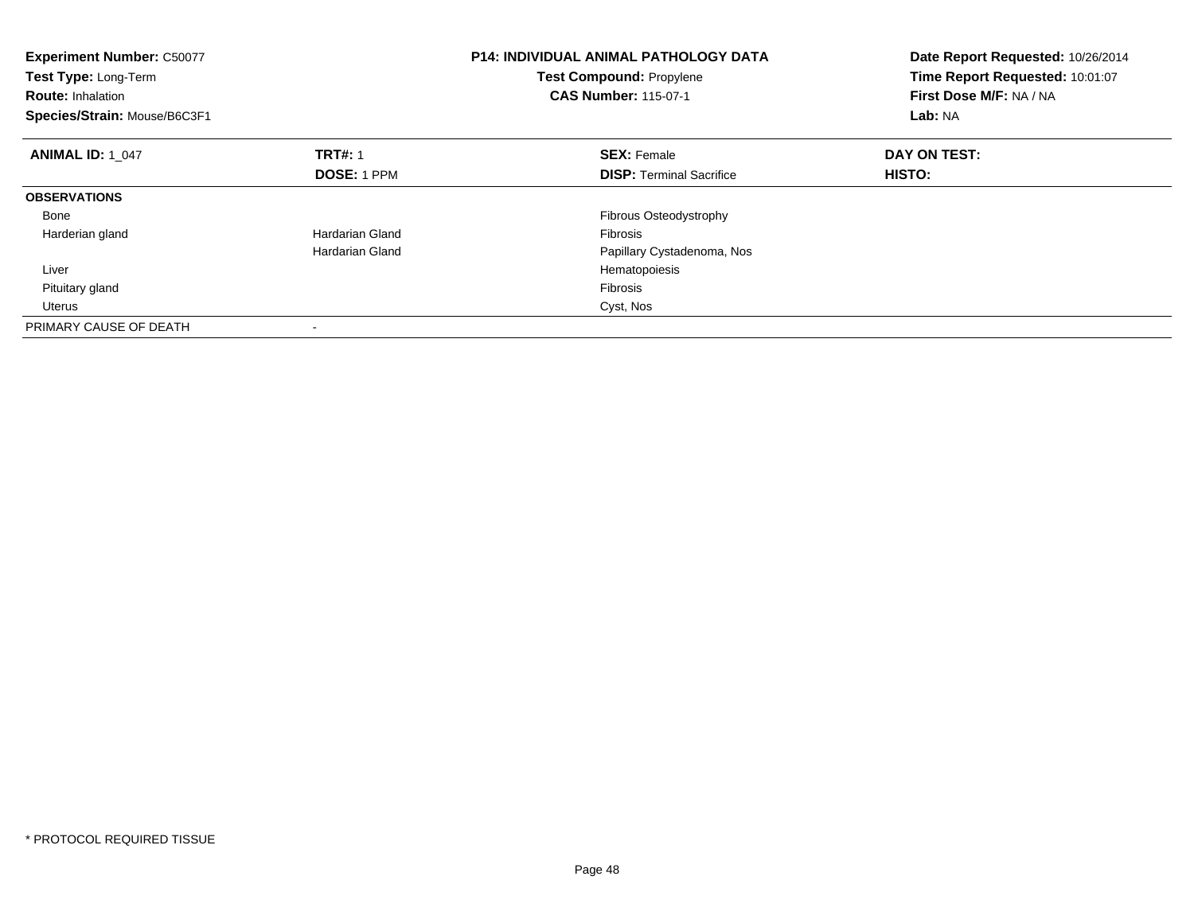**Experiment Number:** C50077
**Test Type:** Long-Term
**Route:** Inhalation
**Species/Strain:** Mouse/B6C3F1

**P14: INDIVIDUAL ANIMAL PATHOLOGY DATA**
**Test Compound:** Propylene
**CAS Number:** 115-07-1

**Date Report Requested:** 10/26/2014
**Time Report Requested:** 10:01:07
**First Dose M/F:** NA / NA
**Lab:** NA

| **ANIMAL ID:** 1_047 | **TRT#:** 1 | **SEX:** Female | **DAY ON TEST:** |
|---|---|---|---|
| | **DOSE:** 1 PPM | **DISP:** Terminal Sacrifice | **HISTO:** |
| **OBSERVATIONS** | | | |
| Bone | | Fibrous Osteodystrophy | |
| Harderian gland | Hardarian Gland | Fibrosis | |
| | Hardarian Gland | Papillary Cystadenoma, Nos | |
| Liver | | Hematopoiesis | |
| Pituitary gland | | Fibrosis | |
| Uterus | | Cyst, Nos | |
| PRIMARY CAUSE OF DEATH | - | | |

* PROTOCOL REQUIRED TISSUE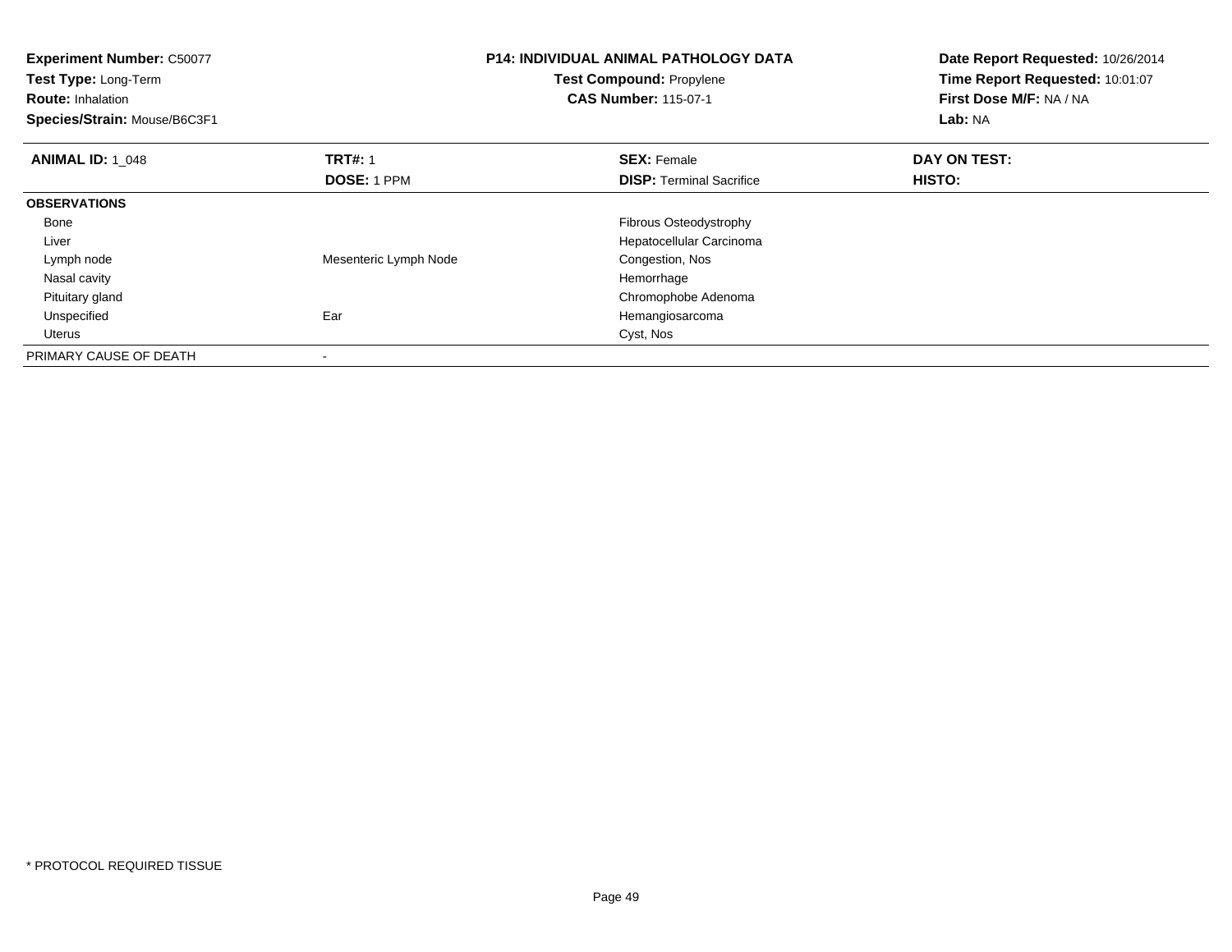**Experiment Number:** C50077
**Test Type:** Long-Term
**Route:** Inhalation
**Species/Strain:** Mouse/B6C3F1

**P14: INDIVIDUAL ANIMAL PATHOLOGY DATA**
**Test Compound:** Propylene
**CAS Number:** 115-07-1

**Date Report Requested:** 10/26/2014
**Time Report Requested:** 10:01:07
**First Dose M/F:** NA / NA
**Lab:** NA

| **ANIMAL ID:** 1_048 | **TRT#:** 1 | **SEX:** Female | **DAY ON TEST:** |
|---|---|---|---|
| | **DOSE:** 1 PPM | **DISP:** Terminal Sacrifice | **HISTO:** |
| **OBSERVATIONS** | | | |
| Bone | | Fibrous Osteodystrophy | |
| Liver | | Hepatocellular Carcinoma | |
| Lymph node | Mesenteric Lymph Node | Congestion, Nos | |
| Nasal cavity | | Hemorrhage | |
| Pituitary gland | | Chromophobe Adenoma | |
| Unspecified | Ear | Hemangiosarcoma | |
| Uterus | | Cyst, Nos | |
| PRIMARY CAUSE OF DEATH | - | | |

* PROTOCOL REQUIRED TISSUE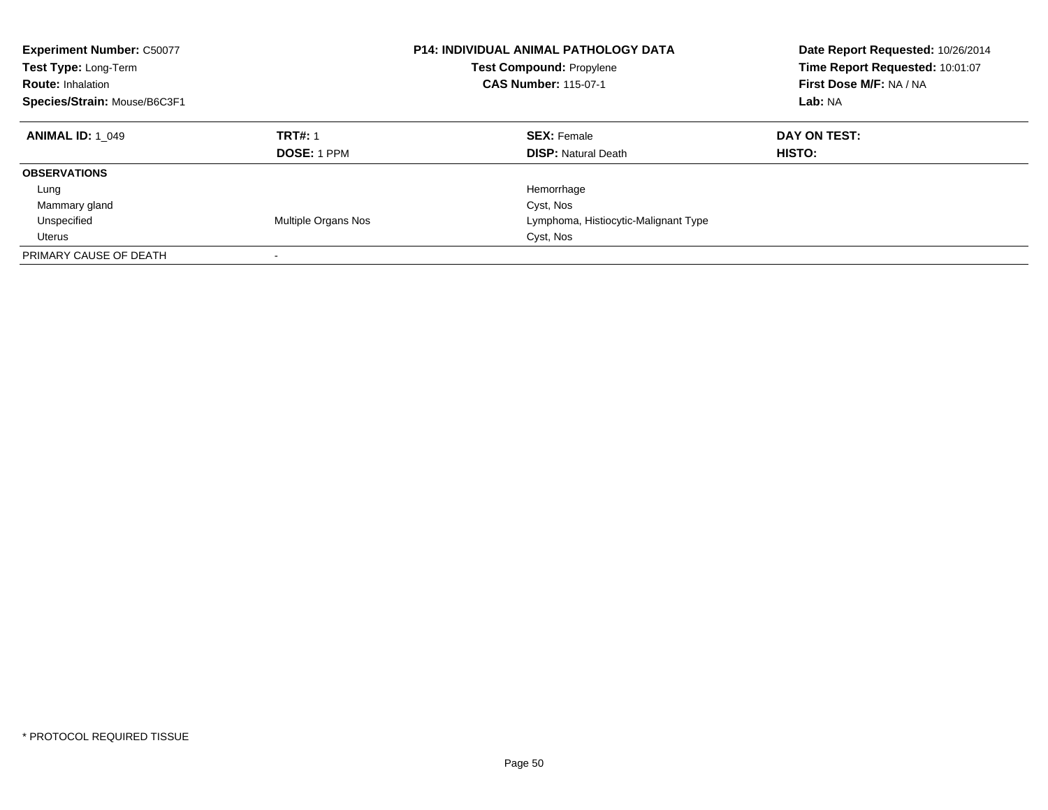**Experiment Number:** C50077
**Test Type:** Long-Term
**Route:** Inhalation
**Species/Strain:** Mouse/B6C3F1

**P14: INDIVIDUAL ANIMAL PATHOLOGY DATA**
**Test Compound:** Propylene
**CAS Number:** 115-07-1

**Date Report Requested:** 10/26/2014
**Time Report Requested:** 10:01:07
**First Dose M/F:** NA / NA
**Lab:** NA

| **ANIMAL ID:** 1_049 | **TRT#:** 1 | **SEX:** Female | **DAY ON TEST:** |
|---|---|---|---|
| | **DOSE:** 1 PPM | **DISP:** Natural Death | **HISTO:** |
| **OBSERVATIONS** | | | |
| Lung | | Hemorrhage | |
| Mammary gland | | Cyst, Nos | |
| Unspecified | Multiple Organs Nos | Lymphoma, Histiocytic-Malignant Type | |
| Uterus | | Cyst, Nos | |
| PRIMARY CAUSE OF DEATH | - | | |

* PROTOCOL REQUIRED TISSUE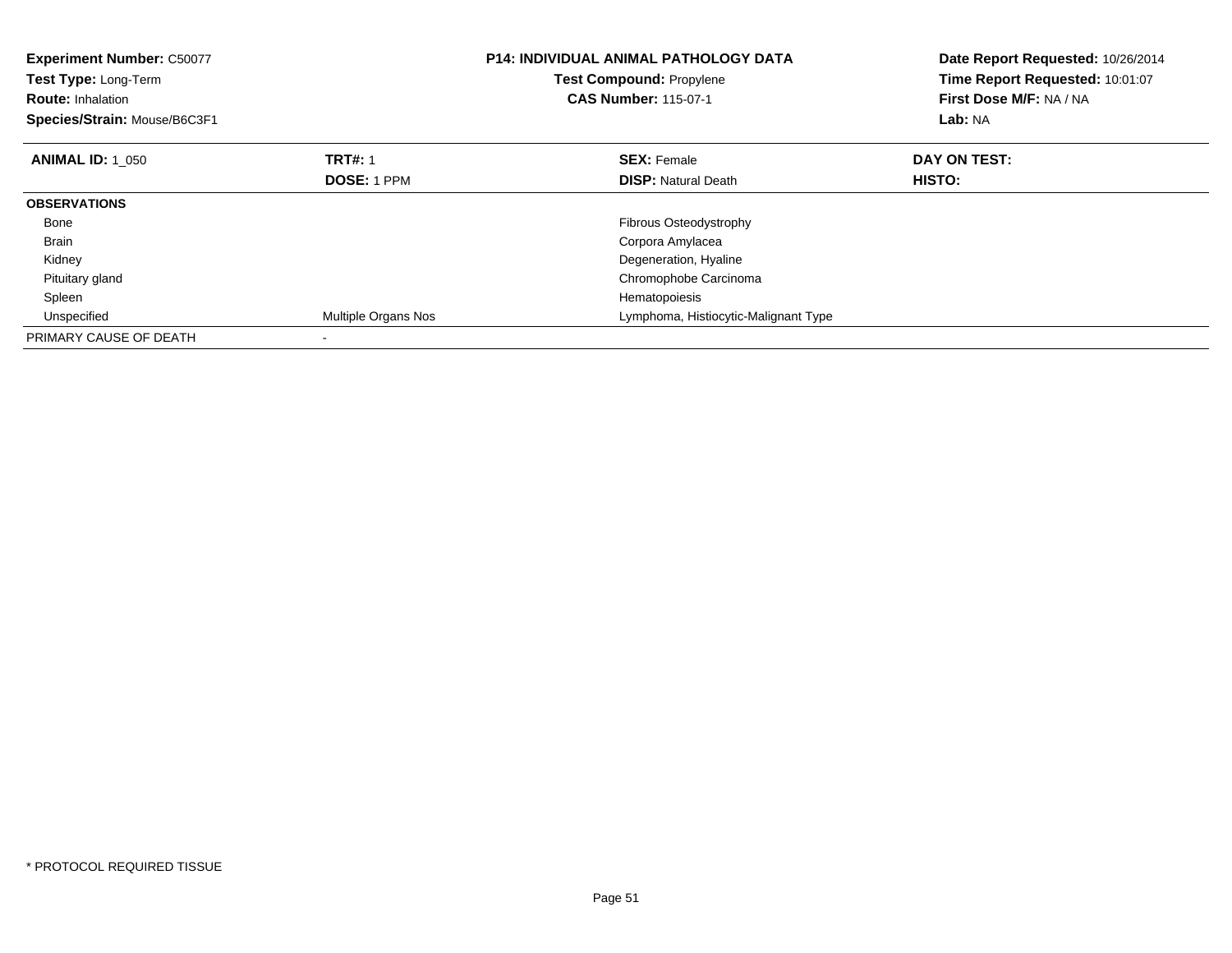**Experiment Number:** C50077
**Test Type:** Long-Term
**Route:** Inhalation
**Species/Strain:** Mouse/B6C3F1

**P14: INDIVIDUAL ANIMAL PATHOLOGY DATA**
**Test Compound:** Propylene
**CAS Number:** 115-07-1

**Date Report Requested:** 10/26/2014
**Time Report Requested:** 10:01:07
**First Dose M/F:** NA / NA
**Lab:** NA

| **ANIMAL ID:** 1_050 | **TRT#:** 1 | **SEX:** Female | **DAY ON TEST:** |
|---|---|---|---|
| | **DOSE:** 1 PPM | **DISP:** Natural Death | **HISTO:** |
| **OBSERVATIONS** | | | |
| Bone | | Fibrous Osteodystrophy | |
| Brain | | Corpora Amylacea | |
| Kidney | | Degeneration, Hyaline | |
| Pituitary gland | | Chromophobe Carcinoma | |
| Spleen | | Hematopoiesis | |
| Unspecified | Multiple Organs Nos | Lymphoma, Histiocytic-Malignant Type | |
| PRIMARY CAUSE OF DEATH | - | | |

* PROTOCOL REQUIRED TISSUE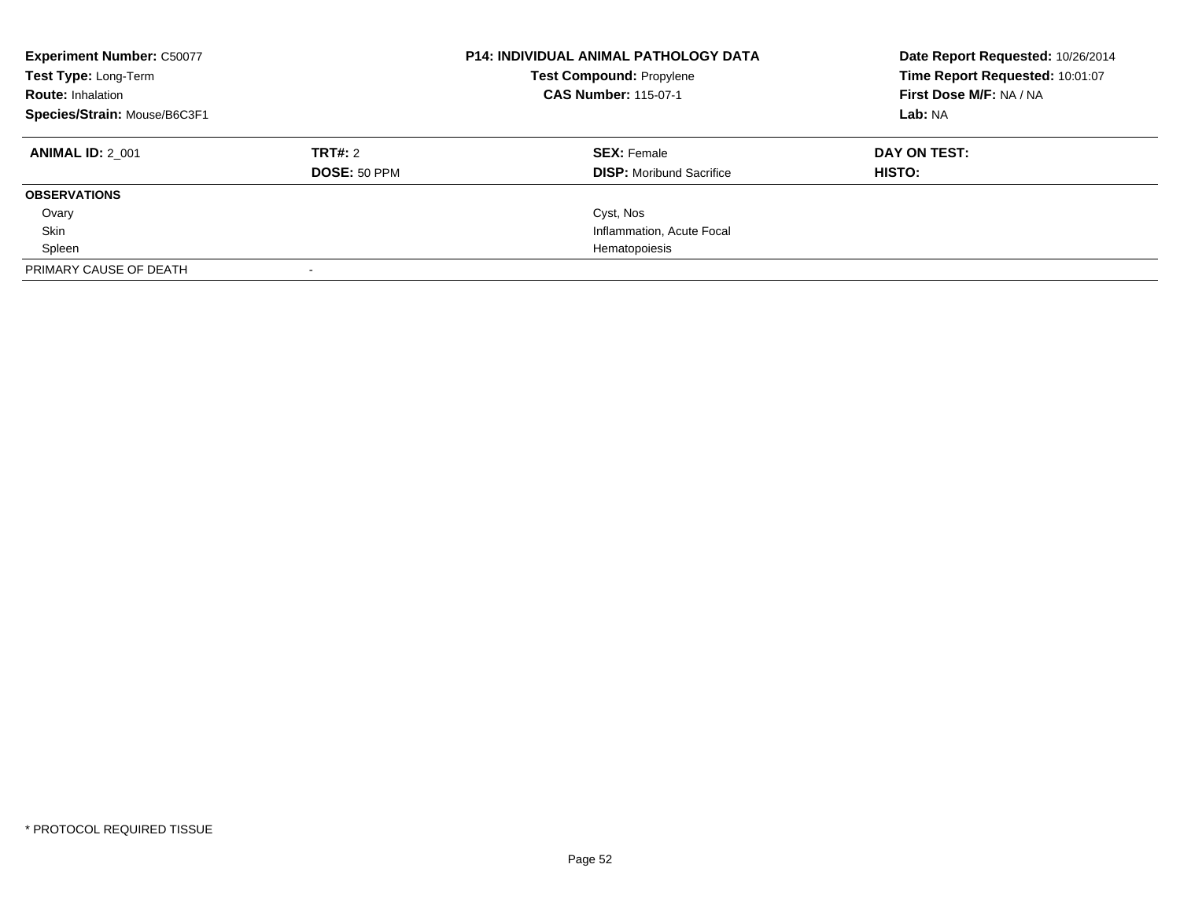**Experiment Number:** C50077
**Test Type:** Long-Term
**Route:** Inhalation
**Species/Strain:** Mouse/B6C3F1

**P14: INDIVIDUAL ANIMAL PATHOLOGY DATA**
**Test Compound:** Propylene
**CAS Number:** 115-07-1

**Date Report Requested:** 10/26/2014
**Time Report Requested:** 10:01:07
**First Dose M/F:** NA / NA
**Lab:** NA

| **ANIMAL ID:** 2_001 | **TRT#:** 2 | **SEX:** Female | **DAY ON TEST:** |
|---|---|---|---|
| | **DOSE:** 50 PPM | **DISP:** Moribund Sacrifice | **HISTO:** |
| **OBSERVATIONS** | | | |
| Ovary | | Cyst, Nos | |
| Skin | | Inflammation, Acute Focal | |
| Spleen | | Hematopoiesis | |
| PRIMARY CAUSE OF DEATH | - | | |

* PROTOCOL REQUIRED TISSUE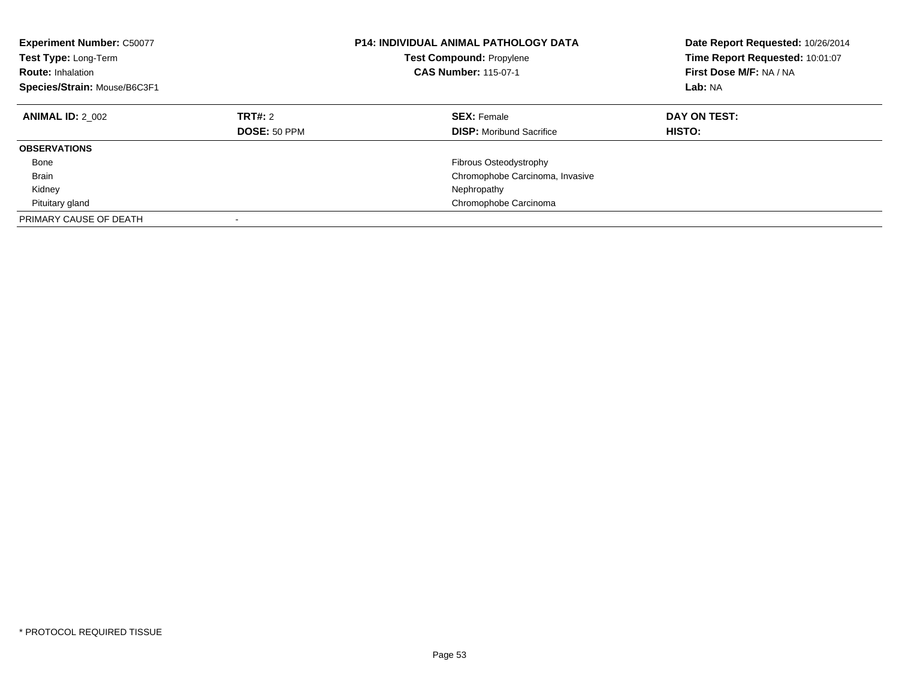**Experiment Number:** C50077
**Test Type:** Long-Term
**Route:** Inhalation
**Species/Strain:** Mouse/B6C3F1

**P14: INDIVIDUAL ANIMAL PATHOLOGY DATA**
**Test Compound:** Propylene
**CAS Number:** 115-07-1

**Date Report Requested:** 10/26/2014
**Time Report Requested:** 10:01:07
**First Dose M/F:** NA / NA
**Lab:** NA

| **ANIMAL ID:** 2_002 | **TRT#:** 2 | **SEX:** Female | **DAY ON TEST:** |
|---|---|---|---|
| | **DOSE:** 50 PPM | **DISP:** Moribund Sacrifice | **HISTO:** |
| **OBSERVATIONS** | | | |
| Bone | | Fibrous Osteodystrophy | |
| Brain | | Chromophobe Carcinoma, Invasive | |
| Kidney | | Nephropathy | |
| Pituitary gland | | Chromophobe Carcinoma | |
| PRIMARY CAUSE OF DEATH | - | | |

* PROTOCOL REQUIRED TISSUE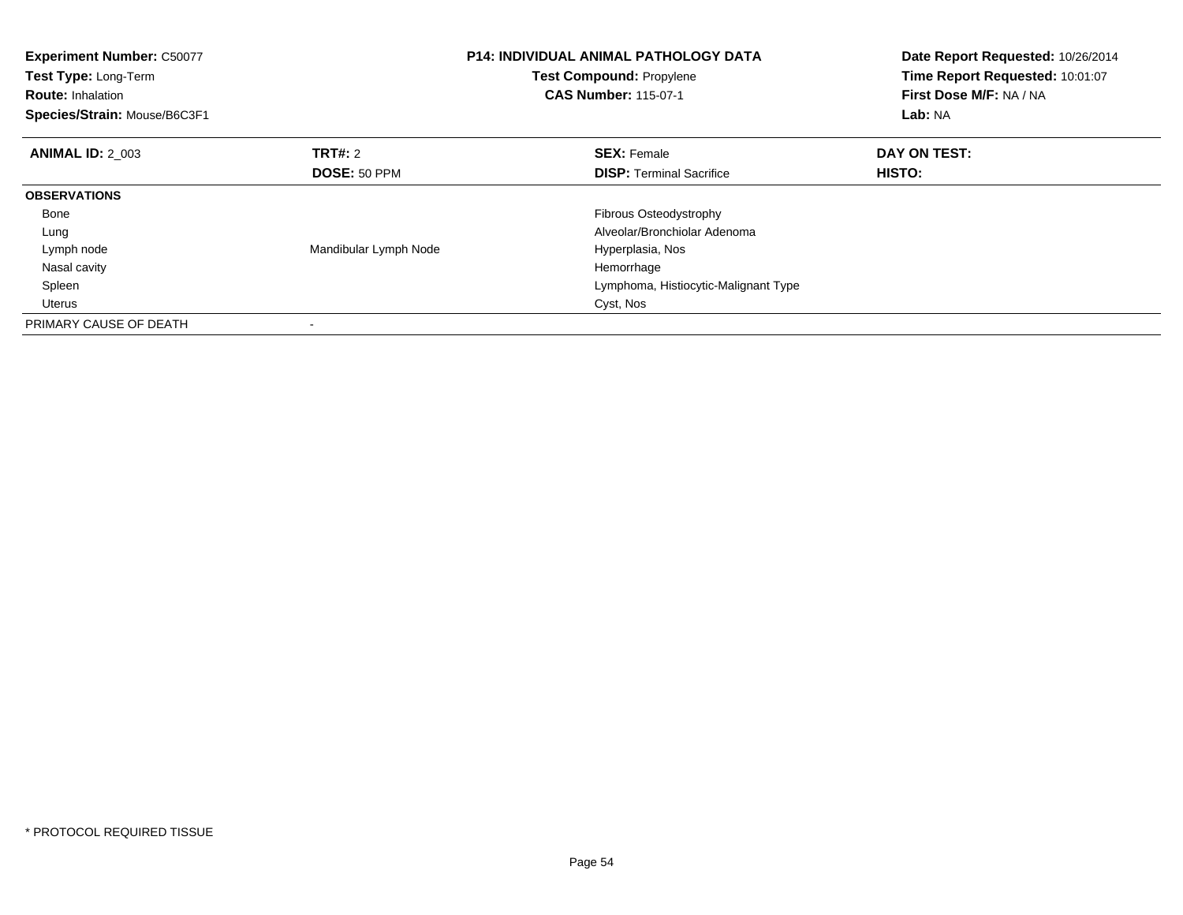**Experiment Number:** C50077
**Test Type:** Long-Term
**Route:** Inhalation
**Species/Strain:** Mouse/B6C3F1

**P14: INDIVIDUAL ANIMAL PATHOLOGY DATA**
**Test Compound:** Propylene
**CAS Number:** 115-07-1

**Date Report Requested:** 10/26/2014
**Time Report Requested:** 10:01:07
**First Dose M/F:** NA / NA
**Lab:** NA

| **ANIMAL ID:** 2_003 | **TRT#:** 2 | **SEX:** Female | **DAY ON TEST:** |
|---|---|---|---|
| | **DOSE:** 50 PPM | **DISP:** Terminal Sacrifice | **HISTO:** |
| **OBSERVATIONS** | | | |
| Bone | | Fibrous Osteodystrophy | |
| Lung | | Alveolar/Bronchiolar Adenoma | |
| Lymph node | Mandibular Lymph Node | Hyperplasia, Nos | |
| Nasal cavity | | Hemorrhage | |
| Spleen | | Lymphoma, Histiocytic-Malignant Type | |
| Uterus | | Cyst, Nos | |
| PRIMARY CAUSE OF DEATH | - | | |

* PROTOCOL REQUIRED TISSUE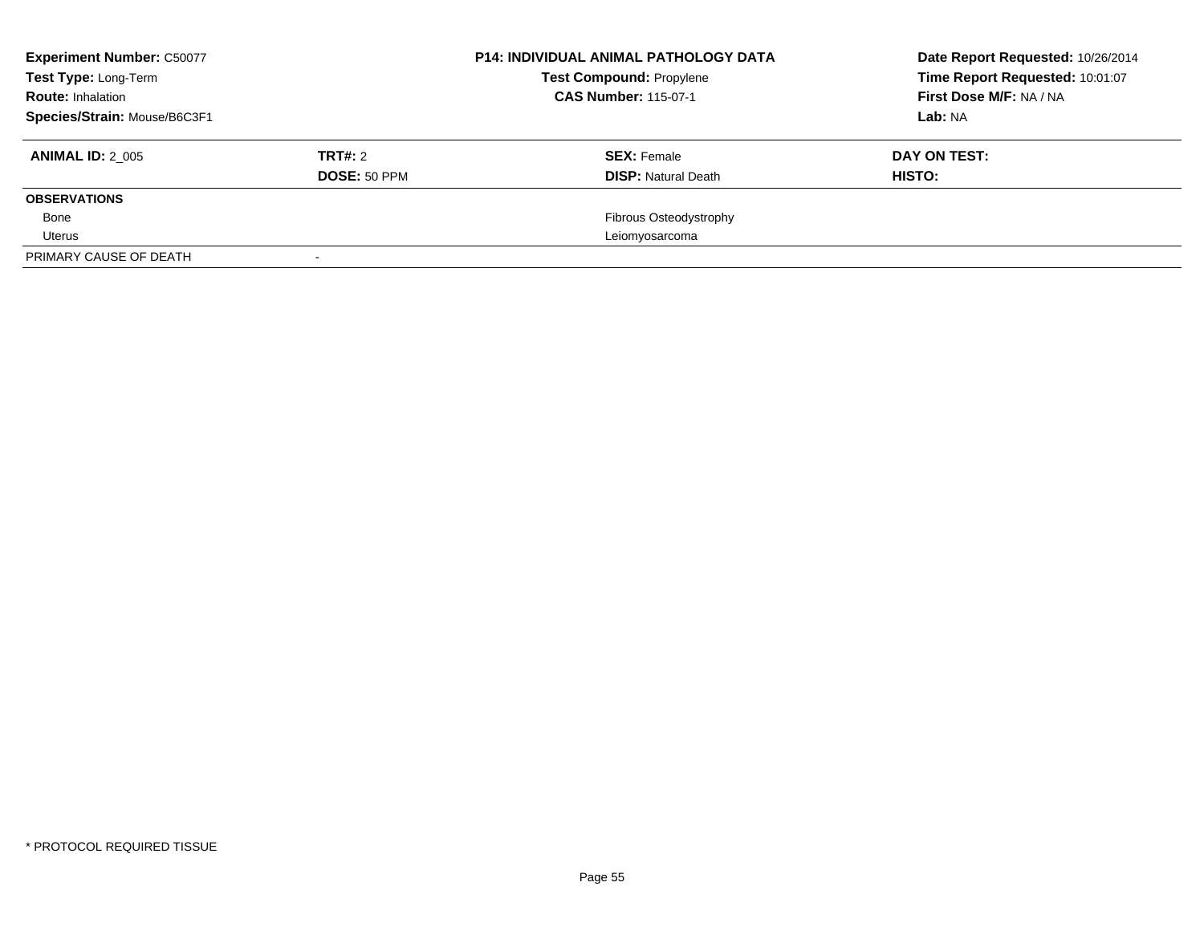**Experiment Number:** C50077
**Test Type:** Long-Term
**Route:** Inhalation
**Species/Strain:** Mouse/B6C3F1

**P14: INDIVIDUAL ANIMAL PATHOLOGY DATA**
**Test Compound:** Propylene
**CAS Number:** 115-07-1

**Date Report Requested:** 10/26/2014
**Time Report Requested:** 10:01:07
**First Dose M/F:** NA / NA
**Lab:** NA

| **ANIMAL ID:** 2_005 | **TRT#:** 2<br>**DOSE:** 50 PPM | **SEX:** Female<br>**DISP:** Natural Death | **DAY ON TEST:**<br>**HISTO:** |
|---|---|---|---|
| **OBSERVATIONS** | | | |
| Bone | | Fibrous Osteodystrophy | |
| Uterus | | Leiomyosarcoma | |
| PRIMARY CAUSE OF DEATH | - | | |

* PROTOCOL REQUIRED TISSUE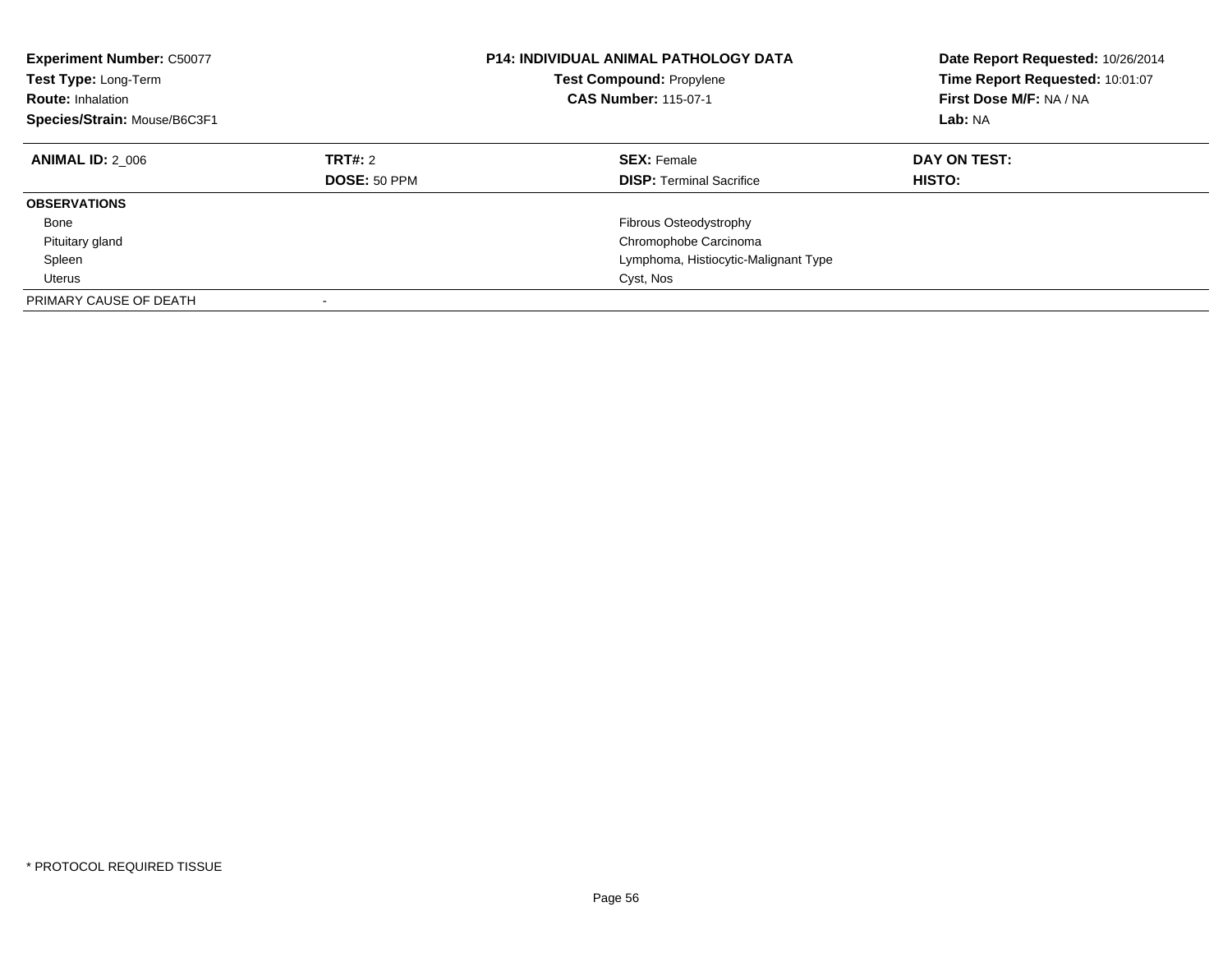**Experiment Number:** C50077
**Test Type:** Long-Term
**Route:** Inhalation
**Species/Strain:** Mouse/B6C3F1

**P14: INDIVIDUAL ANIMAL PATHOLOGY DATA**
**Test Compound:** Propylene
**CAS Number:** 115-07-1

**Date Report Requested:** 10/26/2014
**Time Report Requested:** 10:01:07
**First Dose M/F:** NA / NA
**Lab:** NA

| **ANIMAL ID:** 2_006 | **TRT#:** 2 | **SEX:** Female | **DAY ON TEST:** |
|---|---|---|---|
| | **DOSE:** 50 PPM | **DISP:** Terminal Sacrifice | **HISTO:** |
| **OBSERVATIONS** | | | |
| Bone | | Fibrous Osteodystrophy | |
| Pituitary gland | | Chromophobe Carcinoma | |
| Spleen | | Lymphoma, Histiocytic-Malignant Type | |
| Uterus | | Cyst, Nos | |
| PRIMARY CAUSE OF DEATH | - | | |

* PROTOCOL REQUIRED TISSUE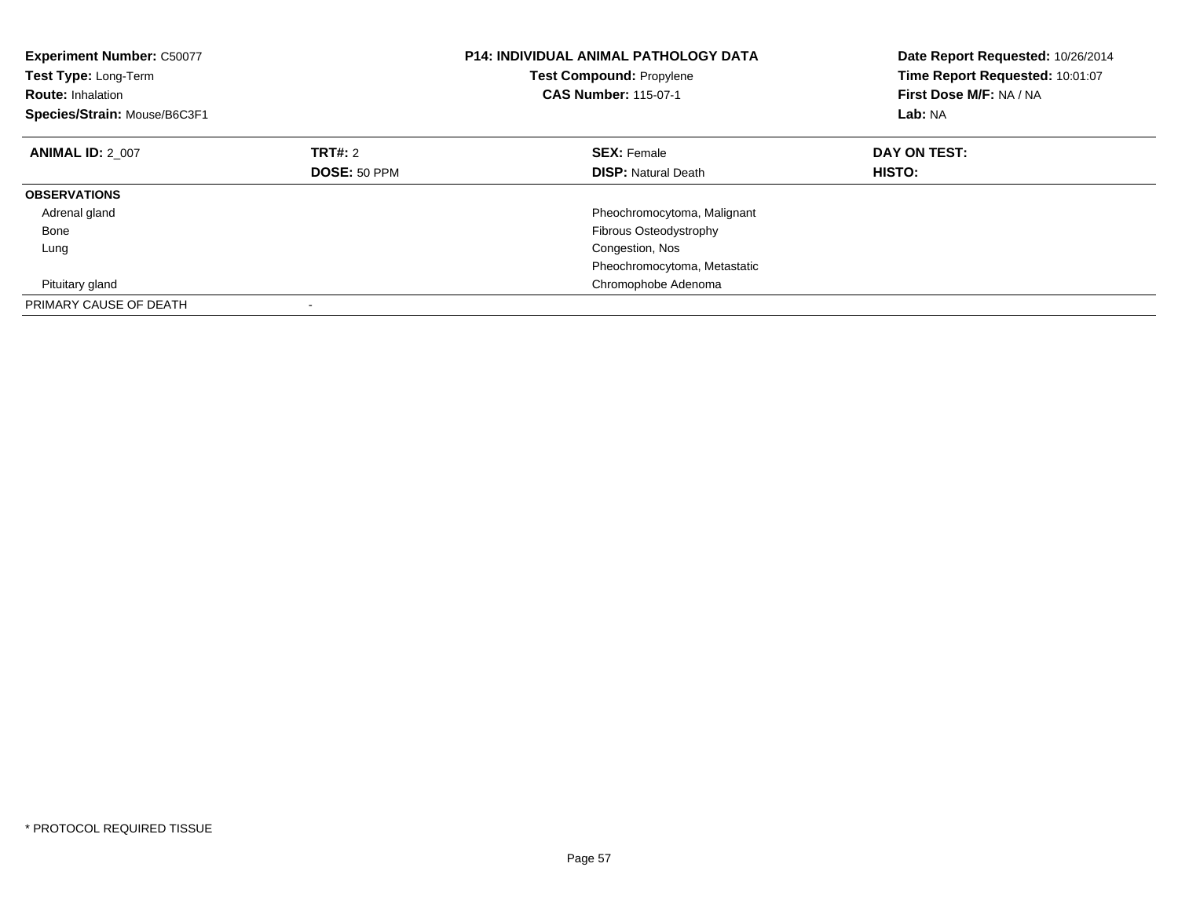**Experiment Number:** C50077
**Test Type:** Long-Term
**Route:** Inhalation
**Species/Strain:** Mouse/B6C3F1

**P14: INDIVIDUAL ANIMAL PATHOLOGY DATA**
**Test Compound:** Propylene
**CAS Number:** 115-07-1

**Date Report Requested:** 10/26/2014
**Time Report Requested:** 10:01:07
**First Dose M/F:** NA / NA
**Lab:** NA

| **ANIMAL ID:** 2_007 | **TRT#:** 2 | **SEX:** Female | **DAY ON TEST:** |
|---|---|---|---|
| | **DOSE:** 50 PPM | **DISP:** Natural Death | **HISTO:** |
| **OBSERVATIONS** | | | |
| Adrenal gland | | Pheochromocytoma, Malignant | |
| Bone | | Fibrous Osteodystrophy | |
| Lung | | Congestion, Nos | |
| | | Pheochromocytoma, Metastatic | |
| Pituitary gland | | Chromophobe Adenoma | |
| PRIMARY CAUSE OF DEATH | - | | |

* PROTOCOL REQUIRED TISSUE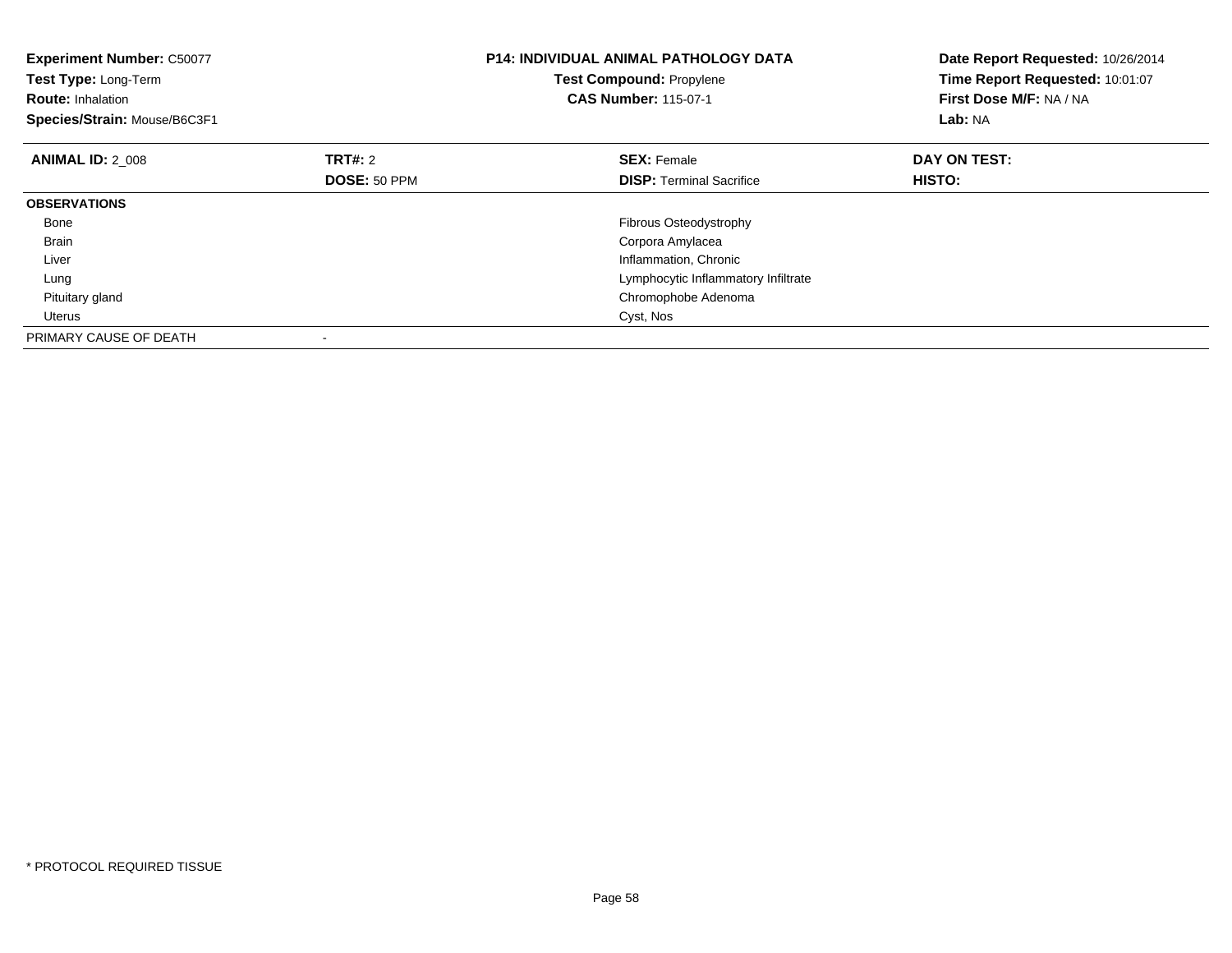**Experiment Number:** C50077
**Test Type:** Long-Term
**Route:** Inhalation
**Species/Strain:** Mouse/B6C3F1

**P14: INDIVIDUAL ANIMAL PATHOLOGY DATA**
**Test Compound:** Propylene
**CAS Number:** 115-07-1

**Date Report Requested:** 10/26/2014
**Time Report Requested:** 10:01:07
**First Dose M/F:** NA / NA
**Lab:** NA

| **ANIMAL ID:** 2_008 | **TRT#:** 2 | **SEX:** Female | **DAY ON TEST:** |
|---|---|---|---|
| | **DOSE:** 50 PPM | **DISP:** Terminal Sacrifice | **HISTO:** |
| **OBSERVATIONS** | | | |
| Bone | | Fibrous Osteodystrophy | |
| Brain | | Corpora Amylacea | |
| Liver | | Inflammation, Chronic | |
| Lung | | Lymphocytic Inflammatory Infiltrate | |
| Pituitary gland | | Chromophobe Adenoma | |
| Uterus | | Cyst, Nos | |
| PRIMARY CAUSE OF DEATH | - | | |

* PROTOCOL REQUIRED TISSUE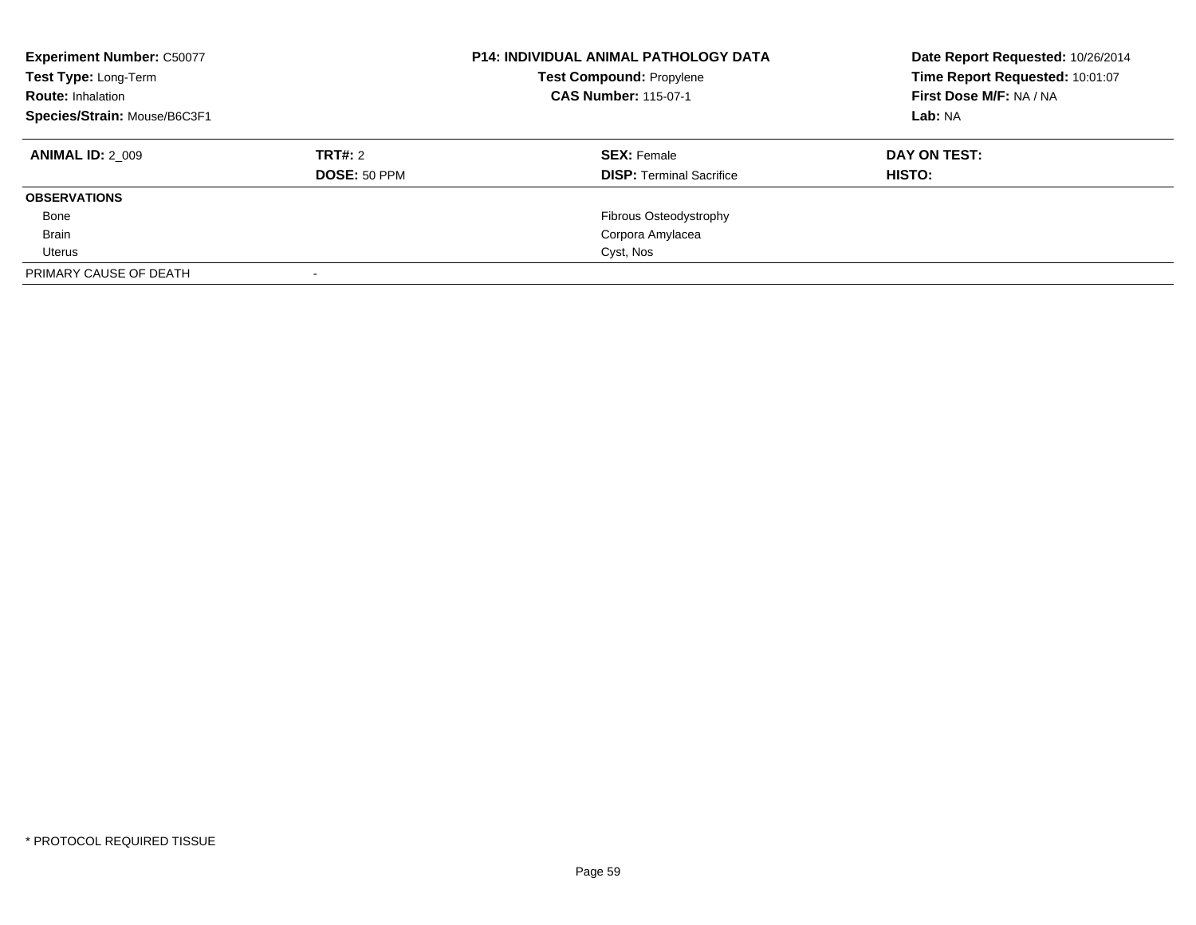**Experiment Number:** C50077
**Test Type:** Long-Term
**Route:** Inhalation
**Species/Strain:** Mouse/B6C3F1

**P14: INDIVIDUAL ANIMAL PATHOLOGY DATA**
**Test Compound:** Propylene
**CAS Number:** 115-07-1

**Date Report Requested:** 10/26/2014
**Time Report Requested:** 10:01:07
**First Dose M/F:** NA / NA
**Lab:** NA

| **ANIMAL ID:** 2_009 | **TRT#:** 2 | **SEX:** Female | **DAY ON TEST:** |
|---|---|---|---|
| | **DOSE:** 50 PPM | **DISP:** Terminal Sacrifice | **HISTO:** |
| **OBSERVATIONS** | | | |
| Bone | | Fibrous Osteodystrophy | |
| Brain | | Corpora Amylacea | |
| Uterus | | Cyst, Nos | |
| PRIMARY CAUSE OF DEATH | - | | |

* PROTOCOL REQUIRED TISSUE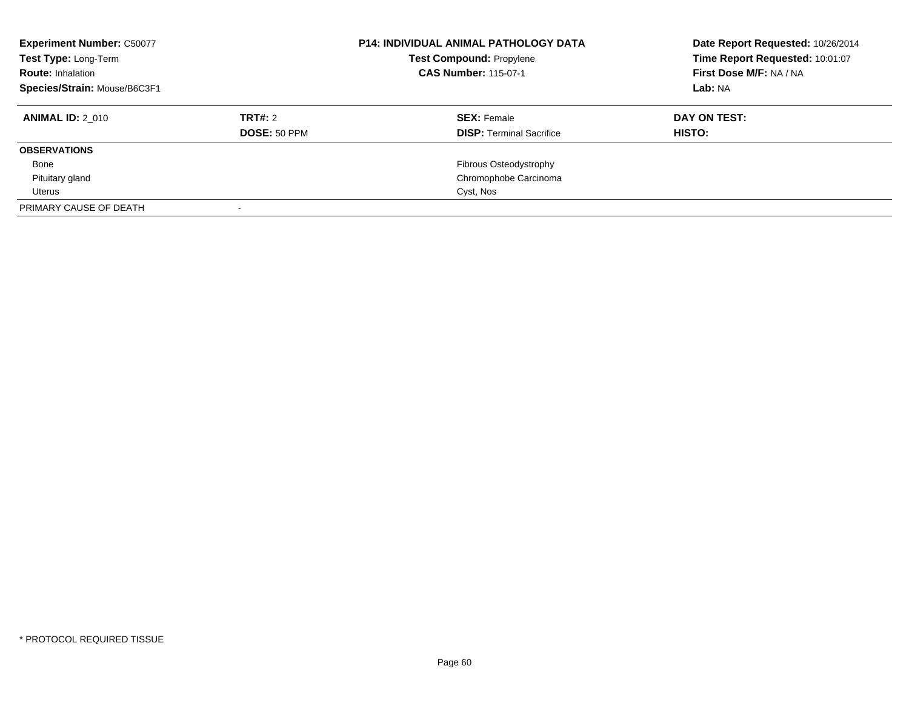| **Experiment Number:** C50077 | **P14: INDIVIDUAL ANIMAL PATHOLOGY DATA** | **Date Report Requested:** 10/26/2014 |
|---|---|---|
| **Test Type:** Long-Term | **Test Compound:** Propylene | **Time Report Requested:** 10:01:07 |
| **Route:** Inhalation | **CAS Number:** 115-07-1 | **First Dose M/F:** NA / NA |
| **Species/Strain:** Mouse/B6C3F1 | | **Lab:** NA |

| **ANIMAL ID:** 2_010 | **TRT#:** 2 | **SEX:** Female | **DAY ON TEST:** |
|---|---|---|---|
| | **DOSE:** 50 PPM | **DISP:** Terminal Sacrifice | **HISTO:** |
| **OBSERVATIONS** | | | |
| Bone | | Fibrous Osteodystrophy | |
| Pituitary gland | | Chromophobe Carcinoma | |
| Uterus | | Cyst, Nos | |
| PRIMARY CAUSE OF DEATH | - | | |

* PROTOCOL REQUIRED TISSUE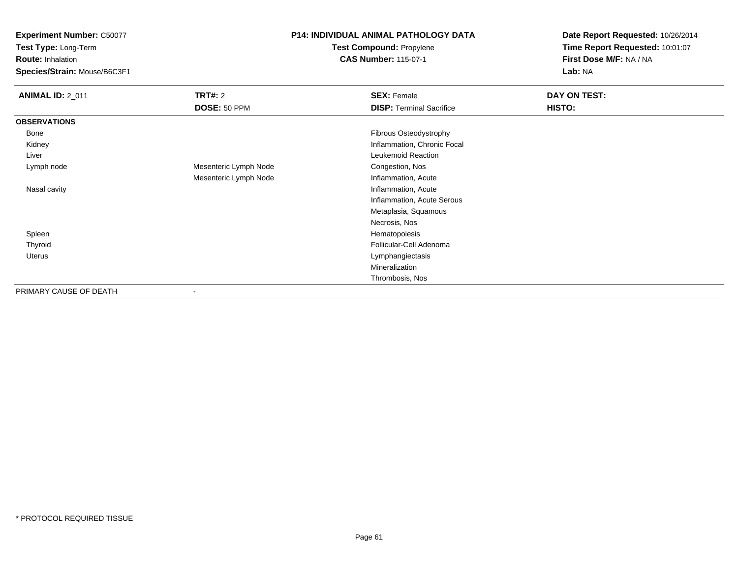**Experiment Number:** C50077
**Test Type:** Long-Term
**Route:** Inhalation
**Species/Strain:** Mouse/B6C3F1

**P14: INDIVIDUAL ANIMAL PATHOLOGY DATA**
**Test Compound:** Propylene
**CAS Number:** 115-07-1

**Date Report Requested:** 10/26/2014
**Time Report Requested:** 10:01:07
**First Dose M/F:** NA / NA
**Lab:** NA

| **ANIMAL ID:** 2_011 | **TRT#:** 2 | **SEX:** Female | **DAY ON TEST:** |
|---|---|---|---|
| | **DOSE:** 50 PPM | **DISP:** Terminal Sacrifice | **HISTO:** |
| **OBSERVATIONS** | | | |
| Bone | | Fibrous Osteodystrophy | |
| Kidney | | Inflammation, Chronic Focal | |
| Liver | | Leukemoid Reaction | |
| Lymph node | Mesenteric Lymph Node | Congestion, Nos | |
| | Mesenteric Lymph Node | Inflammation, Acute | |
| Nasal cavity | | Inflammation, Acute | |
| | | Inflammation, Acute Serous | |
| | | Metaplasia, Squamous | |
| | | Necrosis, Nos | |
| Spleen | | Hematopoiesis | |
| Thyroid | | Follicular-Cell Adenoma | |
| Uterus | | Lymphangiectasis | |
| | | Mineralization | |
| | | Thrombosis, Nos | |
| PRIMARY CAUSE OF DEATH | - | | |

* PROTOCOL REQUIRED TISSUE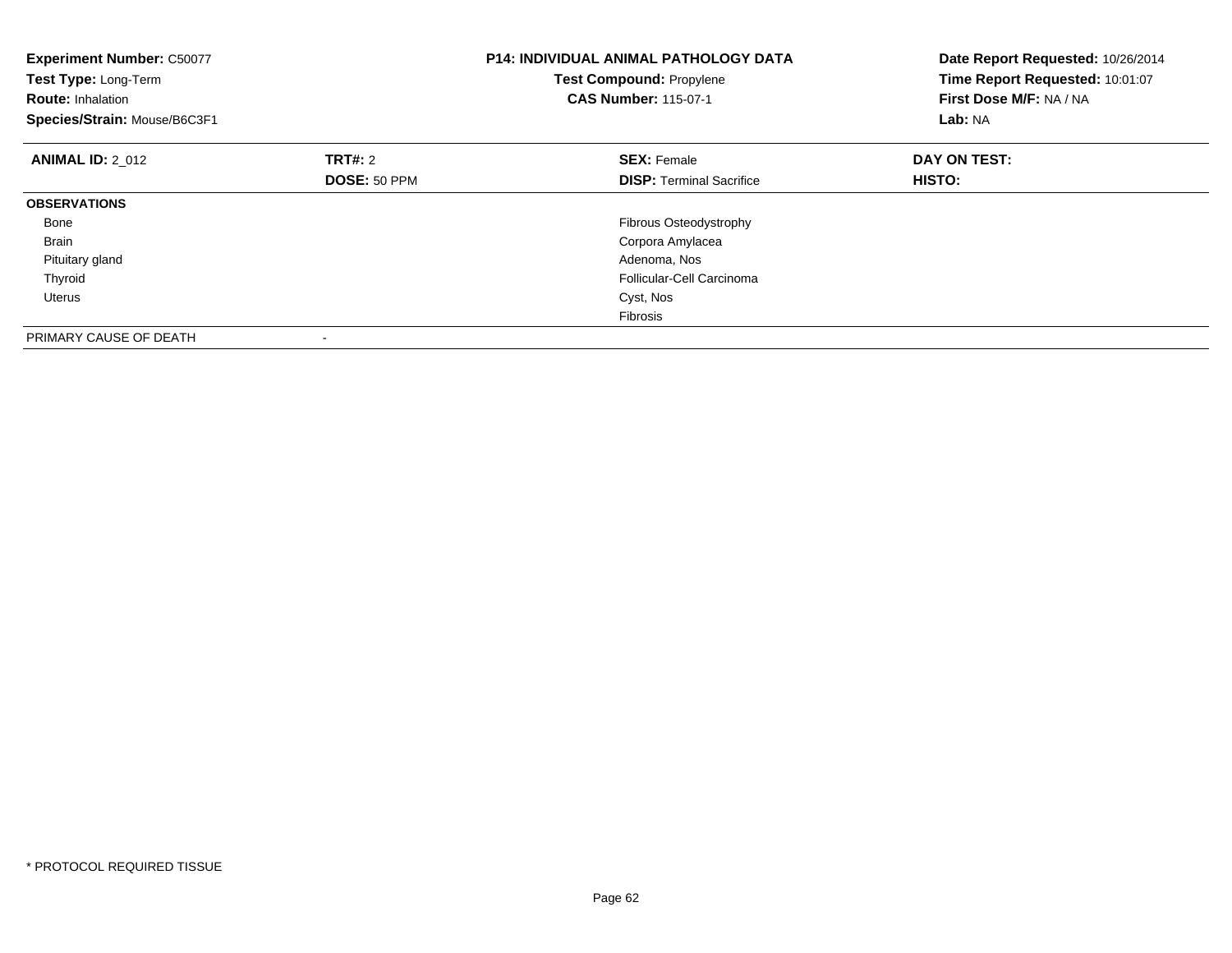**Experiment Number:** C50077
**Test Type:** Long-Term
**Route:** Inhalation
**Species/Strain:** Mouse/B6C3F1

**P14: INDIVIDUAL ANIMAL PATHOLOGY DATA**
**Test Compound:** Propylene
**CAS Number:** 115-07-1

**Date Report Requested:** 10/26/2014
**Time Report Requested:** 10:01:07
**First Dose M/F:** NA / NA
**Lab:** NA

| **ANIMAL ID:** 2_012 | **TRT#:** 2 | **SEX:** Female | **DAY ON TEST:** |
|---|---|---|---|
| | **DOSE:** 50 PPM | **DISP:** Terminal Sacrifice | **HISTO:** |
| **OBSERVATIONS** | | | |
| Bone | | Fibrous Osteodystrophy | |
| Brain | | Corpora Amylacea | |
| Pituitary gland | | Adenoma, Nos | |
| Thyroid | | Follicular-Cell Carcinoma | |
| Uterus | | Cyst, Nos | |
| | | Fibrosis | |
| PRIMARY CAUSE OF DEATH | - | | |

\* PROTOCOL REQUIRED TISSUE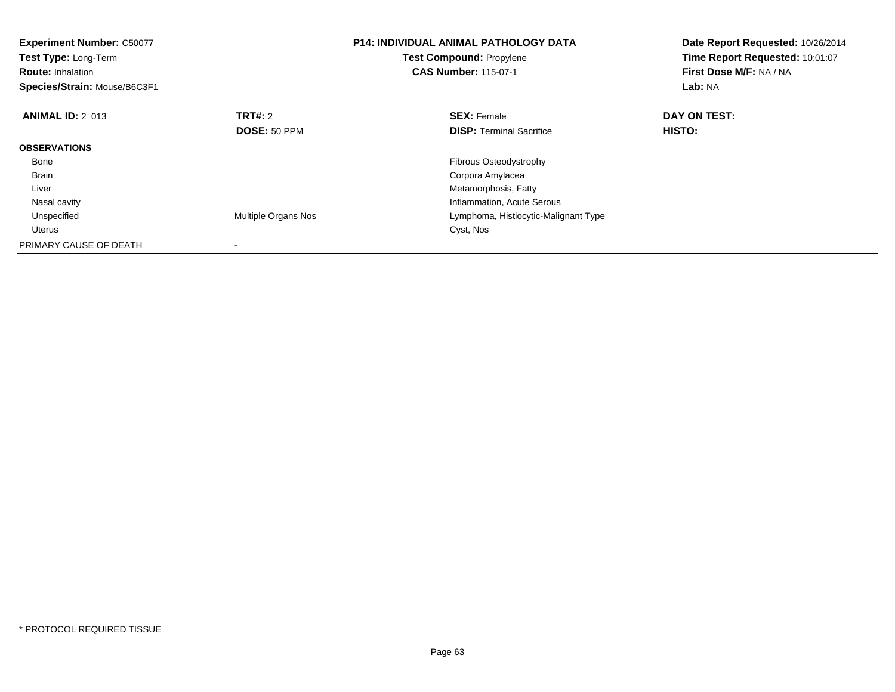**Experiment Number:** C50077
**Test Type:** Long-Term
**Route:** Inhalation
**Species/Strain:** Mouse/B6C3F1

**P14: INDIVIDUAL ANIMAL PATHOLOGY DATA**
**Test Compound:** Propylene
**CAS Number:** 115-07-1

**Date Report Requested:** 10/26/2014
**Time Report Requested:** 10:01:07
**First Dose M/F:** NA / NA
**Lab:** NA

| **ANIMAL ID:** 2_013 | **TRT#:** 2 | **SEX:** Female | **DAY ON TEST:** |
|---|---|---|---|
| | **DOSE:** 50 PPM | **DISP:** Terminal Sacrifice | **HISTO:** |
| **OBSERVATIONS** | | | |
| Bone | | Fibrous Osteodystrophy | |
| Brain | | Corpora Amylacea | |
| Liver | | Metamorphosis, Fatty | |
| Nasal cavity | | Inflammation, Acute Serous | |
| Unspecified | Multiple Organs Nos | Lymphoma, Histiocytic-Malignant Type | |
| Uterus | | Cyst, Nos | |
| PRIMARY CAUSE OF DEATH | - | | |

\* PROTOCOL REQUIRED TISSUE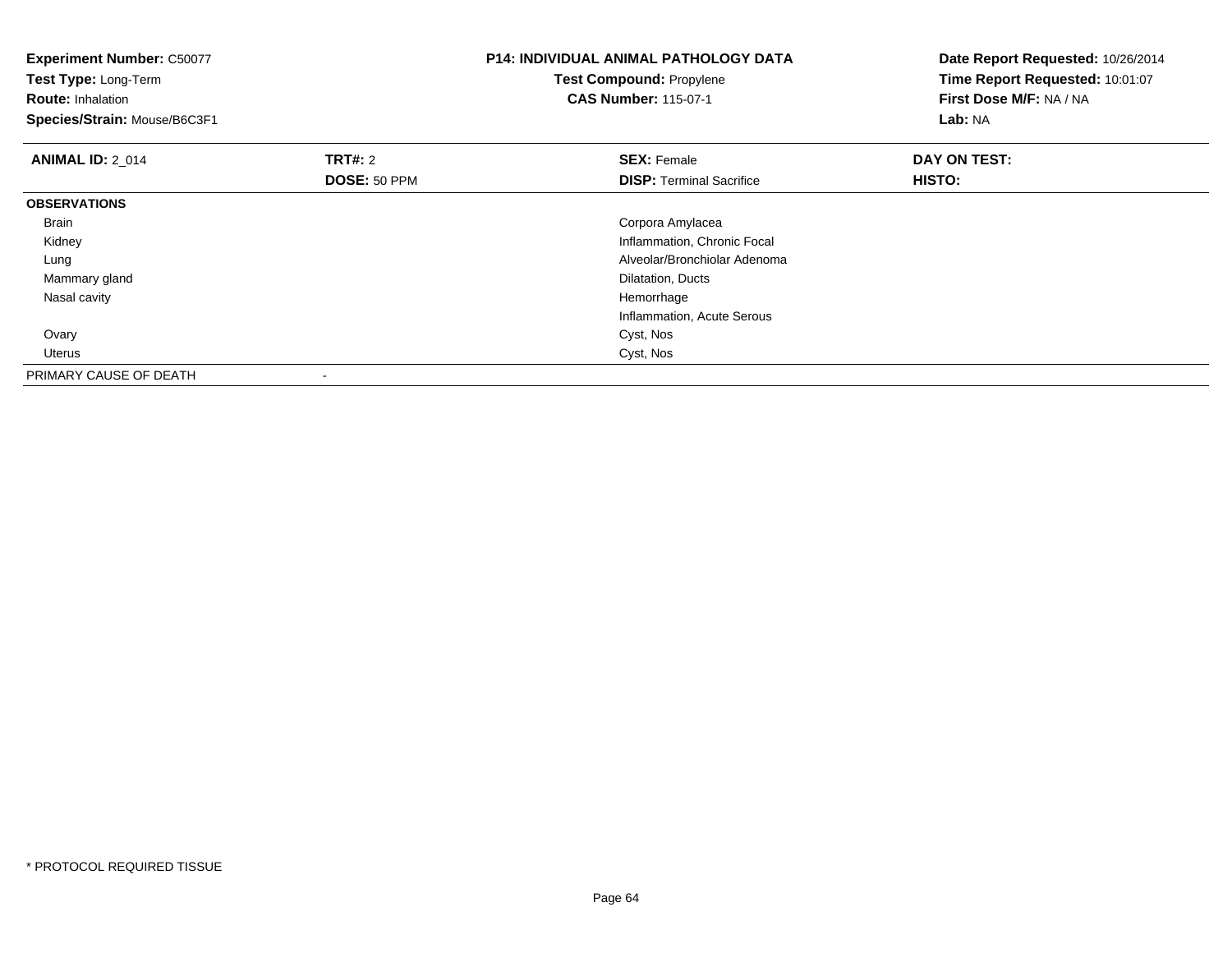**Experiment Number:** C50077
**Test Type:** Long-Term
**Route:** Inhalation
**Species/Strain:** Mouse/B6C3F1

**P14: INDIVIDUAL ANIMAL PATHOLOGY DATA**
**Test Compound:** Propylene
**CAS Number:** 115-07-1

**Date Report Requested:** 10/26/2014
**Time Report Requested:** 10:01:07
**First Dose M/F:** NA / NA
**Lab:** NA

| **ANIMAL ID:** 2_014 | **TRT#:** 2<br>**DOSE:** 50 PPM | **SEX:** Female<br>**DISP:** Terminal Sacrifice | **DAY ON TEST:**<br>**HISTO:** |
|---|---|---|---|
| **OBSERVATIONS** | | | |
| Brain | | Corpora Amylacea | |
| Kidney | | Inflammation, Chronic Focal | |
| Lung | | Alveolar/Bronchiolar Adenoma | |
| Mammary gland | | Dilatation, Ducts | |
| Nasal cavity | | Hemorrhage | |
| | | Inflammation, Acute Serous | |
| Ovary | | Cyst, Nos | |
| Uterus | | Cyst, Nos | |
| PRIMARY CAUSE OF DEATH | - | | |

* PROTOCOL REQUIRED TISSUE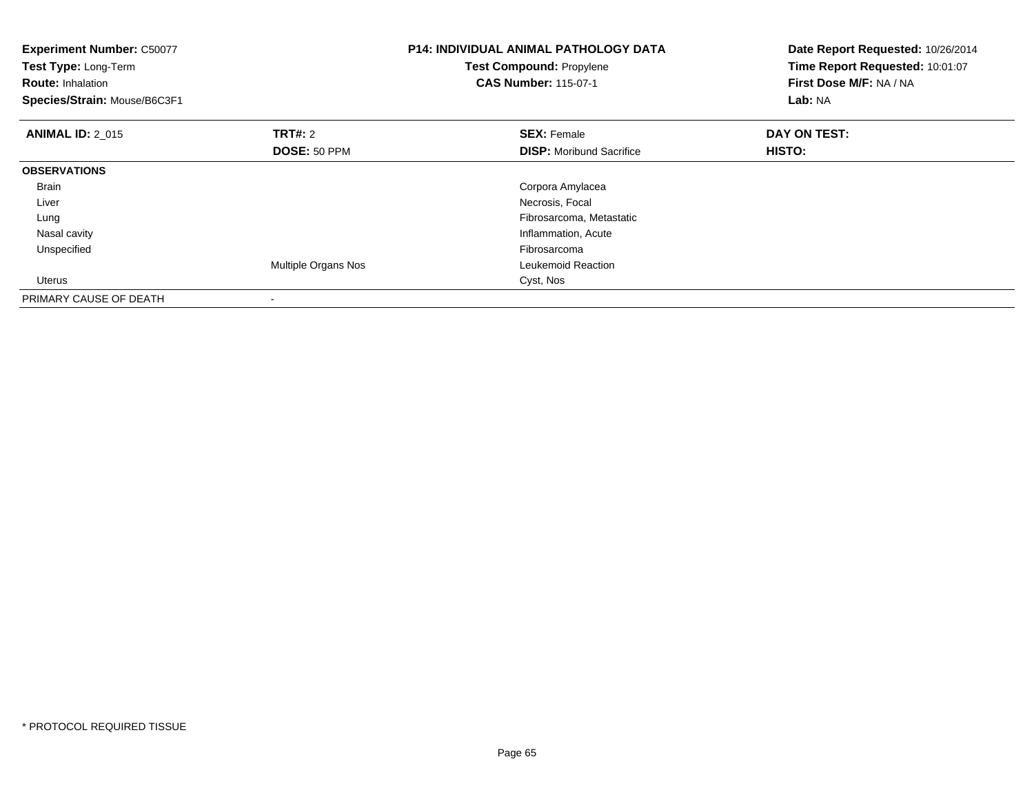**Experiment Number:** C50077
**Test Type:** Long-Term
**Route:** Inhalation
**Species/Strain:** Mouse/B6C3F1

**P14: INDIVIDUAL ANIMAL PATHOLOGY DATA**
**Test Compound:** Propylene
**CAS Number:** 115-07-1

**Date Report Requested:** 10/26/2014
**Time Report Requested:** 10:01:07
**First Dose M/F:** NA / NA
**Lab:** NA

| **ANIMAL ID:** 2_015 | **TRT#:** 2 | **SEX:** Female | **DAY ON TEST:** |
|---|---|---|---|
| | **DOSE:** 50 PPM | **DISP:** Moribund Sacrifice | **HISTO:** |
| **OBSERVATIONS** | | | |
| Brain | | Corpora Amylacea | |
| Liver | | Necrosis, Focal | |
| Lung | | Fibrosarcoma, Metastatic | |
| Nasal cavity | | Inflammation, Acute | |
| Unspecified | | Fibrosarcoma | |
| | Multiple Organs Nos | Leukemoid Reaction | |
| Uterus | | Cyst, Nos | |
| PRIMARY CAUSE OF DEATH | - | | |

* PROTOCOL REQUIRED TISSUE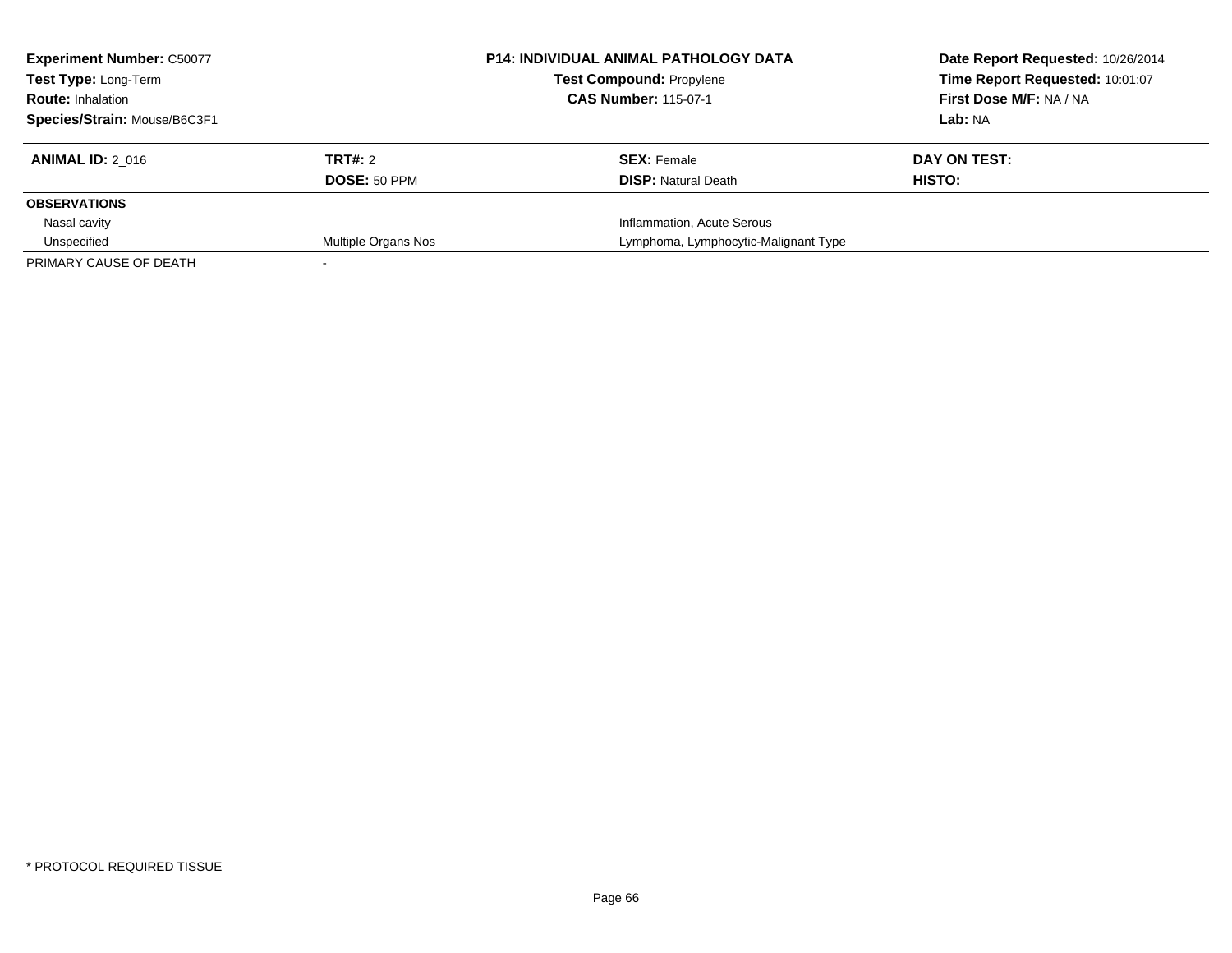**Experiment Number:** C50077
**Test Type:** Long-Term
**Route:** Inhalation
**Species/Strain:** Mouse/B6C3F1

**P14: INDIVIDUAL ANIMAL PATHOLOGY DATA**
**Test Compound:** Propylene
**CAS Number:** 115-07-1

**Date Report Requested:** 10/26/2014
**Time Report Requested:** 10:01:07
**First Dose M/F:** NA / NA
**Lab:** NA

| **ANIMAL ID:** 2_016 | **TRT#:** 2 | **SEX:** Female | **DAY ON TEST:** |
|---|---|---|---|
| | **DOSE:** 50 PPM | **DISP:** Natural Death | **HISTO:** |
| **OBSERVATIONS** | | | |
| Nasal cavity | | Inflammation, Acute Serous | |
| Unspecified | Multiple Organs Nos | Lymphoma, Lymphocytic-Malignant Type | |
| PRIMARY CAUSE OF DEATH | - | | |

* PROTOCOL REQUIRED TISSUE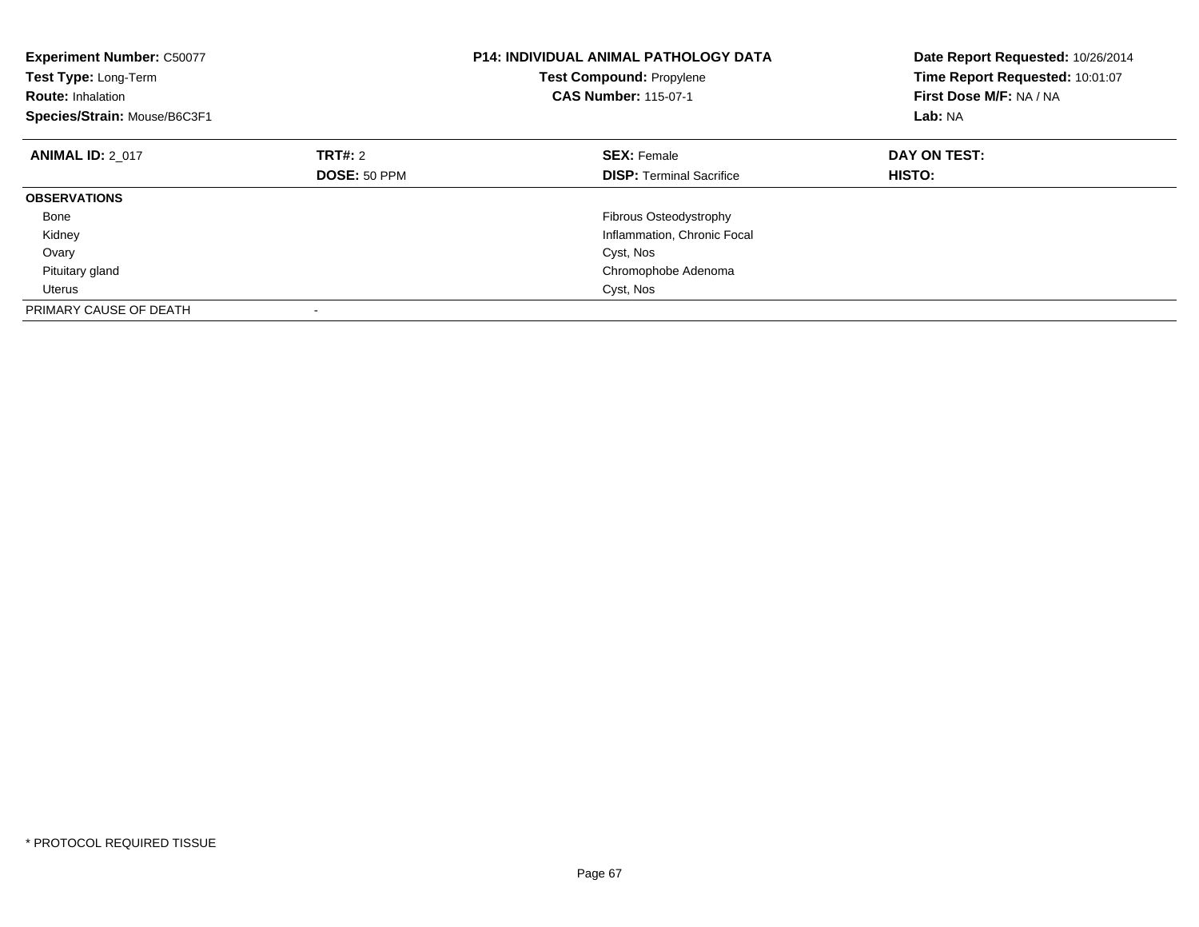**Experiment Number:** C50077
**Test Type:** Long-Term
**Route:** Inhalation
**Species/Strain:** Mouse/B6C3F1

**P14: INDIVIDUAL ANIMAL PATHOLOGY DATA**
**Test Compound:** Propylene
**CAS Number:** 115-07-1

**Date Report Requested:** 10/26/2014
**Time Report Requested:** 10:01:07
**First Dose M/F:** NA / NA
**Lab:** NA

| **ANIMAL ID:** 2_017 | **TRT#:** 2 | **SEX:** Female | **DAY ON TEST:** |
|---|---|---|---|
| | **DOSE:** 50 PPM | **DISP:** Terminal Sacrifice | **HISTO:** |
| **OBSERVATIONS** | | | |
| Bone | | Fibrous Osteodystrophy | |
| Kidney | | Inflammation, Chronic Focal | |
| Ovary | | Cyst, Nos | |
| Pituitary gland | | Chromophobe Adenoma | |
| Uterus | | Cyst, Nos | |
| PRIMARY CAUSE OF DEATH | - | | |

* PROTOCOL REQUIRED TISSUE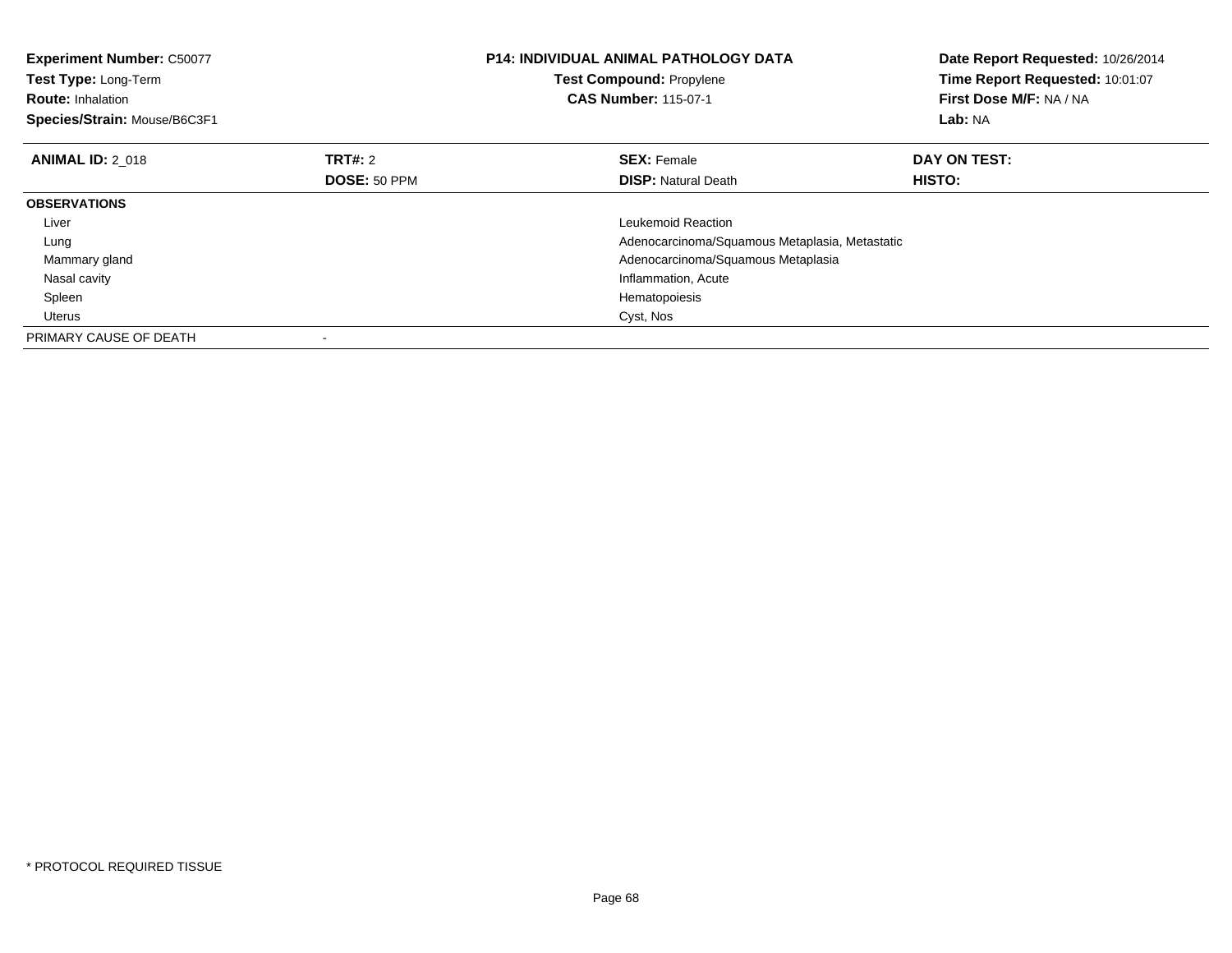**Experiment Number:** C50077
**Test Type:** Long-Term
**Route:** Inhalation
**Species/Strain:** Mouse/B6C3F1

**P14: INDIVIDUAL ANIMAL PATHOLOGY DATA**
**Test Compound:** Propylene
**CAS Number:** 115-07-1

**Date Report Requested:** 10/26/2014
**Time Report Requested:** 10:01:07
**First Dose M/F:** NA / NA
**Lab:** NA

| **ANIMAL ID:** 2_018 | **TRT#:** 2 | **SEX:** Female | **DAY ON TEST:** |
|---|---|---|---|
| | **DOSE:** 50 PPM | **DISP:** Natural Death | **HISTO:** |
| **OBSERVATIONS** | | | |
| Liver | | Leukemoid Reaction | |
| Lung | | Adenocarcinoma/Squamous Metaplasia, Metastatic | |
| Mammary gland | | Adenocarcinoma/Squamous Metaplasia | |
| Nasal cavity | | Inflammation, Acute | |
| Spleen | | Hematopoiesis | |
| Uterus | | Cyst, Nos | |
| PRIMARY CAUSE OF DEATH | - | | |

* PROTOCOL REQUIRED TISSUE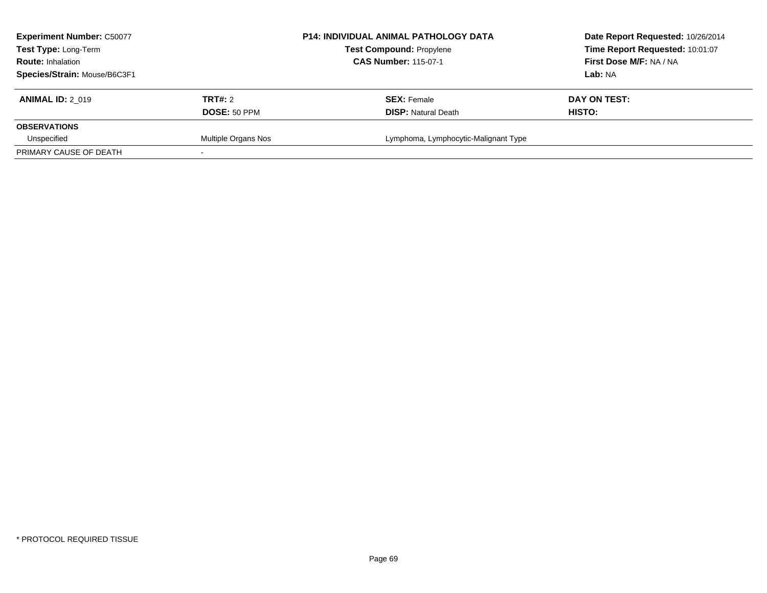| **Experiment Number:** C50077 | **P14: INDIVIDUAL ANIMAL PATHOLOGY DATA** | **Date Report Requested:** 10/26/2014 |
|---|---|---|
| **Test Type:** Long-Term | **Test Compound:** Propylene | **Time Report Requested:** 10:01:07 |
| **Route:** Inhalation | **CAS Number:** 115-07-1 | **First Dose M/F:** NA / NA |
| **Species/Strain:** Mouse/B6C3F1 | | **Lab:** NA |

| **ANIMAL ID:** 2_019 | **TRT#:** 2 | **SEX:** Female | **DAY ON TEST:** |
|---|---|---|---|
| | **DOSE:** 50 PPM | **DISP:** Natural Death | **HISTO:** |
| **OBSERVATIONS** | | | |
| Unspecified | Multiple Organs Nos | Lymphoma, Lymphocytic-Malignant Type | |
| PRIMARY CAUSE OF DEATH | - | | |

* PROTOCOL REQUIRED TISSUE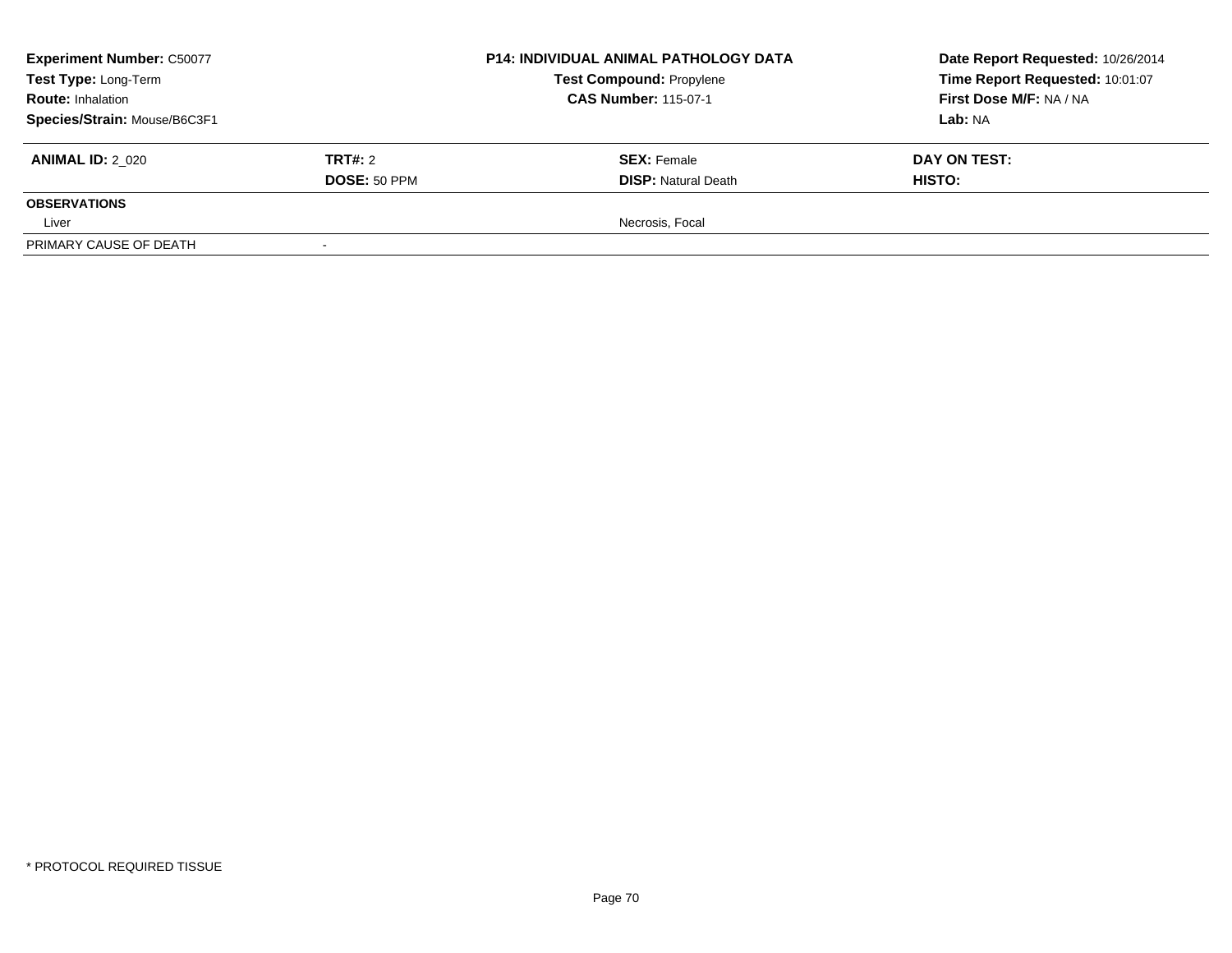**Experiment Number:** C50077
**Test Type:** Long-Term
**Route:** Inhalation
**Species/Strain:** Mouse/B6C3F1

**P14: INDIVIDUAL ANIMAL PATHOLOGY DATA**
**Test Compound:** Propylene
**CAS Number:** 115-07-1

**Date Report Requested:** 10/26/2014
**Time Report Requested:** 10:01:07
**First Dose M/F:** NA / NA
**Lab:** NA

| **ANIMAL ID:** 2_020 | **TRT#:** 2 | **SEX:** Female | **DAY ON TEST:** |
|---|---|---|---|
| | **DOSE:** 50 PPM | **DISP:** Natural Death | **HISTO:** |
| **OBSERVATIONS** | | | |
| Liver | | Necrosis, Focal | |
| PRIMARY CAUSE OF DEATH | - | | |

* PROTOCOL REQUIRED TISSUE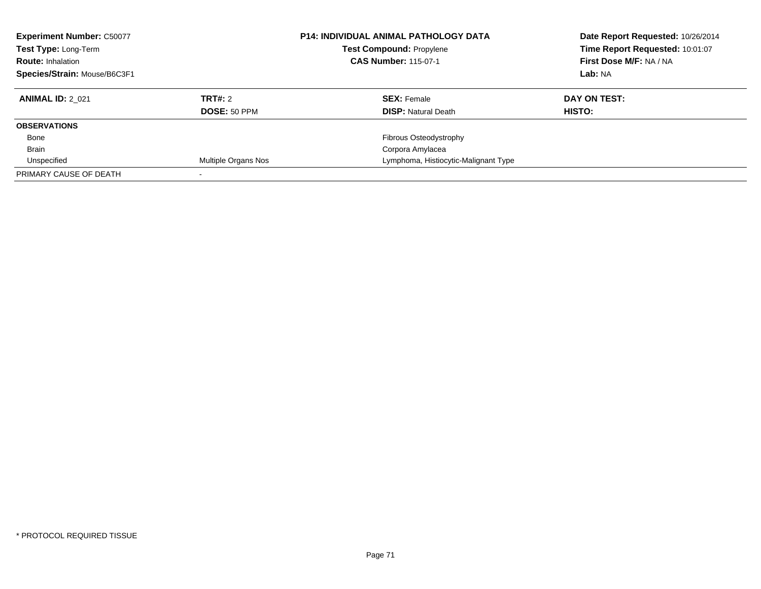**Experiment Number:** C50077
**Test Type:** Long-Term
**Route:** Inhalation
**Species/Strain:** Mouse/B6C3F1

**P14: INDIVIDUAL ANIMAL PATHOLOGY DATA**
**Test Compound:** Propylene
**CAS Number:** 115-07-1

**Date Report Requested:** 10/26/2014
**Time Report Requested:** 10:01:07
**First Dose M/F:** NA / NA
**Lab:** NA

| **ANIMAL ID:** 2_021 | **TRT#:** 2 | **SEX:** Female | **DAY ON TEST:** |
|---|---|---|---|
| | **DOSE:** 50 PPM | **DISP:** Natural Death | **HISTO:** |
| **OBSERVATIONS** | | | |
| Bone | | Fibrous Osteodystrophy | |
| Brain | | Corpora Amylacea | |
| Unspecified | Multiple Organs Nos | Lymphoma, Histiocytic-Malignant Type | |
| PRIMARY CAUSE OF DEATH | - | | |

* PROTOCOL REQUIRED TISSUE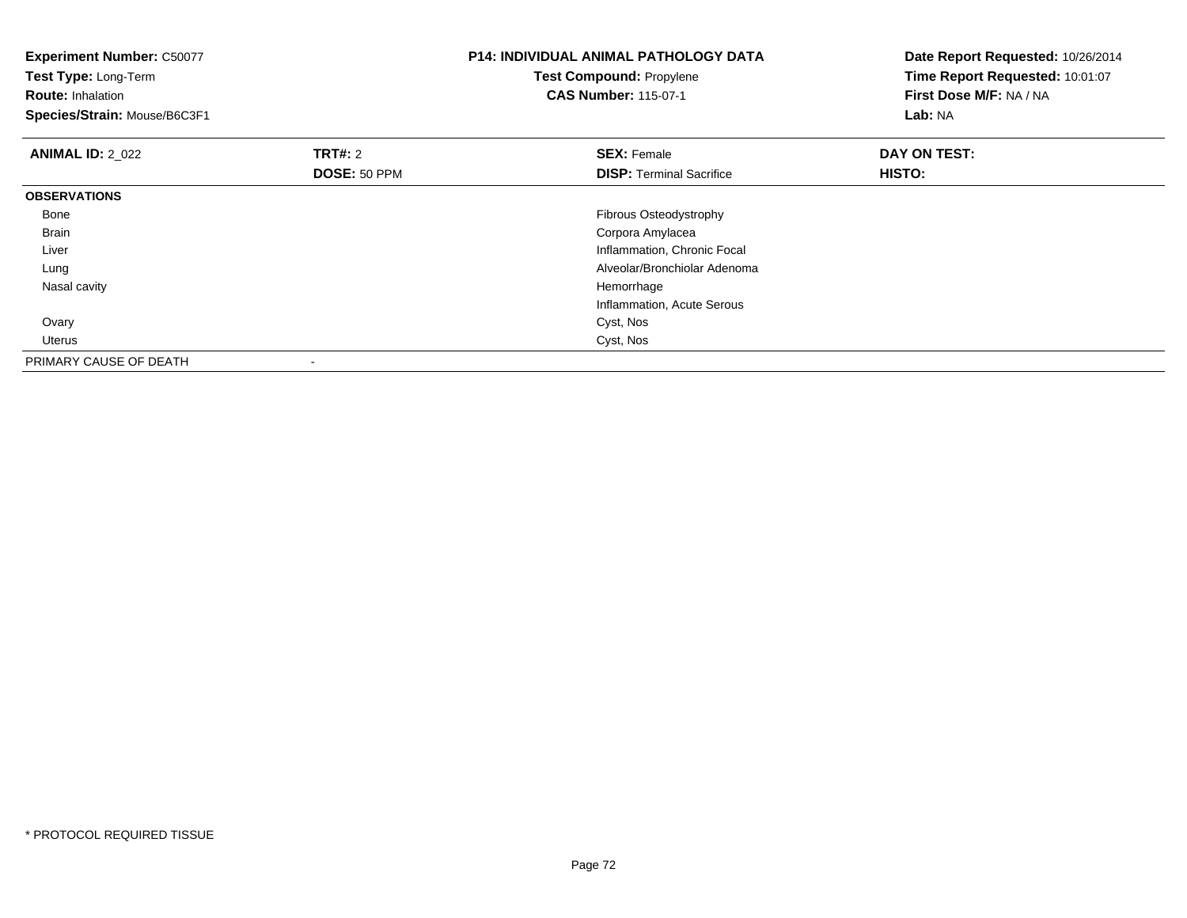**Experiment Number:** C50077
**Test Type:** Long-Term
**Route:** Inhalation
**Species/Strain:** Mouse/B6C3F1

**P14: INDIVIDUAL ANIMAL PATHOLOGY DATA**
**Test Compound:** Propylene
**CAS Number:** 115-07-1

**Date Report Requested:** 10/26/2014
**Time Report Requested:** 10:01:07
**First Dose M/F:** NA / NA
**Lab:** NA

| **ANIMAL ID:** 2_022 | **TRT#:** 2 | **SEX:** Female | **DAY ON TEST:** |
|---|---|---|---|
| | **DOSE:** 50 PPM | **DISP:** Terminal Sacrifice | **HISTO:** |
| **OBSERVATIONS** | | | |
| Bone | | Fibrous Osteodystrophy | |
| Brain | | Corpora Amylacea | |
| Liver | | Inflammation, Chronic Focal | |
| Lung | | Alveolar/Bronchiolar Adenoma | |
| Nasal cavity | | Hemorrhage | |
| | | Inflammation, Acute Serous | |
| Ovary | | Cyst, Nos | |
| Uterus | | Cyst, Nos | |
| PRIMARY CAUSE OF DEATH | - | | |

* PROTOCOL REQUIRED TISSUE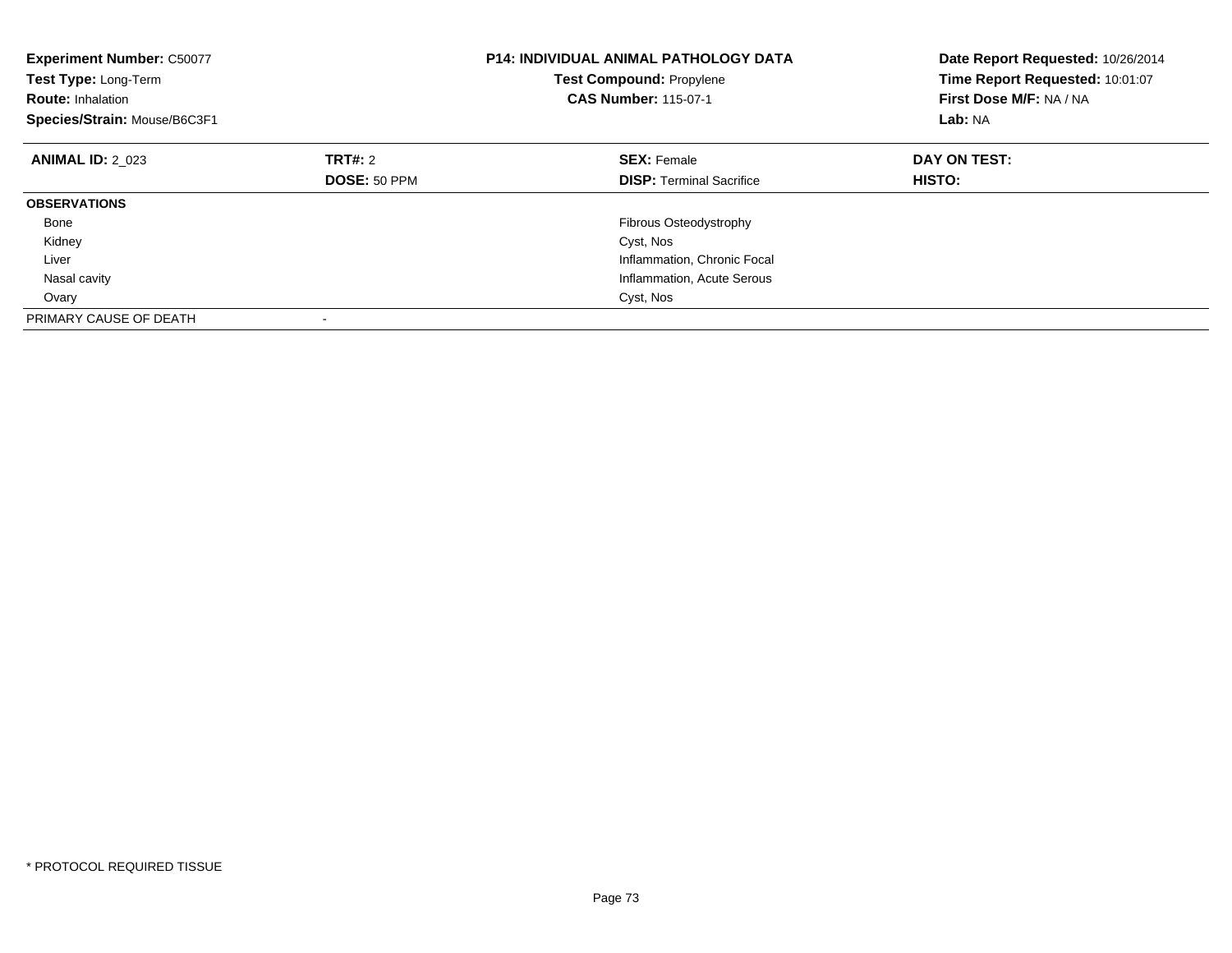**Experiment Number:** C50077
**Test Type:** Long-Term
**Route:** Inhalation
**Species/Strain:** Mouse/B6C3F1

**P14: INDIVIDUAL ANIMAL PATHOLOGY DATA**
**Test Compound:** Propylene
**CAS Number:** 115-07-1

**Date Report Requested:** 10/26/2014
**Time Report Requested:** 10:01:07
**First Dose M/F:** NA / NA
**Lab:** NA

| **ANIMAL ID:** 2_023 | **TRT#:** 2 | **SEX:** Female | **DAY ON TEST:** |
|---|---|---|---|
| | **DOSE:** 50 PPM | **DISP:** Terminal Sacrifice | **HISTO:** |
| **OBSERVATIONS** | | | |
| Bone | | Fibrous Osteodystrophy | |
| Kidney | | Cyst, Nos | |
| Liver | | Inflammation, Chronic Focal | |
| Nasal cavity | | Inflammation, Acute Serous | |
| Ovary | | Cyst, Nos | |
| PRIMARY CAUSE OF DEATH | - | | |

* PROTOCOL REQUIRED TISSUE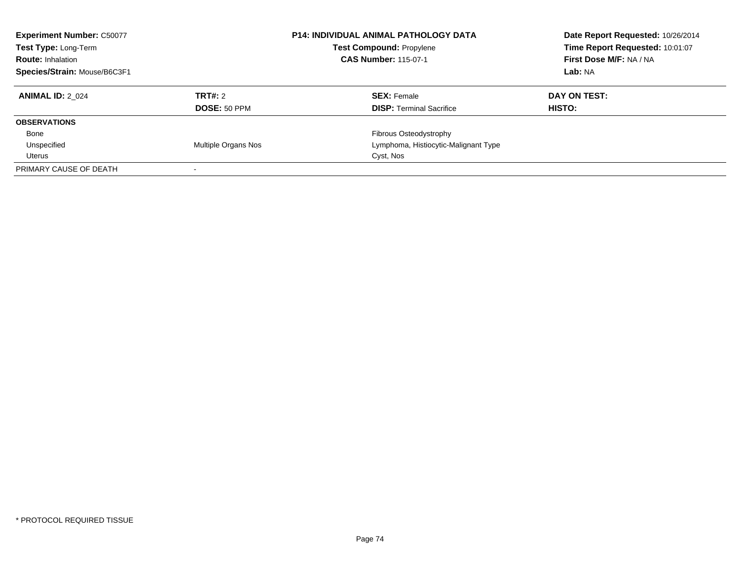**Experiment Number:** C50077
**Test Type:** Long-Term
**Route:** Inhalation
**Species/Strain:** Mouse/B6C3F1

**P14: INDIVIDUAL ANIMAL PATHOLOGY DATA**
**Test Compound:** Propylene
**CAS Number:** 115-07-1

**Date Report Requested:** 10/26/2014
**Time Report Requested:** 10:01:07
**First Dose M/F:** NA / NA
**Lab:** NA

| **ANIMAL ID:** 2_024 | **TRT#:** 2 | **SEX:** Female | **DAY ON TEST:** |
|---|---|---|---|
| | **DOSE:** 50 PPM | **DISP:** Terminal Sacrifice | **HISTO:** |
| **OBSERVATIONS** | | | |
| Bone | | Fibrous Osteodystrophy | |
| Unspecified | Multiple Organs Nos | Lymphoma, Histiocytic-Malignant Type | |
| Uterus | | Cyst, Nos | |
| PRIMARY CAUSE OF DEATH | - | | |

* PROTOCOL REQUIRED TISSUE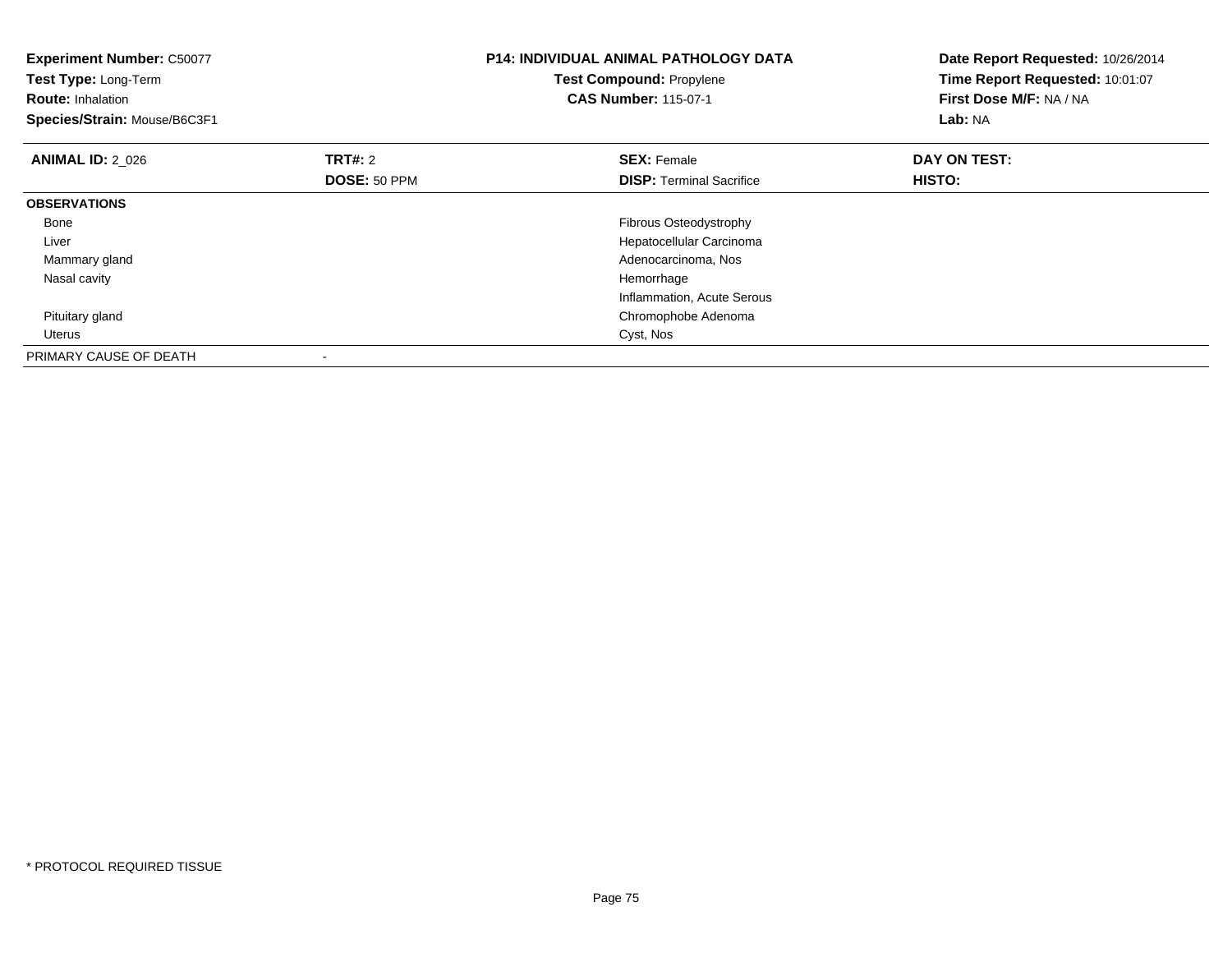**Experiment Number:** C50077
**Test Type:** Long-Term
**Route:** Inhalation
**Species/Strain:** Mouse/B6C3F1

**P14: INDIVIDUAL ANIMAL PATHOLOGY DATA**
**Test Compound:** Propylene
**CAS Number:** 115-07-1

**Date Report Requested:** 10/26/2014
**Time Report Requested:** 10:01:07
**First Dose M/F:** NA / NA
**Lab:** NA

| **ANIMAL ID:** 2_026 | **TRT#:** 2 | **SEX:** Female | **DAY ON TEST:** |
|---|---|---|---|
| | **DOSE:** 50 PPM | **DISP:** Terminal Sacrifice | **HISTO:** |
| **OBSERVATIONS** | | | |
| Bone | | Fibrous Osteodystrophy | |
| Liver | | Hepatocellular Carcinoma | |
| Mammary gland | | Adenocarcinoma, Nos | |
| Nasal cavity | | Hemorrhage | |
| | | Inflammation, Acute Serous | |
| Pituitary gland | | Chromophobe Adenoma | |
| Uterus | | Cyst, Nos | |
| PRIMARY CAUSE OF DEATH | - | | |

* PROTOCOL REQUIRED TISSUE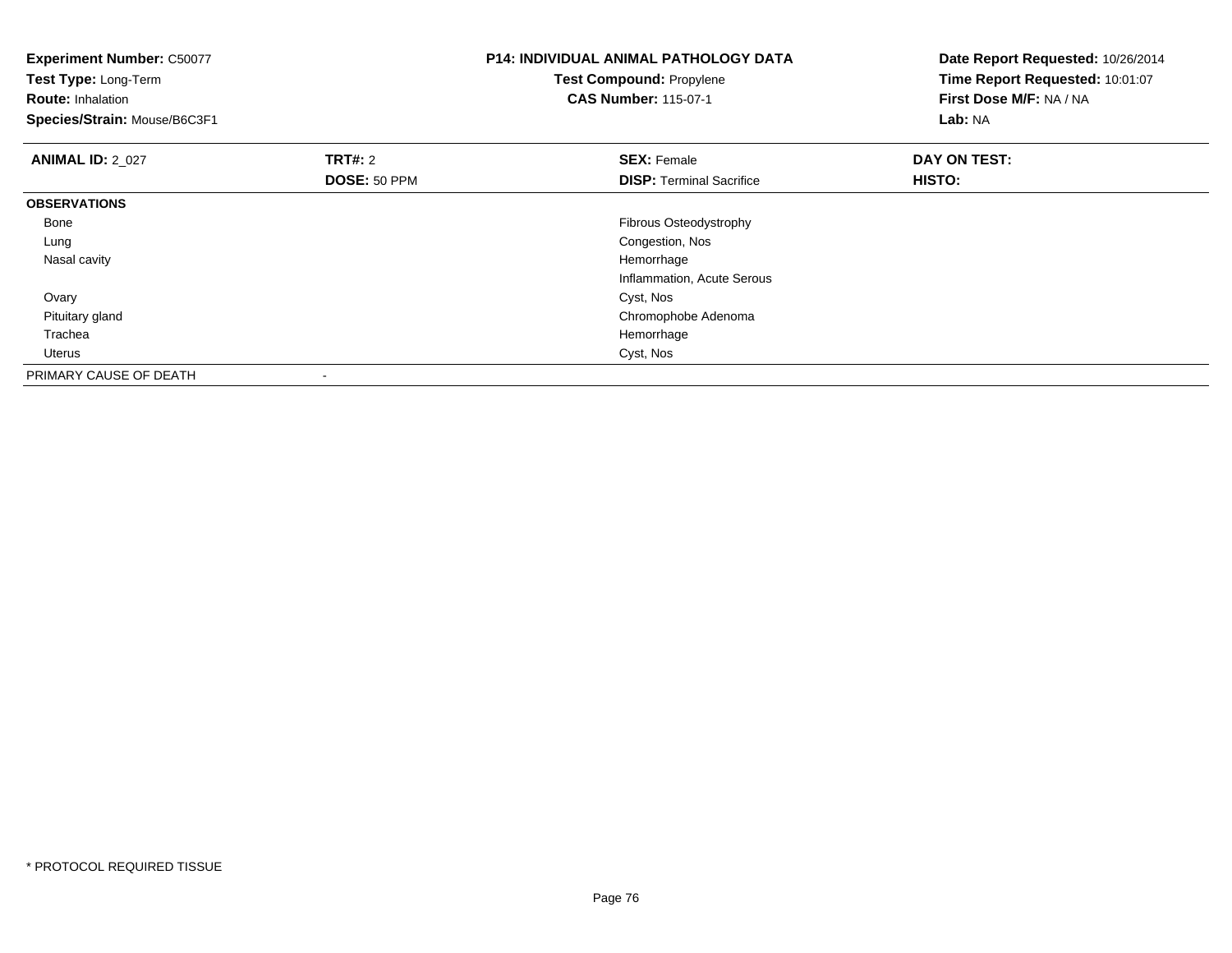**Experiment Number:** C50077
**Test Type:** Long-Term
**Route:** Inhalation
**Species/Strain:** Mouse/B6C3F1

**P14: INDIVIDUAL ANIMAL PATHOLOGY DATA**
**Test Compound:** Propylene
**CAS Number:** 115-07-1

**Date Report Requested:** 10/26/2014
**Time Report Requested:** 10:01:07
**First Dose M/F:** NA / NA
**Lab:** NA

| **ANIMAL ID:** 2_027 | **TRT#:** 2 | **SEX:** Female | **DAY ON TEST:** |
|---|---|---|---|
| | **DOSE:** 50 PPM | **DISP:** Terminal Sacrifice | **HISTO:** |
| **OBSERVATIONS** | | | |
| Bone | | Fibrous Osteodystrophy | |
| Lung | | Congestion, Nos | |
| Nasal cavity | | Hemorrhage | |
| | | Inflammation, Acute Serous | |
| Ovary | | Cyst, Nos | |
| Pituitary gland | | Chromophobe Adenoma | |
| Trachea | | Hemorrhage | |
| Uterus | | Cyst, Nos | |
| PRIMARY CAUSE OF DEATH | - | | |

* PROTOCOL REQUIRED TISSUE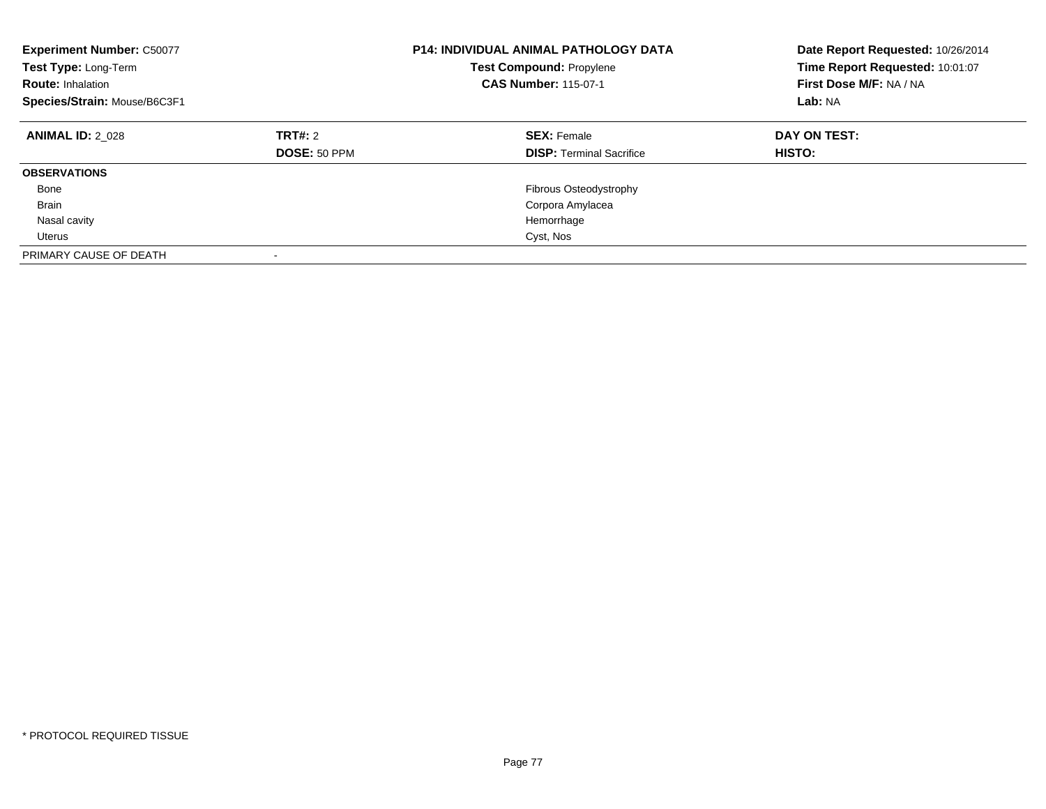**Experiment Number:** C50077
**Test Type:** Long-Term
**Route:** Inhalation
**Species/Strain:** Mouse/B6C3F1

**P14: INDIVIDUAL ANIMAL PATHOLOGY DATA**
**Test Compound:** Propylene
**CAS Number:** 115-07-1

**Date Report Requested:** 10/26/2014
**Time Report Requested:** 10:01:07
**First Dose M/F:** NA / NA
**Lab:** NA

| **ANIMAL ID:** 2_028 | **TRT#:** 2 | **SEX:** Female | **DAY ON TEST:** |
|---|---|---|---|
| | **DOSE:** 50 PPM | **DISP:** Terminal Sacrifice | **HISTO:** |
| **OBSERVATIONS** | | | |
| Bone | | Fibrous Osteodystrophy | |
| Brain | | Corpora Amylacea | |
| Nasal cavity | | Hemorrhage | |
| Uterus | | Cyst, Nos | |
| PRIMARY CAUSE OF DEATH | - | | |

* PROTOCOL REQUIRED TISSUE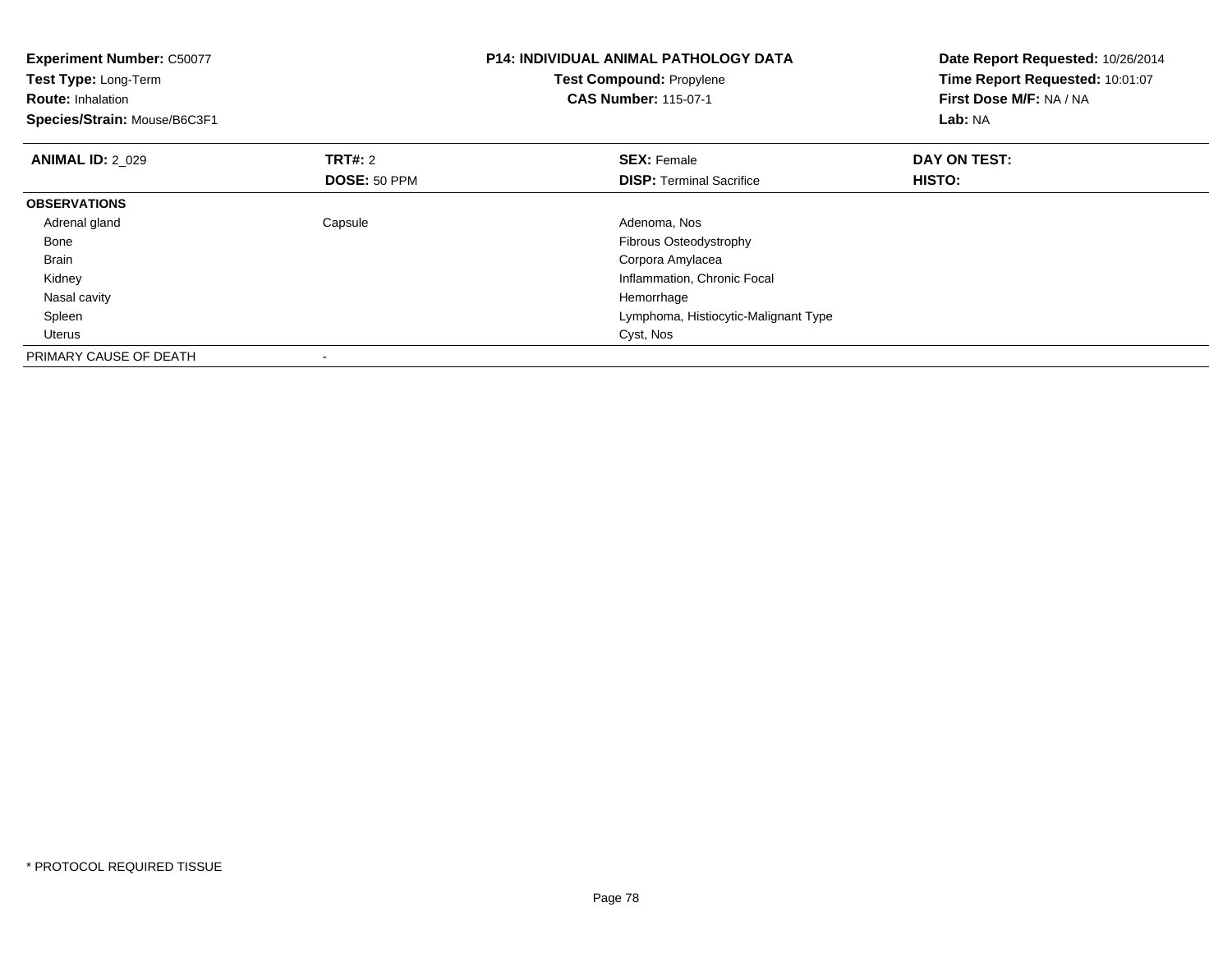**Experiment Number:** C50077
**Test Type:** Long-Term
**Route:** Inhalation
**Species/Strain:** Mouse/B6C3F1

**P14: INDIVIDUAL ANIMAL PATHOLOGY DATA**
**Test Compound:** Propylene
**CAS Number:** 115-07-1

**Date Report Requested:** 10/26/2014
**Time Report Requested:** 10:01:07
**First Dose M/F:** NA / NA
**Lab:** NA

| **ANIMAL ID:** 2_029 | **TRT#:** 2 | **SEX:** Female | **DAY ON TEST:** |
|---|---|---|---|
| | **DOSE:** 50 PPM | **DISP:** Terminal Sacrifice | **HISTO:** |
| **OBSERVATIONS** | | | |
| Adrenal gland | Capsule | Adenoma, Nos | |
| Bone | | Fibrous Osteodystrophy | |
| Brain | | Corpora Amylacea | |
| Kidney | | Inflammation, Chronic Focal | |
| Nasal cavity | | Hemorrhage | |
| Spleen | | Lymphoma, Histiocytic-Malignant Type | |
| Uterus | | Cyst, Nos | |
| PRIMARY CAUSE OF DEATH | - | | |

* PROTOCOL REQUIRED TISSUE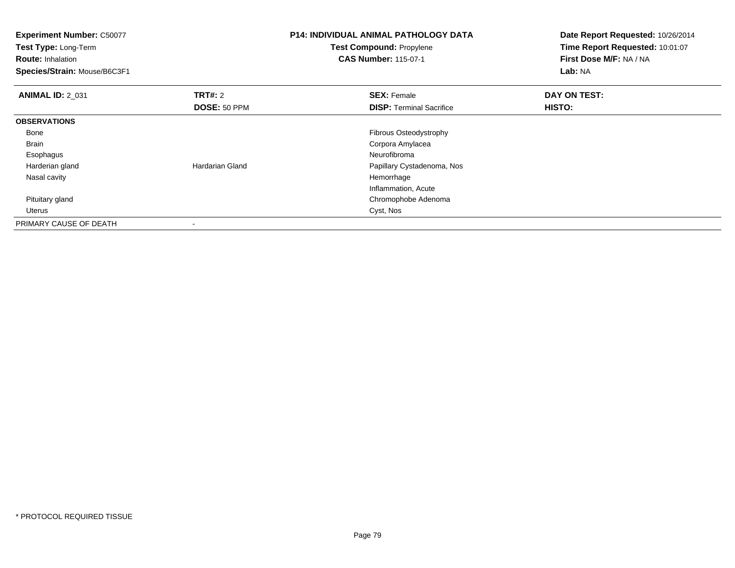**Experiment Number:** C50077
**Test Type:** Long-Term
**Route:** Inhalation
**Species/Strain:** Mouse/B6C3F1

**P14: INDIVIDUAL ANIMAL PATHOLOGY DATA**
**Test Compound:** Propylene
**CAS Number:** 115-07-1

**Date Report Requested:** 10/26/2014
**Time Report Requested:** 10:01:07
**First Dose M/F:** NA / NA
**Lab:** NA

| **ANIMAL ID:** 2_031 | **TRT#:** 2 | **SEX:** Female | **DAY ON TEST:** |
|---|---|---|---|
| | **DOSE:** 50 PPM | **DISP:** Terminal Sacrifice | **HISTO:** |
| **OBSERVATIONS** | | | |
| Bone | | Fibrous Osteodystrophy | |
| Brain | | Corpora Amylacea | |
| Esophagus | | Neurofibroma | |
| Harderian gland | Hardarian Gland | Papillary Cystadenoma, Nos | |
| Nasal cavity | | Hemorrhage | |
| | | Inflammation, Acute | |
| Pituitary gland | | Chromophobe Adenoma | |
| Uterus | | Cyst, Nos | |
| PRIMARY CAUSE OF DEATH | - | | |

* PROTOCOL REQUIRED TISSUE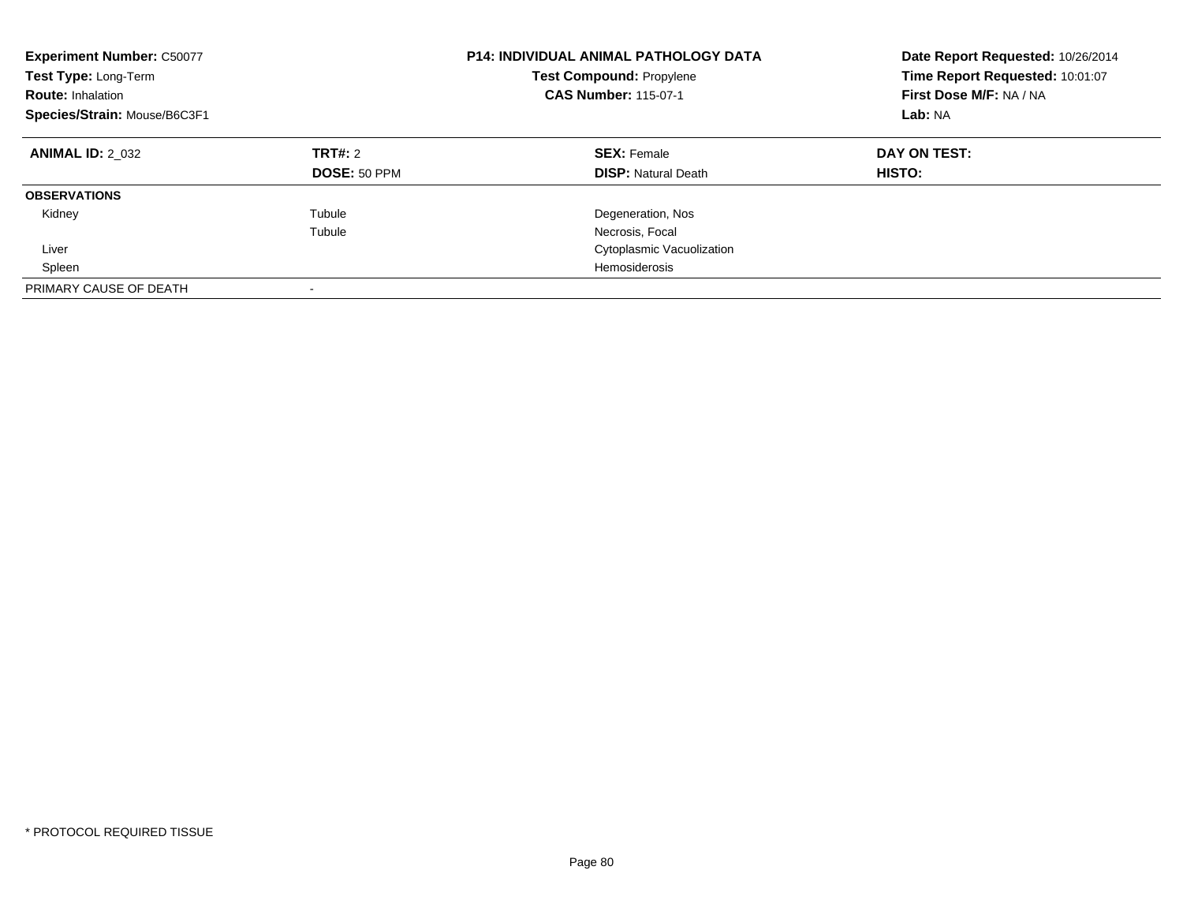**Experiment Number:** C50077
**Test Type:** Long-Term
**Route:** Inhalation
**Species/Strain:** Mouse/B6C3F1

**P14: INDIVIDUAL ANIMAL PATHOLOGY DATA**
**Test Compound:** Propylene
**CAS Number:** 115-07-1

**Date Report Requested:** 10/26/2014
**Time Report Requested:** 10:01:07
**First Dose M/F:** NA / NA
**Lab:** NA

| **ANIMAL ID:** 2_032 | **TRT#:** 2 | **SEX:** Female | **DAY ON TEST:** |
|---|---|---|---|
| | **DOSE:** 50 PPM | **DISP:** Natural Death | **HISTO:** |
| **OBSERVATIONS** | | | |
| Kidney | Tubule | Degeneration, Nos | |
| | Tubule | Necrosis, Focal | |
| Liver | | Cytoplasmic Vacuolization | |
| Spleen | | Hemosiderosis | |
| PRIMARY CAUSE OF DEATH | - | | |

* PROTOCOL REQUIRED TISSUE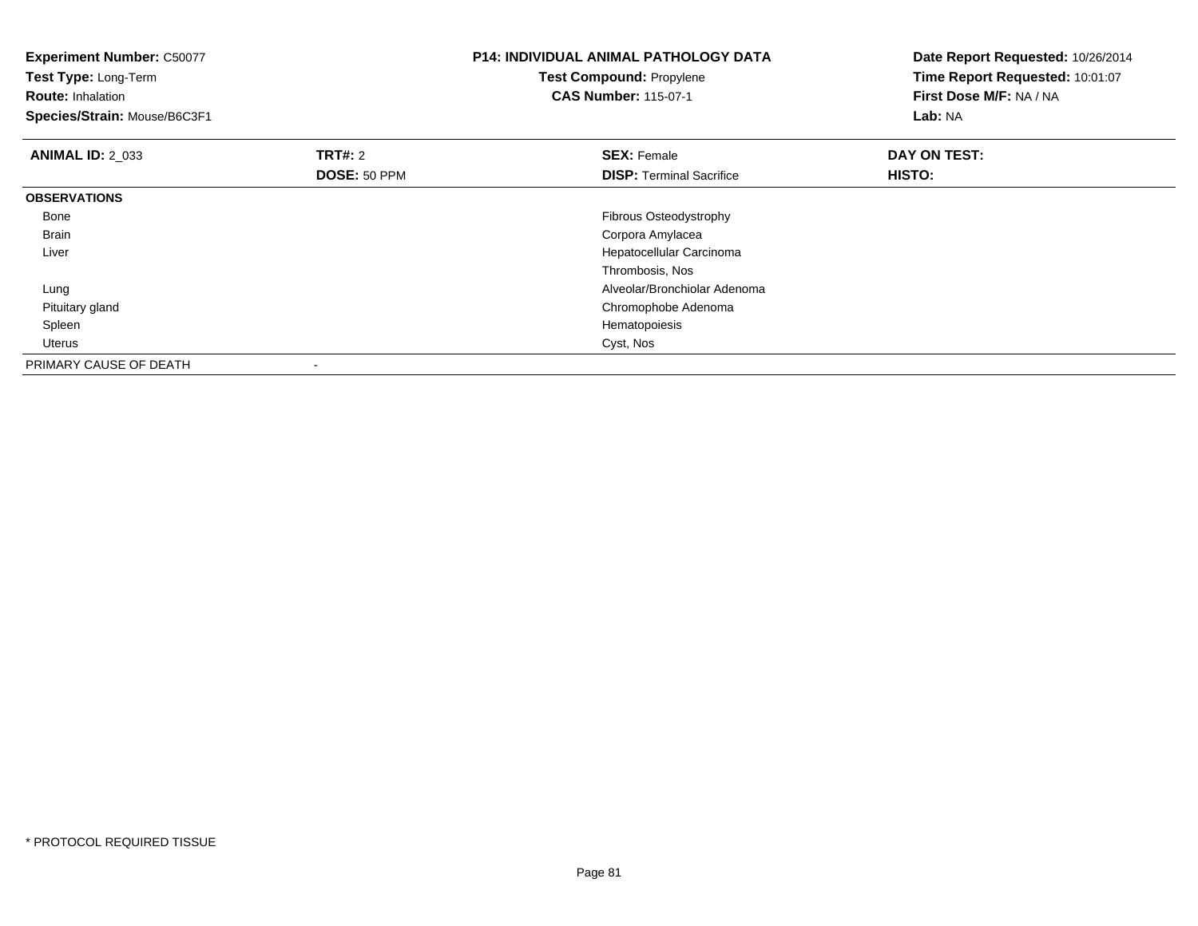**Experiment Number:** C50077
**Test Type:** Long-Term
**Route:** Inhalation
**Species/Strain:** Mouse/B6C3F1

**P14: INDIVIDUAL ANIMAL PATHOLOGY DATA**
**Test Compound:** Propylene
**CAS Number:** 115-07-1

**Date Report Requested:** 10/26/2014
**Time Report Requested:** 10:01:07
**First Dose M/F:** NA / NA
**Lab:** NA

| **ANIMAL ID:** 2_033 | **TRT#:** 2 | **SEX:** Female | **DAY ON TEST:** |
|---|---|---|---|
| | **DOSE:** 50 PPM | **DISP:** Terminal Sacrifice | **HISTO:** |
| **OBSERVATIONS** | | | |
| Bone | | Fibrous Osteodystrophy | |
| Brain | | Corpora Amylacea | |
| Liver | | Hepatocellular Carcinoma | |
| | | Thrombosis, Nos | |
| Lung | | Alveolar/Bronchiolar Adenoma | |
| Pituitary gland | | Chromophobe Adenoma | |
| Spleen | | Hematopoiesis | |
| Uterus | | Cyst, Nos | |
| PRIMARY CAUSE OF DEATH | - | | |

* PROTOCOL REQUIRED TISSUE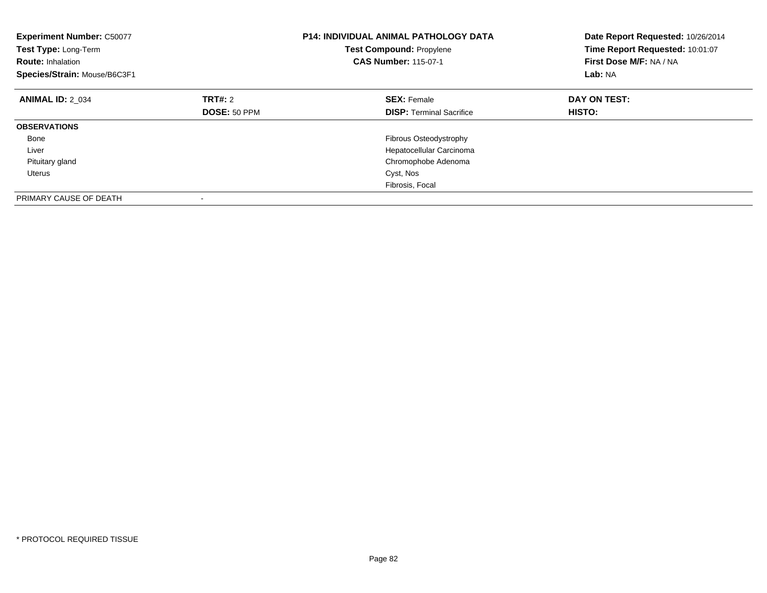**Experiment Number:** C50077
**Test Type:** Long-Term
**Route:** Inhalation
**Species/Strain:** Mouse/B6C3F1

**P14: INDIVIDUAL ANIMAL PATHOLOGY DATA**
**Test Compound:** Propylene
**CAS Number:** 115-07-1

**Date Report Requested:** 10/26/2014
**Time Report Requested:** 10:01:07
**First Dose M/F:** NA / NA
**Lab:** NA

| **ANIMAL ID:** 2_034 | **TRT#:** 2 | **SEX:** Female | **DAY ON TEST:** |
|---|---|---|---|
| | **DOSE:** 50 PPM | **DISP:** Terminal Sacrifice | **HISTO:** |
| **OBSERVATIONS** | | | |
| Bone | | Fibrous Osteodystrophy | |
| Liver | | Hepatocellular Carcinoma | |
| Pituitary gland | | Chromophobe Adenoma | |
| Uterus | | Cyst, Nos | |
| | | Fibrosis, Focal | |
| PRIMARY CAUSE OF DEATH | - | | |

* PROTOCOL REQUIRED TISSUE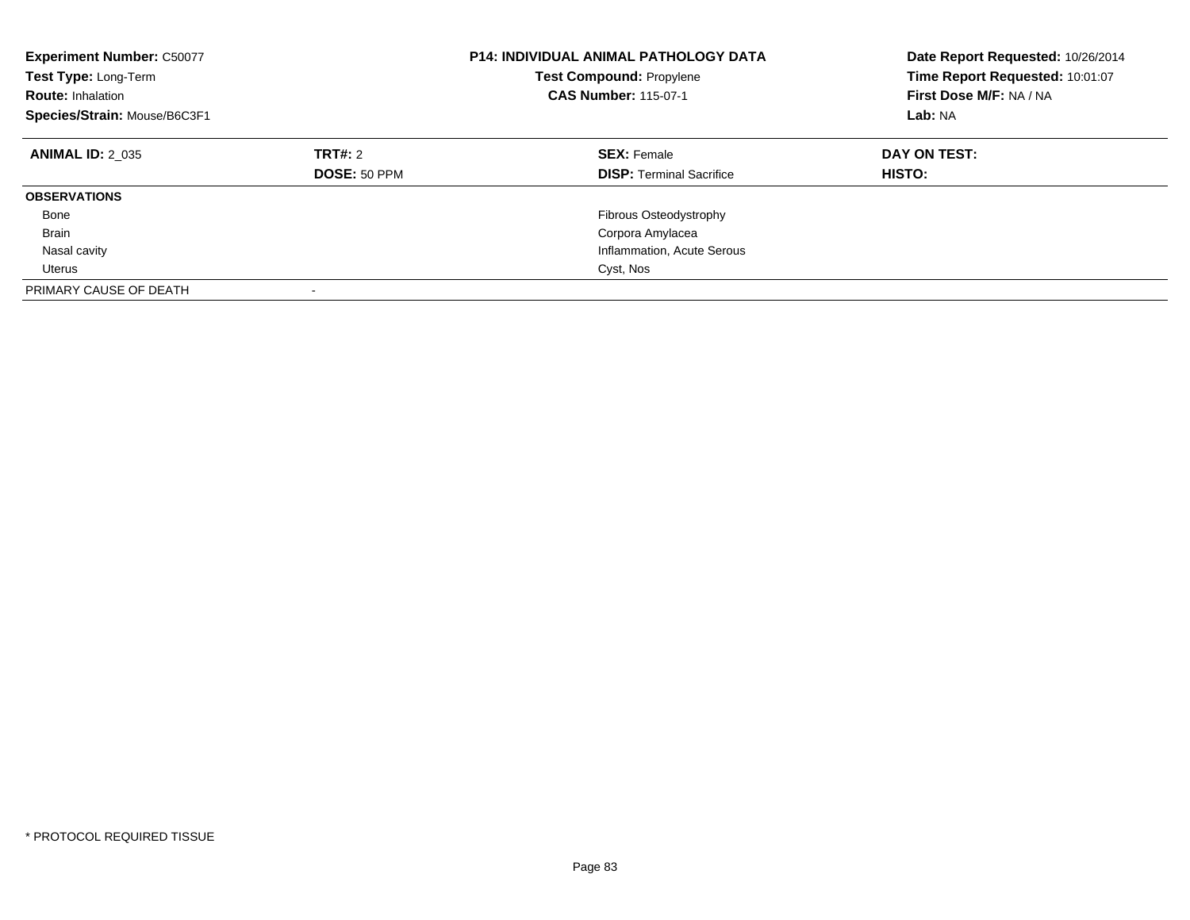**Experiment Number:** C50077
**Test Type:** Long-Term
**Route:** Inhalation
**Species/Strain:** Mouse/B6C3F1

**P14: INDIVIDUAL ANIMAL PATHOLOGY DATA**
**Test Compound:** Propylene
**CAS Number:** 115-07-1

**Date Report Requested:** 10/26/2014
**Time Report Requested:** 10:01:07
**First Dose M/F:** NA / NA
**Lab:** NA

| **ANIMAL ID:** 2_035 | **TRT#:** 2 | **SEX:** Female | **DAY ON TEST:** |
|---|---|---|---|
| | **DOSE:** 50 PPM | **DISP:** Terminal Sacrifice | **HISTO:** |
| **OBSERVATIONS** | | | |
| Bone | | Fibrous Osteodystrophy | |
| Brain | | Corpora Amylacea | |
| Nasal cavity | | Inflammation, Acute Serous | |
| Uterus | | Cyst, Nos | |
| PRIMARY CAUSE OF DEATH | - | | |

* PROTOCOL REQUIRED TISSUE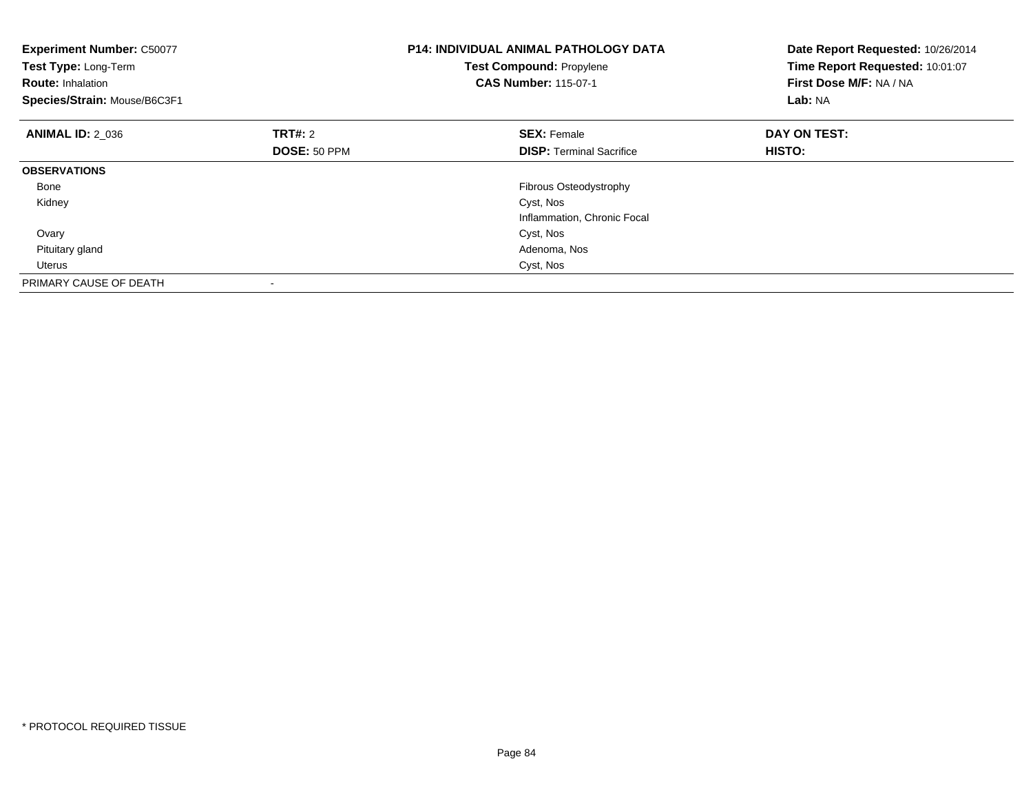**Experiment Number:** C50077
**Test Type:** Long-Term
**Route:** Inhalation
**Species/Strain:** Mouse/B6C3F1

**P14: INDIVIDUAL ANIMAL PATHOLOGY DATA**
**Test Compound:** Propylene
**CAS Number:** 115-07-1

**Date Report Requested:** 10/26/2014
**Time Report Requested:** 10:01:07
**First Dose M/F:** NA / NA
**Lab:** NA

| **ANIMAL ID:** 2_036 | **TRT#:** 2 | **SEX:** Female | **DAY ON TEST:** |
|---|---|---|---|
| | **DOSE:** 50 PPM | **DISP:** Terminal Sacrifice | **HISTO:** |
| **OBSERVATIONS** | | | |
| Bone | | Fibrous Osteodystrophy | |
| Kidney | | Cyst, Nos | |
| | | Inflammation, Chronic Focal | |
| Ovary | | Cyst, Nos | |
| Pituitary gland | | Adenoma, Nos | |
| Uterus | | Cyst, Nos | |
| PRIMARY CAUSE OF DEATH | - | | |

\* PROTOCOL REQUIRED TISSUE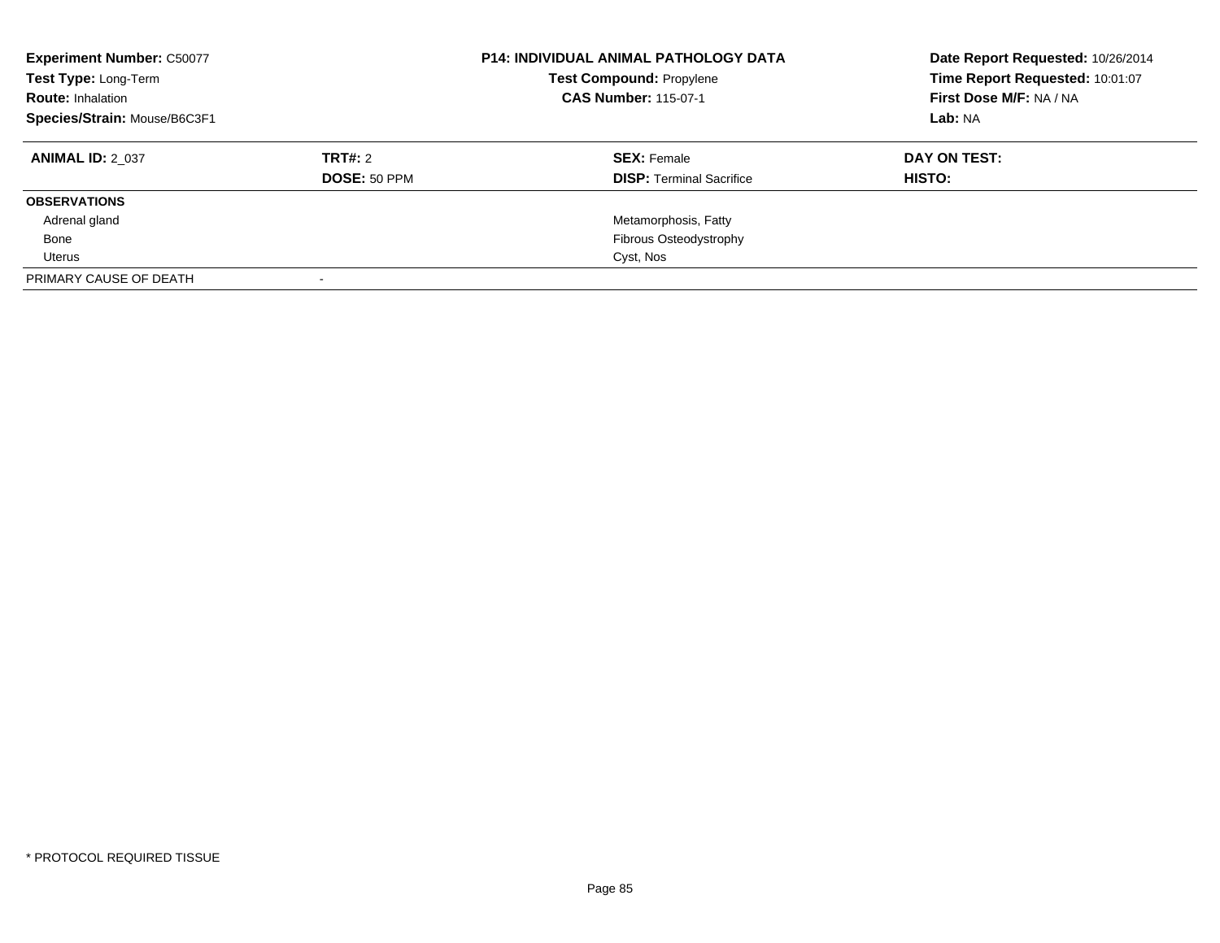**Experiment Number:** C50077
**Test Type:** Long-Term
**Route:** Inhalation
**Species/Strain:** Mouse/B6C3F1

**P14: INDIVIDUAL ANIMAL PATHOLOGY DATA**
**Test Compound:** Propylene
**CAS Number:** 115-07-1

**Date Report Requested:** 10/26/2014
**Time Report Requested:** 10:01:07
**First Dose M/F:** NA / NA
**Lab:** NA

| **ANIMAL ID:** 2_037 | **TRT#:** 2 | **SEX:** Female | **DAY ON TEST:** |
|---|---|---|---|
| | **DOSE:** 50 PPM | **DISP:** Terminal Sacrifice | **HISTO:** |
| **OBSERVATIONS** | | | |
| Adrenal gland | | Metamorphosis, Fatty | |
| Bone | | Fibrous Osteodystrophy | |
| Uterus | | Cyst, Nos | |
| PRIMARY CAUSE OF DEATH | - | | |

* PROTOCOL REQUIRED TISSUE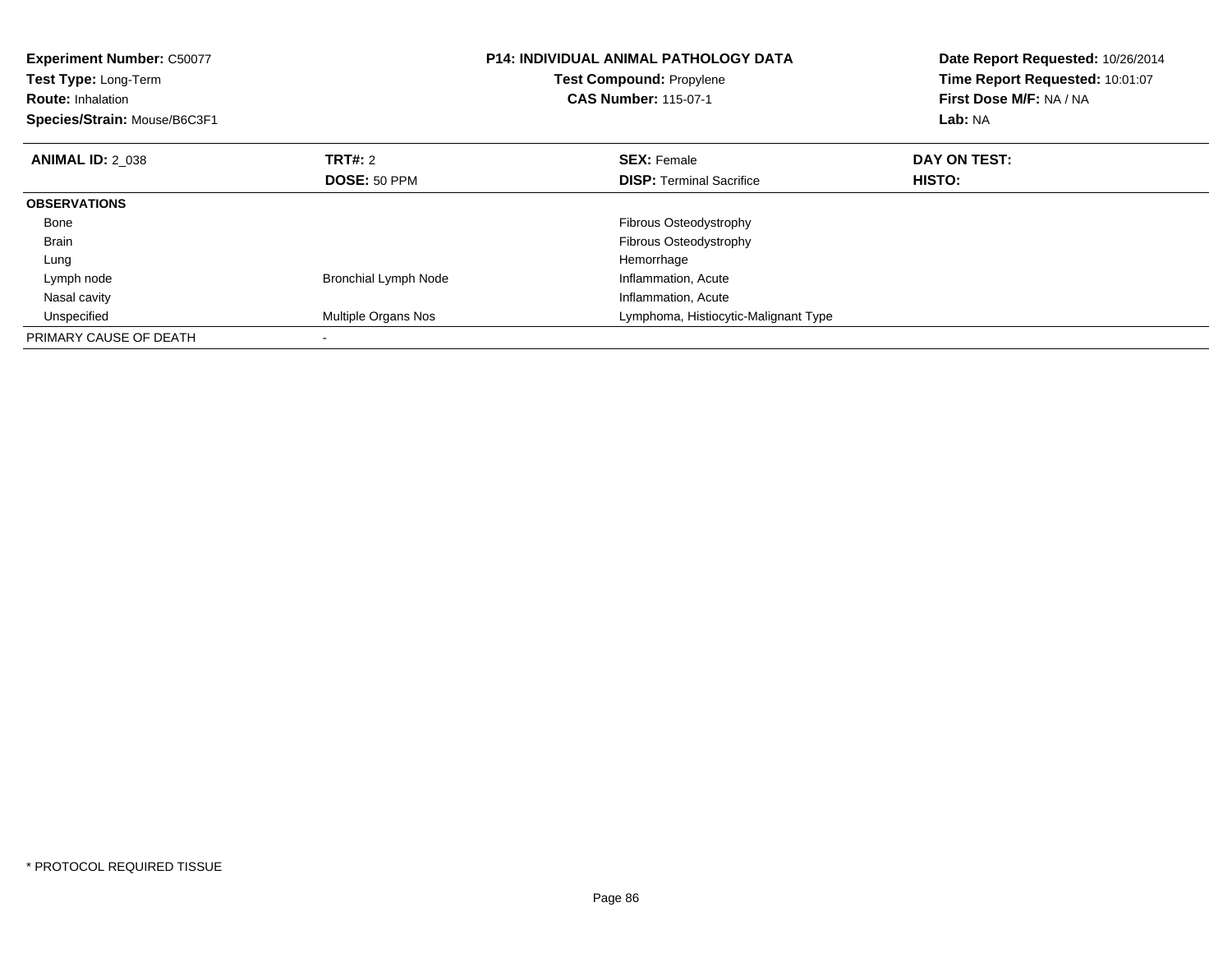**Experiment Number:** C50077
**Test Type:** Long-Term
**Route:** Inhalation
**Species/Strain:** Mouse/B6C3F1

**P14: INDIVIDUAL ANIMAL PATHOLOGY DATA**
**Test Compound:** Propylene
**CAS Number:** 115-07-1

**Date Report Requested:** 10/26/2014
**Time Report Requested:** 10:01:07
**First Dose M/F:** NA / NA
**Lab:** NA

| **ANIMAL ID:** 2_038 | **TRT#:** 2 | **SEX:** Female | **DAY ON TEST:** |
|---|---|---|---|
| | **DOSE:** 50 PPM | **DISP:** Terminal Sacrifice | **HISTO:** |
| **OBSERVATIONS** | | | |
| Bone | | Fibrous Osteodystrophy | |
| Brain | | Fibrous Osteodystrophy | |
| Lung | | Hemorrhage | |
| Lymph node | Bronchial Lymph Node | Inflammation, Acute | |
| Nasal cavity | | Inflammation, Acute | |
| Unspecified | Multiple Organs Nos | Lymphoma, Histiocytic-Malignant Type | |
| PRIMARY CAUSE OF DEATH | - | | |

* PROTOCOL REQUIRED TISSUE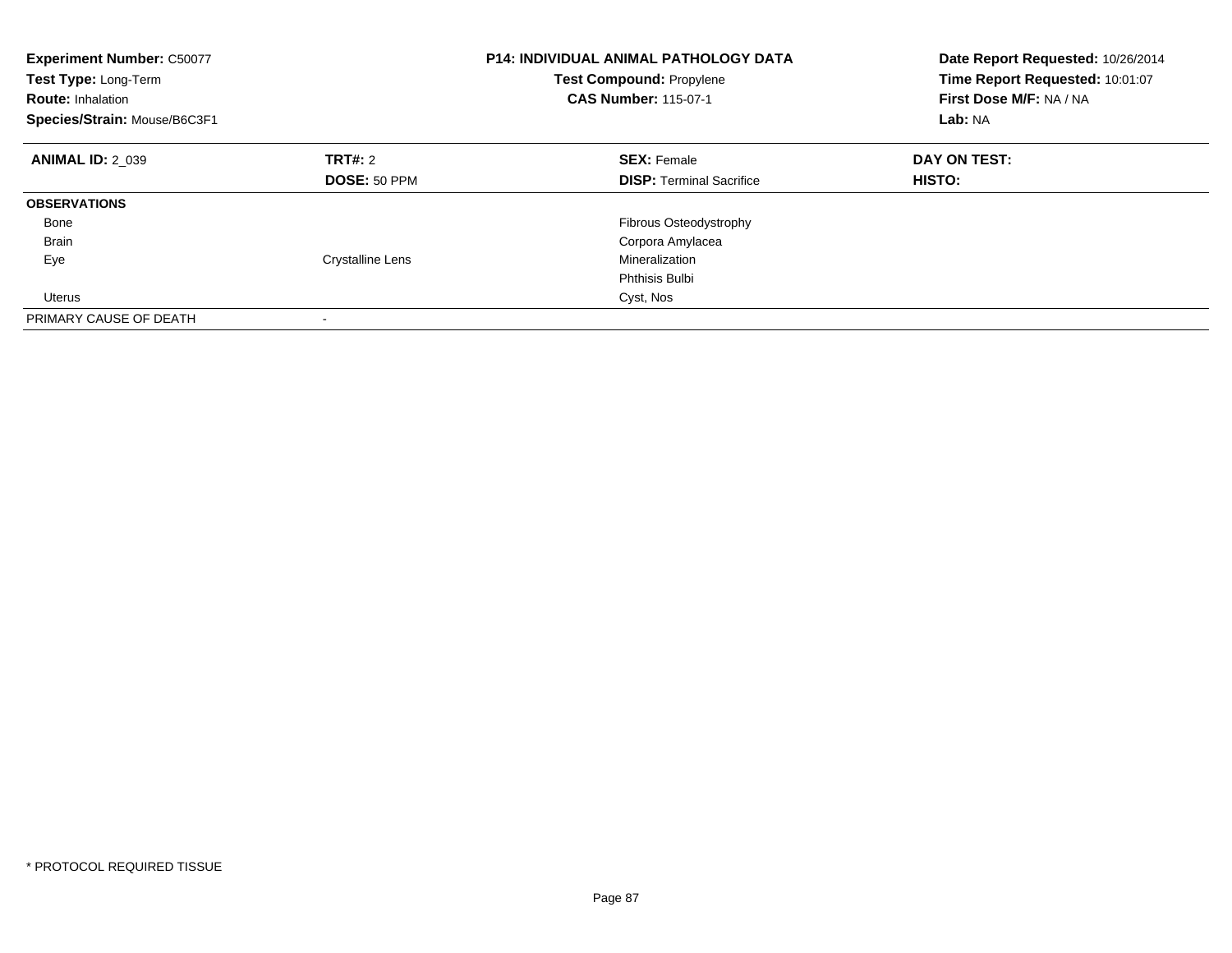**Experiment Number:** C50077
**Test Type:** Long-Term
**Route:** Inhalation
**Species/Strain:** Mouse/B6C3F1

**P14: INDIVIDUAL ANIMAL PATHOLOGY DATA**
**Test Compound:** Propylene
**CAS Number:** 115-07-1

**Date Report Requested:** 10/26/2014
**Time Report Requested:** 10:01:07
**First Dose M/F:** NA / NA
**Lab:** NA

| **ANIMAL ID:** 2_039 | **TRT#:** 2 | **SEX:** Female | **DAY ON TEST:** |
|---|---|---|---|
| | **DOSE:** 50 PPM | **DISP:** Terminal Sacrifice | **HISTO:** |
| **OBSERVATIONS** | | | |
| Bone | | Fibrous Osteodystrophy | |
| Brain | | Corpora Amylacea | |
| Eye | Crystalline Lens | Mineralization | |
| | | Phthisis Bulbi | |
| Uterus | | Cyst, Nos | |
| PRIMARY CAUSE OF DEATH | - | | |

* PROTOCOL REQUIRED TISSUE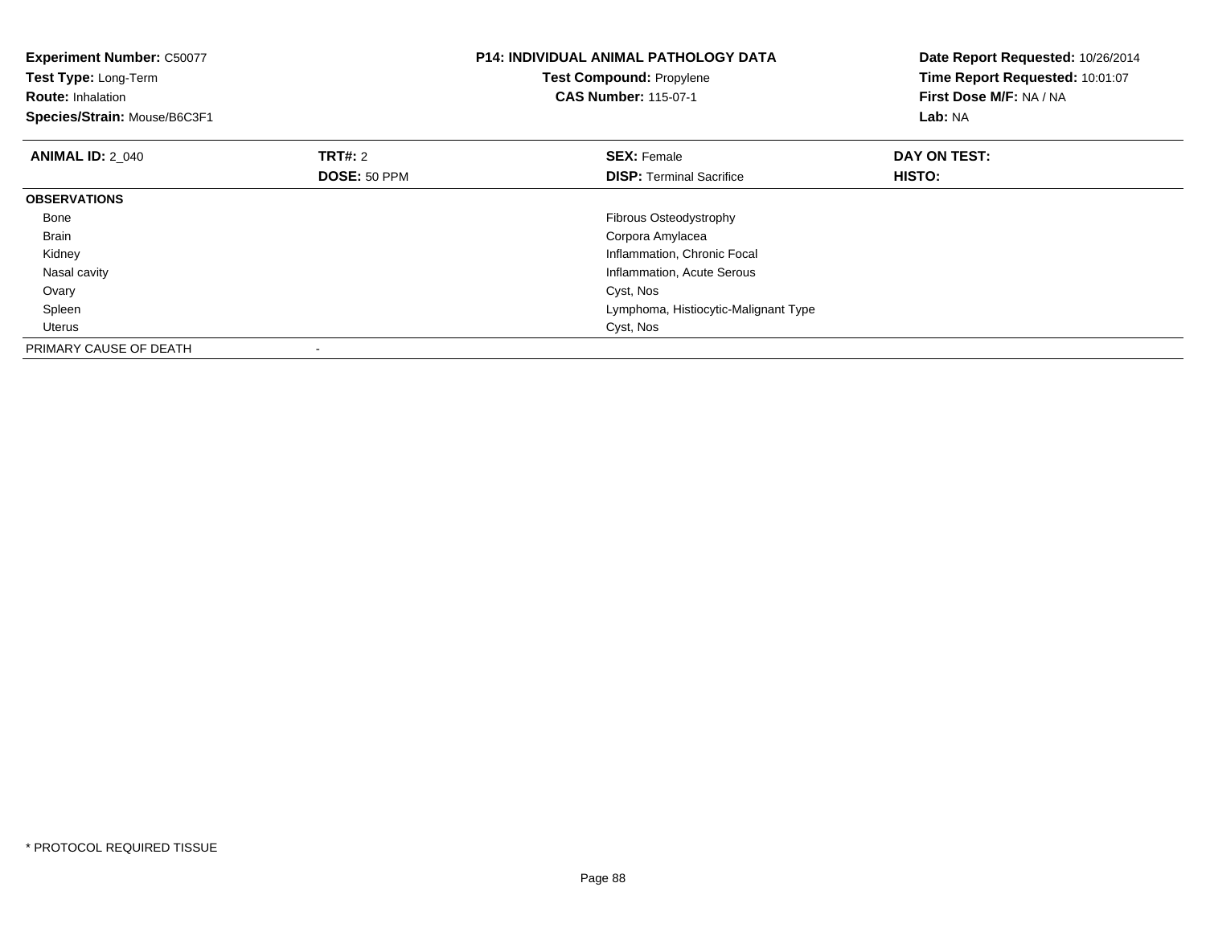**Experiment Number:** C50077
**Test Type:** Long-Term
**Route:** Inhalation
**Species/Strain:** Mouse/B6C3F1

**P14: INDIVIDUAL ANIMAL PATHOLOGY DATA**
**Test Compound:** Propylene
**CAS Number:** 115-07-1

**Date Report Requested:** 10/26/2014
**Time Report Requested:** 10:01:07
**First Dose M/F:** NA / NA
**Lab:** NA

| **ANIMAL ID:** 2_040 | **TRT#:** 2 | **SEX:** Female | **DAY ON TEST:** |
|---|---|---|---|
| | **DOSE:** 50 PPM | **DISP:** Terminal Sacrifice | **HISTO:** |
| **OBSERVATIONS** | | | |
| Bone | | Fibrous Osteodystrophy | |
| Brain | | Corpora Amylacea | |
| Kidney | | Inflammation, Chronic Focal | |
| Nasal cavity | | Inflammation, Acute Serous | |
| Ovary | | Cyst, Nos | |
| Spleen | | Lymphoma, Histiocytic-Malignant Type | |
| Uterus | | Cyst, Nos | |
| PRIMARY CAUSE OF DEATH | - | | |

* PROTOCOL REQUIRED TISSUE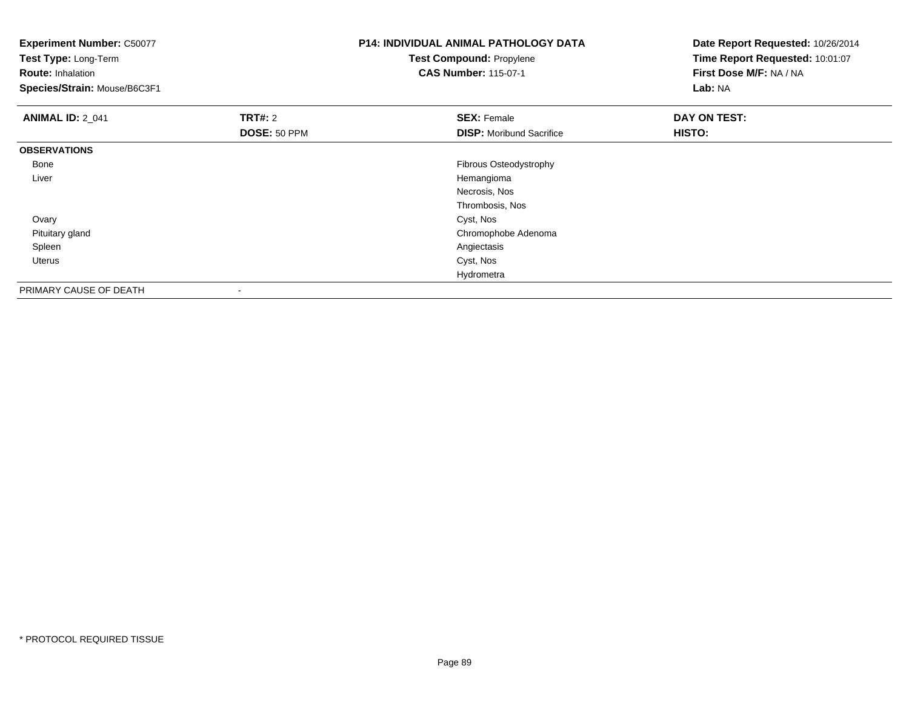**Experiment Number:** C50077
**Test Type:** Long-Term
**Route:** Inhalation
**Species/Strain:** Mouse/B6C3F1

**P14: INDIVIDUAL ANIMAL PATHOLOGY DATA**
**Test Compound:** Propylene
**CAS Number:** 115-07-1

**Date Report Requested:** 10/26/2014
**Time Report Requested:** 10:01:07
**First Dose M/F:** NA / NA
**Lab:** NA

| **ANIMAL ID:** 2_041 | **TRT#:** 2 | **SEX:** Female | **DAY ON TEST:** |
|---|---|---|---|
| | **DOSE:** 50 PPM | **DISP:** Moribund Sacrifice | **HISTO:** |
| **OBSERVATIONS** | | | |
| Bone | | Fibrous Osteodystrophy | |
| Liver | | Hemangioma | |
| | | Necrosis, Nos | |
| | | Thrombosis, Nos | |
| Ovary | | Cyst, Nos | |
| Pituitary gland | | Chromophobe Adenoma | |
| Spleen | | Angiectasis | |
| Uterus | | Cyst, Nos | |
| | | Hydrometra | |
| PRIMARY CAUSE OF DEATH | - | | |

* PROTOCOL REQUIRED TISSUE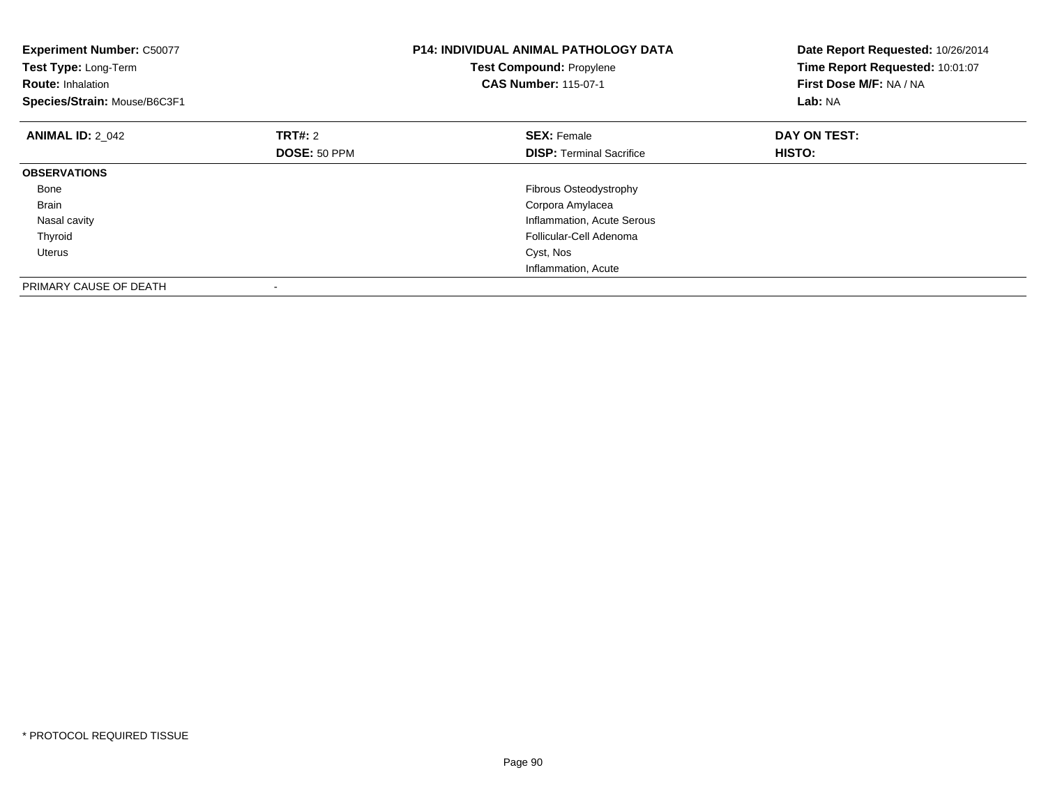**Experiment Number:** C50077
**Test Type:** Long-Term
**Route:** Inhalation
**Species/Strain:** Mouse/B6C3F1

**P14: INDIVIDUAL ANIMAL PATHOLOGY DATA**
**Test Compound:** Propylene
**CAS Number:** 115-07-1

**Date Report Requested:** 10/26/2014
**Time Report Requested:** 10:01:07
**First Dose M/F:** NA / NA
**Lab:** NA

| **ANIMAL ID:** 2_042 | **TRT#:** 2 | **SEX:** Female | **DAY ON TEST:** |
|---|---|---|---|
| | **DOSE:** 50 PPM | **DISP:** Terminal Sacrifice | **HISTO:** |
| **OBSERVATIONS** | | | |
| Bone | | Fibrous Osteodystrophy | |
| Brain | | Corpora Amylacea | |
| Nasal cavity | | Inflammation, Acute Serous | |
| Thyroid | | Follicular-Cell Adenoma | |
| Uterus | | Cyst, Nos | |
| | | Inflammation, Acute | |
| PRIMARY CAUSE OF DEATH | - | | |

\* PROTOCOL REQUIRED TISSUE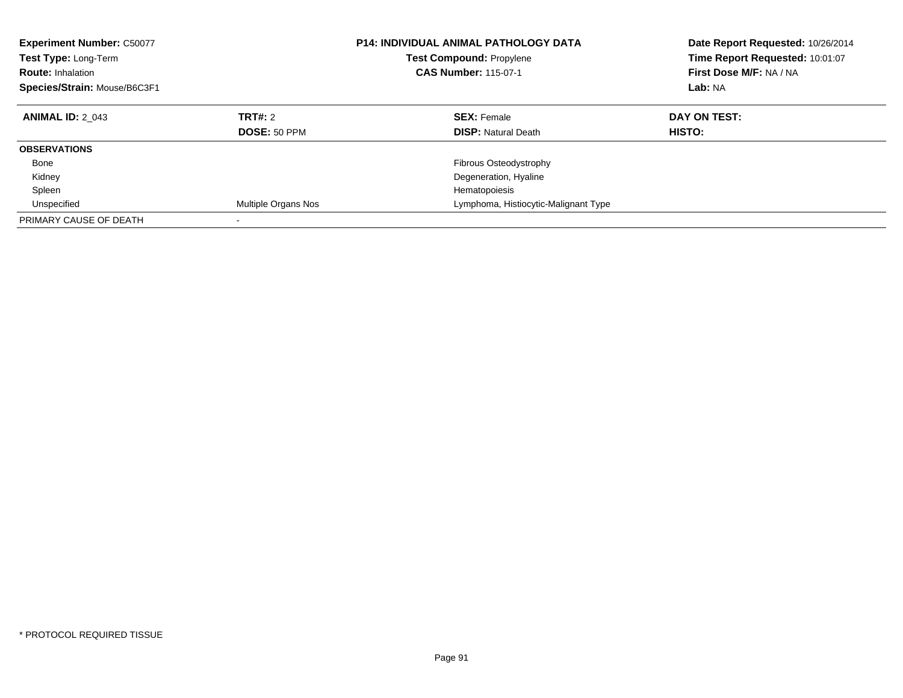**Experiment Number:** C50077
**Test Type:** Long-Term
**Route:** Inhalation
**Species/Strain:** Mouse/B6C3F1

**P14: INDIVIDUAL ANIMAL PATHOLOGY DATA**
**Test Compound:** Propylene
**CAS Number:** 115-07-1

**Date Report Requested:** 10/26/2014
**Time Report Requested:** 10:01:07
**First Dose M/F:** NA / NA
**Lab:** NA

| **ANIMAL ID:** 2_043 | **TRT#:** 2 | **SEX:** Female | **DAY ON TEST:** |
|---|---|---|---|
| | **DOSE:** 50 PPM | **DISP:** Natural Death | **HISTO:** |
| **OBSERVATIONS** | | | |
| Bone | | Fibrous Osteodystrophy | |
| Kidney | | Degeneration, Hyaline | |
| Spleen | | Hematopoiesis | |
| Unspecified | Multiple Organs Nos | Lymphoma, Histiocytic-Malignant Type | |
| PRIMARY CAUSE OF DEATH | - | | |

* PROTOCOL REQUIRED TISSUE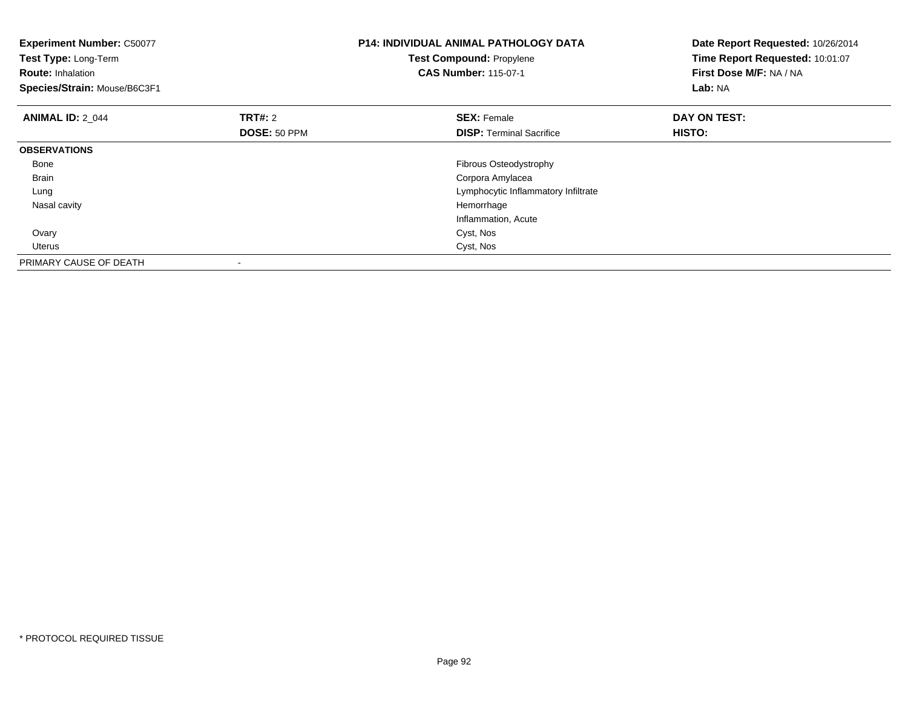**Experiment Number:** C50077
**Test Type:** Long-Term
**Route:** Inhalation
**Species/Strain:** Mouse/B6C3F1

**P14: INDIVIDUAL ANIMAL PATHOLOGY DATA**
**Test Compound:** Propylene
**CAS Number:** 115-07-1

**Date Report Requested:** 10/26/2014
**Time Report Requested:** 10:01:07
**First Dose M/F:** NA / NA
**Lab:** NA

| **ANIMAL ID:** 2_044 | **TRT#:** 2 | **SEX:** Female | **DAY ON TEST:** |
|---|---|---|---|
| | **DOSE:** 50 PPM | **DISP:** Terminal Sacrifice | **HISTO:** |
| **OBSERVATIONS** | | | |
| Bone | | Fibrous Osteodystrophy | |
| Brain | | Corpora Amylacea | |
| Lung | | Lymphocytic Inflammatory Infiltrate | |
| Nasal cavity | | Hemorrhage | |
| | | Inflammation, Acute | |
| Ovary | | Cyst, Nos | |
| Uterus | | Cyst, Nos | |
| PRIMARY CAUSE OF DEATH | - | | |

* PROTOCOL REQUIRED TISSUE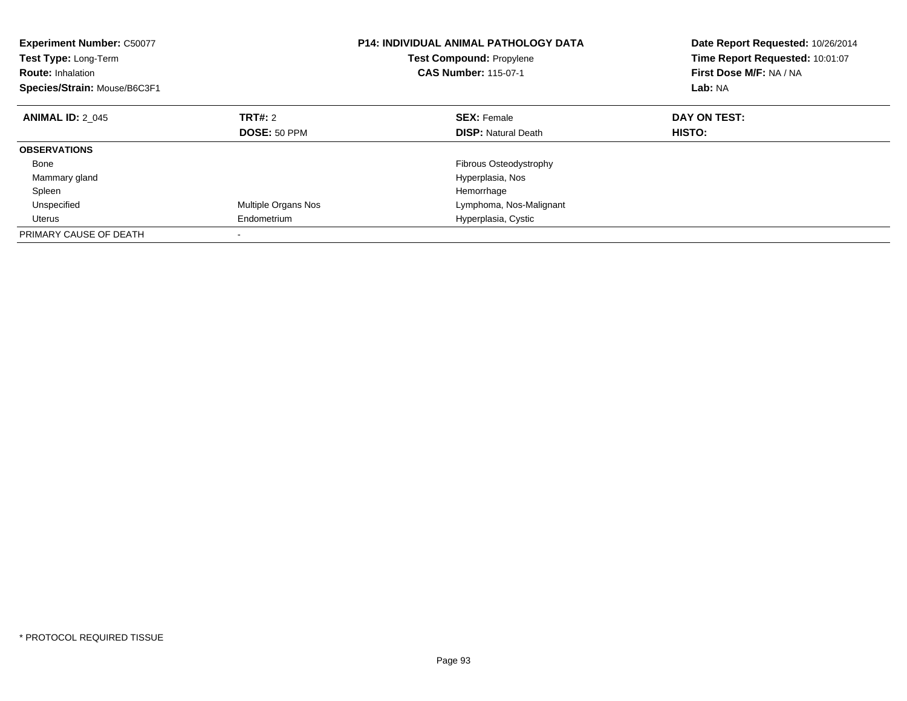**Experiment Number:** C50077
**Test Type:** Long-Term
**Route:** Inhalation
**Species/Strain:** Mouse/B6C3F1

**P14: INDIVIDUAL ANIMAL PATHOLOGY DATA**
**Test Compound:** Propylene
**CAS Number:** 115-07-1

**Date Report Requested:** 10/26/2014
**Time Report Requested:** 10:01:07
**First Dose M/F:** NA / NA
**Lab:** NA

| **ANIMAL ID:** 2_045 | **TRT#:** 2 | **SEX:** Female | **DAY ON TEST:** |
|---|---|---|---|
| | **DOSE:** 50 PPM | **DISP:** Natural Death | **HISTO:** |
| **OBSERVATIONS** | | | |
| Bone | | Fibrous Osteodystrophy | |
| Mammary gland | | Hyperplasia, Nos | |
| Spleen | | Hemorrhage | |
| Unspecified | Multiple Organs Nos | Lymphoma, Nos-Malignant | |
| Uterus | Endometrium | Hyperplasia, Cystic | |
| PRIMARY CAUSE OF DEATH | - | | |

* PROTOCOL REQUIRED TISSUE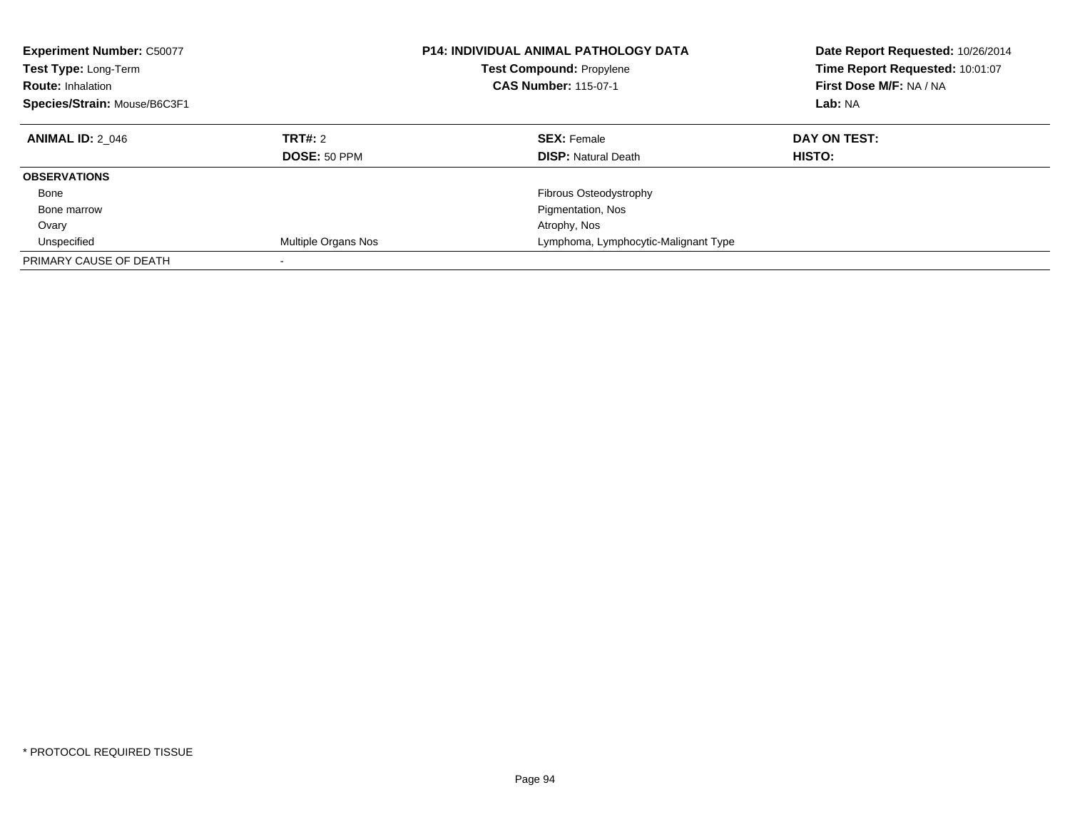**Experiment Number:** C50077
**Test Type:** Long-Term
**Route:** Inhalation
**Species/Strain:** Mouse/B6C3F1

**P14: INDIVIDUAL ANIMAL PATHOLOGY DATA**
**Test Compound:** Propylene
**CAS Number:** 115-07-1

**Date Report Requested:** 10/26/2014
**Time Report Requested:** 10:01:07
**First Dose M/F:** NA / NA
**Lab:** NA

| **ANIMAL ID:** 2_046 | **TRT#:** 2 | **SEX:** Female | **DAY ON TEST:** |
|---|---|---|---|
| | **DOSE:** 50 PPM | **DISP:** Natural Death | **HISTO:** |
| **OBSERVATIONS** | | | |
| Bone | | Fibrous Osteodystrophy | |
| Bone marrow | | Pigmentation, Nos | |
| Ovary | | Atrophy, Nos | |
| Unspecified | Multiple Organs Nos | Lymphoma, Lymphocytic-Malignant Type | |
| PRIMARY CAUSE OF DEATH | - | | |

* PROTOCOL REQUIRED TISSUE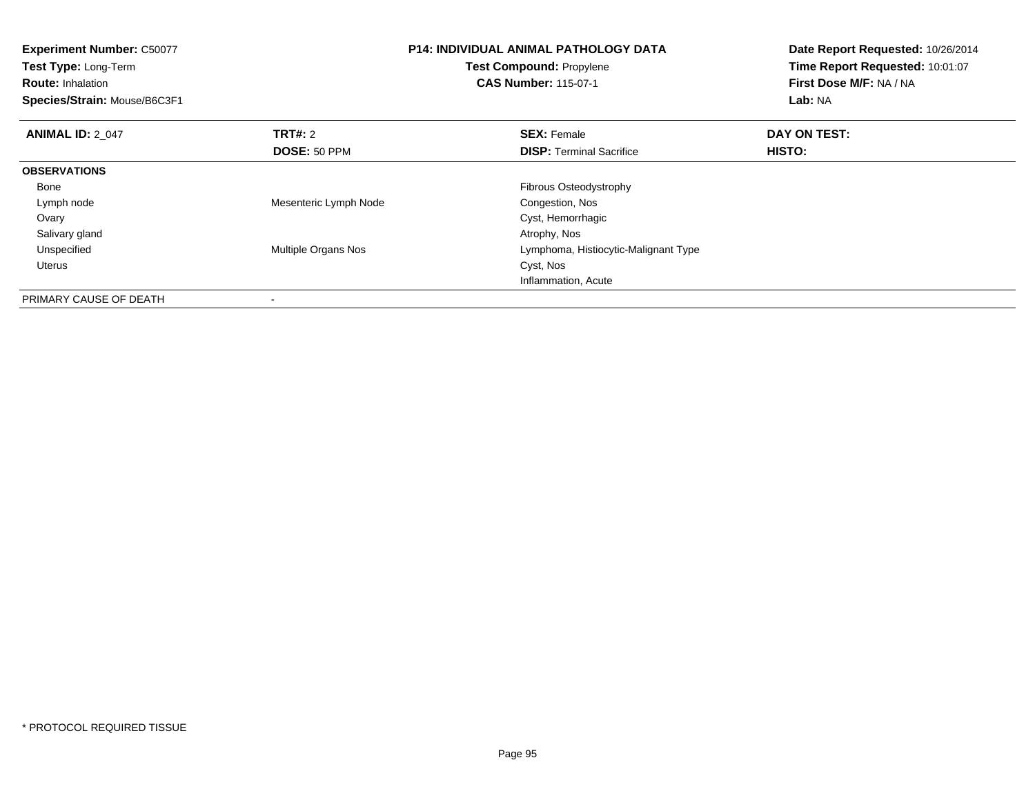**Experiment Number:** C50077
**Test Type:** Long-Term
**Route:** Inhalation
**Species/Strain:** Mouse/B6C3F1

**P14: INDIVIDUAL ANIMAL PATHOLOGY DATA**
**Test Compound:** Propylene
**CAS Number:** 115-07-1

**Date Report Requested:** 10/26/2014
**Time Report Requested:** 10:01:07
**First Dose M/F:** NA / NA
**Lab:** NA

| **ANIMAL ID:** 2_047 | **TRT#:** 2 | **SEX:** Female | **DAY ON TEST:** |
|---|---|---|---|
| | **DOSE:** 50 PPM | **DISP:** Terminal Sacrifice | **HISTO:** |
| **OBSERVATIONS** | | | |
| Bone | | Fibrous Osteodystrophy | |
| Lymph node | Mesenteric Lymph Node | Congestion, Nos | |
| Ovary | | Cyst, Hemorrhagic | |
| Salivary gland | | Atrophy, Nos | |
| Unspecified | Multiple Organs Nos | Lymphoma, Histiocytic-Malignant Type | |
| Uterus | | Cyst, Nos | |
| | | Inflammation, Acute | |
| PRIMARY CAUSE OF DEATH | - | | |

* PROTOCOL REQUIRED TISSUE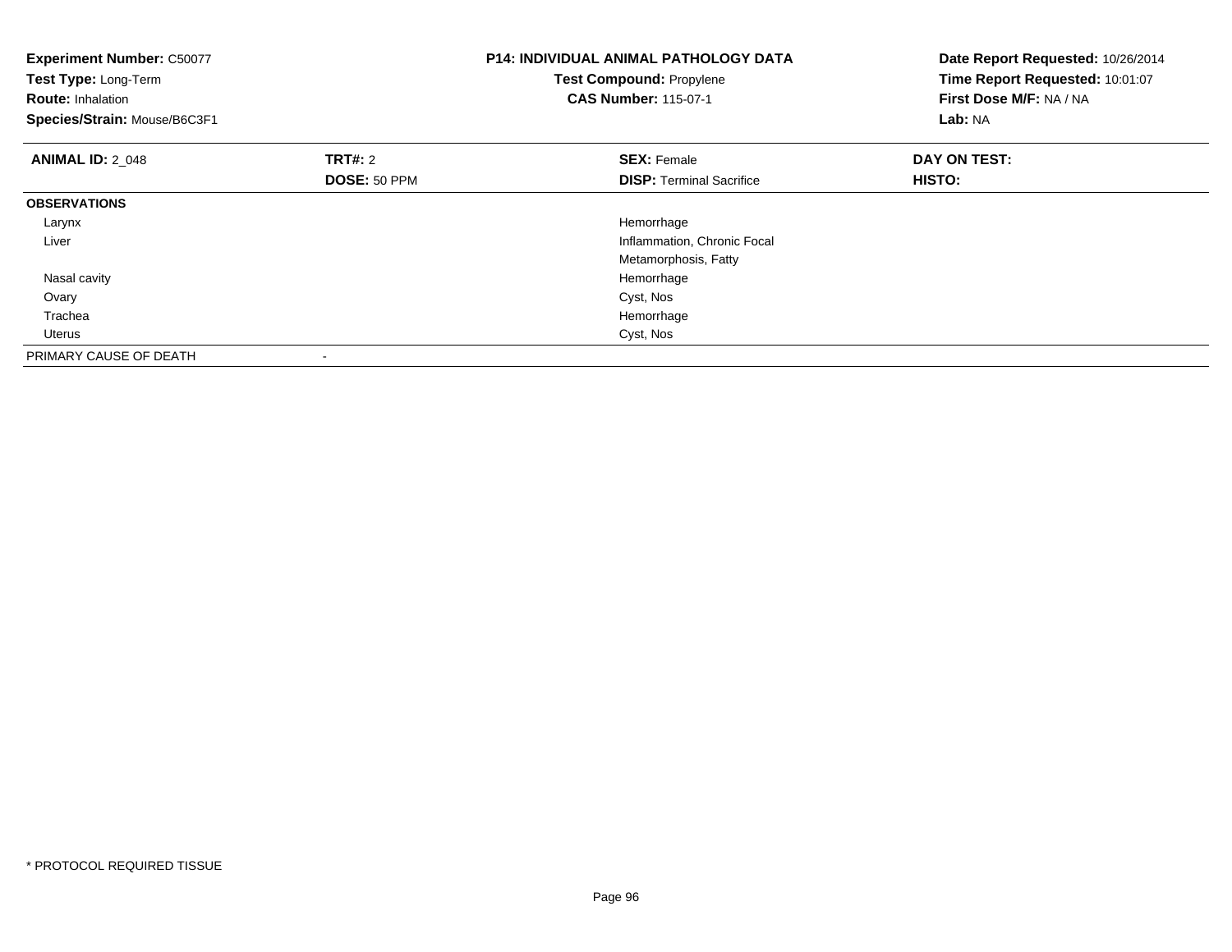**Experiment Number:** C50077
**Test Type:** Long-Term
**Route:** Inhalation
**Species/Strain:** Mouse/B6C3F1

**P14: INDIVIDUAL ANIMAL PATHOLOGY DATA**
**Test Compound:** Propylene
**CAS Number:** 115-07-1

**Date Report Requested:** 10/26/2014
**Time Report Requested:** 10:01:07
**First Dose M/F:** NA / NA
**Lab:** NA

| **ANIMAL ID:** 2_048 | **TRT#:** 2 | **SEX:** Female | **DAY ON TEST:** |
|---|---|---|---|
| | **DOSE:** 50 PPM | **DISP:** Terminal Sacrifice | **HISTO:** |
| **OBSERVATIONS** | | | |
| Larynx | | Hemorrhage | |
| Liver | | Inflammation, Chronic Focal | |
| | | Metamorphosis, Fatty | |
| Nasal cavity | | Hemorrhage | |
| Ovary | | Cyst, Nos | |
| Trachea | | Hemorrhage | |
| Uterus | | Cyst, Nos | |
| PRIMARY CAUSE OF DEATH | - | | |

* PROTOCOL REQUIRED TISSUE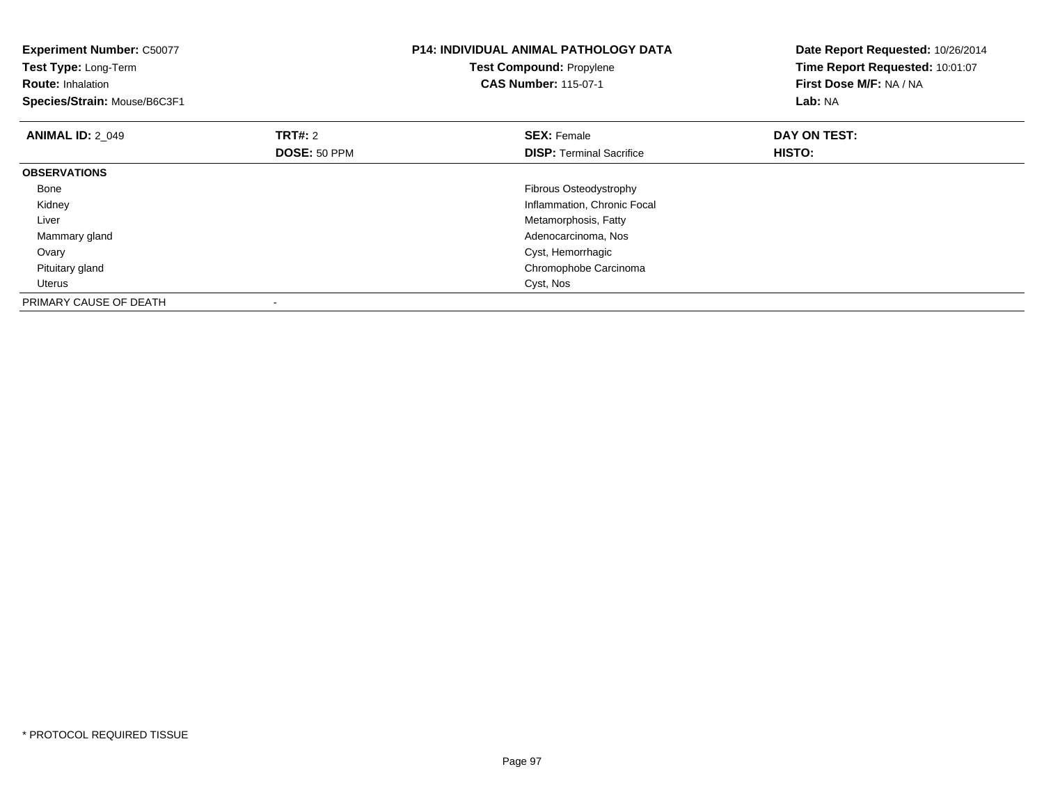**Experiment Number:** C50077
**Test Type:** Long-Term
**Route:** Inhalation
**Species/Strain:** Mouse/B6C3F1

**P14: INDIVIDUAL ANIMAL PATHOLOGY DATA**
**Test Compound:** Propylene
**CAS Number:** 115-07-1

**Date Report Requested:** 10/26/2014
**Time Report Requested:** 10:01:07
**First Dose M/F:** NA / NA
**Lab:** NA

| **ANIMAL ID:** 2_049 | **TRT#:** 2 | **SEX:** Female | **DAY ON TEST:** |
|---|---|---|---|
| | **DOSE:** 50 PPM | **DISP:** Terminal Sacrifice | **HISTO:** |
| **OBSERVATIONS** | | | |
| Bone | | Fibrous Osteodystrophy | |
| Kidney | | Inflammation, Chronic Focal | |
| Liver | | Metamorphosis, Fatty | |
| Mammary gland | | Adenocarcinoma, Nos | |
| Ovary | | Cyst, Hemorrhagic | |
| Pituitary gland | | Chromophobe Carcinoma | |
| Uterus | | Cyst, Nos | |
| PRIMARY CAUSE OF DEATH | - | | |

* PROTOCOL REQUIRED TISSUE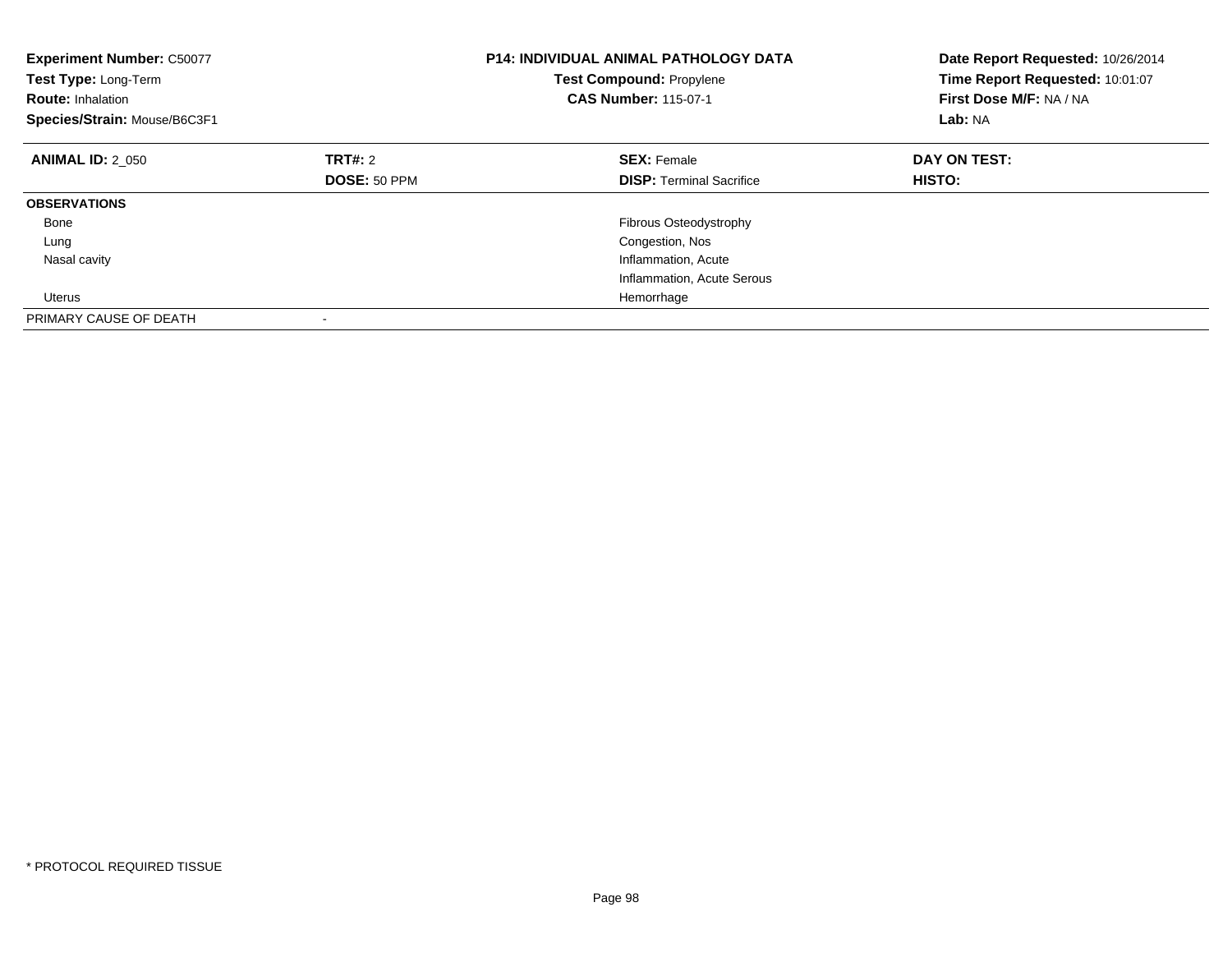**Experiment Number:** C50077
**Test Type:** Long-Term
**Route:** Inhalation
**Species/Strain:** Mouse/B6C3F1

**P14: INDIVIDUAL ANIMAL PATHOLOGY DATA**
**Test Compound:** Propylene
**CAS Number:** 115-07-1

**Date Report Requested:** 10/26/2014
**Time Report Requested:** 10:01:07
**First Dose M/F:** NA / NA
**Lab:** NA

| **ANIMAL ID:** 2_050 | **TRT#:** 2 | **SEX:** Female | **DAY ON TEST:** |
|---|---|---|---|
| | **DOSE:** 50 PPM | **DISP:** Terminal Sacrifice | **HISTO:** |
| **OBSERVATIONS** | | | |
| Bone | | Fibrous Osteodystrophy | |
| Lung | | Congestion, Nos | |
| Nasal cavity | | Inflammation, Acute | |
| | | Inflammation, Acute Serous | |
| Uterus | | Hemorrhage | |
| PRIMARY CAUSE OF DEATH | - | | |

* PROTOCOL REQUIRED TISSUE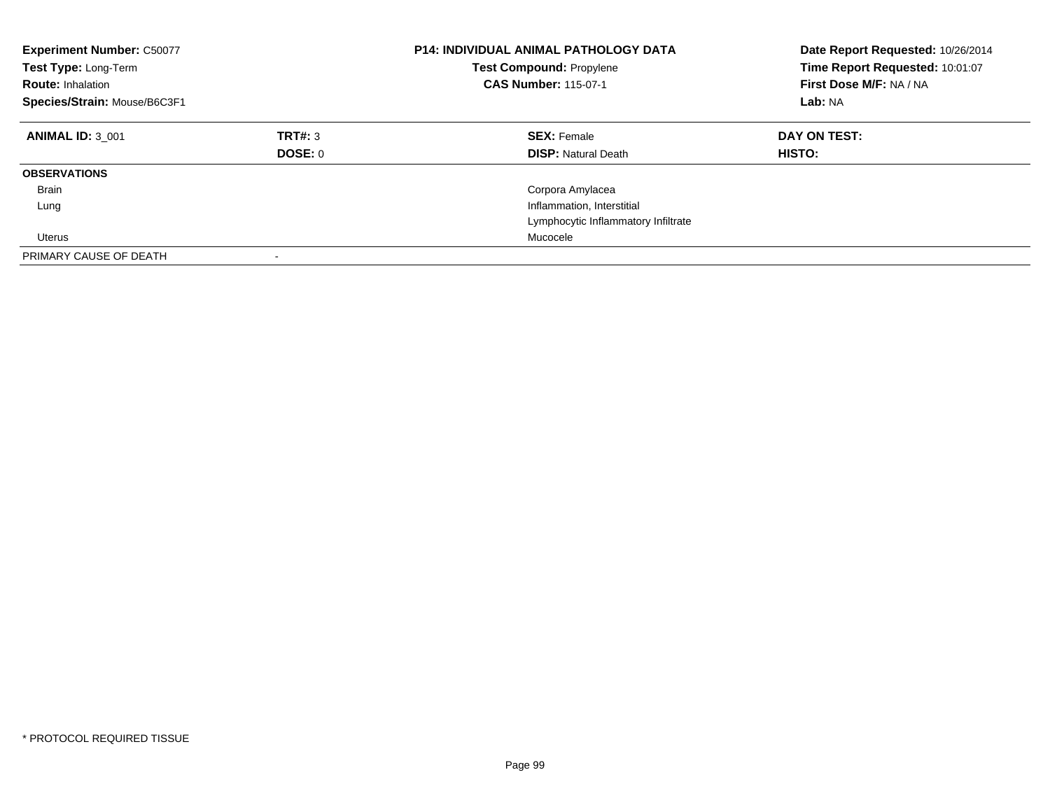**Experiment Number:** C50077
**Test Type:** Long-Term
**Route:** Inhalation
**Species/Strain:** Mouse/B6C3F1

**P14: INDIVIDUAL ANIMAL PATHOLOGY DATA**
**Test Compound:** Propylene
**CAS Number:** 115-07-1

**Date Report Requested:** 10/26/2014
**Time Report Requested:** 10:01:07
**First Dose M/F:** NA / NA
**Lab:** NA

| **ANIMAL ID:** 3_001 | **TRT#:** 3 | **SEX:** Female | **DAY ON TEST:** |
|---|---|---|---|
| | **DOSE:** 0 | **DISP:** Natural Death | **HISTO:** |
| **OBSERVATIONS** | | | |
| Brain | | Corpora Amylacea | |
| Lung | | Inflammation, Interstitial | |
| | | Lymphocytic Inflammatory Infiltrate | |
| Uterus | | Mucocele | |
| PRIMARY CAUSE OF DEATH | - | | |

* PROTOCOL REQUIRED TISSUE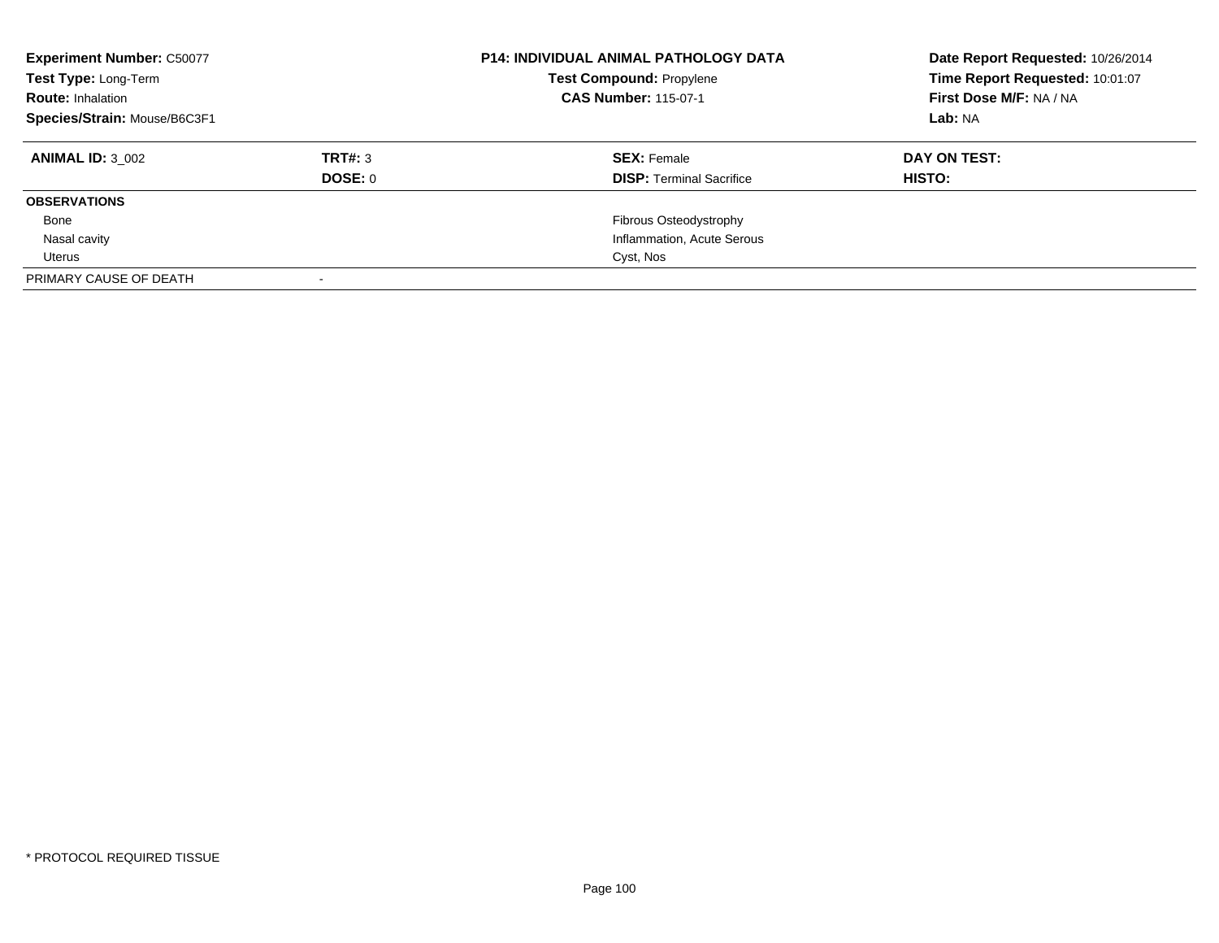**Experiment Number:** C50077
**Test Type:** Long-Term
**Route:** Inhalation
**Species/Strain:** Mouse/B6C3F1

**P14: INDIVIDUAL ANIMAL PATHOLOGY DATA**
**Test Compound:** Propylene
**CAS Number:** 115-07-1

**Date Report Requested:** 10/26/2014
**Time Report Requested:** 10:01:07
**First Dose M/F:** NA / NA
**Lab:** NA

| **ANIMAL ID:** 3_002 | **TRT#:** 3 | **SEX:** Female | **DAY ON TEST:** |
|---|---|---|---|
| | **DOSE:** 0 | **DISP:** Terminal Sacrifice | **HISTO:** |
| **OBSERVATIONS** | | | |
| Bone | | Fibrous Osteodystrophy | |
| Nasal cavity | | Inflammation, Acute Serous | |
| Uterus | | Cyst, Nos | |
| PRIMARY CAUSE OF DEATH | - | | |

\* PROTOCOL REQUIRED TISSUE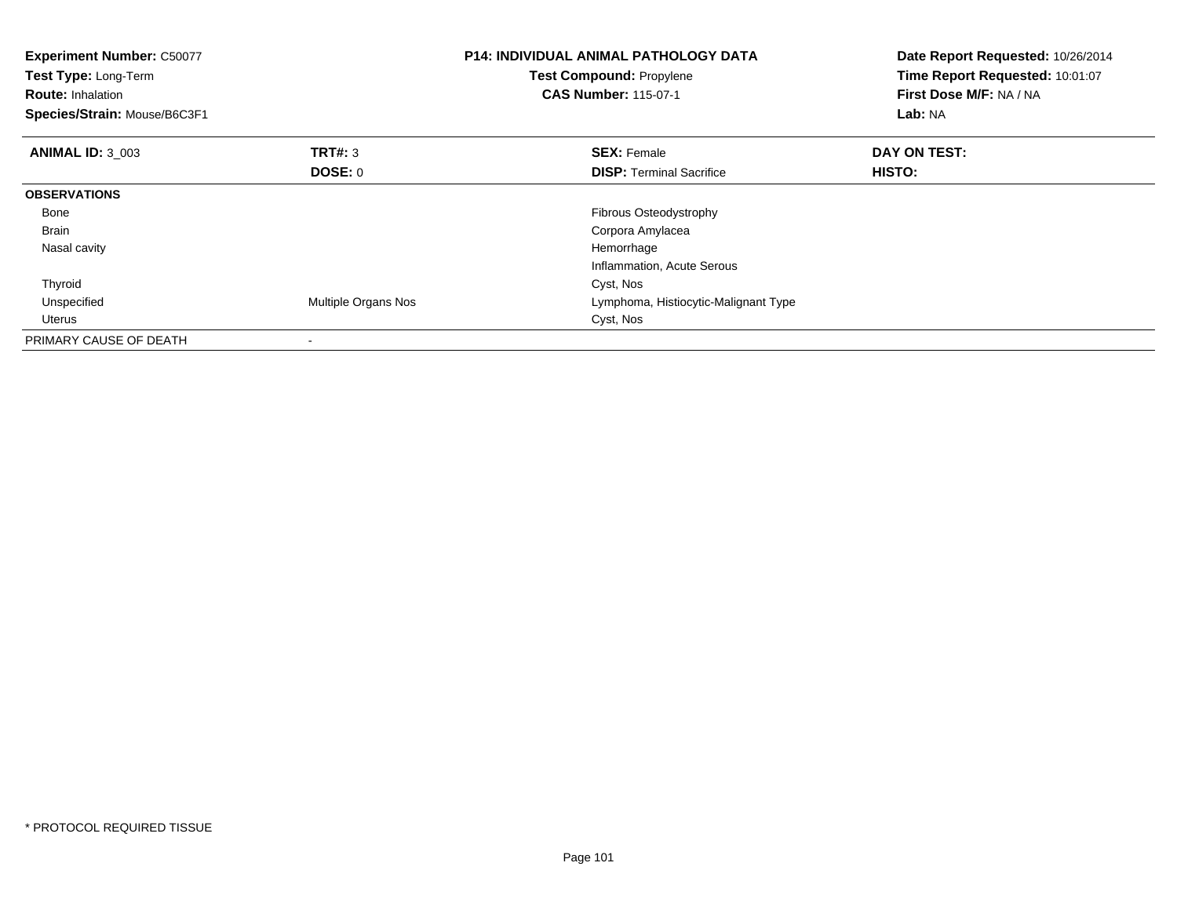**Experiment Number:** C50077
**Test Type:** Long-Term
**Route:** Inhalation
**Species/Strain:** Mouse/B6C3F1

**P14: INDIVIDUAL ANIMAL PATHOLOGY DATA**
**Test Compound:** Propylene
**CAS Number:** 115-07-1

**Date Report Requested:** 10/26/2014
**Time Report Requested:** 10:01:07
**First Dose M/F:** NA / NA
**Lab:** NA

| **ANIMAL ID:** 3_003 | **TRT#:** 3 | **SEX:** Female | **DAY ON TEST:** |
|---|---|---|---|
| | **DOSE:** 0 | **DISP:** Terminal Sacrifice | **HISTO:** |
| **OBSERVATIONS** | | | |
| Bone | | Fibrous Osteodystrophy | |
| Brain | | Corpora Amylacea | |
| Nasal cavity | | Hemorrhage | |
| | | Inflammation, Acute Serous | |
| Thyroid | | Cyst, Nos | |
| Unspecified | Multiple Organs Nos | Lymphoma, Histiocytic-Malignant Type | |
| Uterus | | Cyst, Nos | |
| PRIMARY CAUSE OF DEATH | - | | |

\* PROTOCOL REQUIRED TISSUE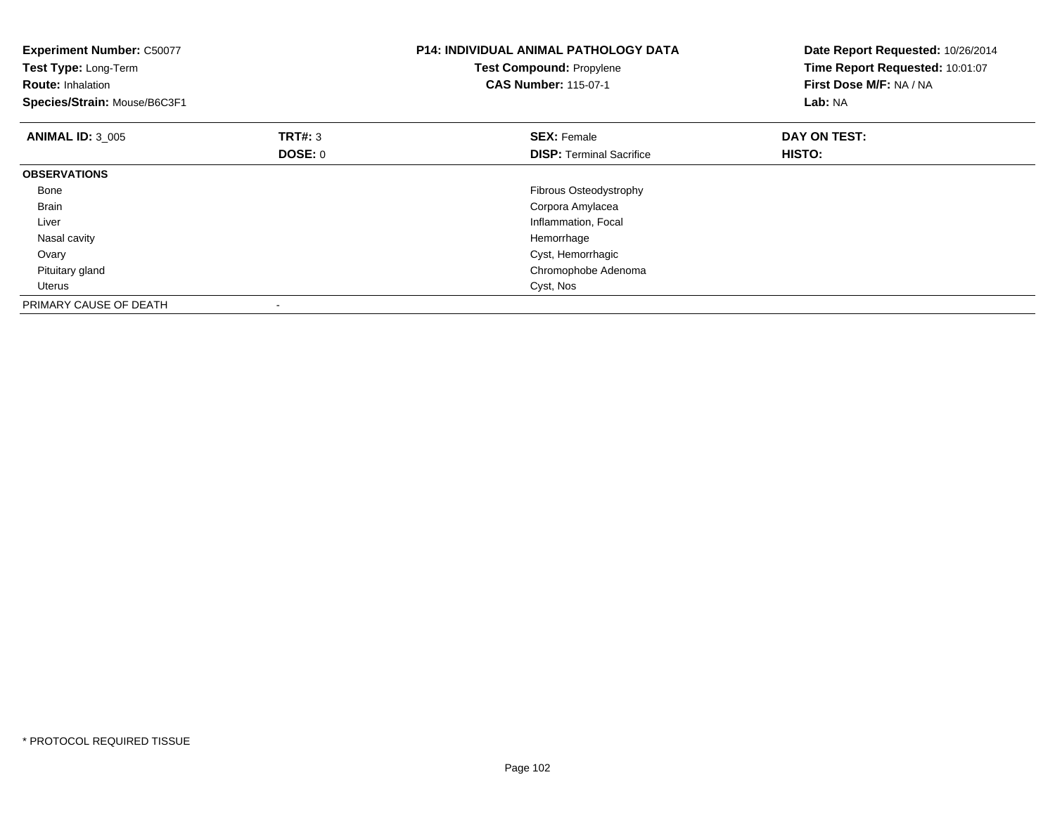**Experiment Number:** C50077
**Test Type:** Long-Term
**Route:** Inhalation
**Species/Strain:** Mouse/B6C3F1

**P14: INDIVIDUAL ANIMAL PATHOLOGY DATA**
**Test Compound:** Propylene
**CAS Number:** 115-07-1

**Date Report Requested:** 10/26/2014
**Time Report Requested:** 10:01:07
**First Dose M/F:** NA / NA
**Lab:** NA

| **ANIMAL ID:** 3_005 | **TRT#:** 3 | **SEX:** Female | **DAY ON TEST:** |
|---|---|---|---|
| | **DOSE:** 0 | **DISP:** Terminal Sacrifice | **HISTO:** |
| **OBSERVATIONS** | | | |
| Bone | | Fibrous Osteodystrophy | |
| Brain | | Corpora Amylacea | |
| Liver | | Inflammation, Focal | |
| Nasal cavity | | Hemorrhage | |
| Ovary | | Cyst, Hemorrhagic | |
| Pituitary gland | | Chromophobe Adenoma | |
| Uterus | | Cyst, Nos | |
| PRIMARY CAUSE OF DEATH | - | | |

* PROTOCOL REQUIRED TISSUE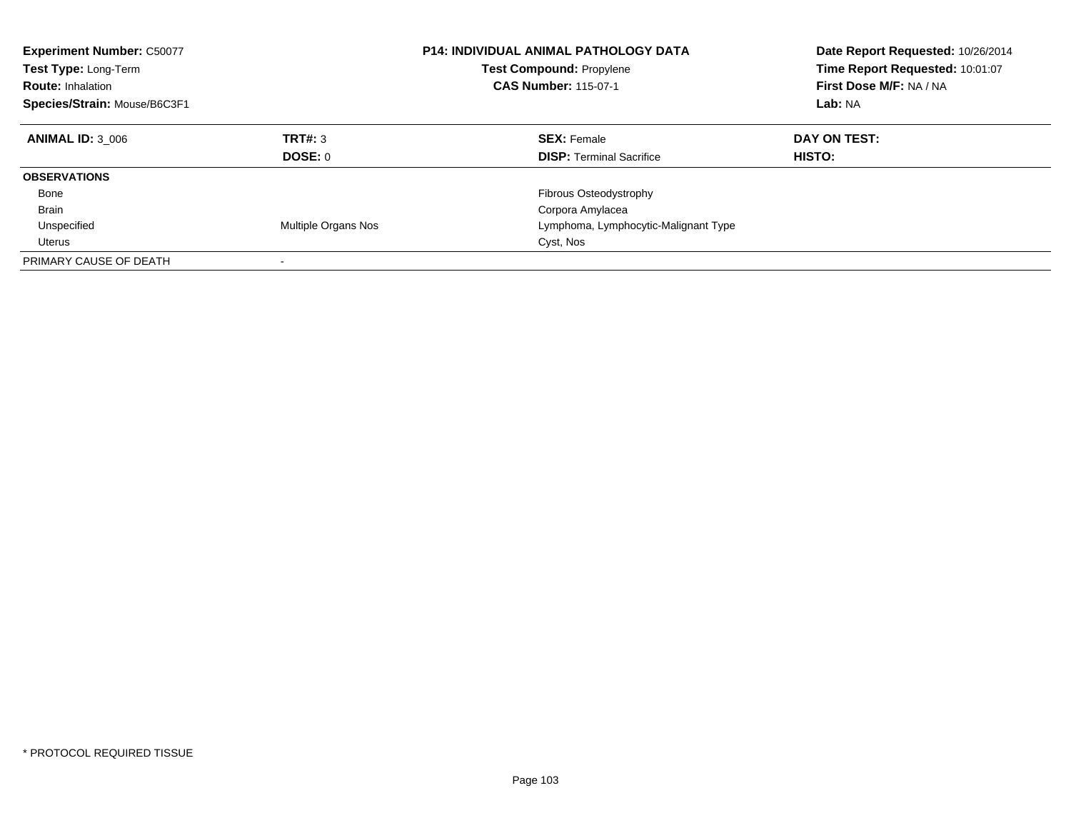**Experiment Number:** C50077
**Test Type:** Long-Term
**Route:** Inhalation
**Species/Strain:** Mouse/B6C3F1

**P14: INDIVIDUAL ANIMAL PATHOLOGY DATA**
**Test Compound:** Propylene
**CAS Number:** 115-07-1

**Date Report Requested:** 10/26/2014
**Time Report Requested:** 10:01:07
**First Dose M/F:** NA / NA
**Lab:** NA

| **ANIMAL ID:** 3_006 | **TRT#:** 3 | **SEX:** Female | **DAY ON TEST:** |
|---|---|---|---|
| | **DOSE:** 0 | **DISP:** Terminal Sacrifice | **HISTO:** |
| **OBSERVATIONS** | | | |
| Bone | | Fibrous Osteodystrophy | |
| Brain | | Corpora Amylacea | |
| Unspecified | Multiple Organs Nos | Lymphoma, Lymphocytic-Malignant Type | |
| Uterus | | Cyst, Nos | |
| PRIMARY CAUSE OF DEATH | - | | |

* PROTOCOL REQUIRED TISSUE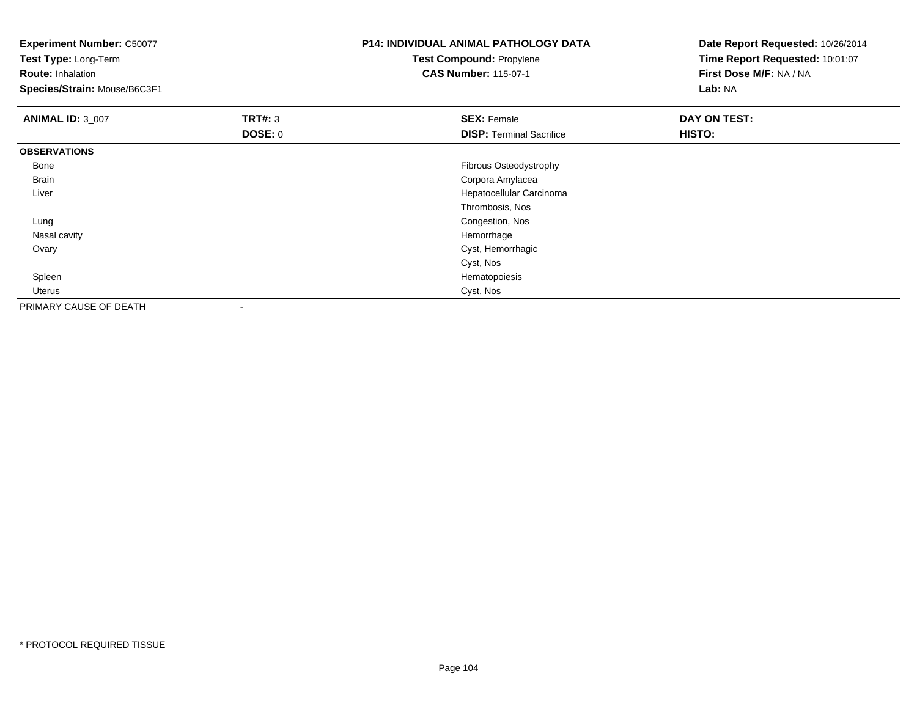**Experiment Number:** C50077
**Test Type:** Long-Term
**Route:** Inhalation
**Species/Strain:** Mouse/B6C3F1

**P14: INDIVIDUAL ANIMAL PATHOLOGY DATA**
**Test Compound:** Propylene
**CAS Number:** 115-07-1

**Date Report Requested:** 10/26/2014
**Time Report Requested:** 10:01:07
**First Dose M/F:** NA / NA
**Lab:** NA

| **ANIMAL ID:** 3_007 | **TRT#:** 3 | **SEX:** Female | **DAY ON TEST:** |
|---|---|---|---|
| | **DOSE:** 0 | **DISP:** Terminal Sacrifice | **HISTO:** |
| **OBSERVATIONS** | | | |
| Bone | | Fibrous Osteodystrophy | |
| Brain | | Corpora Amylacea | |
| Liver | | Hepatocellular Carcinoma | |
| | | Thrombosis, Nos | |
| Lung | | Congestion, Nos | |
| Nasal cavity | | Hemorrhage | |
| Ovary | | Cyst, Hemorrhagic | |
| | | Cyst, Nos | |
| Spleen | | Hematopoiesis | |
| Uterus | | Cyst, Nos | |
| PRIMARY CAUSE OF DEATH | - | | |

* PROTOCOL REQUIRED TISSUE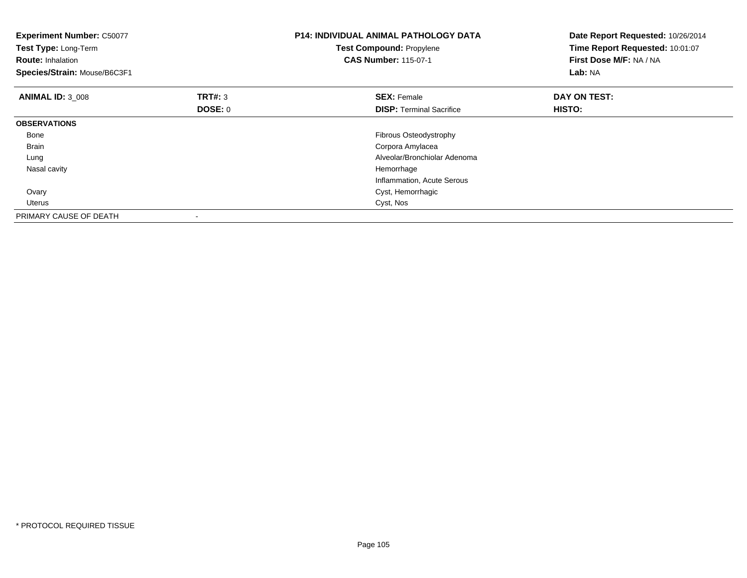**Experiment Number:** C50077
**Test Type:** Long-Term
**Route:** Inhalation
**Species/Strain:** Mouse/B6C3F1

**P14: INDIVIDUAL ANIMAL PATHOLOGY DATA**
**Test Compound:** Propylene
**CAS Number:** 115-07-1

**Date Report Requested:** 10/26/2014
**Time Report Requested:** 10:01:07
**First Dose M/F:** NA / NA
**Lab:** NA

| **ANIMAL ID:** 3_008 | **TRT#:** 3 | **SEX:** Female | **DAY ON TEST:** |
|---|---|---|---|
| | **DOSE:** 0 | **DISP:** Terminal Sacrifice | **HISTO:** |
| **OBSERVATIONS** | | | |
| Bone | | Fibrous Osteodystrophy | |
| Brain | | Corpora Amylacea | |
| Lung | | Alveolar/Bronchiolar Adenoma | |
| Nasal cavity | | Hemorrhage | |
| | | Inflammation, Acute Serous | |
| Ovary | | Cyst, Hemorrhagic | |
| Uterus | | Cyst, Nos | |
| PRIMARY CAUSE OF DEATH | - | | |

* PROTOCOL REQUIRED TISSUE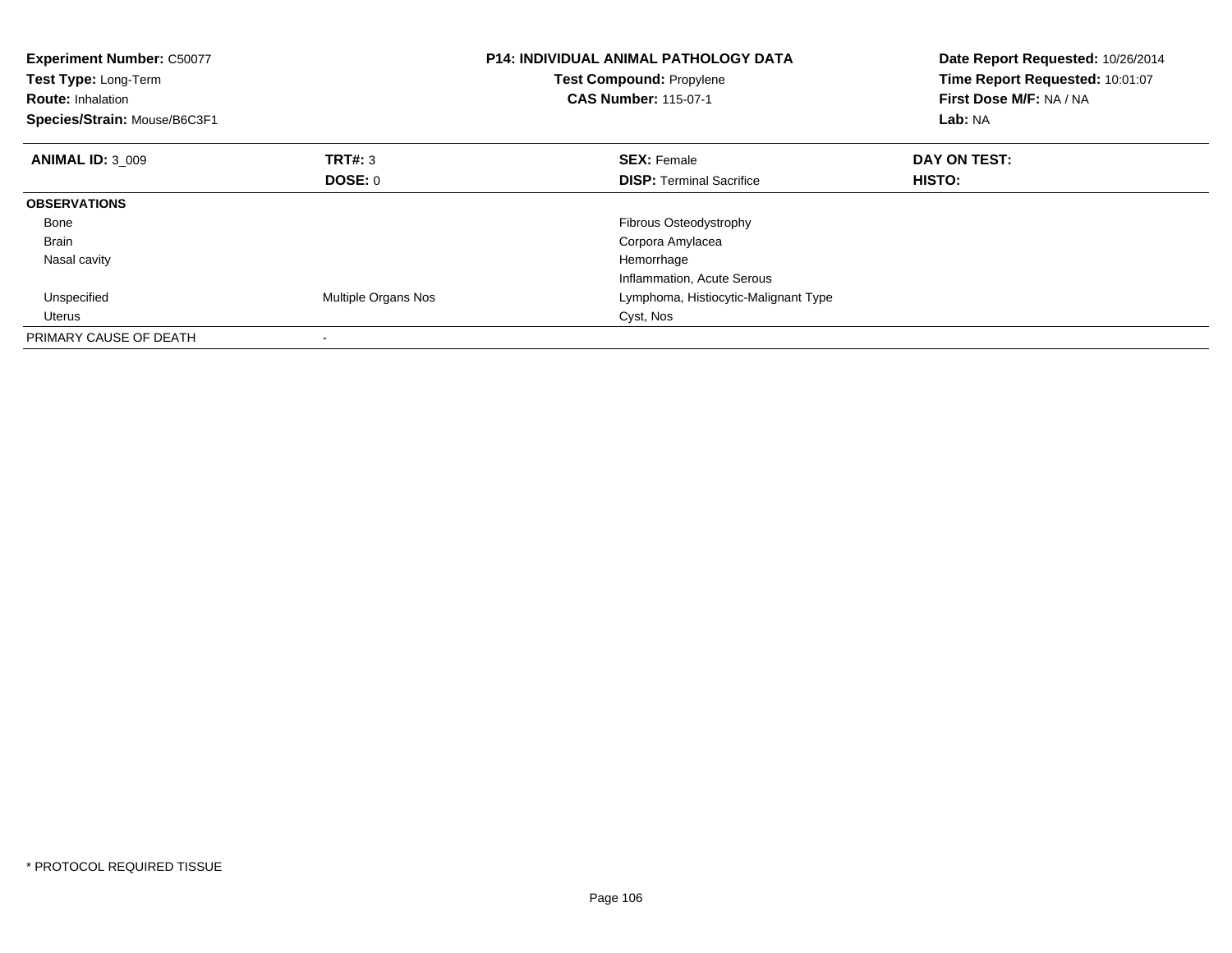**Experiment Number:** C50077
**Test Type:** Long-Term
**Route:** Inhalation
**Species/Strain:** Mouse/B6C3F1

**P14: INDIVIDUAL ANIMAL PATHOLOGY DATA**
**Test Compound:** Propylene
**CAS Number:** 115-07-1

**Date Report Requested:** 10/26/2014
**Time Report Requested:** 10:01:07
**First Dose M/F:** NA / NA
**Lab:** NA

| **ANIMAL ID:** 3_009 | **TRT#:** 3 | **SEX:** Female | **DAY ON TEST:** |
|---|---|---|---|
| | **DOSE:** 0 | **DISP:** Terminal Sacrifice | **HISTO:** |
| **OBSERVATIONS** | | | |
| Bone | | Fibrous Osteodystrophy | |
| Brain | | Corpora Amylacea | |
| Nasal cavity | | Hemorrhage | |
| | | Inflammation, Acute Serous | |
| Unspecified | Multiple Organs Nos | Lymphoma, Histiocytic-Malignant Type | |
| Uterus | | Cyst, Nos | |
| PRIMARY CAUSE OF DEATH | - | | |

* PROTOCOL REQUIRED TISSUE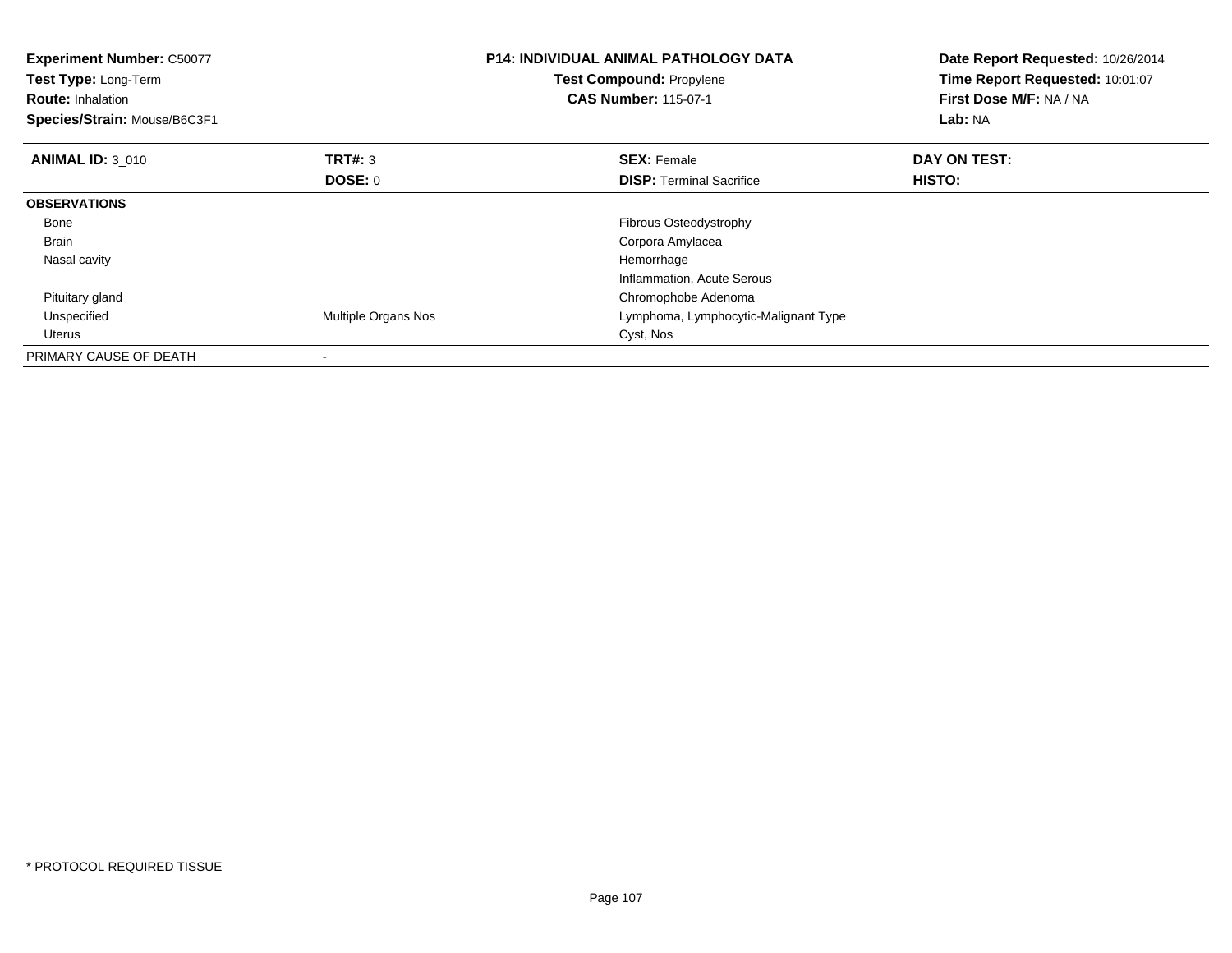**Experiment Number:** C50077
**Test Type:** Long-Term
**Route:** Inhalation
**Species/Strain:** Mouse/B6C3F1

**P14: INDIVIDUAL ANIMAL PATHOLOGY DATA**
**Test Compound:** Propylene
**CAS Number:** 115-07-1

**Date Report Requested:** 10/26/2014
**Time Report Requested:** 10:01:07
**First Dose M/F:** NA / NA
**Lab:** NA

| **ANIMAL ID:** 3_010 | **TRT#:** 3 | **SEX:** Female | **DAY ON TEST:** |
|---|---|---|---|
| | **DOSE:** 0 | **DISP:** Terminal Sacrifice | **HISTO:** |
| **OBSERVATIONS** | | | |
| Bone | | Fibrous Osteodystrophy | |
| Brain | | Corpora Amylacea | |
| Nasal cavity | | Hemorrhage | |
| | | Inflammation, Acute Serous | |
| Pituitary gland | | Chromophobe Adenoma | |
| Unspecified | Multiple Organs Nos | Lymphoma, Lymphocytic-Malignant Type | |
| Uterus | | Cyst, Nos | |
| PRIMARY CAUSE OF DEATH | - | | |

* PROTOCOL REQUIRED TISSUE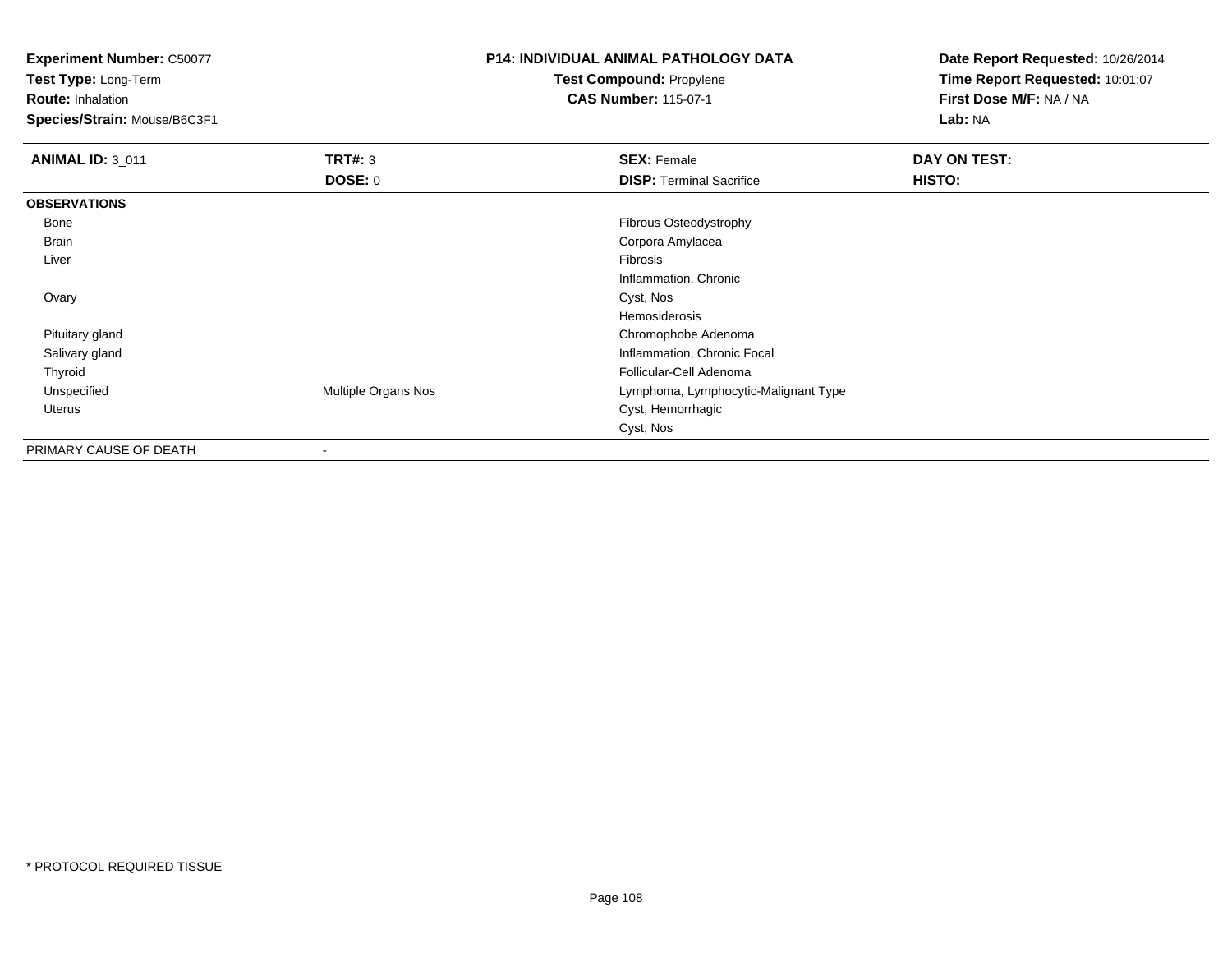**Experiment Number:** C50077
**Test Type:** Long-Term
**Route:** Inhalation
**Species/Strain:** Mouse/B6C3F1

**P14: INDIVIDUAL ANIMAL PATHOLOGY DATA**
**Test Compound:** Propylene
**CAS Number:** 115-07-1

**Date Report Requested:** 10/26/2014
**Time Report Requested:** 10:01:07
**First Dose M/F:** NA / NA
**Lab:** NA

| **ANIMAL ID:** 3_011 | **TRT#:** 3 | **SEX:** Female | **DAY ON TEST:** |
|---|---|---|---|
| | **DOSE:** 0 | **DISP:** Terminal Sacrifice | **HISTO:** |
| **OBSERVATIONS** | | | |
| Bone | | Fibrous Osteodystrophy | |
| Brain | | Corpora Amylacea | |
| Liver | | Fibrosis | |
| | | Inflammation, Chronic | |
| Ovary | | Cyst, Nos | |
| | | Hemosiderosis | |
| Pituitary gland | | Chromophobe Adenoma | |
| Salivary gland | | Inflammation, Chronic Focal | |
| Thyroid | | Follicular-Cell Adenoma | |
| Unspecified | Multiple Organs Nos | Lymphoma, Lymphocytic-Malignant Type | |
| Uterus | | Cyst, Hemorrhagic | |
| | | Cyst, Nos | |
| PRIMARY CAUSE OF DEATH | - | | |

* PROTOCOL REQUIRED TISSUE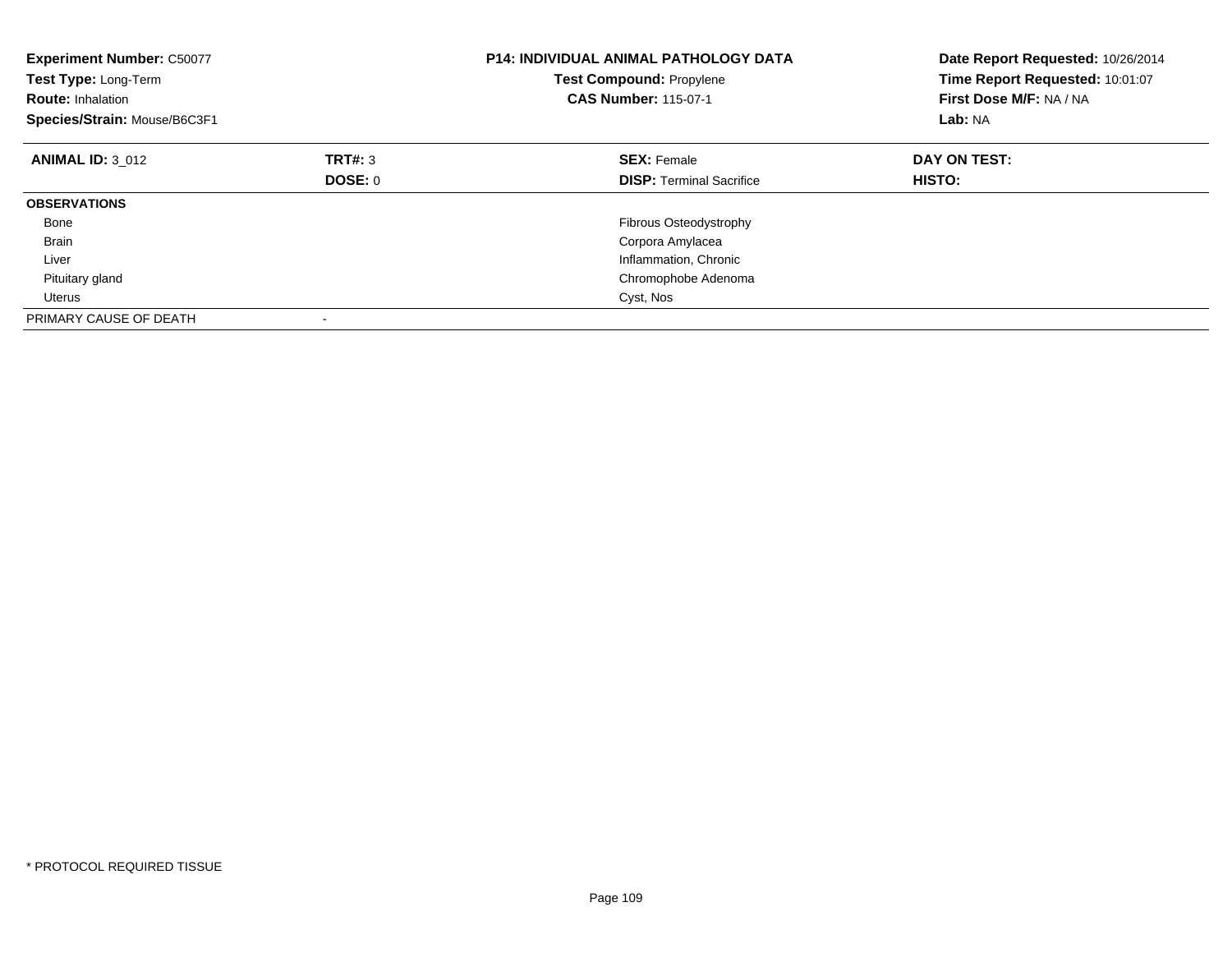**Experiment Number:** C50077
**Test Type:** Long-Term
**Route:** Inhalation
**Species/Strain:** Mouse/B6C3F1

**P14: INDIVIDUAL ANIMAL PATHOLOGY DATA**
**Test Compound:** Propylene
**CAS Number:** 115-07-1

**Date Report Requested:** 10/26/2014
**Time Report Requested:** 10:01:07
**First Dose M/F:** NA / NA
**Lab:** NA

| **ANIMAL ID:** 3_012 | **TRT#:** 3 | **SEX:** Female | **DAY ON TEST:** |
|---|---|---|---|
| | **DOSE:** 0 | **DISP:** Terminal Sacrifice | **HISTO:** |
| **OBSERVATIONS** | | | |
| Bone | | Fibrous Osteodystrophy | |
| Brain | | Corpora Amylacea | |
| Liver | | Inflammation, Chronic | |
| Pituitary gland | | Chromophobe Adenoma | |
| Uterus | | Cyst, Nos | |
| PRIMARY CAUSE OF DEATH | - | | |

* PROTOCOL REQUIRED TISSUE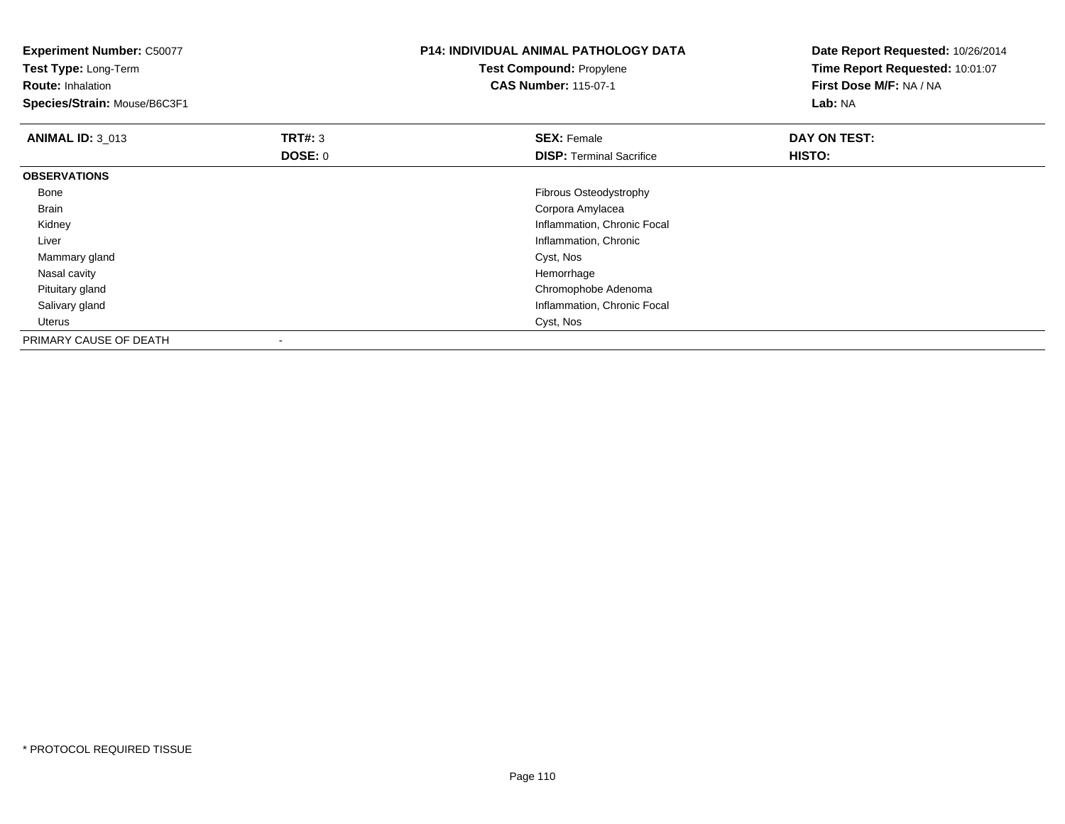**Experiment Number:** C50077
**Test Type:** Long-Term
**Route:** Inhalation
**Species/Strain:** Mouse/B6C3F1

**P14: INDIVIDUAL ANIMAL PATHOLOGY DATA**
**Test Compound:** Propylene
**CAS Number:** 115-07-1

**Date Report Requested:** 10/26/2014
**Time Report Requested:** 10:01:07
**First Dose M/F:** NA / NA
**Lab:** NA

| **ANIMAL ID:** 3_013 | **TRT#:** 3 | **SEX:** Female | **DAY ON TEST:** |
|---|---|---|---|
| | **DOSE:** 0 | **DISP:** Terminal Sacrifice | **HISTO:** |
| **OBSERVATIONS** | | | |
| Bone | | Fibrous Osteodystrophy | |
| Brain | | Corpora Amylacea | |
| Kidney | | Inflammation, Chronic Focal | |
| Liver | | Inflammation, Chronic | |
| Mammary gland | | Cyst, Nos | |
| Nasal cavity | | Hemorrhage | |
| Pituitary gland | | Chromophobe Adenoma | |
| Salivary gland | | Inflammation, Chronic Focal | |
| Uterus | | Cyst, Nos | |
| PRIMARY CAUSE OF DEATH | - | | |

* PROTOCOL REQUIRED TISSUE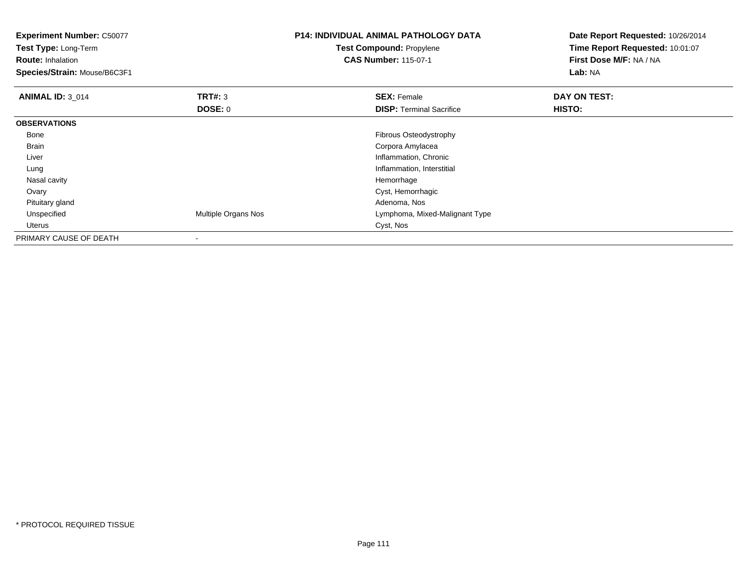**Experiment Number:** C50077
**Test Type:** Long-Term
**Route:** Inhalation
**Species/Strain:** Mouse/B6C3F1

**P14: INDIVIDUAL ANIMAL PATHOLOGY DATA**
**Test Compound:** Propylene
**CAS Number:** 115-07-1

**Date Report Requested:** 10/26/2014
**Time Report Requested:** 10:01:07
**First Dose M/F:** NA / NA
**Lab:** NA

| **ANIMAL ID:** 3_014 | **TRT#:** 3 | **SEX:** Female | **DAY ON TEST:** |
|---|---|---|---|
| | **DOSE:** 0 | **DISP:** Terminal Sacrifice | **HISTO:** |
| **OBSERVATIONS** | | | |
| Bone | | Fibrous Osteodystrophy | |
| Brain | | Corpora Amylacea | |
| Liver | | Inflammation, Chronic | |
| Lung | | Inflammation, Interstitial | |
| Nasal cavity | | Hemorrhage | |
| Ovary | | Cyst, Hemorrhagic | |
| Pituitary gland | | Adenoma, Nos | |
| Unspecified | Multiple Organs Nos | Lymphoma, Mixed-Malignant Type | |
| Uterus | | Cyst, Nos | |
| PRIMARY CAUSE OF DEATH | - | | |

* PROTOCOL REQUIRED TISSUE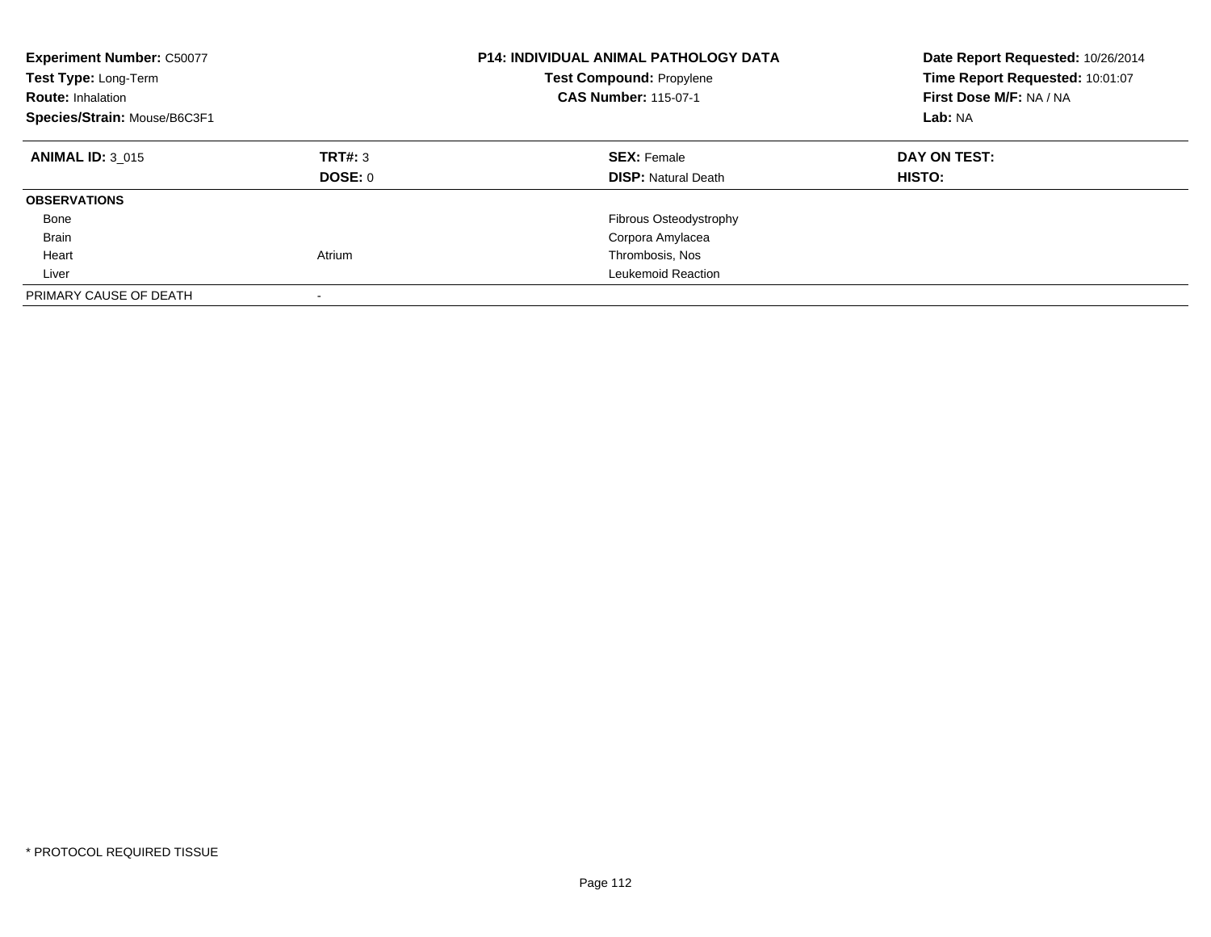**Experiment Number:** C50077
**Test Type:** Long-Term
**Route:** Inhalation
**Species/Strain:** Mouse/B6C3F1

**P14: INDIVIDUAL ANIMAL PATHOLOGY DATA**
**Test Compound:** Propylene
**CAS Number:** 115-07-1

**Date Report Requested:** 10/26/2014
**Time Report Requested:** 10:01:07
**First Dose M/F:** NA / NA
**Lab:** NA

| **ANIMAL ID:** 3_015 | **TRT#:** 3 | **SEX:** Female | **DAY ON TEST:** |
|---|---|---|---|
| | **DOSE:** 0 | **DISP:** Natural Death | **HISTO:** |
| **OBSERVATIONS** | | | |
| Bone | | Fibrous Osteodystrophy | |
| Brain | | Corpora Amylacea | |
| Heart | Atrium | Thrombosis, Nos | |
| Liver | | Leukemoid Reaction | |
| PRIMARY CAUSE OF DEATH | - | | |

\* PROTOCOL REQUIRED TISSUE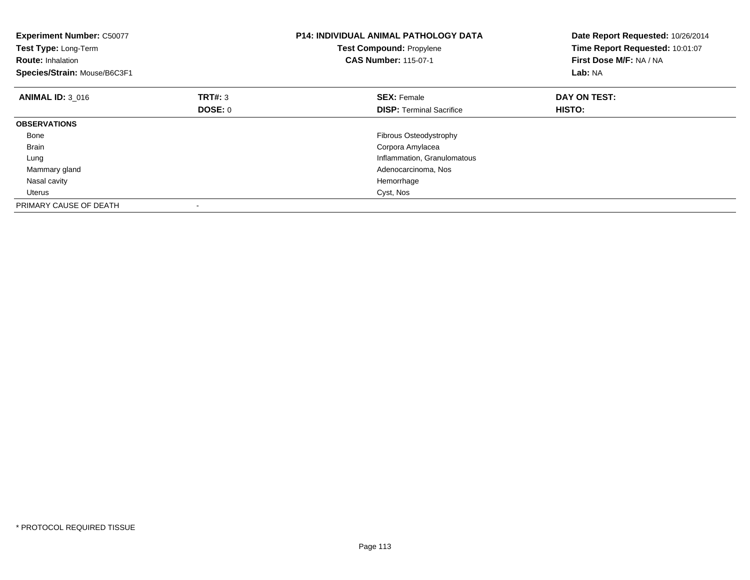**Experiment Number:** C50077
**Test Type:** Long-Term
**Route:** Inhalation
**Species/Strain:** Mouse/B6C3F1

**P14: INDIVIDUAL ANIMAL PATHOLOGY DATA**
**Test Compound:** Propylene
**CAS Number:** 115-07-1

**Date Report Requested:** 10/26/2014
**Time Report Requested:** 10:01:07
**First Dose M/F:** NA / NA
**Lab:** NA

| **ANIMAL ID:** 3_016 | **TRT#:** 3 | **SEX:** Female | **DAY ON TEST:** |
|---|---|---|---|
| | **DOSE:** 0 | **DISP:** Terminal Sacrifice | **HISTO:** |
| **OBSERVATIONS** | | | |
| Bone | | Fibrous Osteodystrophy | |
| Brain | | Corpora Amylacea | |
| Lung | | Inflammation, Granulomatous | |
| Mammary gland | | Adenocarcinoma, Nos | |
| Nasal cavity | | Hemorrhage | |
| Uterus | | Cyst, Nos | |
| PRIMARY CAUSE OF DEATH | - | | |

* PROTOCOL REQUIRED TISSUE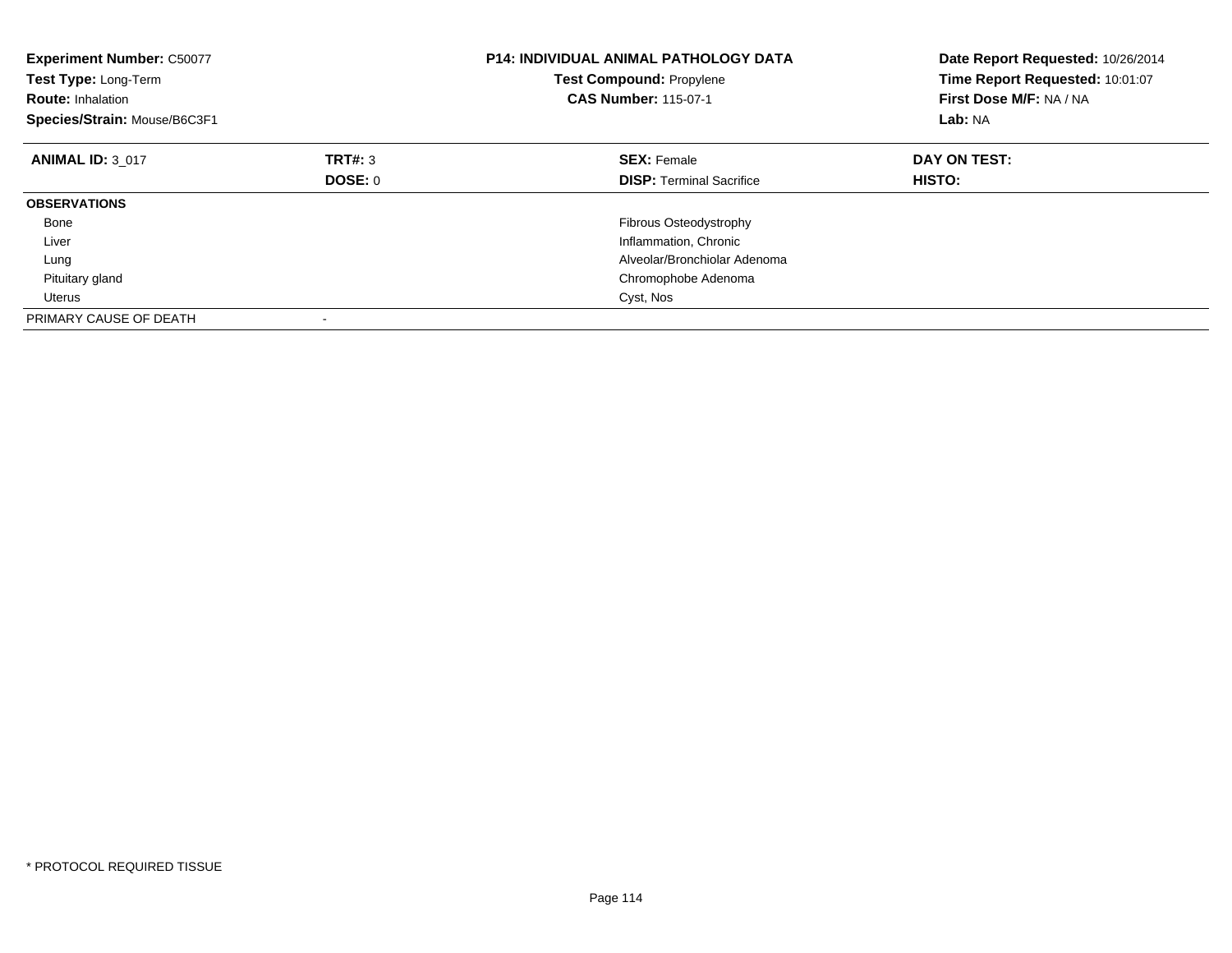**Experiment Number:** C50077
**Test Type:** Long-Term
**Route:** Inhalation
**Species/Strain:** Mouse/B6C3F1

**P14: INDIVIDUAL ANIMAL PATHOLOGY DATA**
**Test Compound:** Propylene
**CAS Number:** 115-07-1

**Date Report Requested:** 10/26/2014
**Time Report Requested:** 10:01:07
**First Dose M/F:** NA / NA
**Lab:** NA

| **ANIMAL ID:** 3_017 | **TRT#:** 3 | **SEX:** Female | **DAY ON TEST:** |
|---|---|---|---|
| | **DOSE:** 0 | **DISP:** Terminal Sacrifice | **HISTO:** |
| **OBSERVATIONS** | | | |
| Bone | | Fibrous Osteodystrophy | |
| Liver | | Inflammation, Chronic | |
| Lung | | Alveolar/Bronchiolar Adenoma | |
| Pituitary gland | | Chromophobe Adenoma | |
| Uterus | | Cyst, Nos | |
| PRIMARY CAUSE OF DEATH | - | | |

* PROTOCOL REQUIRED TISSUE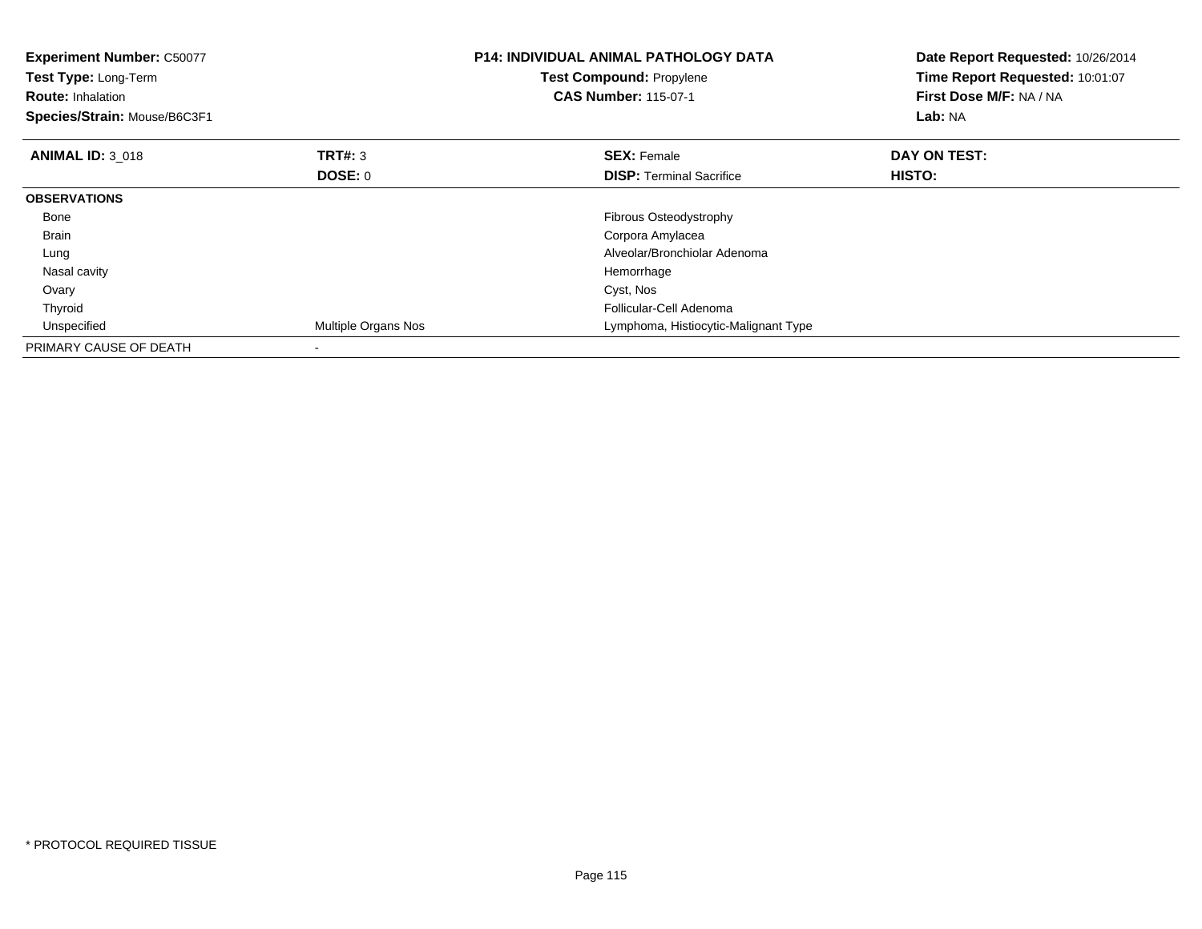**Experiment Number:** C50077
**Test Type:** Long-Term
**Route:** Inhalation
**Species/Strain:** Mouse/B6C3F1

**P14: INDIVIDUAL ANIMAL PATHOLOGY DATA**
**Test Compound:** Propylene
**CAS Number:** 115-07-1

**Date Report Requested:** 10/26/2014
**Time Report Requested:** 10:01:07
**First Dose M/F:** NA / NA
**Lab:** NA

| **ANIMAL ID:** 3_018 | **TRT#:** 3 | **SEX:** Female | **DAY ON TEST:** |
|---|---|---|---|
| | **DOSE:** 0 | **DISP:** Terminal Sacrifice | **HISTO:** |
| **OBSERVATIONS** | | | |
| Bone | | Fibrous Osteodystrophy | |
| Brain | | Corpora Amylacea | |
| Lung | | Alveolar/Bronchiolar Adenoma | |
| Nasal cavity | | Hemorrhage | |
| Ovary | | Cyst, Nos | |
| Thyroid | | Follicular-Cell Adenoma | |
| Unspecified | Multiple Organs Nos | Lymphoma, Histiocytic-Malignant Type | |
| PRIMARY CAUSE OF DEATH | - | | |

* PROTOCOL REQUIRED TISSUE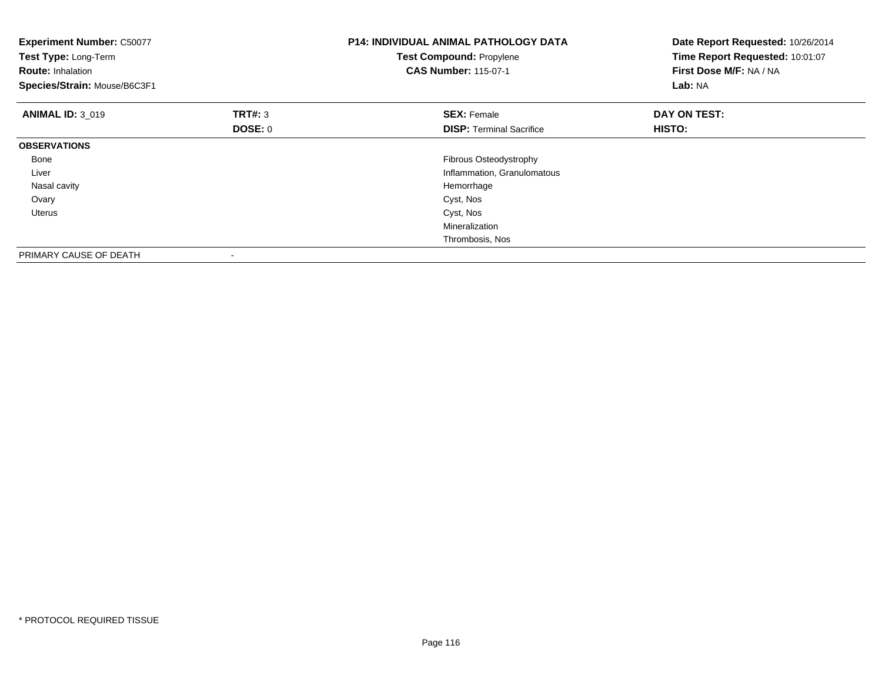**Experiment Number:** C50077
**Test Type:** Long-Term
**Route:** Inhalation
**Species/Strain:** Mouse/B6C3F1

**P14: INDIVIDUAL ANIMAL PATHOLOGY DATA**
**Test Compound:** Propylene
**CAS Number:** 115-07-1

**Date Report Requested:** 10/26/2014
**Time Report Requested:** 10:01:07
**First Dose M/F:** NA / NA
**Lab:** NA

| **ANIMAL ID:** 3_019 | **TRT#:** 3 | **SEX:** Female | **DAY ON TEST:** |
|---|---|---|---|
| | **DOSE:** 0 | **DISP:** Terminal Sacrifice | **HISTO:** |
| **OBSERVATIONS** | | | |
| Bone | | Fibrous Osteodystrophy | |
| Liver | | Inflammation, Granulomatous | |
| Nasal cavity | | Hemorrhage | |
| Ovary | | Cyst, Nos | |
| Uterus | | Cyst, Nos | |
| | | Mineralization | |
| | | Thrombosis, Nos | |
| PRIMARY CAUSE OF DEATH | - | | |

* PROTOCOL REQUIRED TISSUE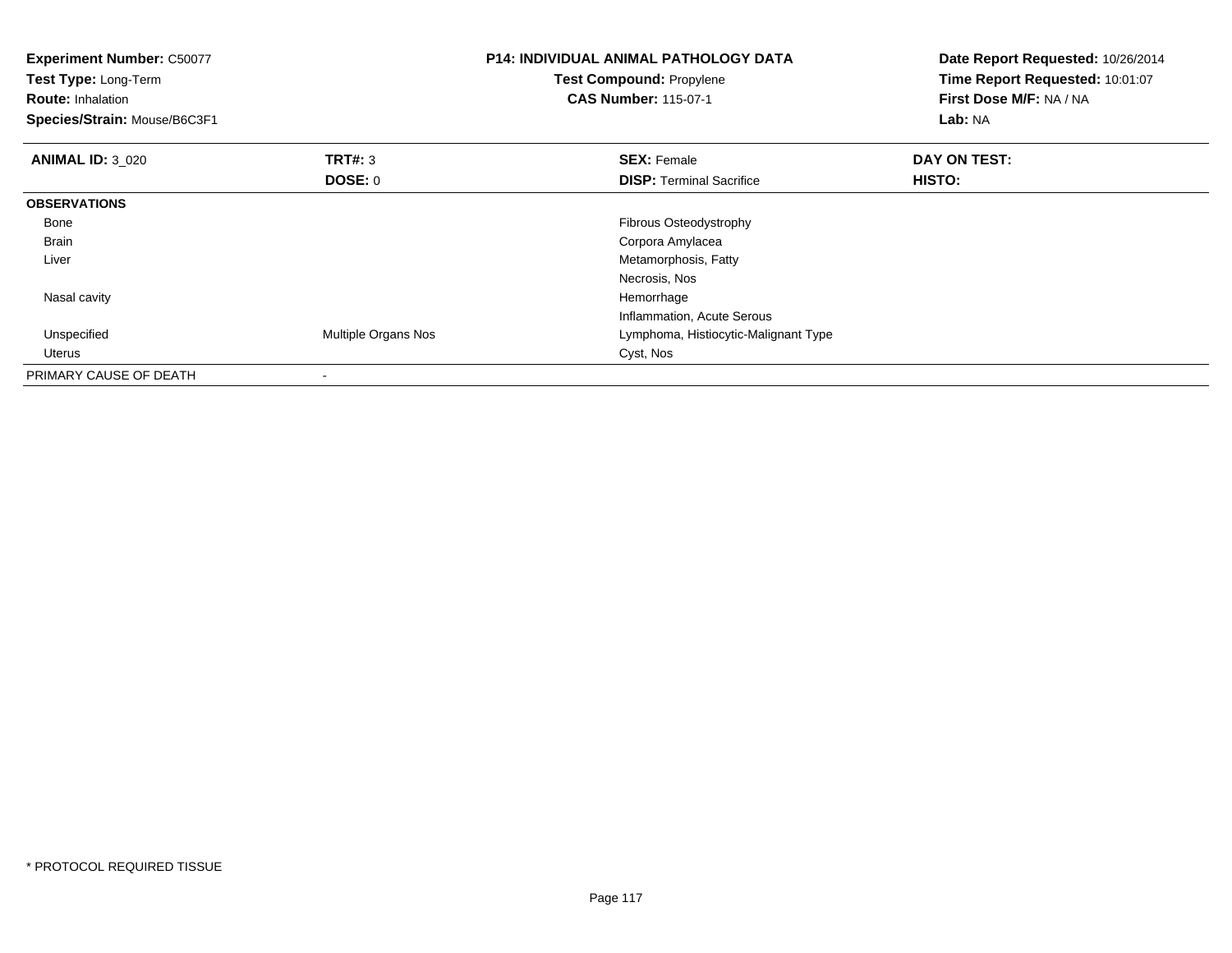**Experiment Number:** C50077
**Test Type:** Long-Term
**Route:** Inhalation
**Species/Strain:** Mouse/B6C3F1

**P14: INDIVIDUAL ANIMAL PATHOLOGY DATA**
**Test Compound:** Propylene
**CAS Number:** 115-07-1

**Date Report Requested:** 10/26/2014
**Time Report Requested:** 10:01:07
**First Dose M/F:** NA / NA
**Lab:** NA

| **ANIMAL ID:** 3_020 | **TRT#:** 3 | **SEX:** Female | **DAY ON TEST:** |
|---|---|---|---|
| | **DOSE:** 0 | **DISP:** Terminal Sacrifice | **HISTO:** |
| **OBSERVATIONS** | | | |
| Bone | | Fibrous Osteodystrophy | |
| Brain | | Corpora Amylacea | |
| Liver | | Metamorphosis, Fatty | |
| | | Necrosis, Nos | |
| Nasal cavity | | Hemorrhage | |
| | | Inflammation, Acute Serous | |
| Unspecified | Multiple Organs Nos | Lymphoma, Histiocytic-Malignant Type | |
| Uterus | | Cyst, Nos | |
| PRIMARY CAUSE OF DEATH | - | | |

* PROTOCOL REQUIRED TISSUE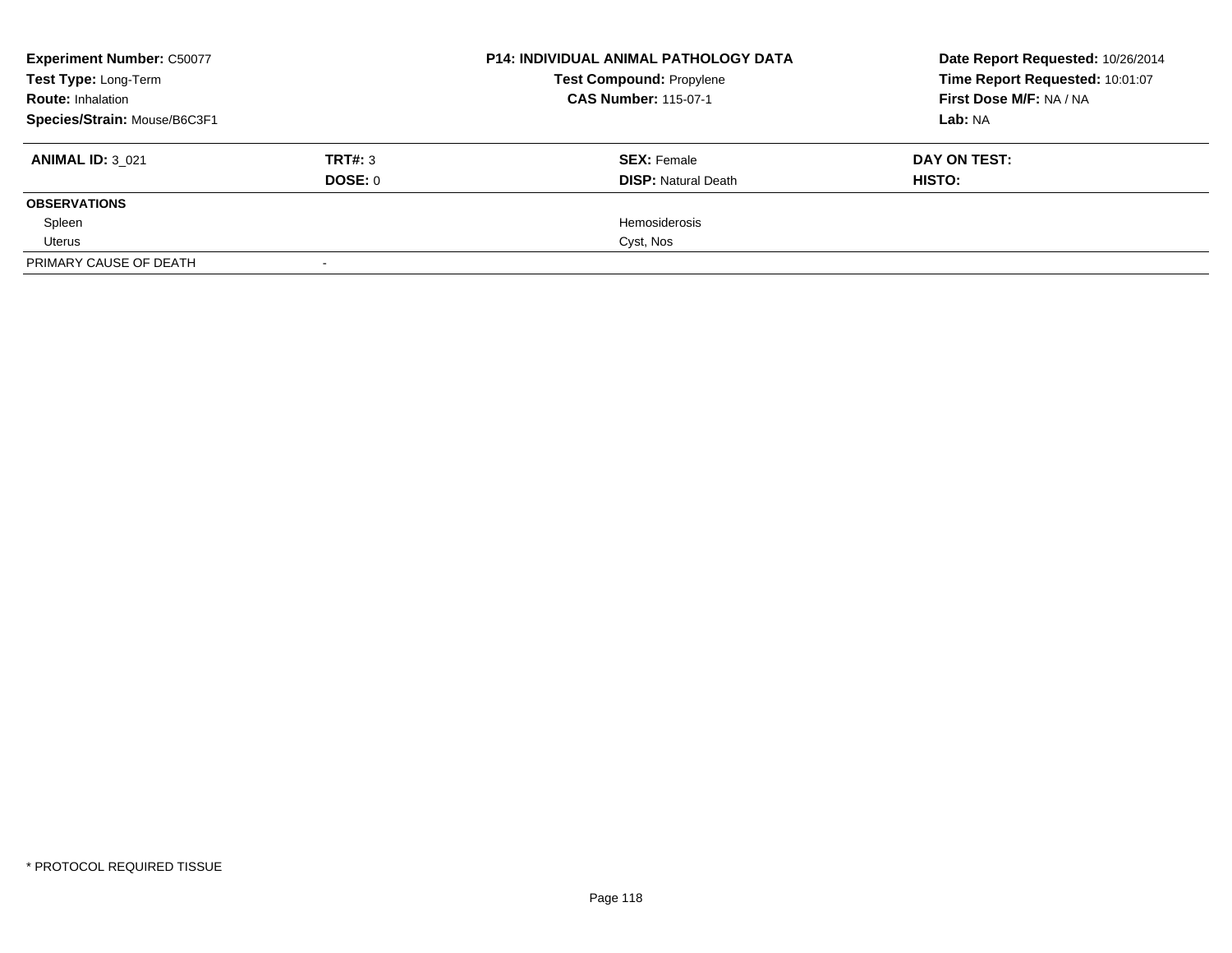| **Experiment Number:** C50077 | **P14: INDIVIDUAL ANIMAL PATHOLOGY DATA** | **Date Report Requested:** 10/26/2014 |
|---|---|---|
| **Test Type:** Long-Term | **Test Compound:** Propylene | **Time Report Requested:** 10:01:07 |
| **Route:** Inhalation | **CAS Number:** 115-07-1 | **First Dose M/F:** NA / NA |
| **Species/Strain:** Mouse/B6C3F1 | | **Lab:** NA |

| **ANIMAL ID:** 3_021 | **TRT#:** 3 | **SEX:** Female | **DAY ON TEST:** |
|---|---|---|---|
| | **DOSE:** 0 | **DISP:** Natural Death | **HISTO:** |
| **OBSERVATIONS** | | | |
| Spleen | | Hemosiderosis | |
| Uterus | | Cyst, Nos | |
| PRIMARY CAUSE OF DEATH | - | | |

\* PROTOCOL REQUIRED TISSUE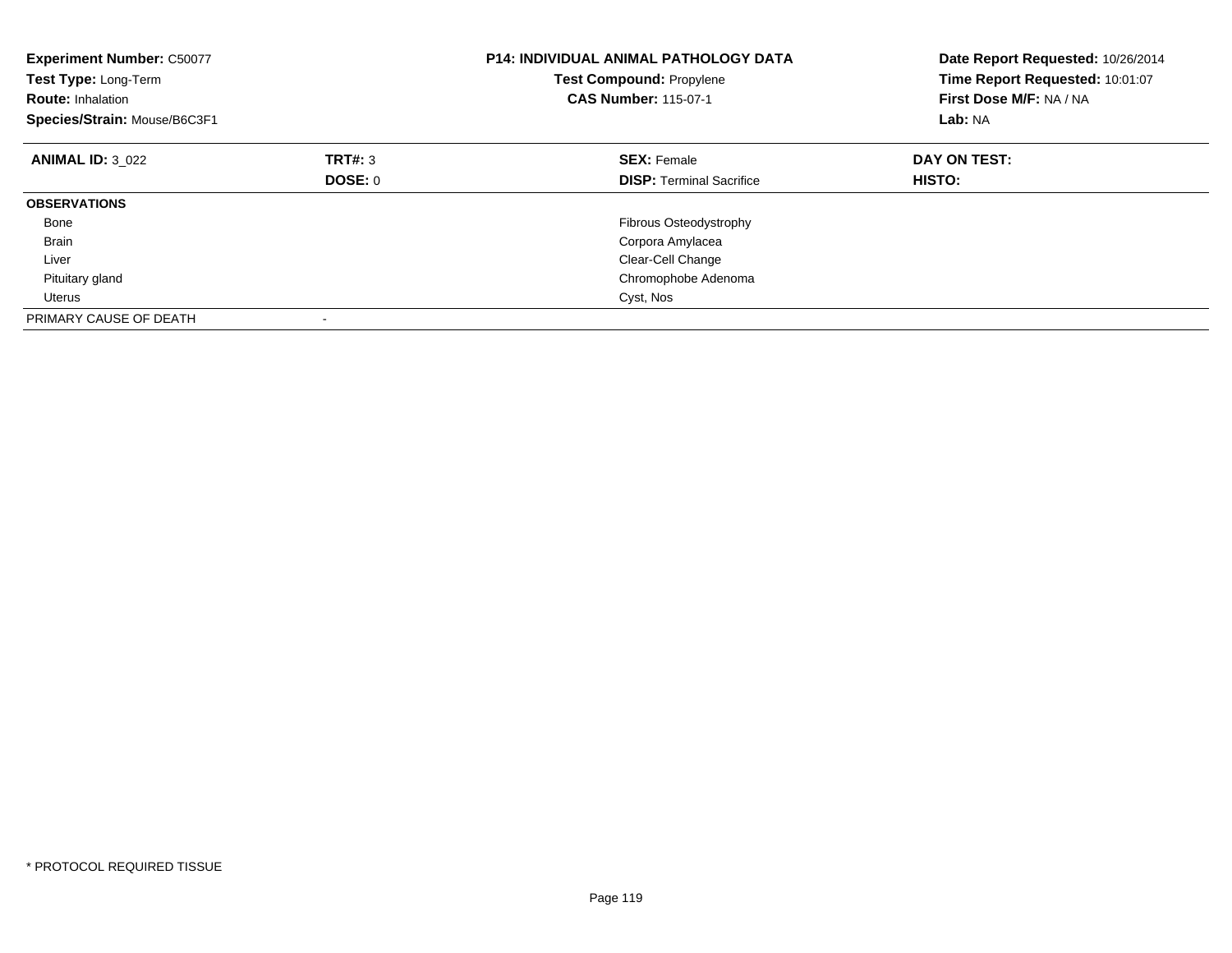**Experiment Number:** C50077
**Test Type:** Long-Term
**Route:** Inhalation
**Species/Strain:** Mouse/B6C3F1

**P14: INDIVIDUAL ANIMAL PATHOLOGY DATA**
**Test Compound:** Propylene
**CAS Number:** 115-07-1

**Date Report Requested:** 10/26/2014
**Time Report Requested:** 10:01:07
**First Dose M/F:** NA / NA
**Lab:** NA

| **ANIMAL ID:** 3_022 | **TRT#:** 3 | **SEX:** Female | **DAY ON TEST:** |
|---|---|---|---|
| | **DOSE:** 0 | **DISP:** Terminal Sacrifice | **HISTO:** |
| **OBSERVATIONS** | | | |
| Bone | | Fibrous Osteodystrophy | |
| Brain | | Corpora Amylacea | |
| Liver | | Clear-Cell Change | |
| Pituitary gland | | Chromophobe Adenoma | |
| Uterus | | Cyst, Nos | |
| PRIMARY CAUSE OF DEATH | - | | |

* PROTOCOL REQUIRED TISSUE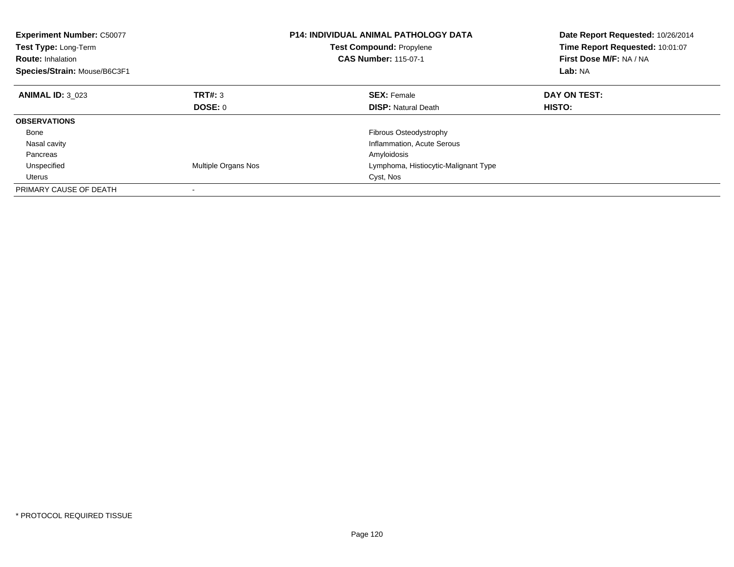**Experiment Number:** C50077
**Test Type:** Long-Term
**Route:** Inhalation
**Species/Strain:** Mouse/B6C3F1

**P14: INDIVIDUAL ANIMAL PATHOLOGY DATA**
**Test Compound:** Propylene
**CAS Number:** 115-07-1

**Date Report Requested:** 10/26/2014
**Time Report Requested:** 10:01:07
**First Dose M/F:** NA / NA
**Lab:** NA

| **ANIMAL ID:** 3_023 | **TRT#:** 3 | **SEX:** Female | **DAY ON TEST:** |
|---|---|---|---|
| | **DOSE:** 0 | **DISP:** Natural Death | **HISTO:** |
| **OBSERVATIONS** | | | |
| Bone | | Fibrous Osteodystrophy | |
| Nasal cavity | | Inflammation, Acute Serous | |
| Pancreas | | Amyloidosis | |
| Unspecified | Multiple Organs Nos | Lymphoma, Histiocytic-Malignant Type | |
| Uterus | | Cyst, Nos | |
| PRIMARY CAUSE OF DEATH | - | | |

* PROTOCOL REQUIRED TISSUE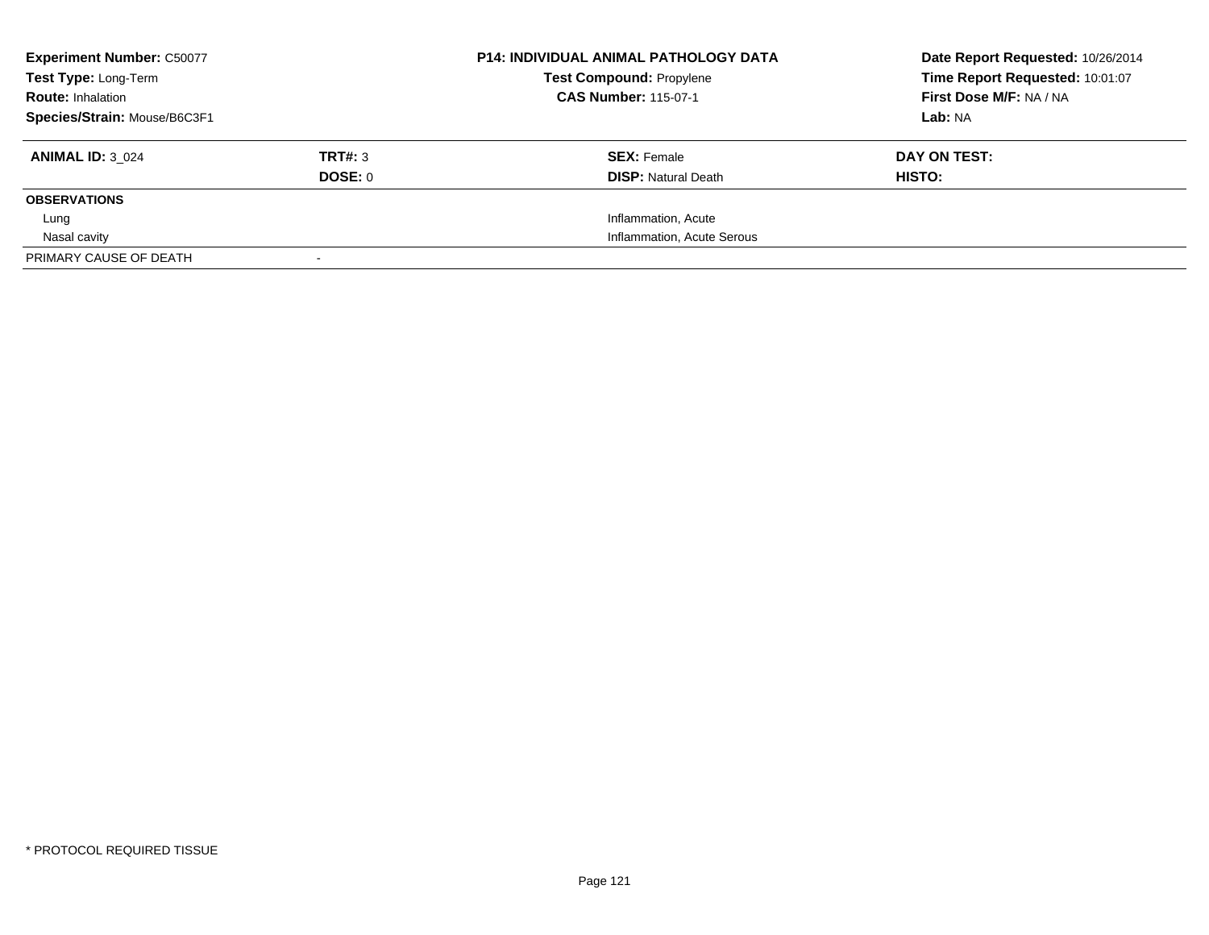| **Experiment Number:** C50077 | **P14: INDIVIDUAL ANIMAL PATHOLOGY DATA** | **Date Report Requested:** 10/26/2014 |
|---|---|---|
| **Test Type:** Long-Term | **Test Compound:** Propylene | **Time Report Requested:** 10:01:07 |
| **Route:** Inhalation | **CAS Number:** 115-07-1 | **First Dose M/F:** NA / NA |
| **Species/Strain:** Mouse/B6C3F1 | | **Lab:** NA |

| **ANIMAL ID:** 3_024 | **TRT#:** 3 | **SEX:** Female | **DAY ON TEST:** |
|---|---|---|---|
| | **DOSE:** 0 | **DISP:** Natural Death | **HISTO:** |
| **OBSERVATIONS** | | | |
| Lung | | Inflammation, Acute | |
| Nasal cavity | | Inflammation, Acute Serous | |
| PRIMARY CAUSE OF DEATH | - | | |

* PROTOCOL REQUIRED TISSUE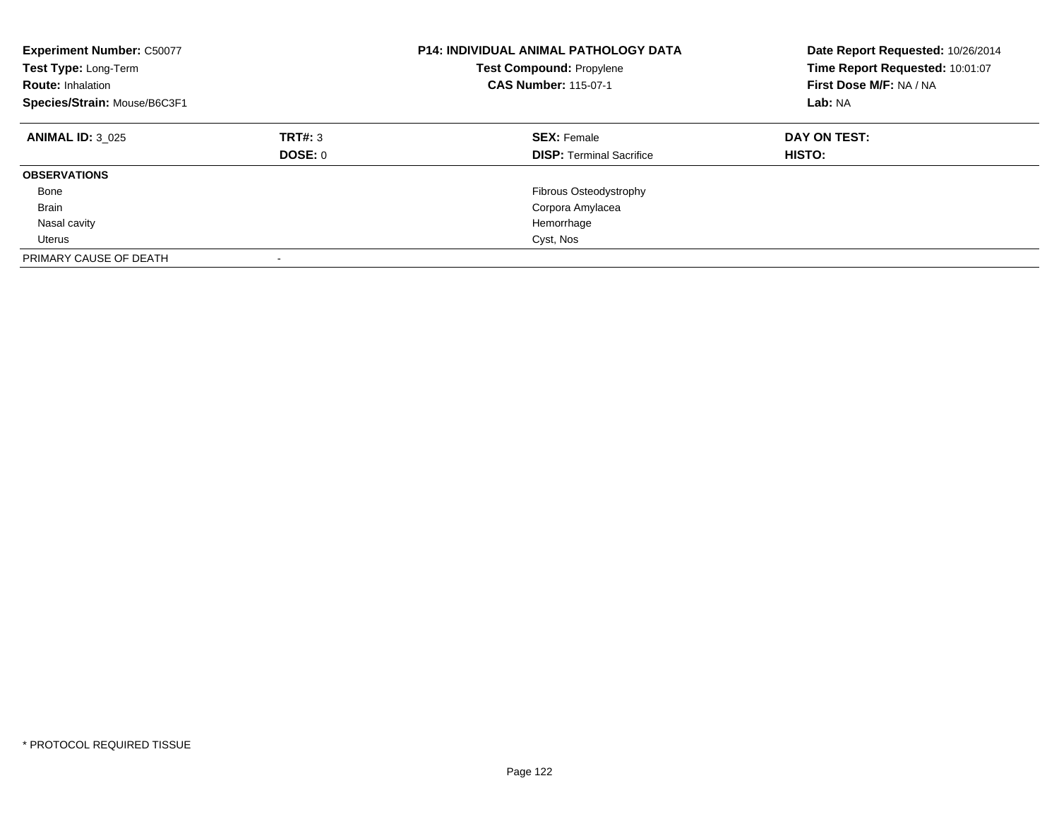**Experiment Number:** C50077
**Test Type:** Long-Term
**Route:** Inhalation
**Species/Strain:** Mouse/B6C3F1

**P14: INDIVIDUAL ANIMAL PATHOLOGY DATA**
**Test Compound:** Propylene
**CAS Number:** 115-07-1

**Date Report Requested:** 10/26/2014
**Time Report Requested:** 10:01:07
**First Dose M/F:** NA / NA
**Lab:** NA

| **ANIMAL ID:** 3_025 | **TRT#:** 3 | **SEX:** Female | **DAY ON TEST:** |
|---|---|---|---|
| | **DOSE:** 0 | **DISP:** Terminal Sacrifice | **HISTO:** |
| **OBSERVATIONS** | | | |
| Bone | | Fibrous Osteodystrophy | |
| Brain | | Corpora Amylacea | |
| Nasal cavity | | Hemorrhage | |
| Uterus | | Cyst, Nos | |
| PRIMARY CAUSE OF DEATH | - | | |

* PROTOCOL REQUIRED TISSUE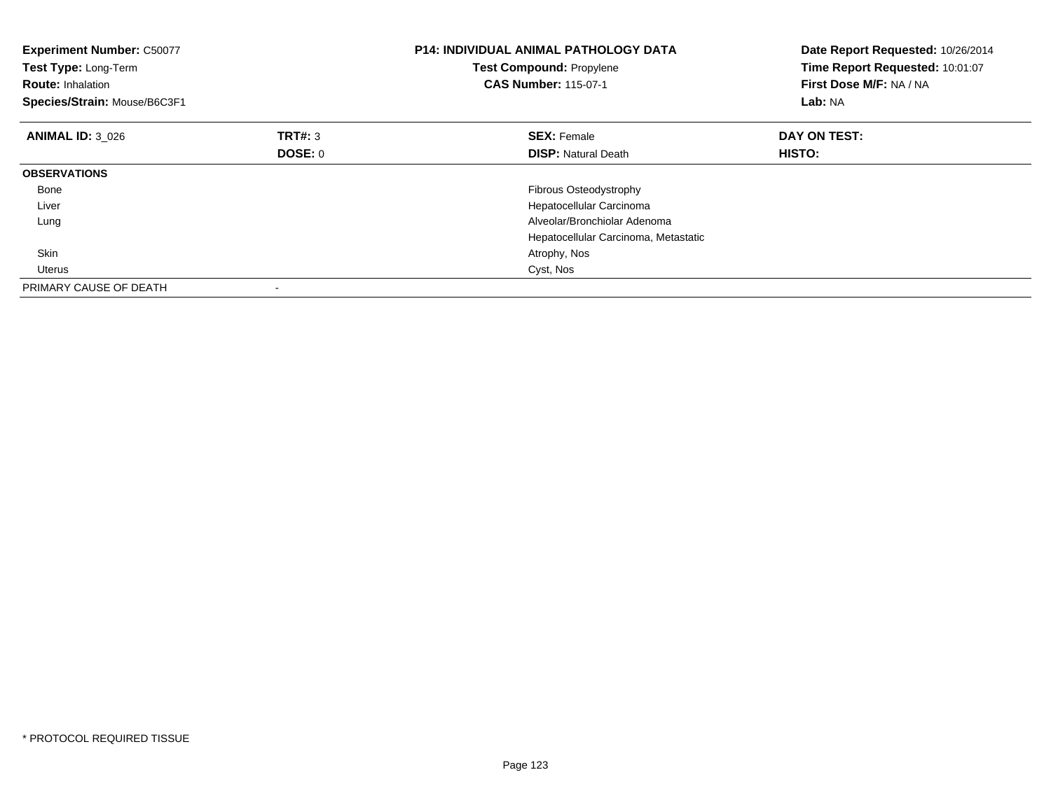**Experiment Number:** C50077
**Test Type:** Long-Term
**Route:** Inhalation
**Species/Strain:** Mouse/B6C3F1

**P14: INDIVIDUAL ANIMAL PATHOLOGY DATA**
**Test Compound:** Propylene
**CAS Number:** 115-07-1

**Date Report Requested:** 10/26/2014
**Time Report Requested:** 10:01:07
**First Dose M/F:** NA / NA
**Lab:** NA

| **ANIMAL ID:** 3_026 | **TRT#:** 3 | **SEX:** Female | **DAY ON TEST:** |
|---|---|---|---|
| | **DOSE:** 0 | **DISP:** Natural Death | **HISTO:** |
| **OBSERVATIONS** | | | |
| Bone | | Fibrous Osteodystrophy | |
| Liver | | Hepatocellular Carcinoma | |
| Lung | | Alveolar/Bronchiolar Adenoma | |
| | | Hepatocellular Carcinoma, Metastatic | |
| Skin | | Atrophy, Nos | |
| Uterus | | Cyst, Nos | |
| PRIMARY CAUSE OF DEATH | - | | |

* PROTOCOL REQUIRED TISSUE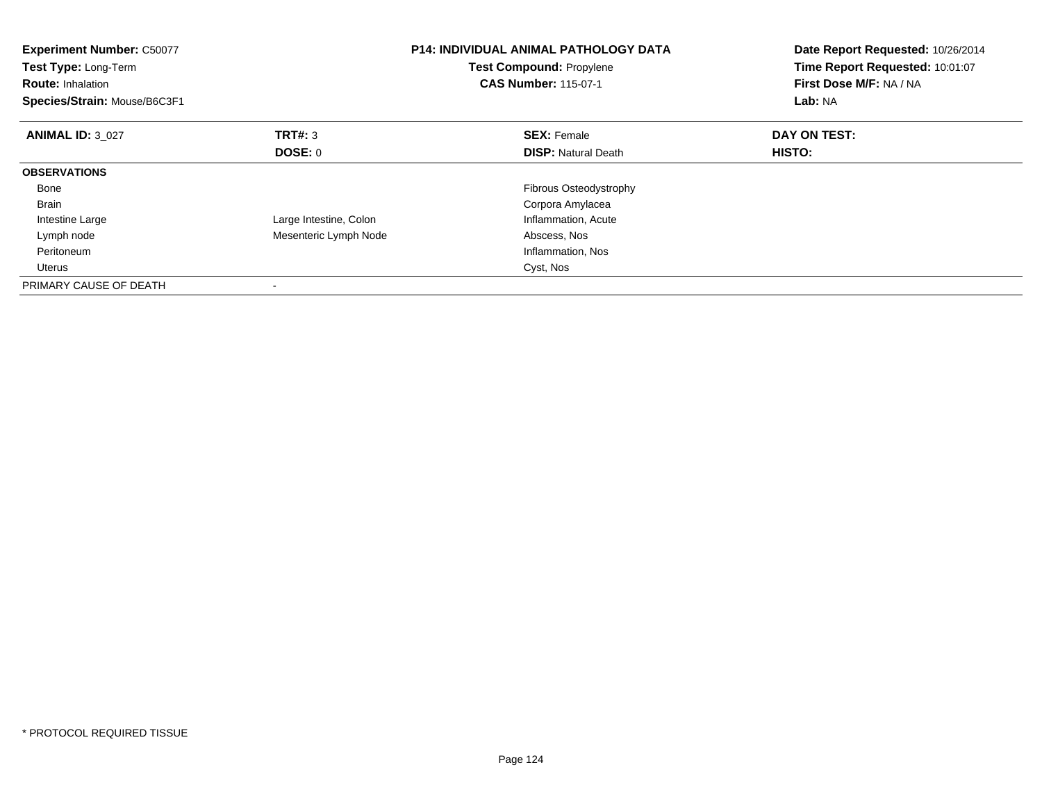**Experiment Number:** C50077
**Test Type:** Long-Term
**Route:** Inhalation
**Species/Strain:** Mouse/B6C3F1

**P14: INDIVIDUAL ANIMAL PATHOLOGY DATA**
**Test Compound:** Propylene
**CAS Number:** 115-07-1

**Date Report Requested:** 10/26/2014
**Time Report Requested:** 10:01:07
**First Dose M/F:** NA / NA
**Lab:** NA

| **ANIMAL ID:** 3_027 | **TRT#:** 3 | **SEX:** Female | **DAY ON TEST:** |
|---|---|---|---|
| | **DOSE:** 0 | **DISP:** Natural Death | **HISTO:** |
| **OBSERVATIONS** | | | |
| Bone | | Fibrous Osteodystrophy | |
| Brain | | Corpora Amylacea | |
| Intestine Large | Large Intestine, Colon | Inflammation, Acute | |
| Lymph node | Mesenteric Lymph Node | Abscess, Nos | |
| Peritoneum | | Inflammation, Nos | |
| Uterus | | Cyst, Nos | |
| PRIMARY CAUSE OF DEATH | - | | |

* PROTOCOL REQUIRED TISSUE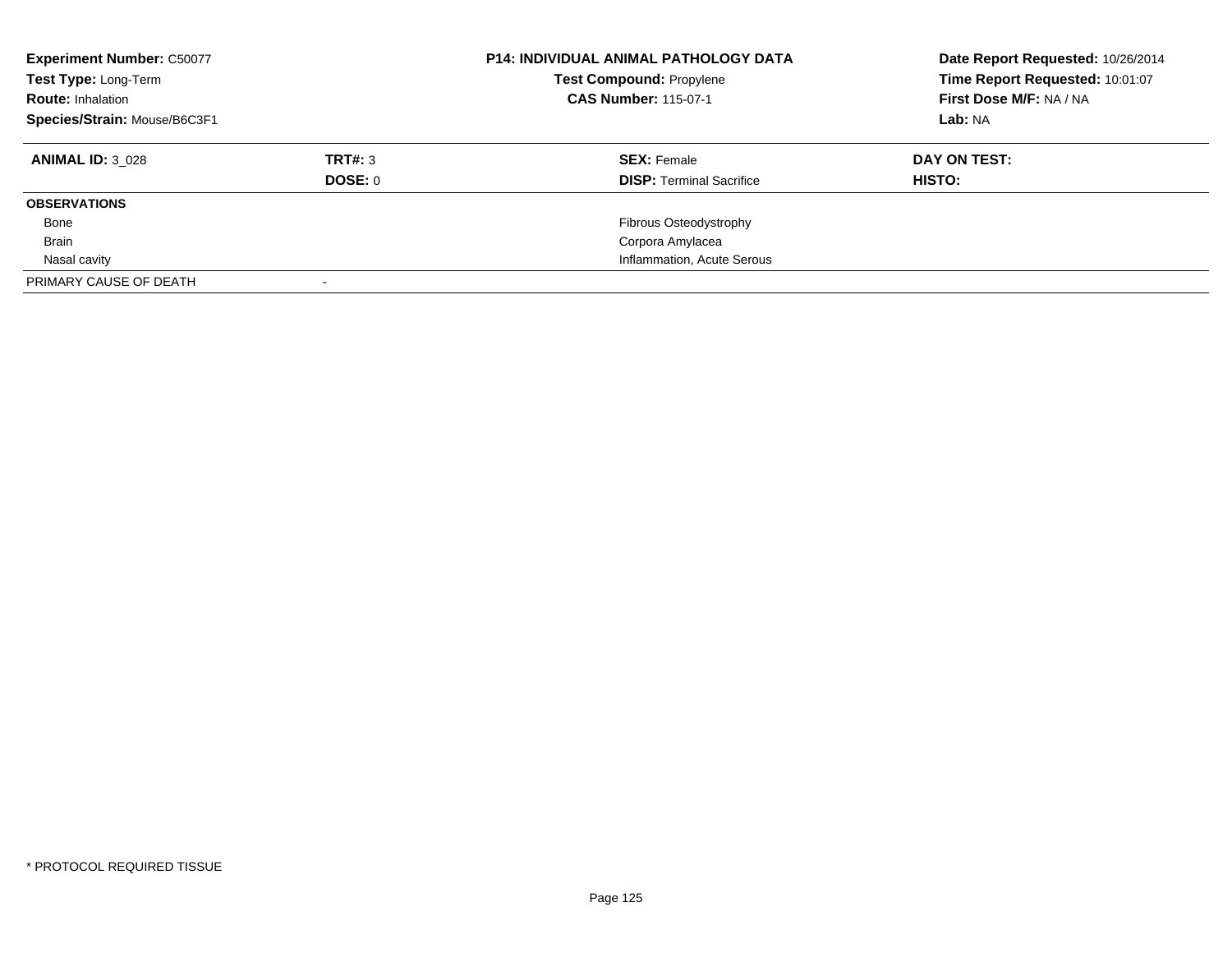| **Experiment Number:** C50077 | **P14: INDIVIDUAL ANIMAL PATHOLOGY DATA** | **Date Report Requested:** 10/26/2014 |
|---|---|---|
| **Test Type:** Long-Term | **Test Compound:** Propylene | **Time Report Requested:** 10:01:07 |
| **Route:** Inhalation | **CAS Number:** 115-07-1 | **First Dose M/F:** NA / NA |
| **Species/Strain:** Mouse/B6C3F1 | | **Lab:** NA |

| **ANIMAL ID:** 3_028 | **TRT#:** 3 | **SEX:** Female | **DAY ON TEST:** |
|---|---|---|---|
| | **DOSE:** 0 | **DISP:** Terminal Sacrifice | **HISTO:** |
| **OBSERVATIONS** | | | |
| Bone | | Fibrous Osteodystrophy | |
| Brain | | Corpora Amylacea | |
| Nasal cavity | | Inflammation, Acute Serous | |
| PRIMARY CAUSE OF DEATH | - | | |

* PROTOCOL REQUIRED TISSUE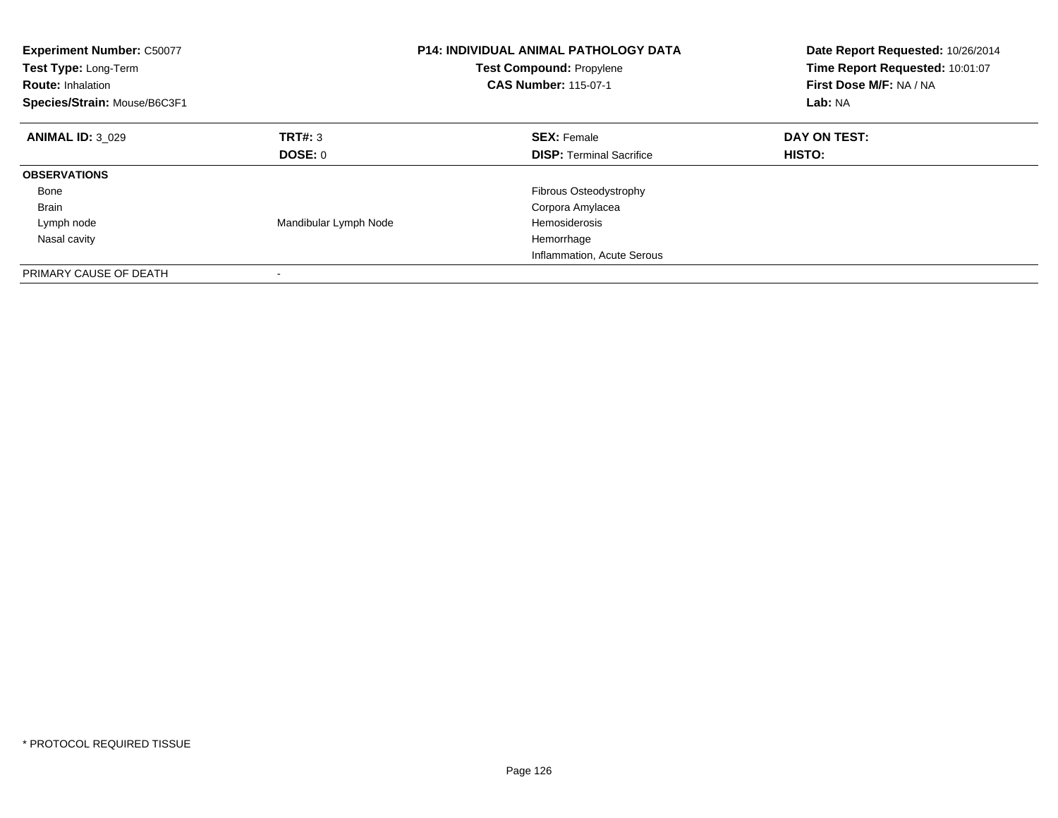**Experiment Number:** C50077
**Test Type:** Long-Term
**Route:** Inhalation
**Species/Strain:** Mouse/B6C3F1

**P14: INDIVIDUAL ANIMAL PATHOLOGY DATA**
**Test Compound:** Propylene
**CAS Number:** 115-07-1

**Date Report Requested:** 10/26/2014
**Time Report Requested:** 10:01:07
**First Dose M/F:** NA / NA
**Lab:** NA

| **ANIMAL ID:** 3_029 | **TRT#:** 3 | **SEX:** Female | **DAY ON TEST:** |
|---|---|---|---|
| | **DOSE:** 0 | **DISP:** Terminal Sacrifice | **HISTO:** |
| **OBSERVATIONS** | | | |
| Bone | | Fibrous Osteodystrophy | |
| Brain | | Corpora Amylacea | |
| Lymph node | Mandibular Lymph Node | Hemosiderosis | |
| Nasal cavity | | Hemorrhage | |
| | | Inflammation, Acute Serous | |
| PRIMARY CAUSE OF DEATH | - | | |

* PROTOCOL REQUIRED TISSUE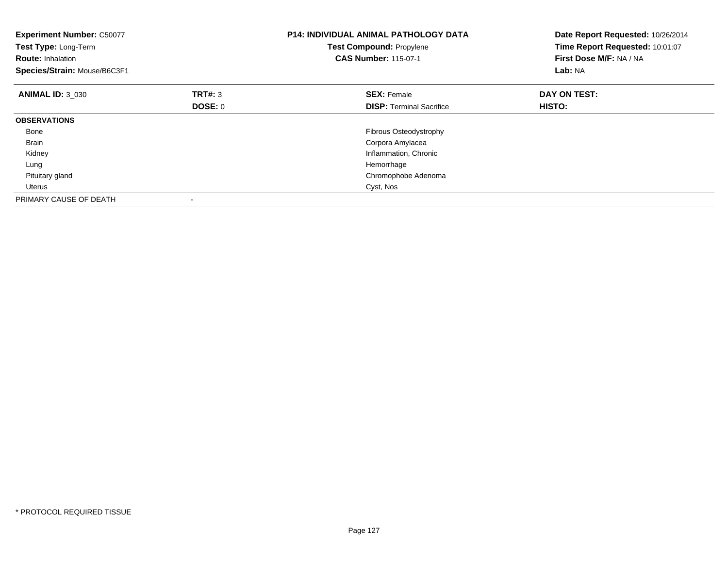**Experiment Number:** C50077
**Test Type:** Long-Term
**Route:** Inhalation
**Species/Strain:** Mouse/B6C3F1

**P14: INDIVIDUAL ANIMAL PATHOLOGY DATA**
**Test Compound:** Propylene
**CAS Number:** 115-07-1

**Date Report Requested:** 10/26/2014
**Time Report Requested:** 10:01:07
**First Dose M/F:** NA / NA
**Lab:** NA

| **ANIMAL ID:** 3_030 | **TRT#:** 3 | **SEX:** Female | **DAY ON TEST:** |
|---|---|---|---|
| | **DOSE:** 0 | **DISP:** Terminal Sacrifice | **HISTO:** |
| **OBSERVATIONS** | | | |
| Bone | | Fibrous Osteodystrophy | |
| Brain | | Corpora Amylacea | |
| Kidney | | Inflammation, Chronic | |
| Lung | | Hemorrhage | |
| Pituitary gland | | Chromophobe Adenoma | |
| Uterus | | Cyst, Nos | |
| PRIMARY CAUSE OF DEATH | - | | |

* PROTOCOL REQUIRED TISSUE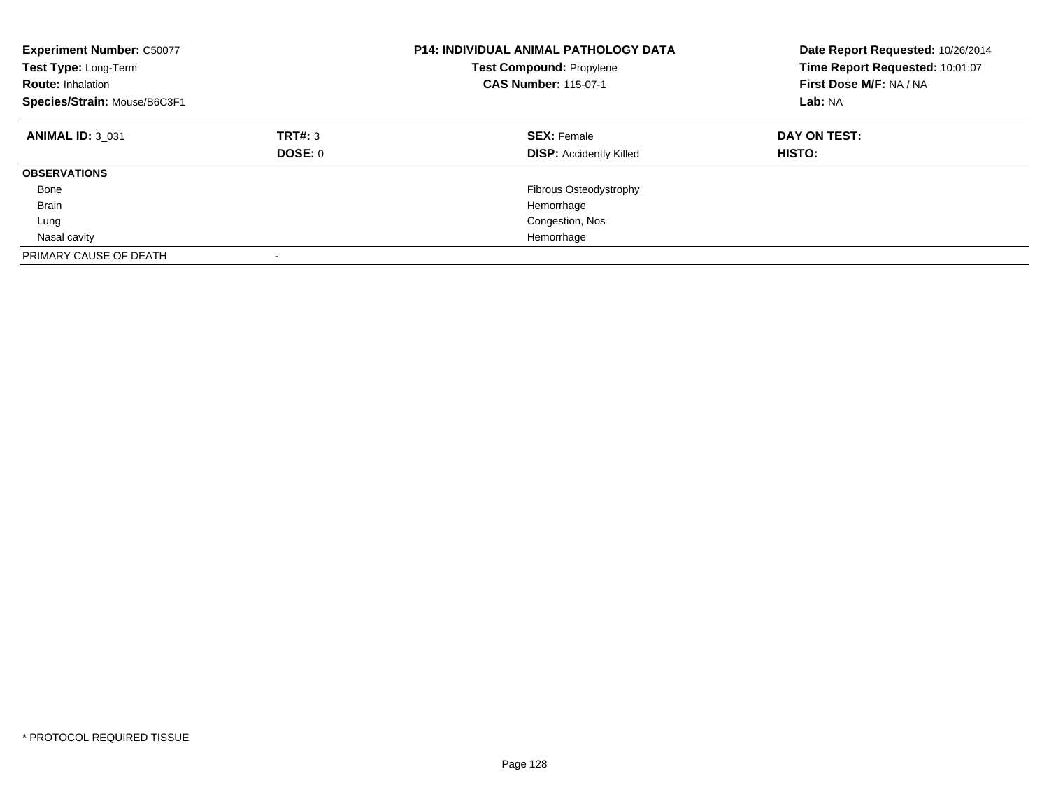**Experiment Number:** C50077
**Test Type:** Long-Term
**Route:** Inhalation
**Species/Strain:** Mouse/B6C3F1

**P14: INDIVIDUAL ANIMAL PATHOLOGY DATA**
**Test Compound:** Propylene
**CAS Number:** 115-07-1

**Date Report Requested:** 10/26/2014
**Time Report Requested:** 10:01:07
**First Dose M/F:** NA / NA
**Lab:** NA

| **ANIMAL ID:** 3_031 | **TRT#:** 3 | **SEX:** Female | **DAY ON TEST:** |
|---|---|---|---|
| | **DOSE:** 0 | **DISP:** Accidently Killed | **HISTO:** |
| **OBSERVATIONS** | | | |
| Bone | | Fibrous Osteodystrophy | |
| Brain | | Hemorrhage | |
| Lung | | Congestion, Nos | |
| Nasal cavity | | Hemorrhage | |
| PRIMARY CAUSE OF DEATH | - | | |

* PROTOCOL REQUIRED TISSUE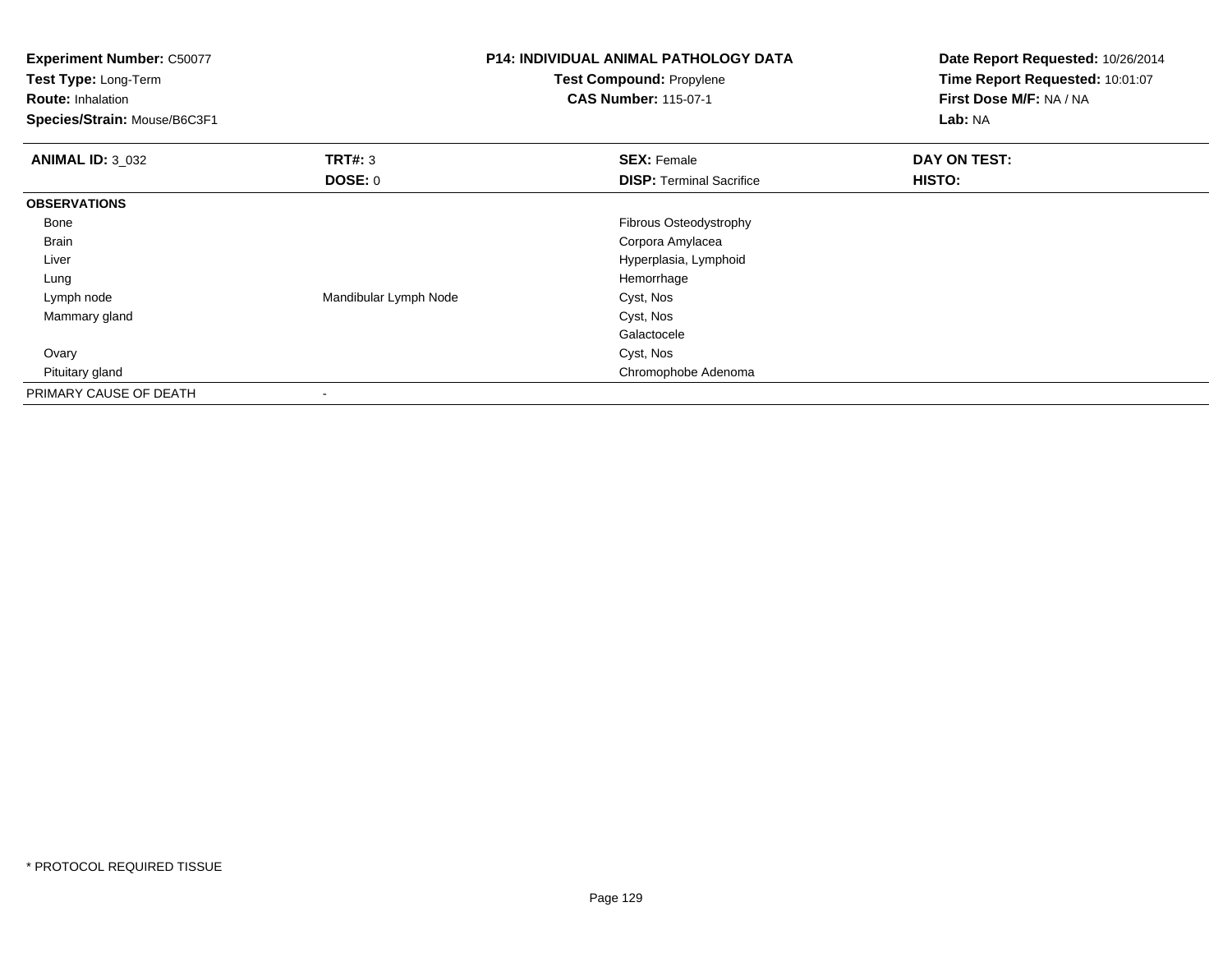**Experiment Number:** C50077
**Test Type:** Long-Term
**Route:** Inhalation
**Species/Strain:** Mouse/B6C3F1

**P14: INDIVIDUAL ANIMAL PATHOLOGY DATA**
**Test Compound:** Propylene
**CAS Number:** 115-07-1

**Date Report Requested:** 10/26/2014
**Time Report Requested:** 10:01:07
**First Dose M/F:** NA / NA
**Lab:** NA

| **ANIMAL ID:** 3_032 | **TRT#:** 3 | **SEX:** Female | **DAY ON TEST:** |
|---|---|---|---|
| | **DOSE:** 0 | **DISP:** Terminal Sacrifice | **HISTO:** |
| **OBSERVATIONS** | | | |
| Bone | | Fibrous Osteodystrophy | |
| Brain | | Corpora Amylacea | |
| Liver | | Hyperplasia, Lymphoid | |
| Lung | | Hemorrhage | |
| Lymph node | Mandibular Lymph Node | Cyst, Nos | |
| Mammary gland | | Cyst, Nos | |
| | | Galactocele | |
| Ovary | | Cyst, Nos | |
| Pituitary gland | | Chromophobe Adenoma | |
| PRIMARY CAUSE OF DEATH | - | | |

* PROTOCOL REQUIRED TISSUE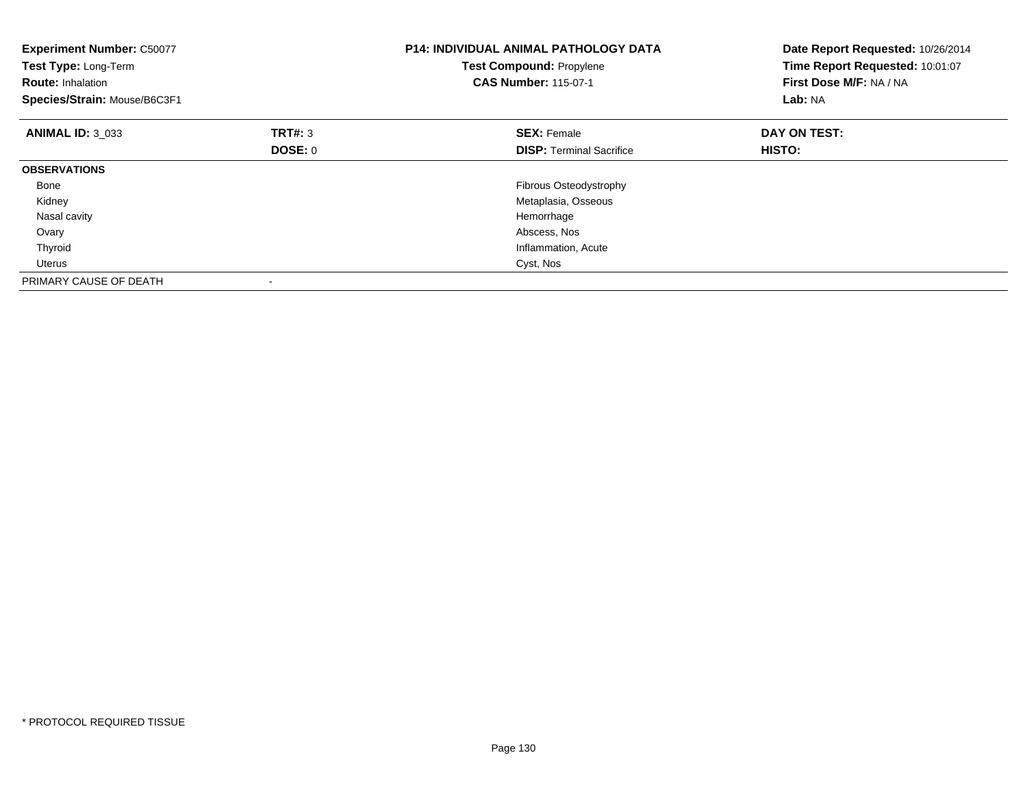**Experiment Number:** C50077
**Test Type:** Long-Term
**Route:** Inhalation
**Species/Strain:** Mouse/B6C3F1

**P14: INDIVIDUAL ANIMAL PATHOLOGY DATA**
**Test Compound:** Propylene
**CAS Number:** 115-07-1

**Date Report Requested:** 10/26/2014
**Time Report Requested:** 10:01:07
**First Dose M/F:** NA / NA
**Lab:** NA

| **ANIMAL ID:** 3_033 | **TRT#:** 3 | **SEX:** Female | **DAY ON TEST:** |
|---|---|---|---|
| | **DOSE:** 0 | **DISP:** Terminal Sacrifice | **HISTO:** |
| **OBSERVATIONS** | | | |
| Bone | | Fibrous Osteodystrophy | |
| Kidney | | Metaplasia, Osseous | |
| Nasal cavity | | Hemorrhage | |
| Ovary | | Abscess, Nos | |
| Thyroid | | Inflammation, Acute | |
| Uterus | | Cyst, Nos | |
| PRIMARY CAUSE OF DEATH | - | | |

* PROTOCOL REQUIRED TISSUE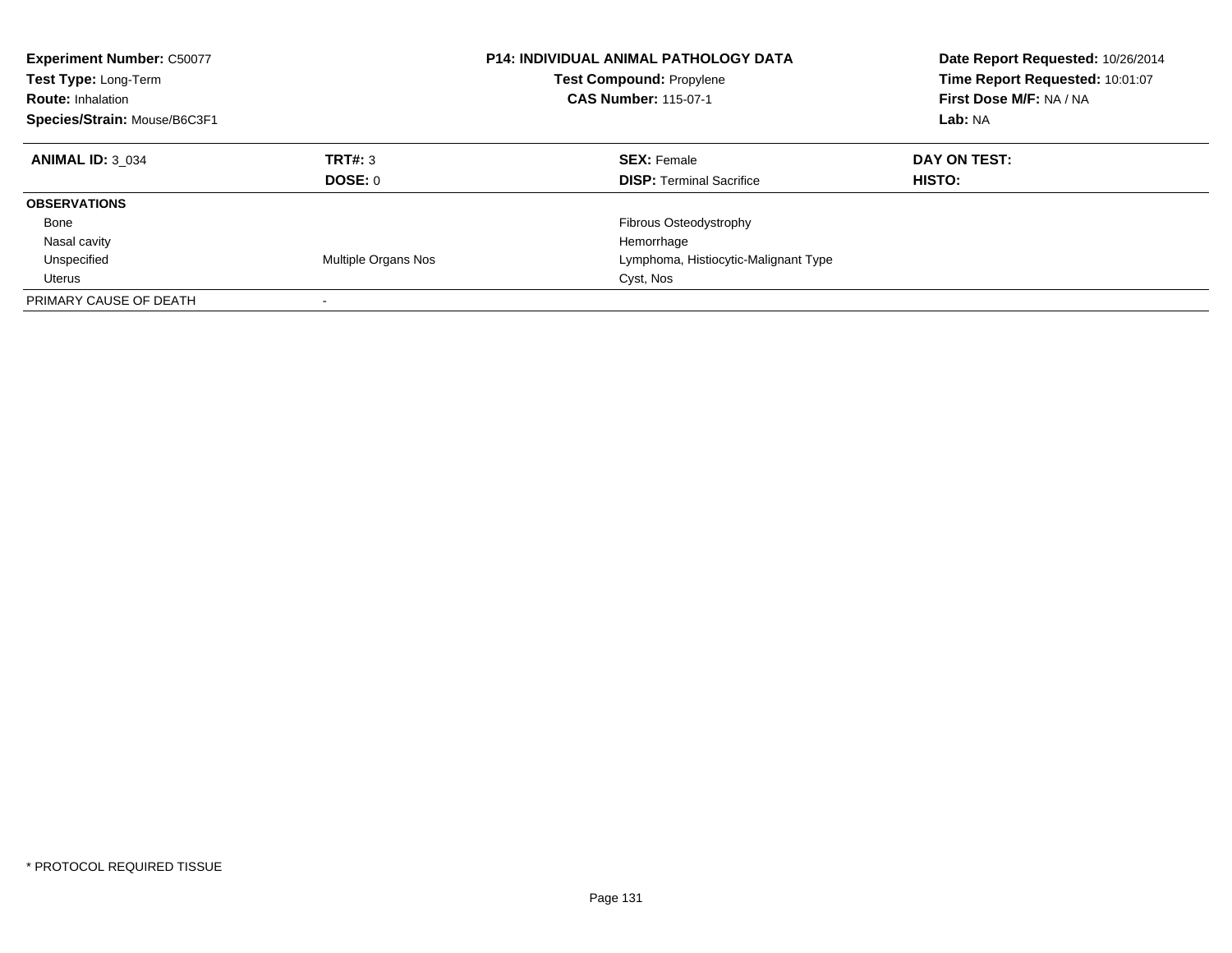**Experiment Number:** C50077
**Test Type:** Long-Term
**Route:** Inhalation
**Species/Strain:** Mouse/B6C3F1

**P14: INDIVIDUAL ANIMAL PATHOLOGY DATA**
**Test Compound:** Propylene
**CAS Number:** 115-07-1

**Date Report Requested:** 10/26/2014
**Time Report Requested:** 10:01:07
**First Dose M/F:** NA / NA
**Lab:** NA

| **ANIMAL ID:** 3_034 | **TRT#:** 3 | **SEX:** Female | **DAY ON TEST:** |
|---|---|---|---|
| | **DOSE:** 0 | **DISP:** Terminal Sacrifice | **HISTO:** |
| **OBSERVATIONS** | | | |
| Bone | | Fibrous Osteodystrophy | |
| Nasal cavity | | Hemorrhage | |
| Unspecified | Multiple Organs Nos | Lymphoma, Histiocytic-Malignant Type | |
| Uterus | | Cyst, Nos | |
| PRIMARY CAUSE OF DEATH | - | | |

* PROTOCOL REQUIRED TISSUE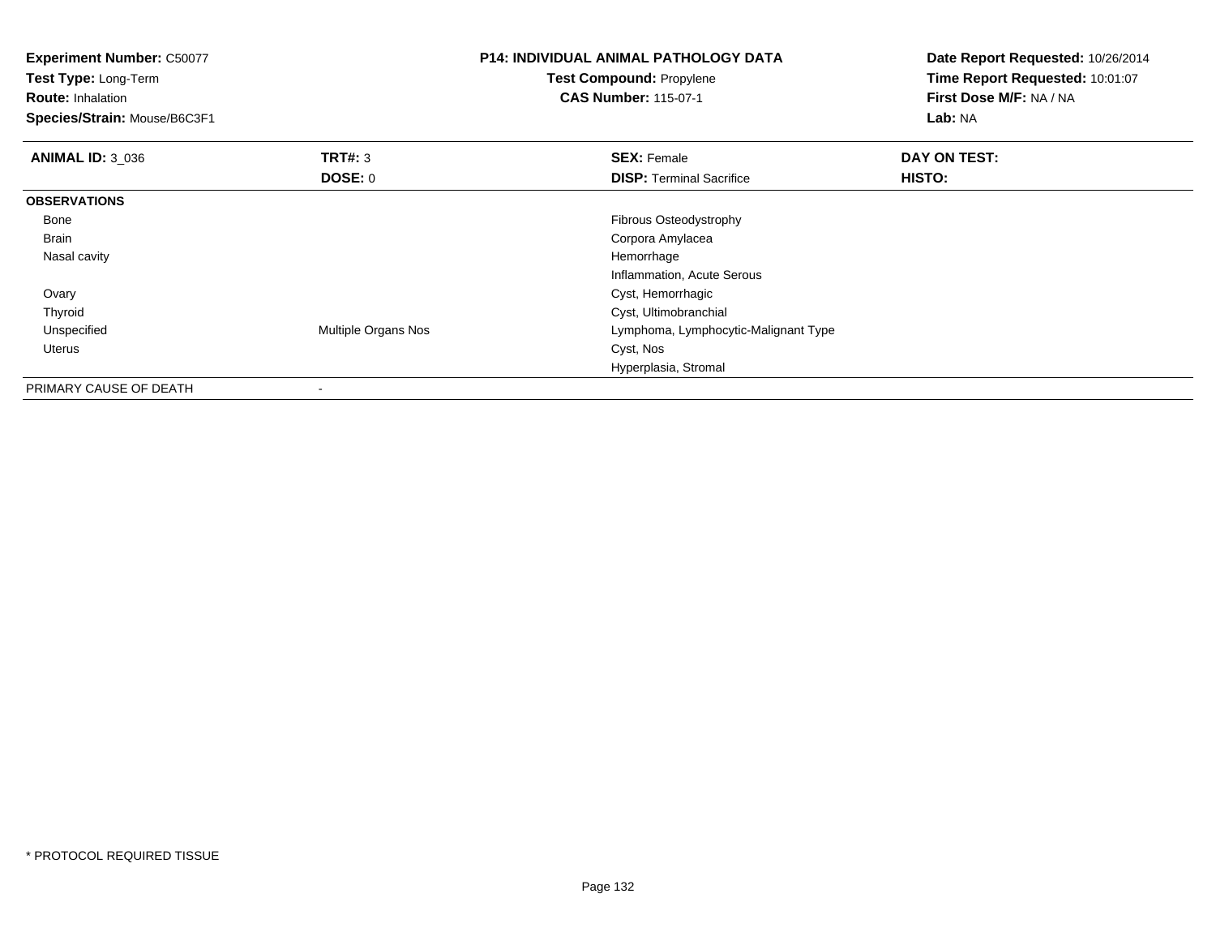**Experiment Number:** C50077
**Test Type:** Long-Term
**Route:** Inhalation
**Species/Strain:** Mouse/B6C3F1

**P14: INDIVIDUAL ANIMAL PATHOLOGY DATA**
**Test Compound:** Propylene
**CAS Number:** 115-07-1

**Date Report Requested:** 10/26/2014
**Time Report Requested:** 10:01:07
**First Dose M/F:** NA / NA
**Lab:** NA

| **ANIMAL ID:** 3_036 | **TRT#:** 3 | **SEX:** Female | **DAY ON TEST:** |
|---|---|---|---|
| | **DOSE:** 0 | **DISP:** Terminal Sacrifice | **HISTO:** |
| **OBSERVATIONS** | | | |
| Bone | | Fibrous Osteodystrophy | |
| Brain | | Corpora Amylacea | |
| Nasal cavity | | Hemorrhage | |
| | | Inflammation, Acute Serous | |
| Ovary | | Cyst, Hemorrhagic | |
| Thyroid | | Cyst, Ultimobranchial | |
| Unspecified | Multiple Organs Nos | Lymphoma, Lymphocytic-Malignant Type | |
| Uterus | | Cyst, Nos | |
| | | Hyperplasia, Stromal | |
| PRIMARY CAUSE OF DEATH | - | | |

* PROTOCOL REQUIRED TISSUE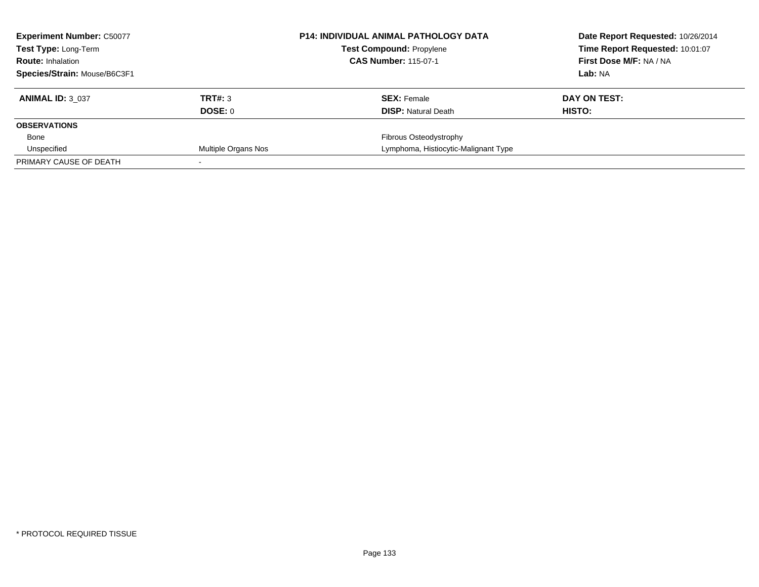| **Experiment Number:** C50077 | **P14: INDIVIDUAL ANIMAL PATHOLOGY DATA** | **Date Report Requested:** 10/26/2014 |
|---|---|---|
| **Test Type:** Long-Term | **Test Compound:** Propylene | **Time Report Requested:** 10:01:07 |
| **Route:** Inhalation | **CAS Number:** 115-07-1 | **First Dose M/F:** NA / NA |
| **Species/Strain:** Mouse/B6C3F1 | | **Lab:** NA |

| **ANIMAL ID:** 3_037 | **TRT#:** 3 | **SEX:** Female | **DAY ON TEST:** |
|---|---|---|---|
| | **DOSE:** 0 | **DISP:** Natural Death | **HISTO:** |
| **OBSERVATIONS** | | | |
| Bone | | Fibrous Osteodystrophy | |
| Unspecified | Multiple Organs Nos | Lymphoma, Histiocytic-Malignant Type | |
| PRIMARY CAUSE OF DEATH | - | | |

* PROTOCOL REQUIRED TISSUE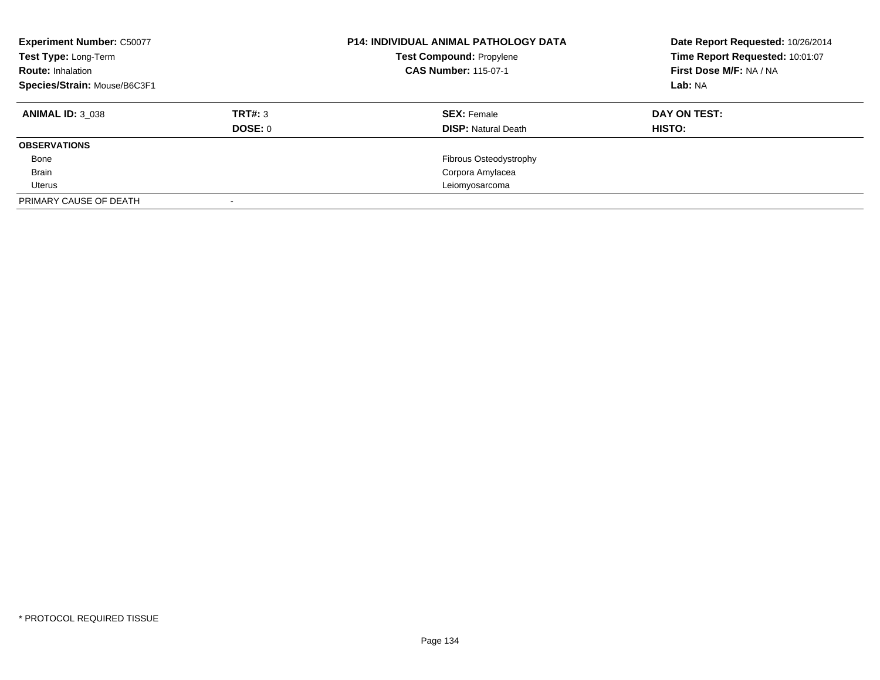| **Experiment Number:** C50077 | | **P14: INDIVIDUAL ANIMAL PATHOLOGY DATA** | **Date Report Requested:** 10/26/2014 |
|---|---|---|---|
| **Test Type:** Long-Term | | **Test Compound:** Propylene | **Time Report Requested:** 10:01:07 |
| **Route:** Inhalation | | **CAS Number:** 115-07-1 | **First Dose M/F:** NA / NA |
| **Species/Strain:** Mouse/B6C3F1 | | | **Lab:** NA |

| **ANIMAL ID:** 3_038 | **TRT#:** 3 | **SEX:** Female | **DAY ON TEST:** |
|---|---|---|---|
| | **DOSE:** 0 | **DISP:** Natural Death | **HISTO:** |
| **OBSERVATIONS** | | | |
| Bone | | Fibrous Osteodystrophy | |
| Brain | | Corpora Amylacea | |
| Uterus | | Leiomyosarcoma | |
| PRIMARY CAUSE OF DEATH | - | | |

* PROTOCOL REQUIRED TISSUE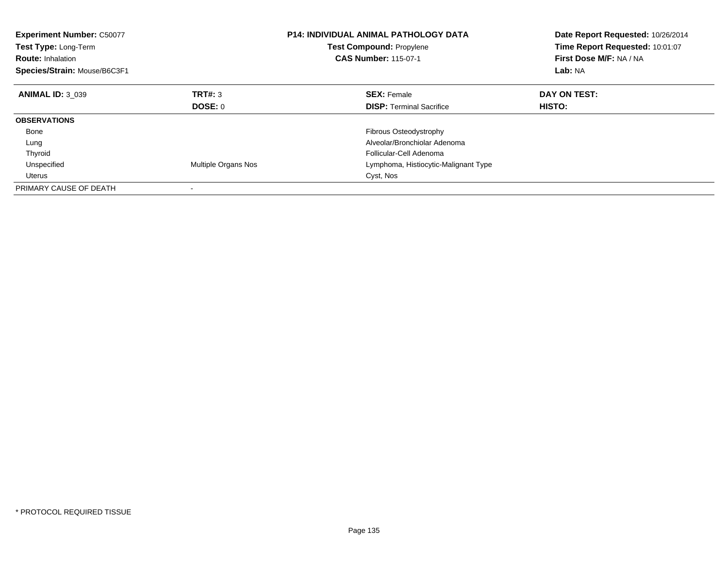**Experiment Number:** C50077
**Test Type:** Long-Term
**Route:** Inhalation
**Species/Strain:** Mouse/B6C3F1

**P14: INDIVIDUAL ANIMAL PATHOLOGY DATA**
**Test Compound:** Propylene
**CAS Number:** 115-07-1

**Date Report Requested:** 10/26/2014
**Time Report Requested:** 10:01:07
**First Dose M/F:** NA / NA
**Lab:** NA

| **ANIMAL ID:** 3_039 | **TRT#:** 3 | **SEX:** Female | **DAY ON TEST:** |
|---|---|---|---|
| | **DOSE:** 0 | **DISP:** Terminal Sacrifice | **HISTO:** |
| **OBSERVATIONS** | | | |
| Bone | | Fibrous Osteodystrophy | |
| Lung | | Alveolar/Bronchiolar Adenoma | |
| Thyroid | | Follicular-Cell Adenoma | |
| Unspecified | Multiple Organs Nos | Lymphoma, Histiocytic-Malignant Type | |
| Uterus | | Cyst, Nos | |
| PRIMARY CAUSE OF DEATH | - | | |

* PROTOCOL REQUIRED TISSUE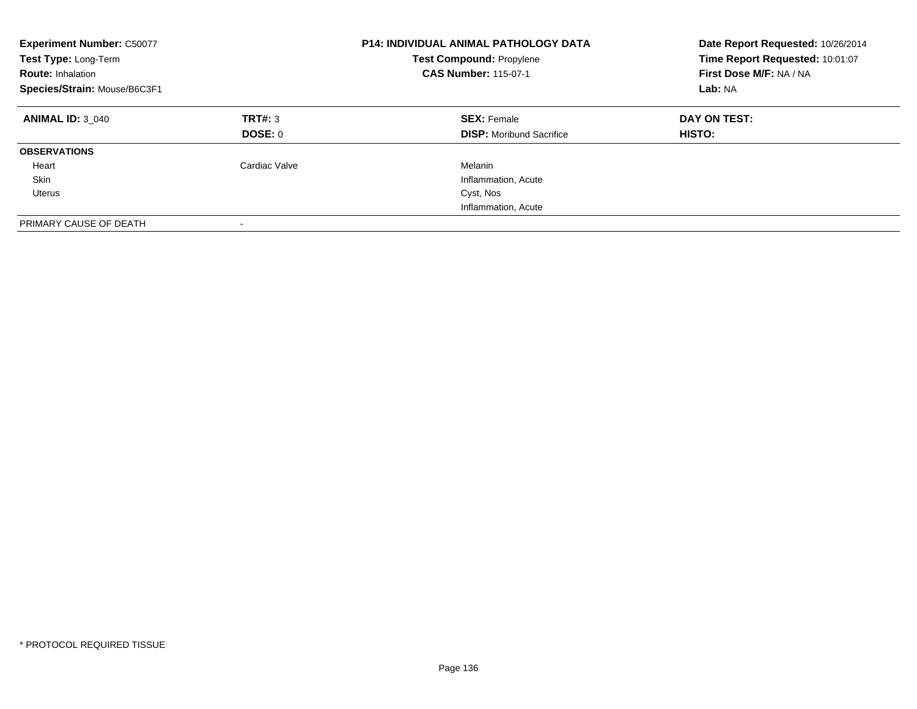**Experiment Number:** C50077
**Test Type:** Long-Term
**Route:** Inhalation
**Species/Strain:** Mouse/B6C3F1

**P14: INDIVIDUAL ANIMAL PATHOLOGY DATA**
**Test Compound:** Propylene
**CAS Number:** 115-07-1

**Date Report Requested:** 10/26/2014
**Time Report Requested:** 10:01:07
**First Dose M/F:** NA / NA
**Lab:** NA

| **ANIMAL ID:** 3_040 | **TRT#:** 3 | **SEX:** Female | **DAY ON TEST:** |
|---|---|---|---|
| | **DOSE:** 0 | **DISP:** Moribund Sacrifice | **HISTO:** |
| **OBSERVATIONS** | | | |
| Heart | Cardiac Valve | Melanin | |
| Skin | | Inflammation, Acute | |
| Uterus | | Cyst, Nos | |
| | | Inflammation, Acute | |
| PRIMARY CAUSE OF DEATH | - | | |

\* PROTOCOL REQUIRED TISSUE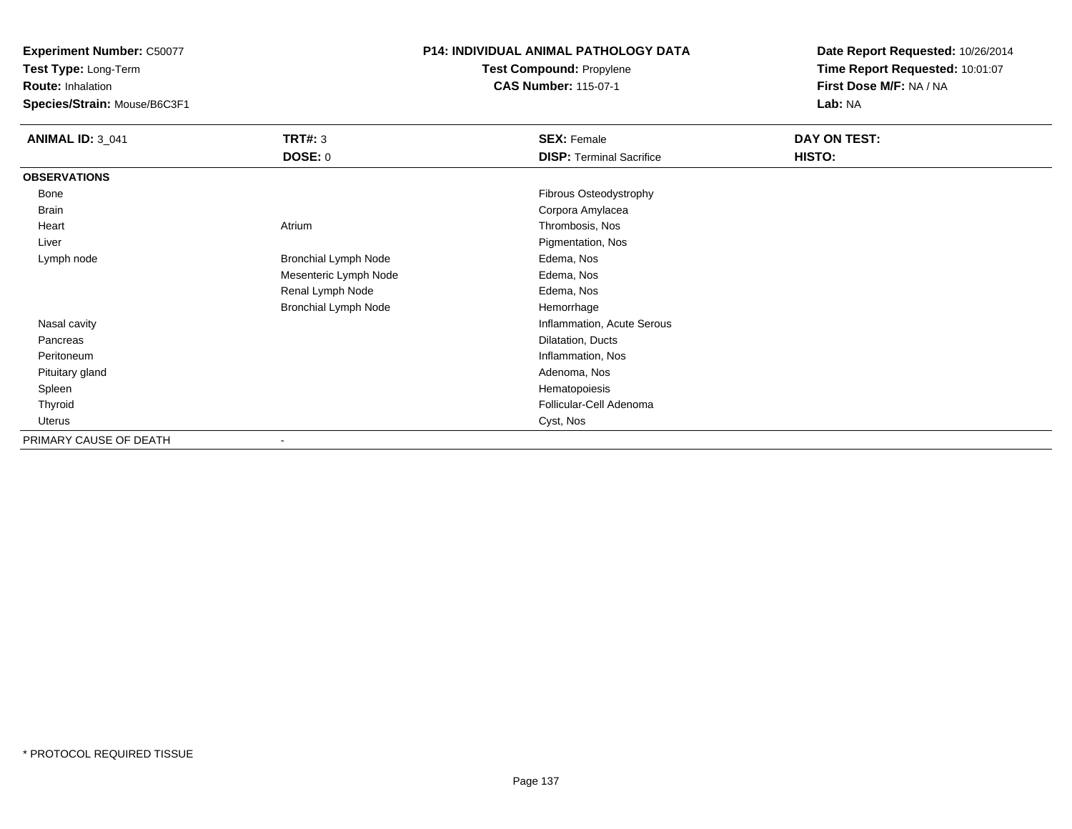**Experiment Number:** C50077
**Test Type:** Long-Term
**Route:** Inhalation
**Species/Strain:** Mouse/B6C3F1

**P14: INDIVIDUAL ANIMAL PATHOLOGY DATA**
**Test Compound:** Propylene
**CAS Number:** 115-07-1

**Date Report Requested:** 10/26/2014
**Time Report Requested:** 10:01:07
**First Dose M/F:** NA / NA
**Lab:** NA

| **ANIMAL ID:** 3_041 | **TRT#:** 3 | **SEX:** Female | **DAY ON TEST:** |
|---|---|---|---|
| | **DOSE:** 0 | **DISP:** Terminal Sacrifice | **HISTO:** |
| **OBSERVATIONS** | | | |
| Bone | | Fibrous Osteodystrophy | |
| Brain | | Corpora Amylacea | |
| Heart | Atrium | Thrombosis, Nos | |
| Liver | | Pigmentation, Nos | |
| Lymph node | Bronchial Lymph Node | Edema, Nos | |
| | Mesenteric Lymph Node | Edema, Nos | |
| | Renal Lymph Node | Edema, Nos | |
| | Bronchial Lymph Node | Hemorrhage | |
| Nasal cavity | | Inflammation, Acute Serous | |
| Pancreas | | Dilatation, Ducts | |
| Peritoneum | | Inflammation, Nos | |
| Pituitary gland | | Adenoma, Nos | |
| Spleen | | Hematopoiesis | |
| Thyroid | | Follicular-Cell Adenoma | |
| Uterus | | Cyst, Nos | |
| PRIMARY CAUSE OF DEATH | - | | |

* PROTOCOL REQUIRED TISSUE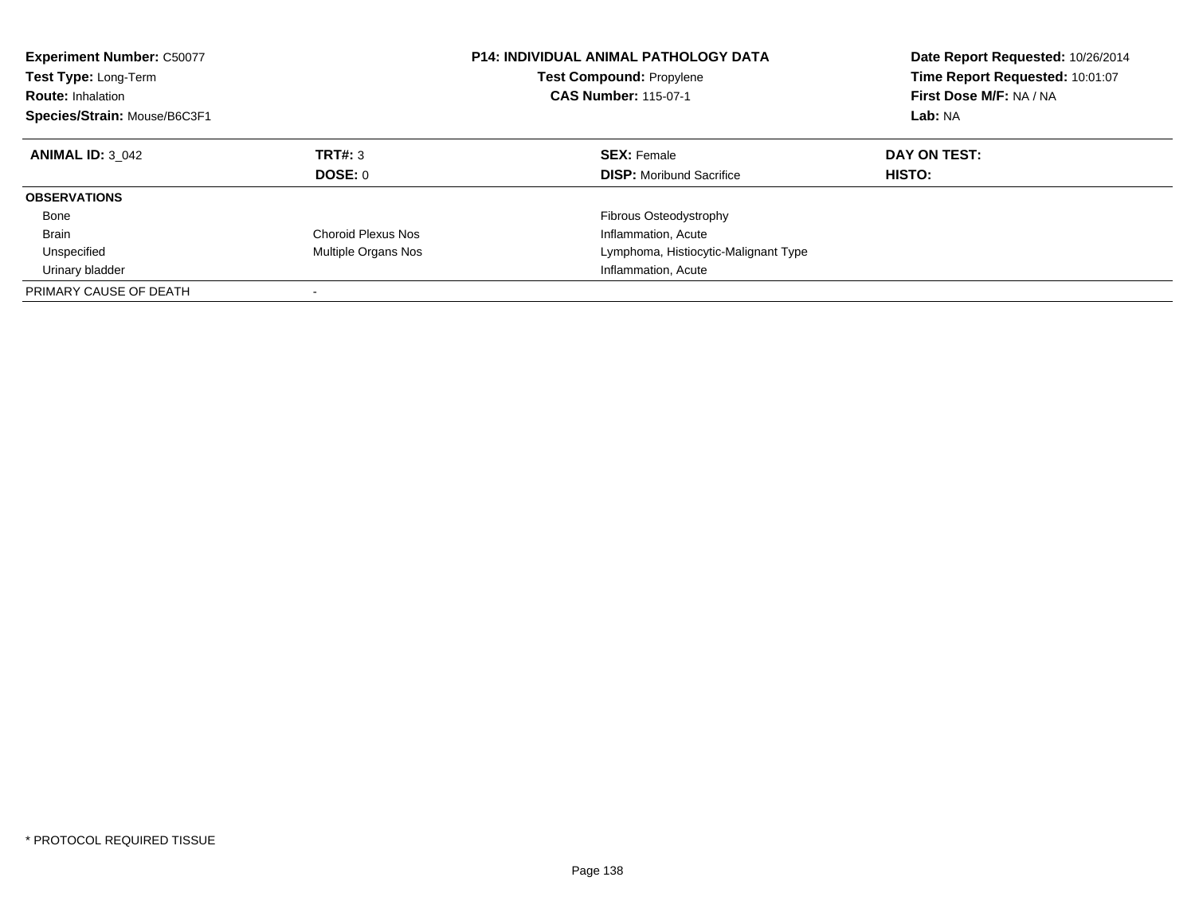**Experiment Number:** C50077
**Test Type:** Long-Term
**Route:** Inhalation
**Species/Strain:** Mouse/B6C3F1

**P14: INDIVIDUAL ANIMAL PATHOLOGY DATA**
**Test Compound:** Propylene
**CAS Number:** 115-07-1

**Date Report Requested:** 10/26/2014
**Time Report Requested:** 10:01:07
**First Dose M/F:** NA / NA
**Lab:** NA

| **ANIMAL ID:** 3_042 | **TRT#:** 3 | **SEX:** Female | **DAY ON TEST:** |
|---|---|---|---|
| | **DOSE:** 0 | **DISP:** Moribund Sacrifice | **HISTO:** |
| **OBSERVATIONS** | | | |
| Bone | | Fibrous Osteodystrophy | |
| Brain | Choroid Plexus Nos | Inflammation, Acute | |
| Unspecified | Multiple Organs Nos | Lymphoma, Histiocytic-Malignant Type | |
| Urinary bladder | | Inflammation, Acute | |
| PRIMARY CAUSE OF DEATH | - | | |

* PROTOCOL REQUIRED TISSUE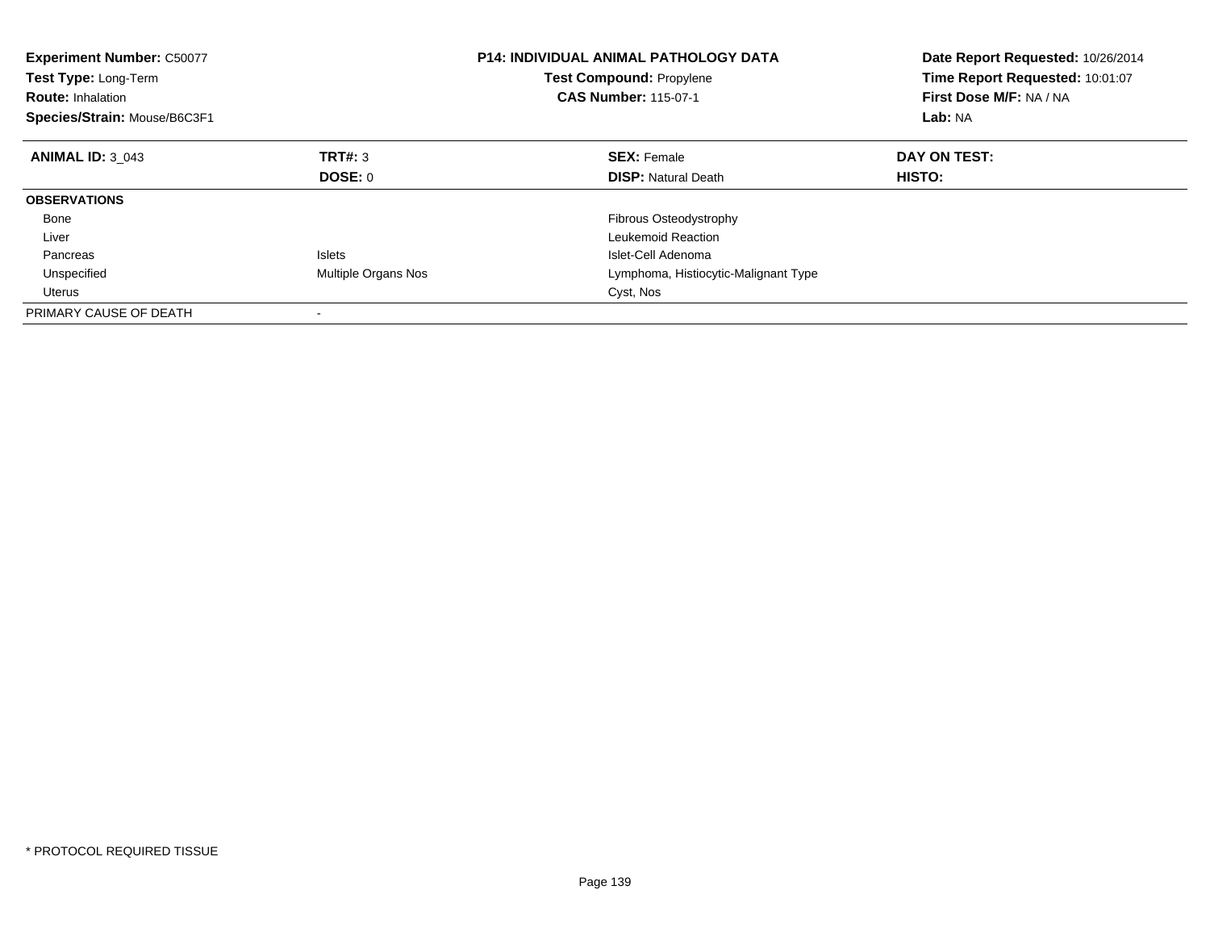**Experiment Number:** C50077
**Test Type:** Long-Term
**Route:** Inhalation
**Species/Strain:** Mouse/B6C3F1

**P14: INDIVIDUAL ANIMAL PATHOLOGY DATA**
**Test Compound:** Propylene
**CAS Number:** 115-07-1

**Date Report Requested:** 10/26/2014
**Time Report Requested:** 10:01:07
**First Dose M/F:** NA / NA
**Lab:** NA

| **ANIMAL ID:** 3_043 | **TRT#:** 3 | **SEX:** Female | **DAY ON TEST:** |
|---|---|---|---|
| | **DOSE:** 0 | **DISP:** Natural Death | **HISTO:** |
| **OBSERVATIONS** | | | |
| Bone | | Fibrous Osteodystrophy | |
| Liver | | Leukemoid Reaction | |
| Pancreas | Islets | Islet-Cell Adenoma | |
| Unspecified | Multiple Organs Nos | Lymphoma, Histiocytic-Malignant Type | |
| Uterus | | Cyst, Nos | |
| PRIMARY CAUSE OF DEATH | - | | |

* PROTOCOL REQUIRED TISSUE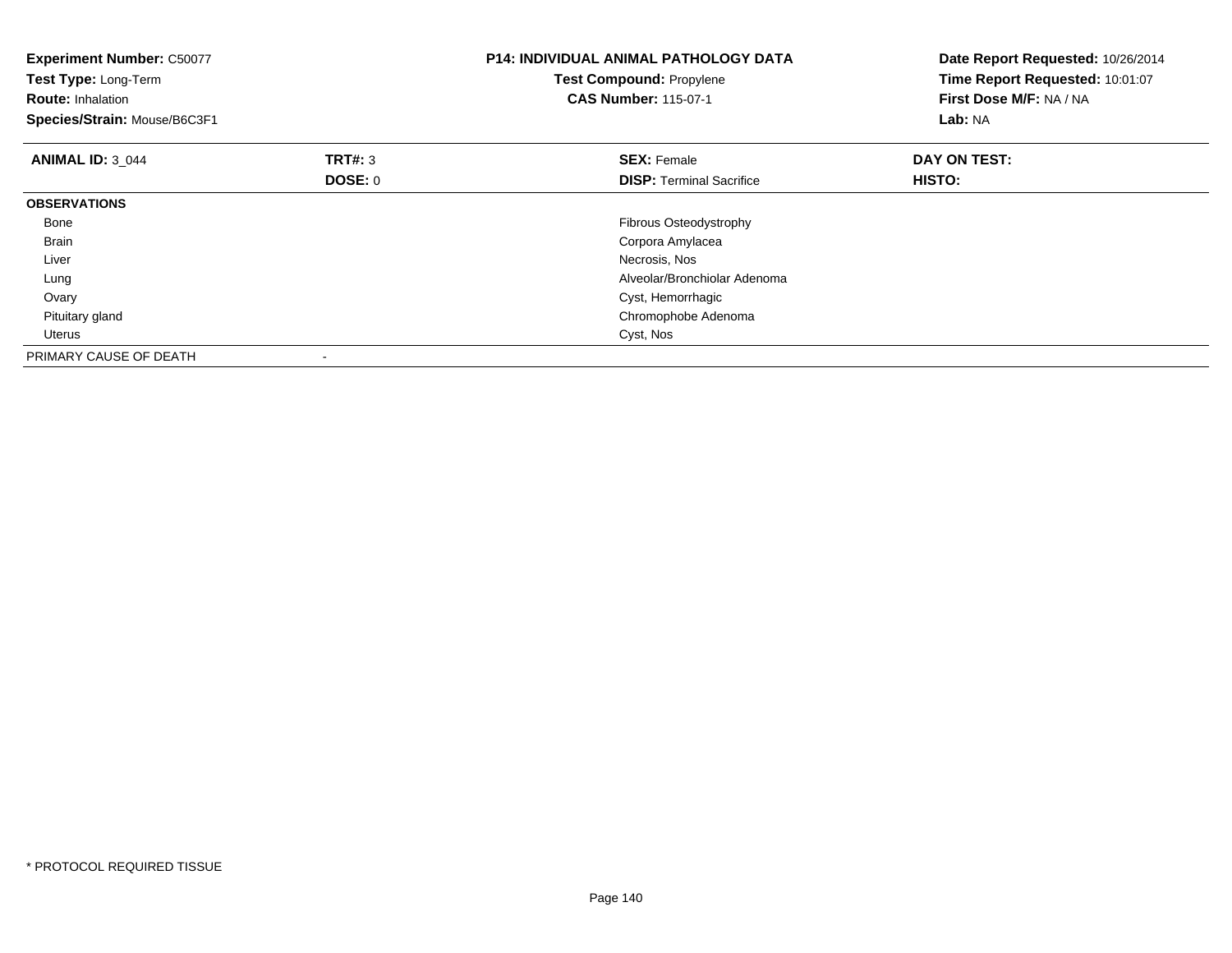**Experiment Number:** C50077
**Test Type:** Long-Term
**Route:** Inhalation
**Species/Strain:** Mouse/B6C3F1

**P14: INDIVIDUAL ANIMAL PATHOLOGY DATA**
**Test Compound:** Propylene
**CAS Number:** 115-07-1

**Date Report Requested:** 10/26/2014
**Time Report Requested:** 10:01:07
**First Dose M/F:** NA / NA
**Lab:** NA

| **ANIMAL ID:** 3_044 | **TRT#:** 3 | **SEX:** Female | **DAY ON TEST:** |
|---|---|---|---|
| | **DOSE:** 0 | **DISP:** Terminal Sacrifice | **HISTO:** |
| **OBSERVATIONS** | | | |
| Bone | | Fibrous Osteodystrophy | |
| Brain | | Corpora Amylacea | |
| Liver | | Necrosis, Nos | |
| Lung | | Alveolar/Bronchiolar Adenoma | |
| Ovary | | Cyst, Hemorrhagic | |
| Pituitary gland | | Chromophobe Adenoma | |
| Uterus | | Cyst, Nos | |
| PRIMARY CAUSE OF DEATH | - | | |

* PROTOCOL REQUIRED TISSUE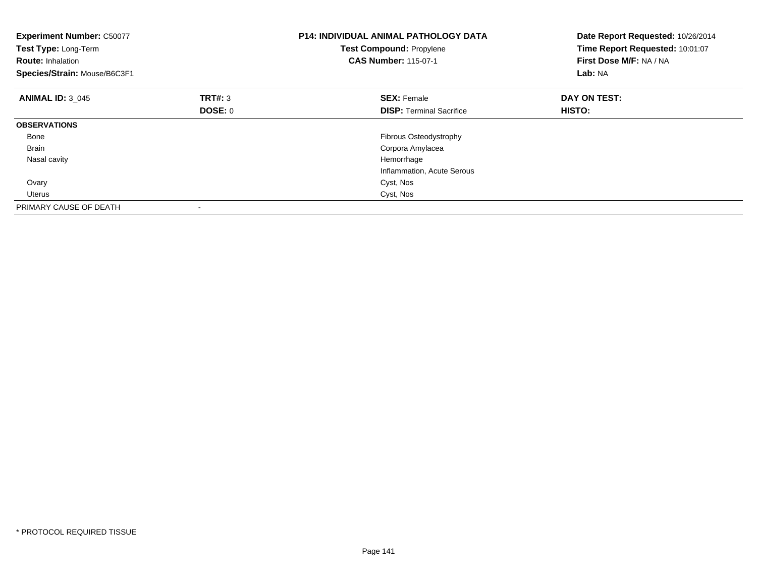**Experiment Number:** C50077
**Test Type:** Long-Term
**Route:** Inhalation
**Species/Strain:** Mouse/B6C3F1

**P14: INDIVIDUAL ANIMAL PATHOLOGY DATA**
**Test Compound:** Propylene
**CAS Number:** 115-07-1

**Date Report Requested:** 10/26/2014
**Time Report Requested:** 10:01:07
**First Dose M/F:** NA / NA
**Lab:** NA

| **ANIMAL ID:** 3_045 | **TRT#:** 3 | **SEX:** Female | **DAY ON TEST:** |
|---|---|---|---|
| | **DOSE:** 0 | **DISP:** Terminal Sacrifice | **HISTO:** |
| **OBSERVATIONS** | | | |
| Bone | | Fibrous Osteodystrophy | |
| Brain | | Corpora Amylacea | |
| Nasal cavity | | Hemorrhage | |
| | | Inflammation, Acute Serous | |
| Ovary | | Cyst, Nos | |
| Uterus | | Cyst, Nos | |
| PRIMARY CAUSE OF DEATH | - | | |

\* PROTOCOL REQUIRED TISSUE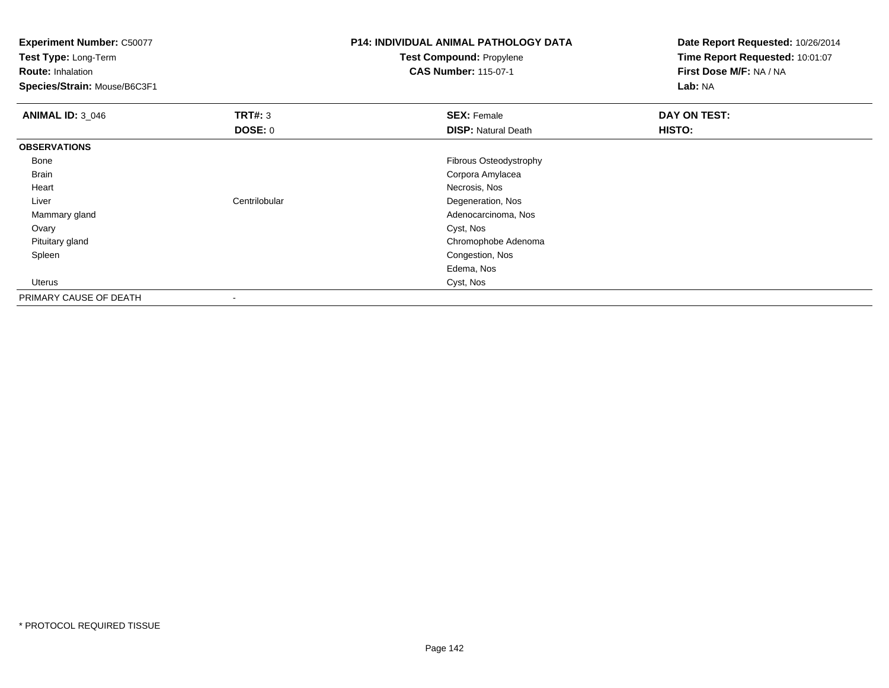**Experiment Number:** C50077
**Test Type:** Long-Term
**Route:** Inhalation
**Species/Strain:** Mouse/B6C3F1

**P14: INDIVIDUAL ANIMAL PATHOLOGY DATA**
**Test Compound:** Propylene
**CAS Number:** 115-07-1

**Date Report Requested:** 10/26/2014
**Time Report Requested:** 10:01:07
**First Dose M/F:** NA / NA
**Lab:** NA

| **ANIMAL ID:** 3_046 | **TRT#:** 3 | **SEX:** Female | **DAY ON TEST:** |
|---|---|---|---|
| | **DOSE:** 0 | **DISP:** Natural Death | **HISTO:** |
| **OBSERVATIONS** | | | |
| Bone | | Fibrous Osteodystrophy | |
| Brain | | Corpora Amylacea | |
| Heart | | Necrosis, Nos | |
| Liver | Centrilobular | Degeneration, Nos | |
| Mammary gland | | Adenocarcinoma, Nos | |
| Ovary | | Cyst, Nos | |
| Pituitary gland | | Chromophobe Adenoma | |
| Spleen | | Congestion, Nos | |
| | | Edema, Nos | |
| Uterus | | Cyst, Nos | |
| PRIMARY CAUSE OF DEATH | - | | |

* PROTOCOL REQUIRED TISSUE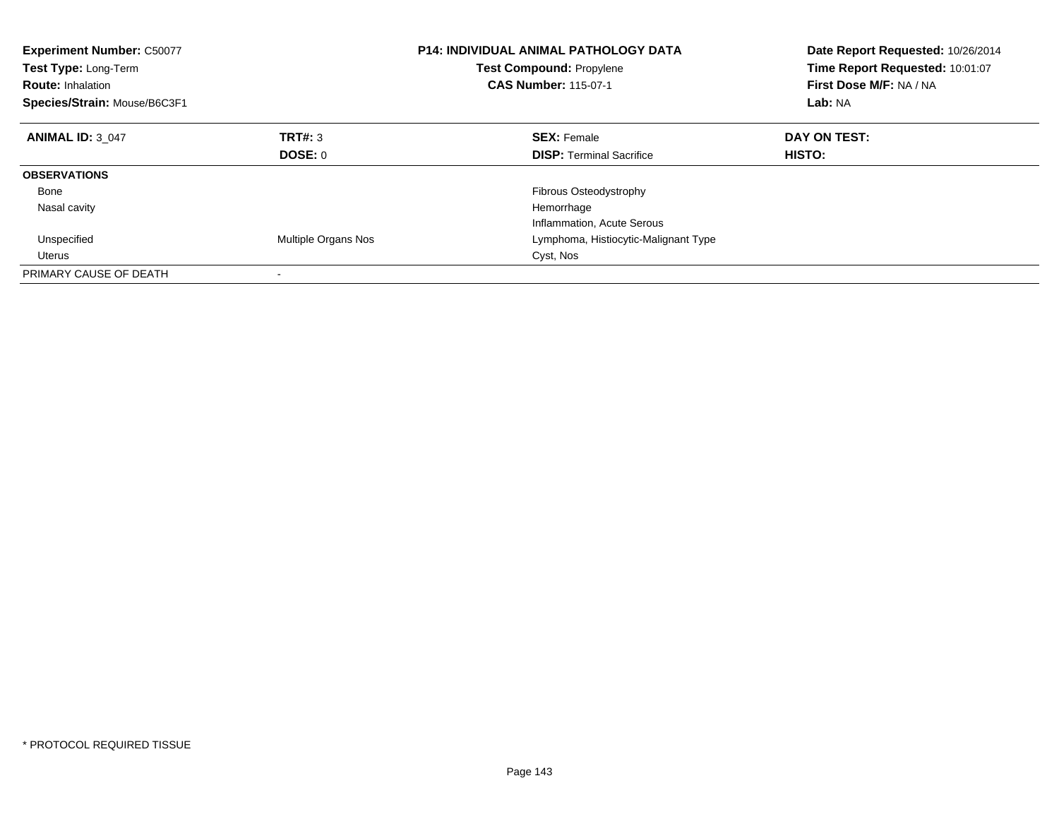**Experiment Number:** C50077
**Test Type:** Long-Term
**Route:** Inhalation
**Species/Strain:** Mouse/B6C3F1

**P14: INDIVIDUAL ANIMAL PATHOLOGY DATA**
**Test Compound:** Propylene
**CAS Number:** 115-07-1

**Date Report Requested:** 10/26/2014
**Time Report Requested:** 10:01:07
**First Dose M/F:** NA / NA
**Lab:** NA

| **ANIMAL ID:** 3_047 | **TRT#:** 3 | **SEX:** Female | **DAY ON TEST:** |
|---|---|---|---|
| | **DOSE:** 0 | **DISP:** Terminal Sacrifice | **HISTO:** |
| **OBSERVATIONS** | | | |
| Bone | | Fibrous Osteodystrophy | |
| Nasal cavity | | Hemorrhage | |
| | | Inflammation, Acute Serous | |
| Unspecified | Multiple Organs Nos | Lymphoma, Histiocytic-Malignant Type | |
| Uterus | | Cyst, Nos | |
| PRIMARY CAUSE OF DEATH | - | | |

* PROTOCOL REQUIRED TISSUE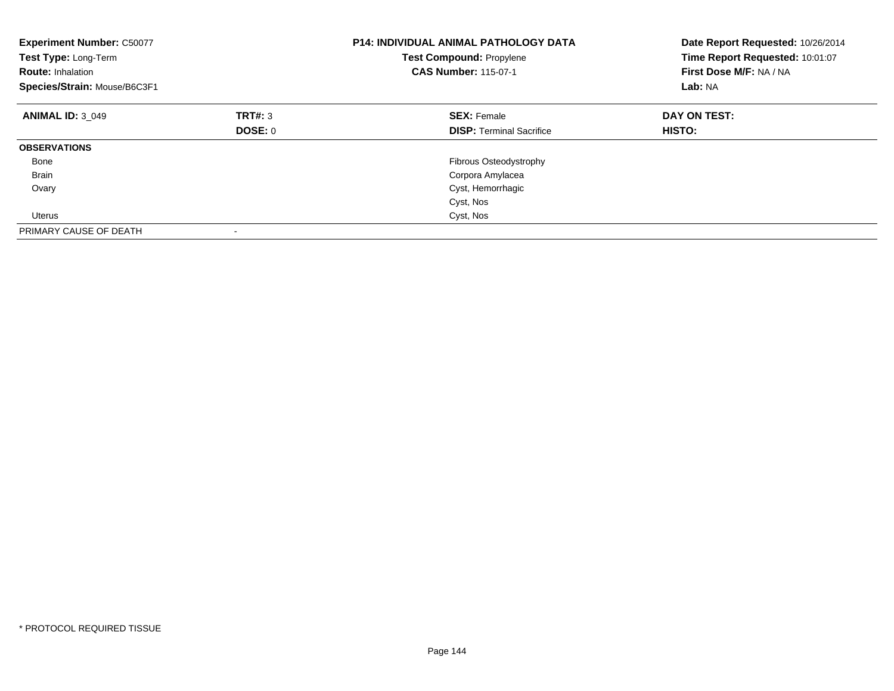**Experiment Number:** C50077
**Test Type:** Long-Term
**Route:** Inhalation
**Species/Strain:** Mouse/B6C3F1

**P14: INDIVIDUAL ANIMAL PATHOLOGY DATA**
**Test Compound:** Propylene
**CAS Number:** 115-07-1

**Date Report Requested:** 10/26/2014
**Time Report Requested:** 10:01:07
**First Dose M/F:** NA / NA
**Lab:** NA

| **ANIMAL ID:** 3_049 | **TRT#:** 3 | **SEX:** Female | **DAY ON TEST:** |
|---|---|---|---|
| | **DOSE:** 0 | **DISP:** Terminal Sacrifice | **HISTO:** |
| **OBSERVATIONS** | | | |
| Bone | | Fibrous Osteodystrophy | |
| Brain | | Corpora Amylacea | |
| Ovary | | Cyst, Hemorrhagic | |
| | | Cyst, Nos | |
| Uterus | | Cyst, Nos | |
| PRIMARY CAUSE OF DEATH | - | | |

* PROTOCOL REQUIRED TISSUE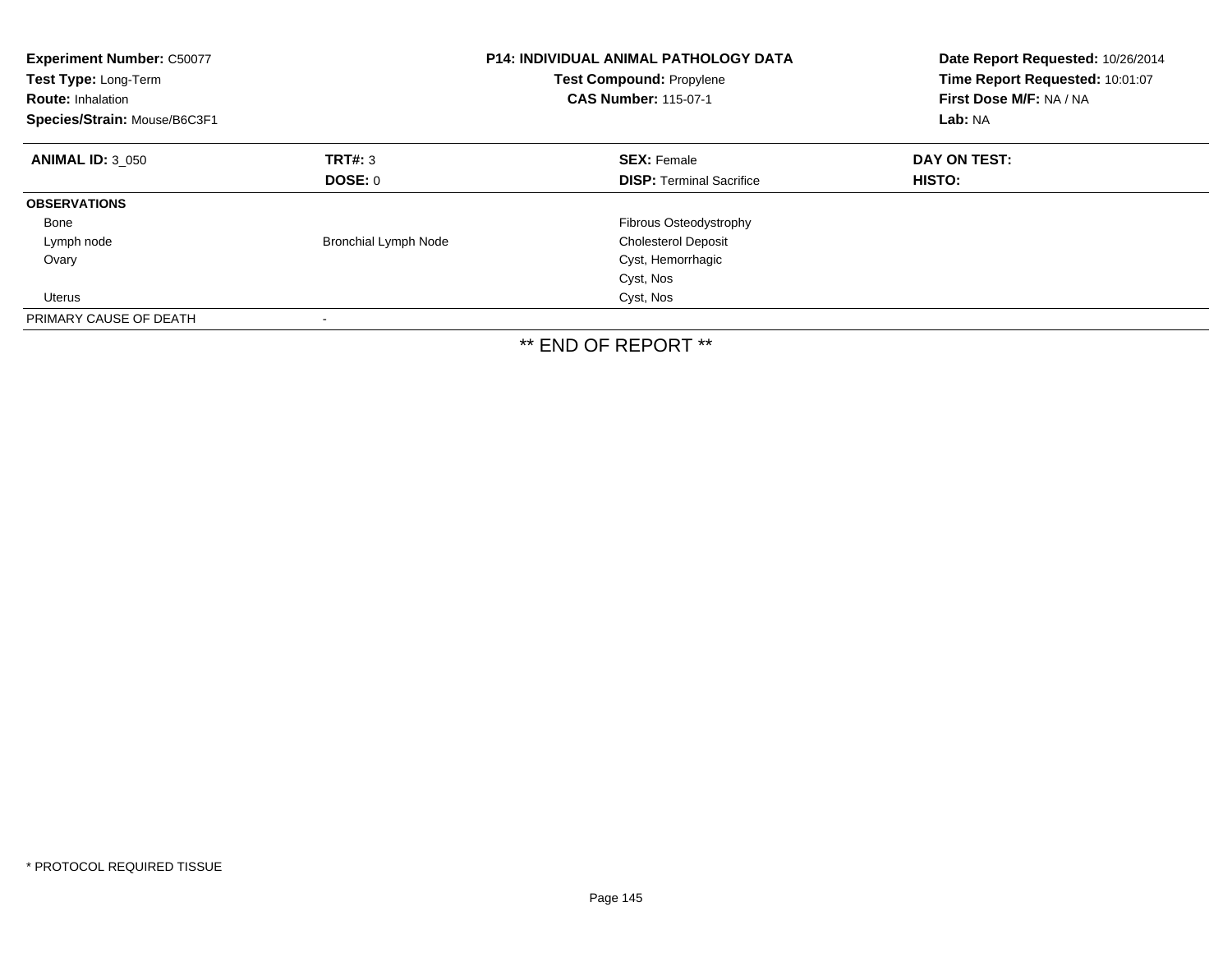**Experiment Number:** C50077
**Test Type:** Long-Term
**Route:** Inhalation
**Species/Strain:** Mouse/B6C3F1

**P14: INDIVIDUAL ANIMAL PATHOLOGY DATA**
**Test Compound:** Propylene
**CAS Number:** 115-07-1

**Date Report Requested:** 10/26/2014
**Time Report Requested:** 10:01:07
**First Dose M/F:** NA / NA
**Lab:** NA

| **ANIMAL ID:** 3_050 | **TRT#:** 3<br>**DOSE:** 0 | **SEX:** Female<br>**DISP:** Terminal Sacrifice | **DAY ON TEST:**<br>**HISTO:** |
|---|---|---|---|
| **OBSERVATIONS** | | | |
| Bone | | Fibrous Osteodystrophy | |
| Lymph node | Bronchial Lymph Node | Cholesterol Deposit | |
| Ovary | | Cyst, Hemorrhagic | |
| | | Cyst, Nos | |
| Uterus | | Cyst, Nos | |
| PRIMARY CAUSE OF DEATH | - | | |

** END OF REPORT **

* PROTOCOL REQUIRED TISSUE